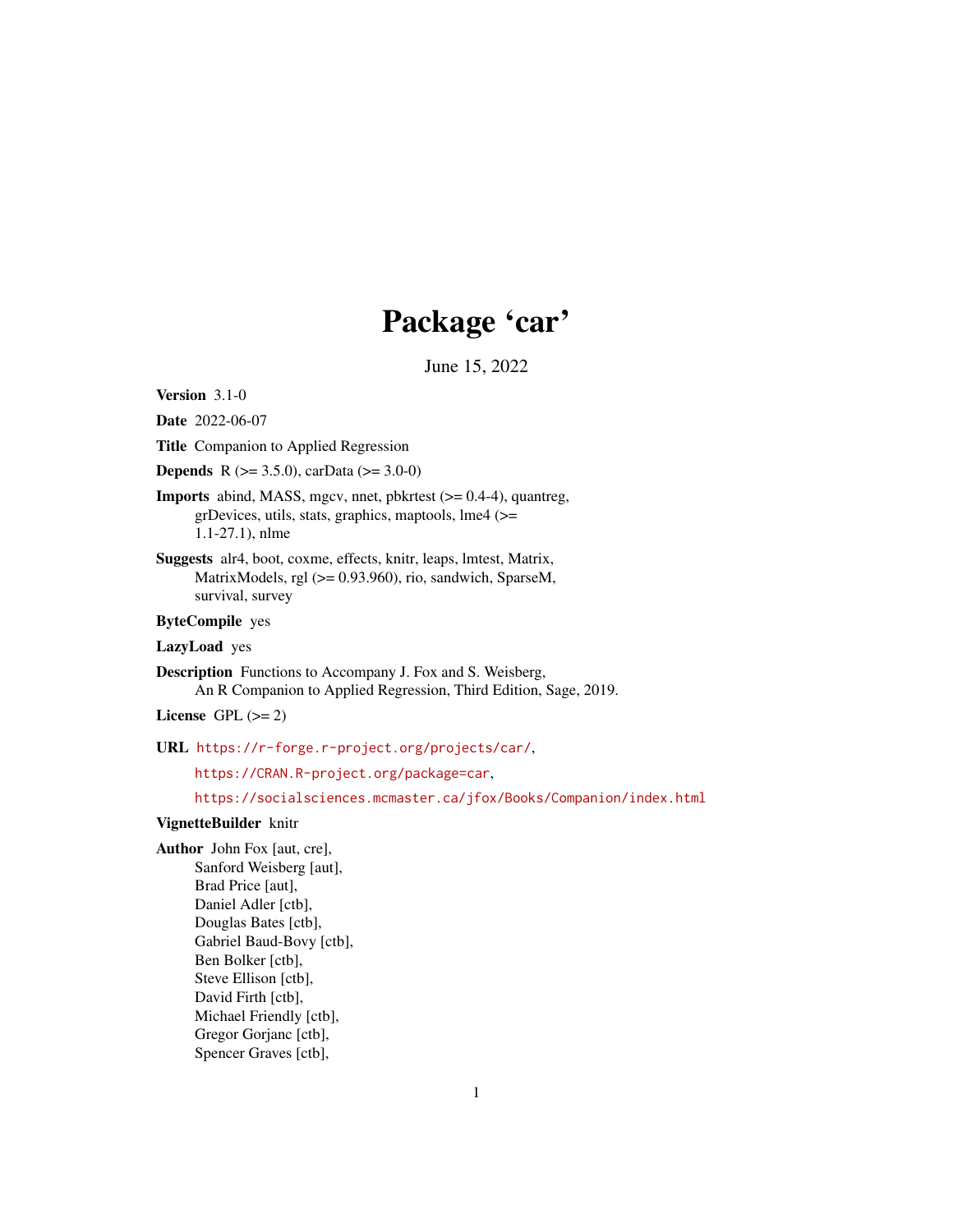# Package 'car'

June 15, 2022

**Version** 3.1-0

**Date** 2022-06-07

**Title** Companion to Applied Regression

**Depends** R (>= 3.5.0), carData (>= 3.0-0)

**Imports** abind, MASS, mgcv, nnet, pbkrtest (>= 0.4-4), quantreg, grDevices, utils, stats, graphics, maptools, lme4 (>= 1.1-27.1), nlme

**Suggests** alr4, boot, coxme, effects, knitr, leaps, lmtest, Matrix, MatrixModels, rgl (>= 0.93.960), rio, sandwich, SparseM, survival, survey

**ByteCompile** yes

**LazyLoad** yes

**Description** Functions to Accompany J. Fox and S. Weisberg, An R Companion to Applied Regression, Third Edition, Sage, 2019.

**License** GPL (>= 2)

**URL** https://r-forge.r-project.org/projects/car/,

https://CRAN.R-project.org/package=car,

https://socialsciences.mcmaster.ca/jfox/Books/Companion/index.html

**VignetteBuilder** knitr

**Author** John Fox [aut, cre],
Sanford Weisberg [aut],
Brad Price [aut],
Daniel Adler [ctb],
Douglas Bates [ctb],
Gabriel Baud-Bovy [ctb],
Ben Bolker [ctb],
Steve Ellison [ctb],
David Firth [ctb],
Michael Friendly [ctb],
Gregor Gorjanc [ctb],
Spencer Graves [ctb],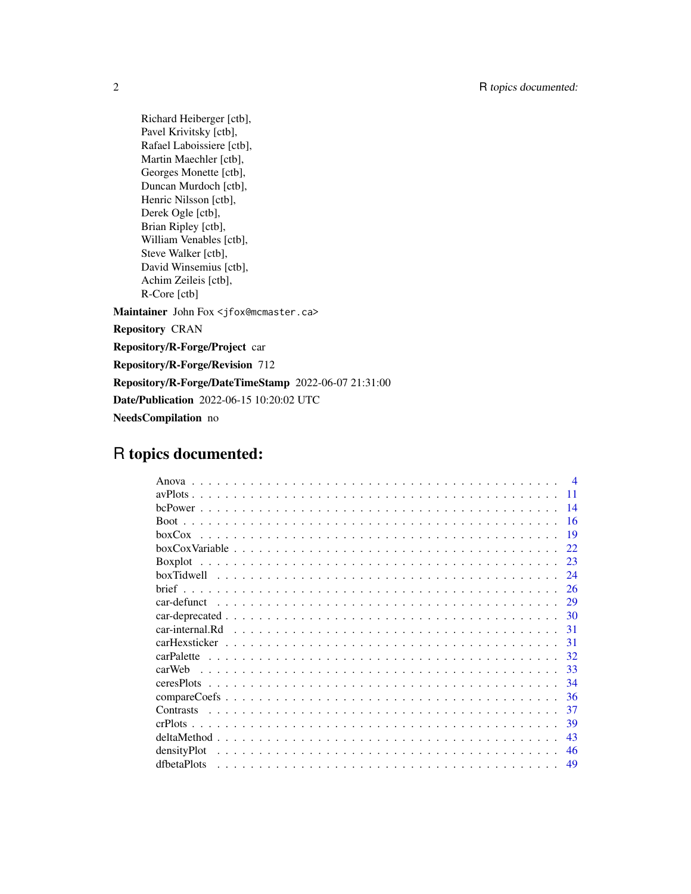Richard Heiberger [ctb],
Pavel Krivitsky [ctb],
Rafael Laboissiere [ctb],
Martin Maechler [ctb],
Georges Monette [ctb],
Duncan Murdoch [ctb],
Henric Nilsson [ctb],
Derek Ogle [ctb],
Brian Ripley [ctb],
William Venables [ctb],
Steve Walker [ctb],
David Winsemius [ctb],
Achim Zeileis [ctb],
R-Core [ctb]

**Maintainer** John Fox <jfox@mcmaster.ca>

**Repository** CRAN

**Repository/R-Forge/Project** car

**Repository/R-Forge/Revision** 712

**Repository/R-Forge/DateTimeStamp** 2022-06-07 21:31:00

**Date/Publication** 2022-06-15 10:20:02 UTC

**NeedsCompilation** no

# R topics documented:

| | |
|---|---|
| Anova | 4 |
| avPlots | 11 |
| bcPower | 14 |
| Boot | 16 |
| boxCox | 19 |
| boxCoxVariable | 22 |
| Boxplot | 23 |
| boxTidwell | 24 |
| brief | 26 |
| car-defunct | 29 |
| car-deprecated | 30 |
| car-internal.Rd | 31 |
| carHexsticker | 31 |
| carPalette | 32 |
| carWeb | 33 |
| ceresPlots | 34 |
| compareCoefs | 36 |
| Contrasts | 37 |
| crPlots | 39 |
| deltaMethod | 43 |
| densityPlot | 46 |
| dfbetaPlots | 49 |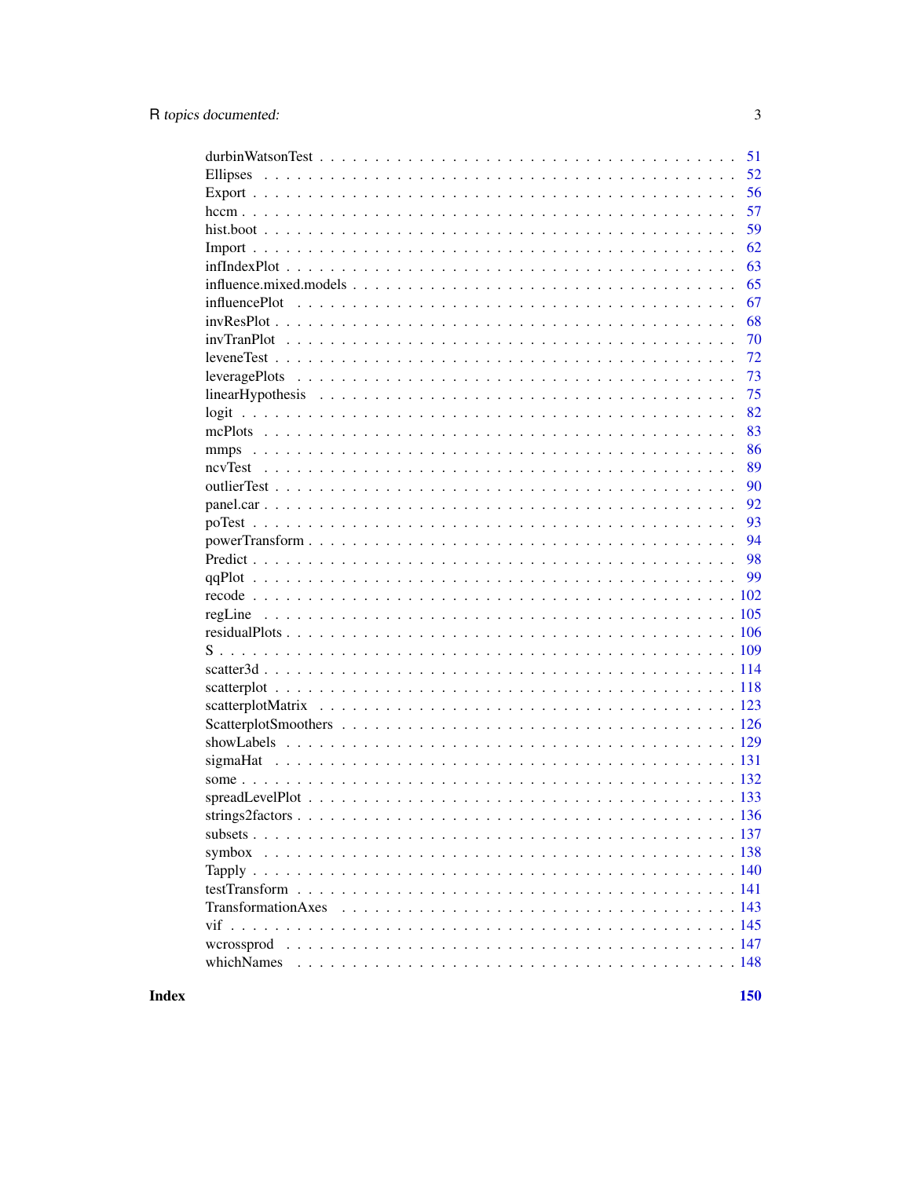| | |
|---|---|
| durbinWatsonTest | 51 |
| Ellipses | 52 |
| Export | 56 |
| hccm | 57 |
| hist.boot | 59 |
| Import | 62 |
| infIndexPlot | 63 |
| influence.mixed.models | 65 |
| influencePlot | 67 |
| invResPlot | 68 |
| invTranPlot | 70 |
| leveneTest | 72 |
| leveragePlots | 73 |
| linearHypothesis | 75 |
| logit | 82 |
| mcPlots | 83 |
| mmps | 86 |
| ncvTest | 89 |
| outlierTest | 90 |
| panel.car | 92 |
| poTest | 93 |
| powerTransform | 94 |
| Predict | 98 |
| qqPlot | 99 |
| recode | 102 |
| regLine | 105 |
| residualPlots | 106 |
| S | 109 |
| scatter3d | 114 |
| scatterplot | 118 |
| scatterplotMatrix | 123 |
| ScatterplotSmoothers | 126 |
| showLabels | 129 |
| sigmaHat | 131 |
| some | 132 |
| spreadLevelPlot | 133 |
| strings2factors | 136 |
| subsets | 137 |
| symbox | 138 |
| Tapply | 140 |
| testTransform | 141 |
| TransformationAxes | 143 |
| vif | 145 |
| wcrossprod | 147 |
| whichNames | 148 |

**Index** **150**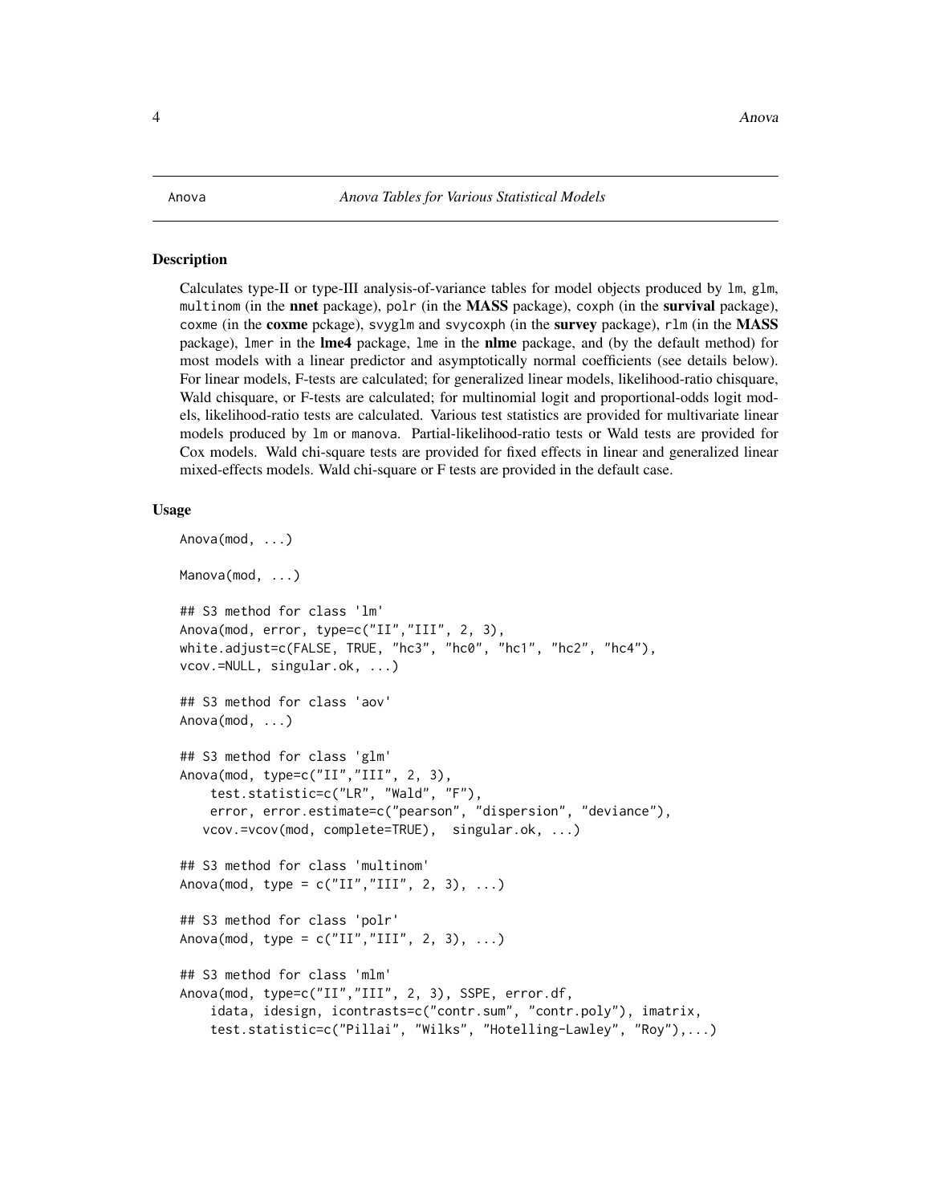Anova *Anova Tables for Various Statistical Models*

## Description

Calculates type-II or type-III analysis-of-variance tables for model objects produced by `lm`, `glm`, `multinom` (in the **nnet** package), `polr` (in the **MASS** package), `coxph` (in the **survival** package), `coxme` (in the **coxme** pckage), `svyglm` and `svycoxph` (in the **survey** package), `rlm` (in the **MASS** package), `lmer` in the **lme4** package, `lme` in the **nlme** package, and (by the default method) for most models with a linear predictor and asymptotically normal coefficients (see details below). For linear models, F-tests are calculated; for generalized linear models, likelihood-ratio chisquare, Wald chisquare, or F-tests are calculated; for multinomial logit and proportional-odds logit models, likelihood-ratio tests are calculated. Various test statistics are provided for multivariate linear models produced by `lm` or `manova`. Partial-likelihood-ratio tests or Wald tests are provided for Cox models. Wald chi-square tests are provided for fixed effects in linear and generalized linear mixed-effects models. Wald chi-square or F tests are provided in the default case.

## Usage

```
Anova(mod, ...)

Manova(mod, ...)

## S3 method for class 'lm'
Anova(mod, error, type=c("II","III", 2, 3),
white.adjust=c(FALSE, TRUE, "hc3", "hc0", "hc1", "hc2", "hc4"),
vcov.=NULL, singular.ok, ...)

## S3 method for class 'aov'
Anova(mod, ...)

## S3 method for class 'glm'
Anova(mod, type=c("II","III", 2, 3),
    test.statistic=c("LR", "Wald", "F"),
    error, error.estimate=c("pearson", "dispersion", "deviance"),
   vcov.=vcov(mod, complete=TRUE),  singular.ok, ...)

## S3 method for class 'multinom'
Anova(mod, type = c("II","III", 2, 3), ...)

## S3 method for class 'polr'
Anova(mod, type = c("II","III", 2, 3), ...)

## S3 method for class 'mlm'
Anova(mod, type=c("II","III", 2, 3), SSPE, error.df,
    idata, idesign, icontrasts=c("contr.sum", "contr.poly"), imatrix,
    test.statistic=c("Pillai", "Wilks", "Hotelling-Lawley", "Roy"),...)
```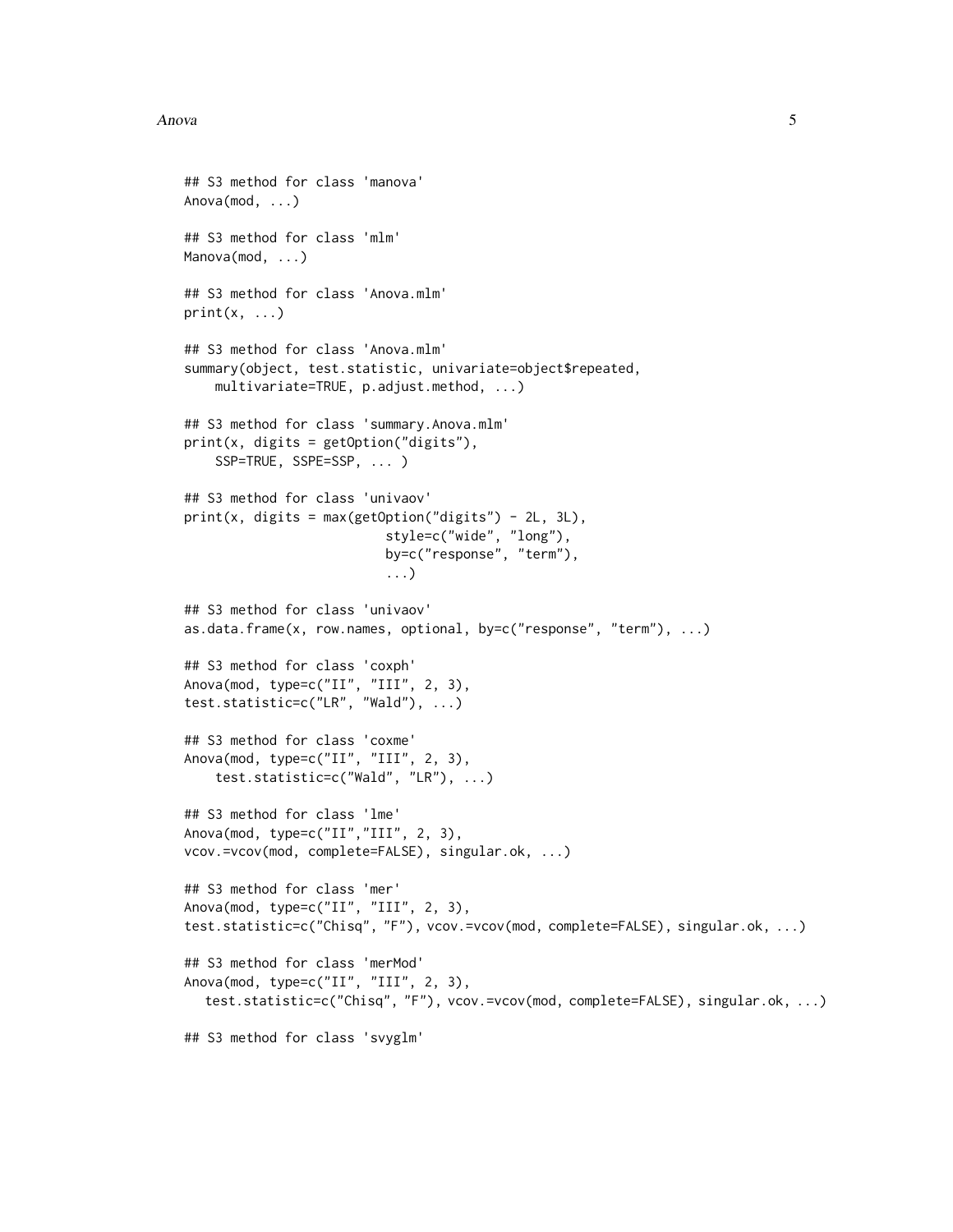```
## S3 method for class 'manova'
Anova(mod, ...)

## S3 method for class 'mlm'
Manova(mod, ...)

## S3 method for class 'Anova.mlm'
print(x, ...)

## S3 method for class 'Anova.mlm'
summary(object, test.statistic, univariate=object$repeated,
    multivariate=TRUE, p.adjust.method, ...)

## S3 method for class 'summary.Anova.mlm'
print(x, digits = getOption("digits"),
    SSP=TRUE, SSPE=SSP, ... )

## S3 method for class 'univaov'
print(x, digits = max(getOption("digits") - 2L, 3L),
                          style=c("wide", "long"),
                          by=c("response", "term"),
                          ...)

## S3 method for class 'univaov'
as.data.frame(x, row.names, optional, by=c("response", "term"), ...)

## S3 method for class 'coxph'
Anova(mod, type=c("II", "III", 2, 3),
test.statistic=c("LR", "Wald"), ...)

## S3 method for class 'coxme'
Anova(mod, type=c("II", "III", 2, 3),
    test.statistic=c("Wald", "LR"), ...)

## S3 method for class 'lme'
Anova(mod, type=c("II","III", 2, 3),
vcov.=vcov(mod, complete=FALSE), singular.ok, ...)

## S3 method for class 'mer'
Anova(mod, type=c("II", "III", 2, 3),
test.statistic=c("Chisq", "F"), vcov.=vcov(mod, complete=FALSE), singular.ok, ...)

## S3 method for class 'merMod'
Anova(mod, type=c("II", "III", 2, 3),
   test.statistic=c("Chisq", "F"), vcov.=vcov(mod, complete=FALSE), singular.ok, ...)

## S3 method for class 'svyglm'
```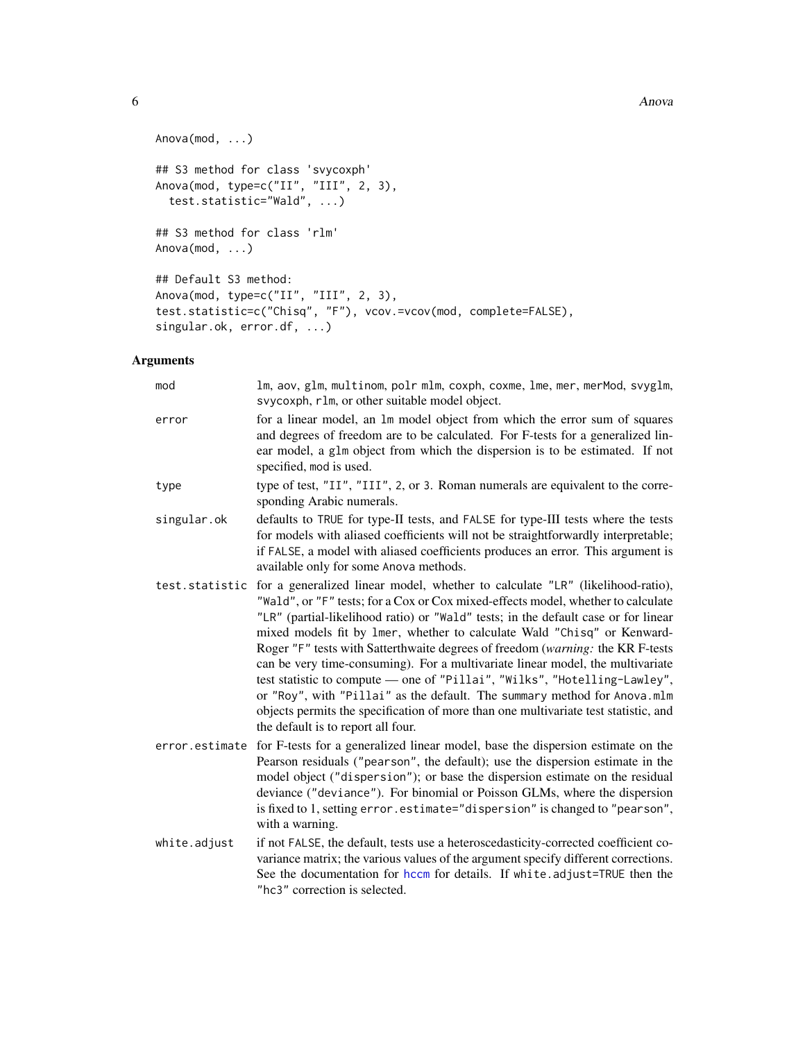```
Anova(mod, ...)

## S3 method for class 'svycoxph'
Anova(mod, type=c("II", "III", 2, 3),
  test.statistic="Wald", ...)

## S3 method for class 'rlm'
Anova(mod, ...)

## Default S3 method:
Anova(mod, type=c("II", "III", 2, 3),
test.statistic=c("Chisq", "F"), vcov.=vcov(mod, complete=FALSE),
singular.ok, error.df, ...)
```

## Arguments

| | |
|---|---|
| mod | lm, aov, glm, multinom, polr mlm, coxph, coxme, lme, mer, merMod, svyglm, svycoxph, rlm, or other suitable model object. |
| error | for a linear model, an lm model object from which the error sum of squares and degrees of freedom are to be calculated. For F-tests for a generalized linear model, a glm object from which the dispersion is to be estimated. If not specified, mod is used. |
| type | type of test, "II", "III", 2, or 3. Roman numerals are equivalent to the corresponding Arabic numerals. |
| singular.ok | defaults to TRUE for type-II tests, and FALSE for type-III tests where the tests for models with aliased coefficients will not be straightforwardly interpretable; if FALSE, a model with aliased coefficients produces an error. This argument is available only for some Anova methods. |
| test.statistic | for a generalized linear model, whether to calculate "LR" (likelihood-ratio), "Wald", or "F" tests; for a Cox or Cox mixed-effects model, whether to calculate "LR" (partial-likelihood ratio) or "Wald" tests; in the default case or for linear mixed models fit by lmer, whether to calculate Wald "Chisq" or Kenward-Roger "F" tests with Satterthwaite degrees of freedom (*warning:* the KR F-tests can be very time-consuming). For a multivariate linear model, the multivariate test statistic to compute — one of "Pillai", "Wilks", "Hotelling-Lawley", or "Roy", with "Pillai" as the default. The summary method for Anova.mlm objects permits the specification of more than one multivariate test statistic, and the default is to report all four. |
| error.estimate | for F-tests for a generalized linear model, base the dispersion estimate on the Pearson residuals ("pearson", the default); use the dispersion estimate in the model object ("dispersion"); or base the dispersion estimate on the residual deviance ("deviance"). For binomial or Poisson GLMs, where the dispersion is fixed to 1, setting error.estimate="dispersion" is changed to "pearson", with a warning. |
| white.adjust | if not FALSE, the default, tests use a heteroscedasticity-corrected coefficient covariance matrix; the various values of the argument specify different corrections. See the documentation for hccm for details. If white.adjust=TRUE then the "hc3" correction is selected. |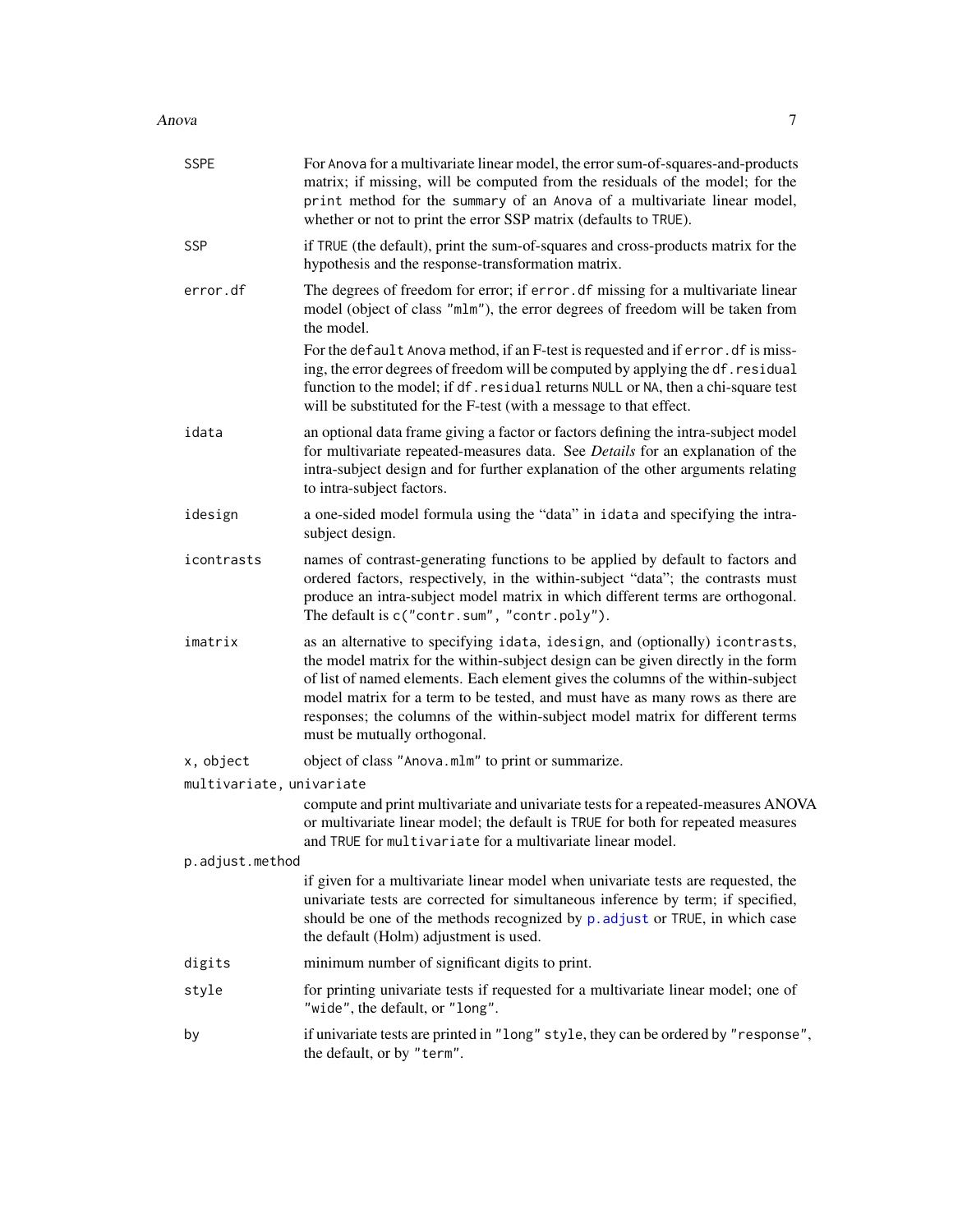`SSPE`
: For Anova for a multivariate linear model, the error sum-of-squares-and-products matrix; if missing, will be computed from the residuals of the model; for the `print` method for the `summary` of an `Anova` of a multivariate linear model, whether or not to print the error SSP matrix (defaults to `TRUE`).

`SSP`
: if `TRUE` (the default), print the sum-of-squares and cross-products matrix for the hypothesis and the response-transformation matrix.

`error.df`
: The degrees of freedom for error; if `error.df` missing for a multivariate linear model (object of class `"mlm"`), the error degrees of freedom will be taken from the model.

  For the `default` Anova method, if an F-test is requested and if `error.df` is missing, the error degrees of freedom will be computed by applying the `df.residual` function to the model; if `df.residual` returns `NULL` or `NA`, then a chi-square test will be substituted for the F-test (with a message to that effect.

`idata`
: an optional data frame giving a factor or factors defining the intra-subject model for multivariate repeated-measures data. See *Details* for an explanation of the intra-subject design and for further explanation of the other arguments relating to intra-subject factors.

`idesign`
: a one-sided model formula using the "data" in `idata` and specifying the intra-subject design.

`icontrasts`
: names of contrast-generating functions to be applied by default to factors and ordered factors, respectively, in the within-subject "data"; the contrasts must produce an intra-subject model matrix in which different terms are orthogonal. The default is `c("contr.sum", "contr.poly")`.

`imatrix`
: as an alternative to specifying `idata`, `idesign`, and (optionally) `icontrasts`, the model matrix for the within-subject design can be given directly in the form of list of named elements. Each element gives the columns of the within-subject model matrix for a term to be tested, and must have as many rows as there are responses; the columns of the within-subject model matrix for different terms must be mutually orthogonal.

`x, object`
: object of class `"Anova.mlm"` to print or summarize.

`multivariate, univariate`
: compute and print multivariate and univariate tests for a repeated-measures ANOVA or multivariate linear model; the default is `TRUE` for both for repeated measures and `TRUE` for `multivariate` for a multivariate linear model.

`p.adjust.method`
: if given for a multivariate linear model when univariate tests are requested, the univariate tests are corrected for simultaneous inference by term; if specified, should be one of the methods recognized by `p.adjust` or `TRUE`, in which case the default (Holm) adjustment is used.

`digits`
: minimum number of significant digits to print.

`style`
: for printing univariate tests if requested for a multivariate linear model; one of `"wide"`, the default, or `"long"`.

`by`
: if univariate tests are printed in `"long"` `style`, they can be ordered by `"response"`, the default, or by `"term"`.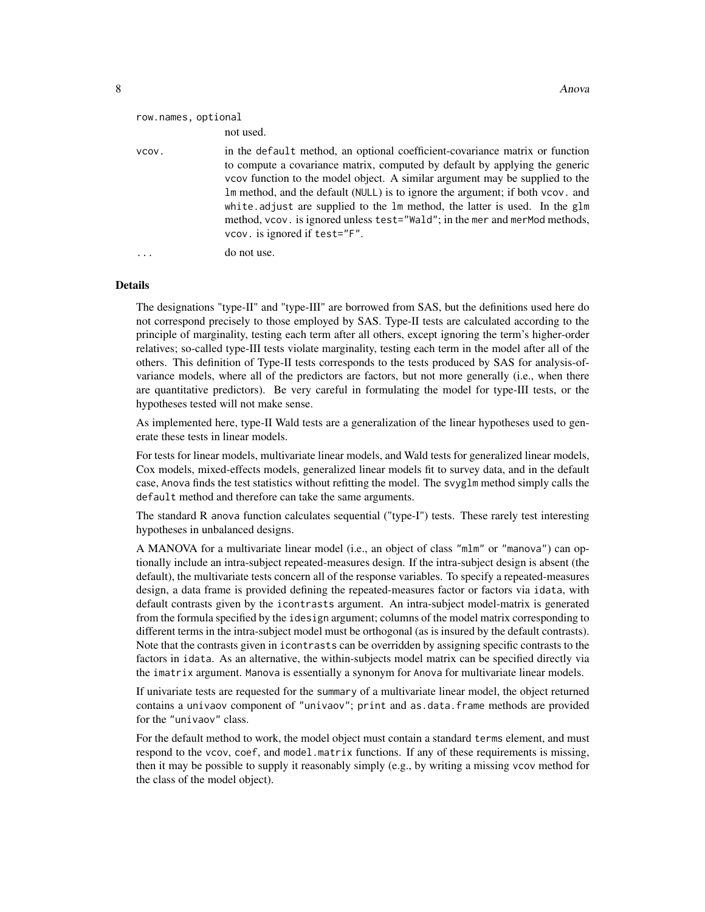row.names, optional
: not used.

vcov.
: in the default method, an optional coefficient-covariance matrix or function to compute a covariance matrix, computed by default by applying the generic vcov function to the model object. A similar argument may be supplied to the lm method, and the default (NULL) is to ignore the argument; if both vcov. and white.adjust are supplied to the lm method, the latter is used. In the glm method, vcov. is ignored unless test="Wald"; in the mer and merMod methods, vcov. is ignored if test="F".

...
: do not use.

## Details

The designations "type-II" and "type-III" are borrowed from SAS, but the definitions used here do not correspond precisely to those employed by SAS. Type-II tests are calculated according to the principle of marginality, testing each term after all others, except ignoring the term's higher-order relatives; so-called type-III tests violate marginality, testing each term in the model after all of the others. This definition of Type-II tests corresponds to the tests produced by SAS for analysis-of-variance models, where all of the predictors are factors, but not more generally (i.e., when there are quantitative predictors). Be very careful in formulating the model for type-III tests, or the hypotheses tested will not make sense.

As implemented here, type-II Wald tests are a generalization of the linear hypotheses used to generate these tests in linear models.

For tests for linear models, multivariate linear models, and Wald tests for generalized linear models, Cox models, mixed-effects models, generalized linear models fit to survey data, and in the default case, Anova finds the test statistics without refitting the model. The svyglm method simply calls the default method and therefore can take the same arguments.

The standard R anova function calculates sequential ("type-I") tests. These rarely test interesting hypotheses in unbalanced designs.

A MANOVA for a multivariate linear model (i.e., an object of class "mlm" or "manova") can optionally include an intra-subject repeated-measures design. If the intra-subject design is absent (the default), the multivariate tests concern all of the response variables. To specify a repeated-measures design, a data frame is provided defining the repeated-measures factor or factors via idata, with default contrasts given by the icontrasts argument. An intra-subject model-matrix is generated from the formula specified by the idesign argument; columns of the model matrix corresponding to different terms in the intra-subject model must be orthogonal (as is insured by the default contrasts). Note that the contrasts given in icontrasts can be overridden by assigning specific contrasts to the factors in idata. As an alternative, the within-subjects model matrix can be specified directly via the imatrix argument. Manova is essentially a synonym for Anova for multivariate linear models.

If univariate tests are requested for the summary of a multivariate linear model, the object returned contains a univaov component of "univaov"; print and as.data.frame methods are provided for the "univaov" class.

For the default method to work, the model object must contain a standard terms element, and must respond to the vcov, coef, and model.matrix functions. If any of these requirements is missing, then it may be possible to supply it reasonably simply (e.g., by writing a missing vcov method for the class of the model object).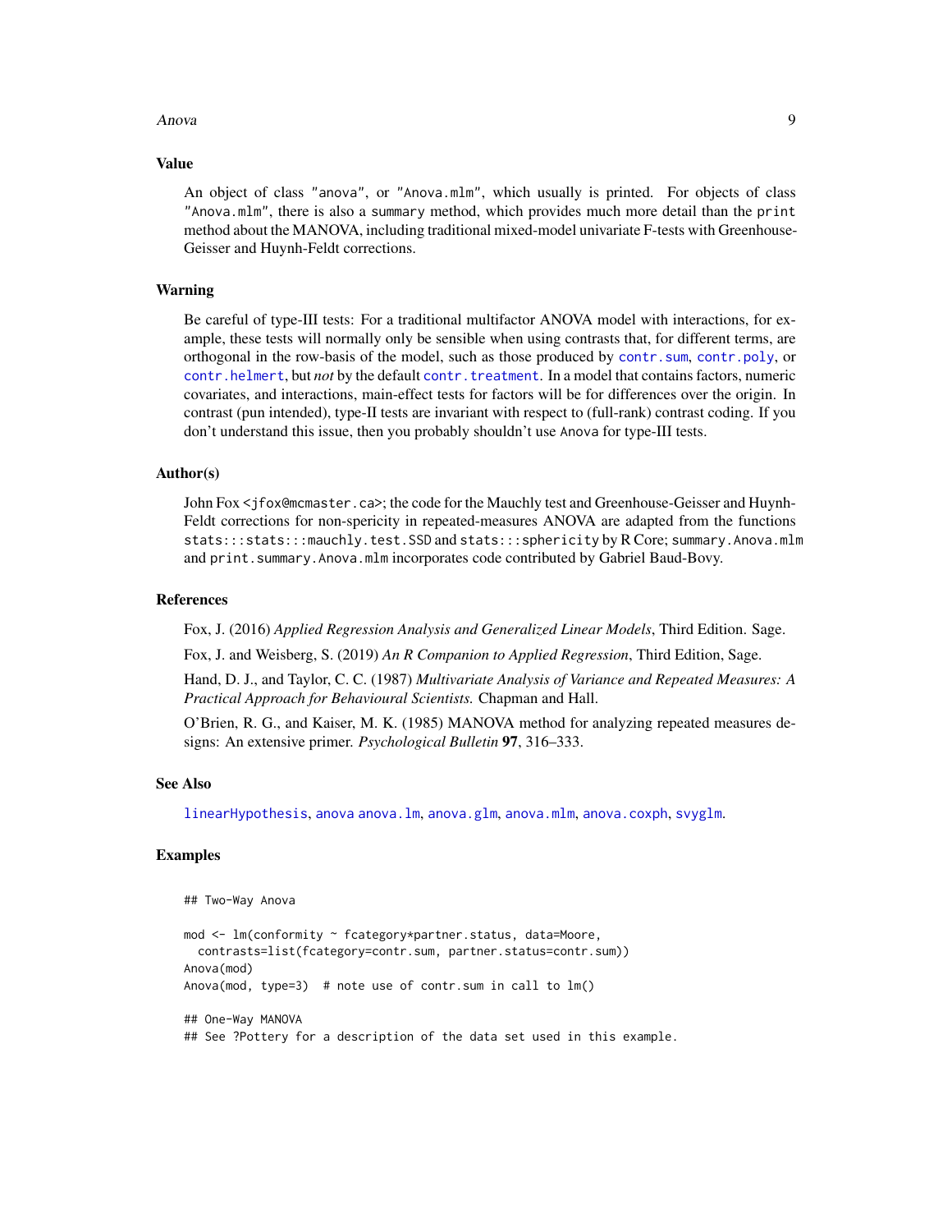## Value

An object of class "anova", or "Anova.mlm", which usually is printed. For objects of class "Anova.mlm", there is also a summary method, which provides much more detail than the print method about the MANOVA, including traditional mixed-model univariate F-tests with Greenhouse-Geisser and Huynh-Feldt corrections.

## Warning

Be careful of type-III tests: For a traditional multifactor ANOVA model with interactions, for example, these tests will normally only be sensible when using contrasts that, for different terms, are orthogonal in the row-basis of the model, such as those produced by contr.sum, contr.poly, or contr.helmert, but *not* by the default contr.treatment. In a model that contains factors, numeric covariates, and interactions, main-effect tests for factors will be for differences over the origin. In contrast (pun intended), type-II tests are invariant with respect to (full-rank) contrast coding. If you don't understand this issue, then you probably shouldn't use Anova for type-III tests.

## Author(s)

John Fox <jfox@mcmaster.ca>; the code for the Mauchly test and Greenhouse-Geisser and Huynh-Feldt corrections for non-spericity in repeated-measures ANOVA are adapted from the functions stats:::stats:::mauchly.test.SSD and stats:::sphericity by R Core; summary.Anova.mlm and print.summary.Anova.mlm incorporates code contributed by Gabriel Baud-Bovy.

## References

Fox, J. (2016) *Applied Regression Analysis and Generalized Linear Models*, Third Edition. Sage.

Fox, J. and Weisberg, S. (2019) *An R Companion to Applied Regression*, Third Edition, Sage.

Hand, D. J., and Taylor, C. C. (1987) *Multivariate Analysis of Variance and Repeated Measures: A Practical Approach for Behavioural Scientists.* Chapman and Hall.

O'Brien, R. G., and Kaiser, M. K. (1985) MANOVA method for analyzing repeated measures designs: An extensive primer. *Psychological Bulletin* **97**, 316–333.

## See Also

linearHypothesis, anova anova.lm, anova.glm, anova.mlm, anova.coxph, svyglm.

## Examples

```
## Two-Way Anova

mod <- lm(conformity ~ fcategory*partner.status, data=Moore,
  contrasts=list(fcategory=contr.sum, partner.status=contr.sum))
Anova(mod)
Anova(mod, type=3)  # note use of contr.sum in call to lm()

## One-Way MANOVA
## See ?Pottery for a description of the data set used in this example.
```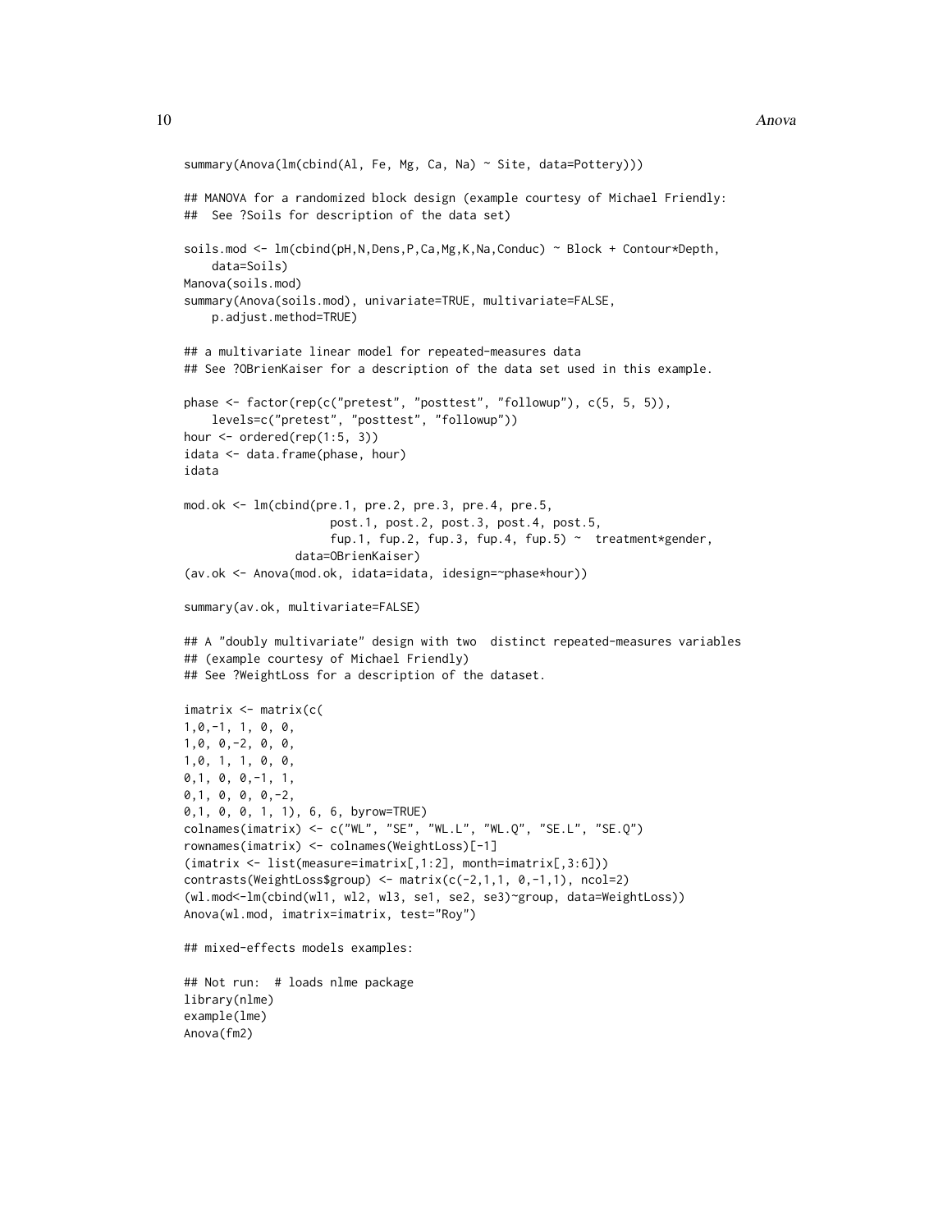```
summary(Anova(lm(cbind(Al, Fe, Mg, Ca, Na) ~ Site, data=Pottery)))

## MANOVA for a randomized block design (example courtesy of Michael Friendly:
##  See ?Soils for description of the data set)

soils.mod <- lm(cbind(pH,N,Dens,P,Ca,Mg,K,Na,Conduc) ~ Block + Contour*Depth,
    data=Soils)
Manova(soils.mod)
summary(Anova(soils.mod), univariate=TRUE, multivariate=FALSE,
    p.adjust.method=TRUE)

## a multivariate linear model for repeated-measures data
## See ?OBrienKaiser for a description of the data set used in this example.

phase <- factor(rep(c("pretest", "posttest", "followup"), c(5, 5, 5)),
    levels=c("pretest", "posttest", "followup"))
hour <- ordered(rep(1:5, 3))
idata <- data.frame(phase, hour)
idata

mod.ok <- lm(cbind(pre.1, pre.2, pre.3, pre.4, pre.5,
                     post.1, post.2, post.3, post.4, post.5,
                     fup.1, fup.2, fup.3, fup.4, fup.5) ~  treatment*gender,
                data=OBrienKaiser)
(av.ok <- Anova(mod.ok, idata=idata, idesign=~phase*hour))

summary(av.ok, multivariate=FALSE)

## A "doubly multivariate" design with two  distinct repeated-measures variables
## (example courtesy of Michael Friendly)
## See ?WeightLoss for a description of the dataset.

imatrix <- matrix(c(
1,0,-1, 1, 0, 0,
1,0, 0,-2, 0, 0,
1,0, 1, 1, 0, 0,
0,1, 0, 0,-1, 1,
0,1, 0, 0, 0,-2,
0,1, 0, 0, 1, 1), 6, 6, byrow=TRUE)
colnames(imatrix) <- c("WL", "SE", "WL.L", "WL.Q", "SE.L", "SE.Q")
rownames(imatrix) <- colnames(WeightLoss)[-1]
(imatrix <- list(measure=imatrix[,1:2], month=imatrix[,3:6]))
contrasts(WeightLoss$group) <- matrix(c(-2,1,1, 0,-1,1), ncol=2)
(wl.mod<-lm(cbind(wl1, wl2, wl3, se1, se2, se3)~group, data=WeightLoss))
Anova(wl.mod, imatrix=imatrix, test="Roy")

## mixed-effects models examples:

## Not run:  # loads nlme package
library(nlme)
example(lme)
Anova(fm2)
```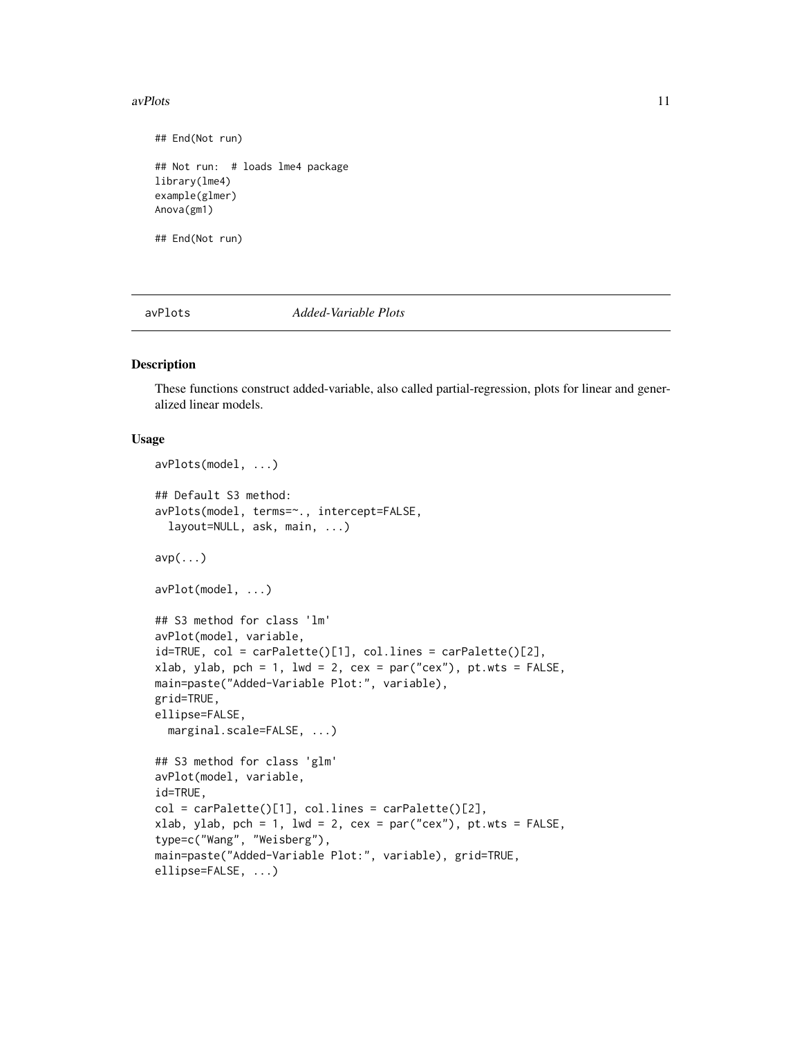```
## End(Not run)

## Not run:  # loads lme4 package
library(lme4)
example(glmer)
Anova(gm1)

## End(Not run)
```

## avPlots *Added-Variable Plots*

### Description

These functions construct added-variable, also called partial-regression, plots for linear and generalized linear models.

### Usage

```
avPlots(model, ...)

## Default S3 method:
avPlots(model, terms=~., intercept=FALSE,
  layout=NULL, ask, main, ...)

avp(...)

avPlot(model, ...)

## S3 method for class 'lm'
avPlot(model, variable,
id=TRUE, col = carPalette()[1], col.lines = carPalette()[2],
xlab, ylab, pch = 1, lwd = 2, cex = par("cex"), pt.wts = FALSE,
main=paste("Added-Variable Plot:", variable),
grid=TRUE,
ellipse=FALSE,
  marginal.scale=FALSE, ...)

## S3 method for class 'glm'
avPlot(model, variable,
id=TRUE,
col = carPalette()[1], col.lines = carPalette()[2],
xlab, ylab, pch = 1, lwd = 2, cex = par("cex"), pt.wts = FALSE,
type=c("Wang", "Weisberg"),
main=paste("Added-Variable Plot:", variable), grid=TRUE,
ellipse=FALSE, ...)
```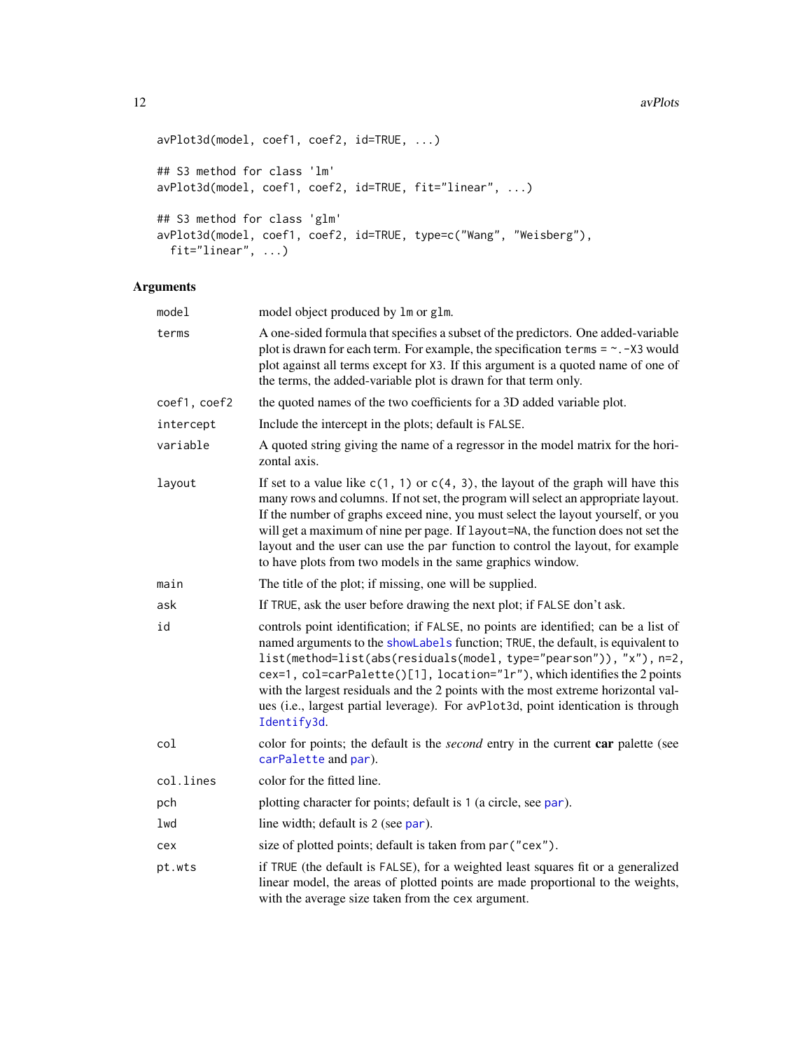```
avPlot3d(model, coef1, coef2, id=TRUE, ...)

## S3 method for class 'lm'
avPlot3d(model, coef1, coef2, id=TRUE, fit="linear", ...)

## S3 method for class 'glm'
avPlot3d(model, coef1, coef2, id=TRUE, type=c("Wang", "Weisberg"),
  fit="linear", ...)
```

## Arguments

| | |
|---|---|
| `model` | model object produced by `lm` or `glm`. |
| `terms` | A one-sided formula that specifies a subset of the predictors. One added-variable plot is drawn for each term. For example, the specification `terms = ~.-X3` would plot against all terms except for `X3`. If this argument is a quoted name of one of the terms, the added-variable plot is drawn for that term only. |
| `coef1, coef2` | the quoted names of the two coefficients for a 3D added variable plot. |
| `intercept` | Include the intercept in the plots; default is `FALSE`. |
| `variable` | A quoted string giving the name of a regressor in the model matrix for the horizontal axis. |
| `layout` | If set to a value like `c(1, 1)` or `c(4, 3)`, the layout of the graph will have this many rows and columns. If not set, the program will select an appropriate layout. If the number of graphs exceed nine, you must select the layout yourself, or you will get a maximum of nine per page. If `layout=NA`, the function does not set the layout and the user can use the `par` function to control the layout, for example to have plots from two models in the same graphics window. |
| `main` | The title of the plot; if missing, one will be supplied. |
| `ask` | If `TRUE`, ask the user before drawing the next plot; if `FALSE` don't ask. |
| `id` | controls point identification; if `FALSE`, no points are identified; can be a list of named arguments to the `showLabels` function; `TRUE`, the default, is equivalent to `list(method=list(abs(residuals(model, type="pearson")), "x"), n=2, cex=1, col=carPalette()[1], location="lr")`, which identifies the 2 points with the largest residuals and the 2 points with the most extreme horizontal values (i.e., largest partial leverage). For `avPlot3d`, point identication is through `Identify3d`. |
| `col` | color for points; the default is the *second* entry in the current **car** palette (see `carPalette` and `par`). |
| `col.lines` | color for the fitted line. |
| `pch` | plotting character for points; default is `1` (a circle, see `par`). |
| `lwd` | line width; default is `2` (see `par`). |
| `cex` | size of plotted points; default is taken from `par("cex")`. |
| `pt.wts` | if `TRUE` (the default is `FALSE`), for a weighted least squares fit or a generalized linear model, the areas of plotted points are made proportional to the weights, with the average size taken from the `cex` argument. |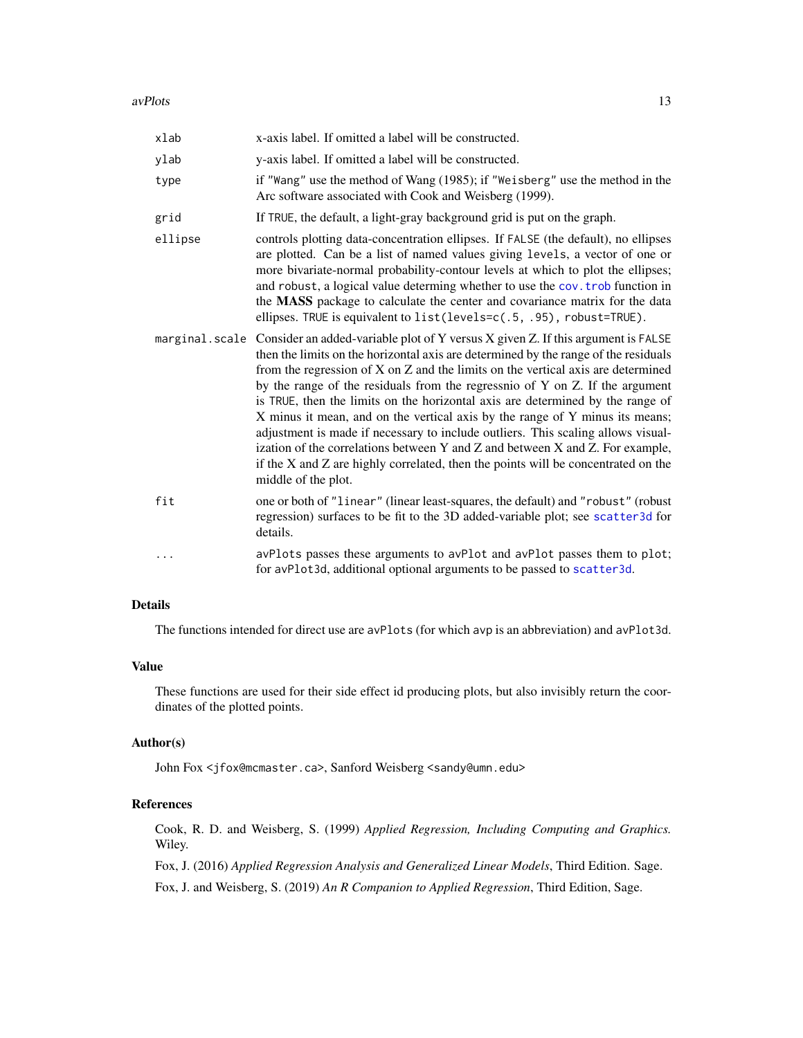| | |
|---|---|
| `xlab` | x-axis label. If omitted a label will be constructed. |
| `ylab` | y-axis label. If omitted a label will be constructed. |
| `type` | if `"Wang"` use the method of Wang (1985); if `"Weisberg"` use the method in the Arc software associated with Cook and Weisberg (1999). |
| `grid` | If `TRUE`, the default, a light-gray background grid is put on the graph. |
| `ellipse` | controls plotting data-concentration ellipses. If `FALSE` (the default), no ellipses are plotted. Can be a list of named values giving `levels`, a vector of one or more bivariate-normal probability-contour levels at which to plot the ellipses; and `robust`, a logical value determing whether to use the `cov.trob` function in the **MASS** package to calculate the center and covariance matrix for the data ellipses. `TRUE` is equivalent to `list(levels=c(.5, .95), robust=TRUE)`. |
| `marginal.scale` | Consider an added-variable plot of Y versus X given Z. If this argument is `FALSE` then the limits on the horizontal axis are determined by the range of the residuals from the regression of X on Z and the limits on the vertical axis are determined by the range of the residuals from the regressnio of Y on Z. If the argument is `TRUE`, then the limits on the horizontal axis are determined by the range of X minus it mean, and on the vertical axis by the range of Y minus its means; adjustment is made if necessary to include outliers. This scaling allows visualization of the correlations between Y and Z and between X and Z. For example, if the X and Z are highly correlated, then the points will be concentrated on the middle of the plot. |
| `fit` | one or both of `"linear"` (linear least-squares, the default) and `"robust"` (robust regression) surfaces to be fit to the 3D added-variable plot; see `scatter3d` for details. |
| `...` | `avPlots` passes these arguments to `avPlot` and `avPlot` passes them to `plot`; for `avPlot3d`, additional optional arguments to be passed to `scatter3d`. |

## Details

The functions intended for direct use are `avPlots` (for which `avp` is an abbreviation) and `avPlot3d`.

## Value

These functions are used for their side effect id producing plots, but also invisibly return the coordinates of the plotted points.

## Author(s)

John Fox <jfox@mcmaster.ca>, Sanford Weisberg <sandy@umn.edu>

## References

Cook, R. D. and Weisberg, S. (1999) *Applied Regression, Including Computing and Graphics.* Wiley.

Fox, J. (2016) *Applied Regression Analysis and Generalized Linear Models*, Third Edition. Sage.

Fox, J. and Weisberg, S. (2019) *An R Companion to Applied Regression*, Third Edition, Sage.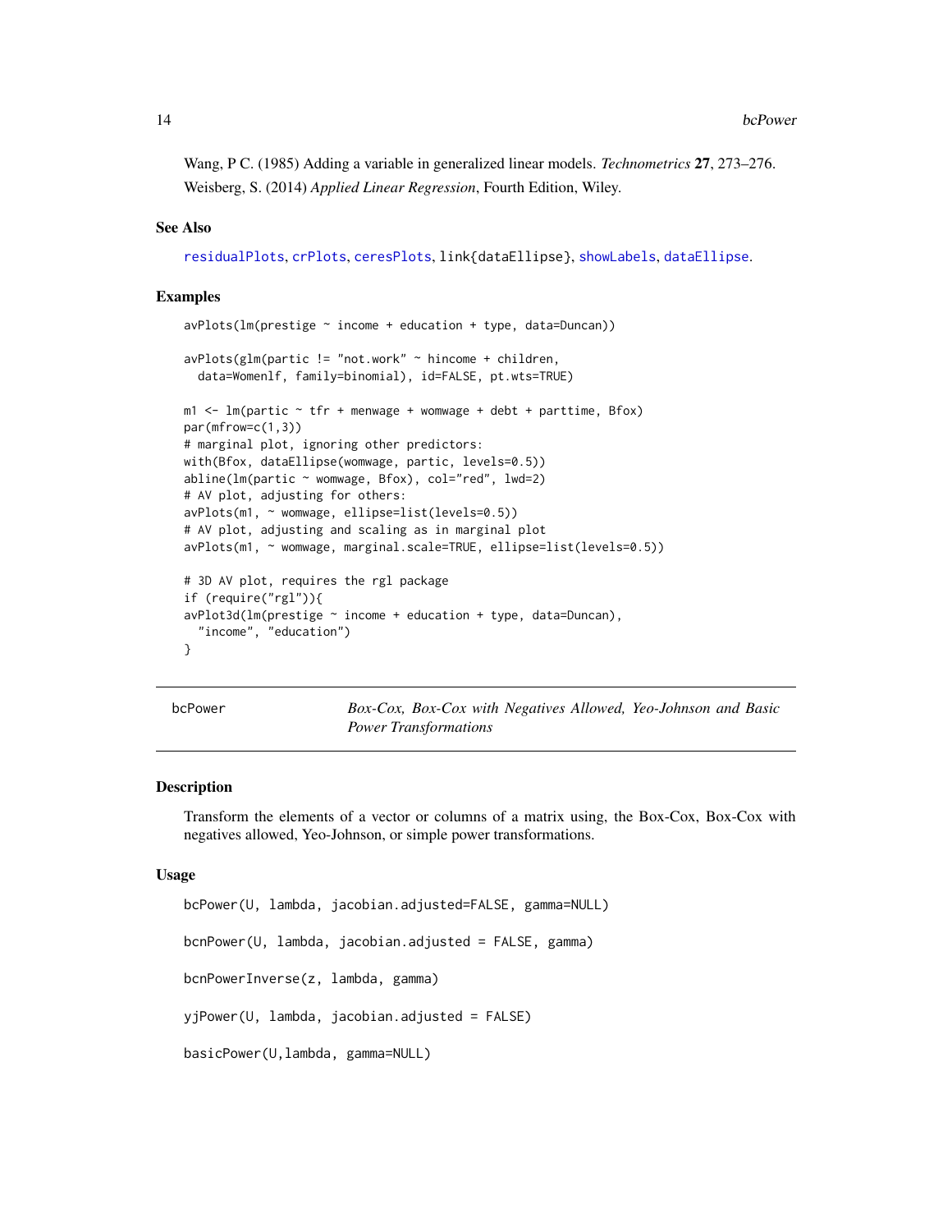Wang, P C. (1985) Adding a variable in generalized linear models. *Technometrics* **27**, 273–276.

Weisberg, S. (2014) *Applied Linear Regression*, Fourth Edition, Wiley.

### See Also

residualPlots, crPlots, ceresPlots, link{dataEllipse}, showLabels, dataEllipse.

### Examples

```
avPlots(lm(prestige ~ income + education + type, data=Duncan))

avPlots(glm(partic != "not.work" ~ hincome + children,
  data=Womenlf, family=binomial), id=FALSE, pt.wts=TRUE)

m1 <- lm(partic ~ tfr + menwage + womwage + debt + parttime, Bfox)
par(mfrow=c(1,3))
# marginal plot, ignoring other predictors:
with(Bfox, dataEllipse(womwage, partic, levels=0.5))
abline(lm(partic ~ womwage, Bfox), col="red", lwd=2)
# AV plot, adjusting for others:
avPlots(m1, ~ womwage, ellipse=list(levels=0.5))
# AV plot, adjusting and scaling as in marginal plot
avPlots(m1, ~ womwage, marginal.scale=TRUE, ellipse=list(levels=0.5))

# 3D AV plot, requires the rgl package
if (require("rgl")){
avPlot3d(lm(prestige ~ income + education + type, data=Duncan),
  "income", "education")
}
```

---

## bcPower — *Box-Cox, Box-Cox with Negatives Allowed, Yeo-Johnson and Basic Power Transformations*

---

### Description

Transform the elements of a vector or columns of a matrix using, the Box-Cox, Box-Cox with negatives allowed, Yeo-Johnson, or simple power transformations.

### Usage

```
bcPower(U, lambda, jacobian.adjusted=FALSE, gamma=NULL)

bcnPower(U, lambda, jacobian.adjusted = FALSE, gamma)

bcnPowerInverse(z, lambda, gamma)

yjPower(U, lambda, jacobian.adjusted = FALSE)

basicPower(U,lambda, gamma=NULL)
```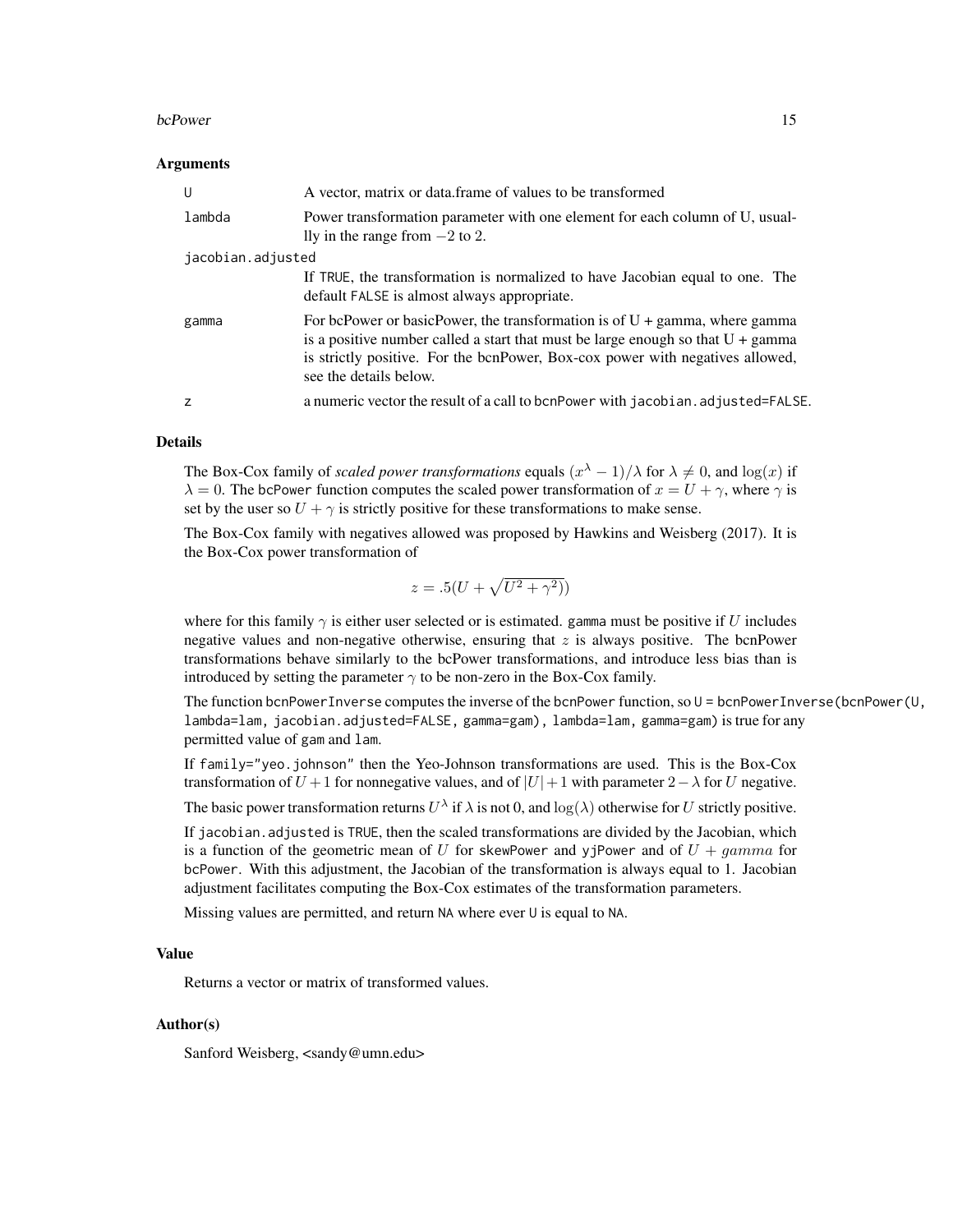### Arguments

| | |
|---|---|
| U | A vector, matrix or data.frame of values to be transformed |
| lambda | Power transformation parameter with one element for each column of U, usuallly in the range from $-2$ to 2. |
| jacobian.adjusted | If TRUE, the transformation is normalized to have Jacobian equal to one. The default FALSE is almost always appropriate. |
| gamma | For bcPower or basicPower, the transformation is of U + gamma, where gamma is a positive number called a start that must be large enough so that U + gamma is strictly positive. For the bcnPower, Box-cox power with negatives allowed, see the details below. |
| z | a numeric vector the result of a call to bcnPower with jacobian.adjusted=FALSE. |

### Details

The Box-Cox family of *scaled power transformations* equals $(x^{\lambda} - 1)/\lambda$ for $\lambda \neq 0$, and $\log(x)$ if $\lambda = 0$. The bcPower function computes the scaled power transformation of $x = U + \gamma$, where $\gamma$ is set by the user so $U + \gamma$ is strictly positive for these transformations to make sense.

The Box-Cox family with negatives allowed was proposed by Hawkins and Weisberg (2017). It is the Box-Cox power transformation of

$$z = .5(U + \sqrt{U^2 + \gamma^2})$$

where for this family $\gamma$ is either user selected or is estimated. gamma must be positive if $U$ includes negative values and non-negative otherwise, ensuring that $z$ is always positive. The bcnPower transformations behave similarly to the bcPower transformations, and introduce less bias than is introduced by setting the parameter $\gamma$ to be non-zero in the Box-Cox family.

The function bcnPowerInverse computes the inverse of the bcnPower function, so U = bcnPowerInverse(bcnPower(U, lambda=lam, jacobian.adjusted=FALSE, gamma=gam), lambda=lam, gamma=gam) is true for any permitted value of gam and lam.

If family="yeo.johnson" then the Yeo-Johnson transformations are used. This is the Box-Cox transformation of $U + 1$ for nonnegative values, and of $|U| + 1$ with parameter $2 - \lambda$ for $U$ negative.

The basic power transformation returns $U^{\lambda}$ if $\lambda$ is not 0, and $\log(\lambda)$ otherwise for $U$ strictly positive.

If jacobian.adjusted is TRUE, then the scaled transformations are divided by the Jacobian, which is a function of the geometric mean of $U$ for skewPower and yjPower and of $U + gamma$ for bcPower. With this adjustment, the Jacobian of the transformation is always equal to 1. Jacobian adjustment facilitates computing the Box-Cox estimates of the transformation parameters.

Missing values are permitted, and return NA where ever U is equal to NA.

### Value

Returns a vector or matrix of transformed values.

### Author(s)

Sanford Weisberg, <sandy@umn.edu>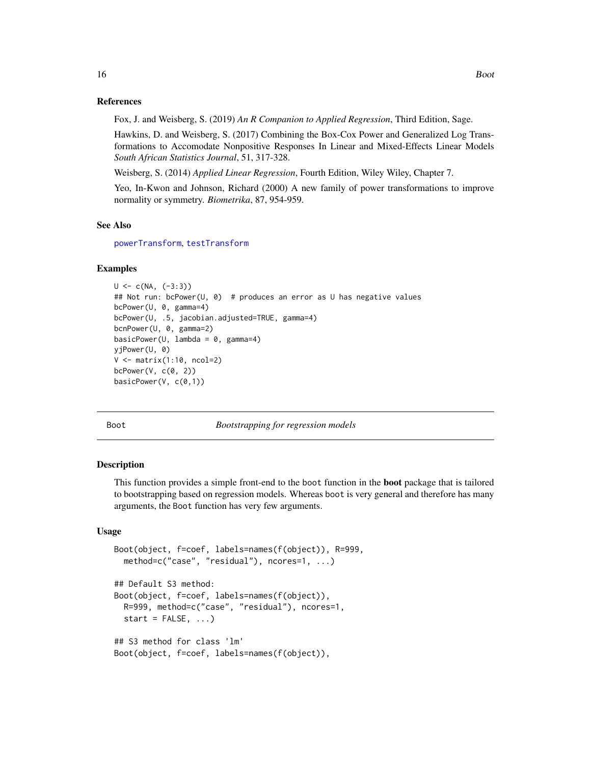### References

Fox, J. and Weisberg, S. (2019) *An R Companion to Applied Regression*, Third Edition, Sage.

Hawkins, D. and Weisberg, S. (2017) Combining the Box-Cox Power and Generalized Log Transformations to Accomodate Nonpositive Responses In Linear and Mixed-Effects Linear Models *South African Statistics Journal*, 51, 317-328.

Weisberg, S. (2014) *Applied Linear Regression*, Fourth Edition, Wiley Wiley, Chapter 7.

Yeo, In-Kwon and Johnson, Richard (2000) A new family of power transformations to improve normality or symmetry. *Biometrika*, 87, 954-959.

### See Also

powerTransform, testTransform

### Examples

```
U <- c(NA, (-3:3))
## Not run: bcPower(U, 0)  # produces an error as U has negative values
bcPower(U, 0, gamma=4)
bcPower(U, .5, jacobian.adjusted=TRUE, gamma=4)
bcnPower(U, 0, gamma=2)
basicPower(U, lambda = 0, gamma=4)
yjPower(U, 0)
V <- matrix(1:10, ncol=2)
bcPower(V, c(0, 2))
basicPower(V, c(0,1))
```

---

## Boot — *Bootstrapping for regression models*

### Description

This function provides a simple front-end to the boot function in the **boot** package that is tailored to bootstrapping based on regression models. Whereas boot is very general and therefore has many arguments, the Boot function has very few arguments.

### Usage

```
Boot(object, f=coef, labels=names(f(object)), R=999,
  method=c("case", "residual"), ncores=1, ...)

## Default S3 method:
Boot(object, f=coef, labels=names(f(object)),
  R=999, method=c("case", "residual"), ncores=1,
  start = FALSE, ...)

## S3 method for class 'lm'
Boot(object, f=coef, labels=names(f(object)),
```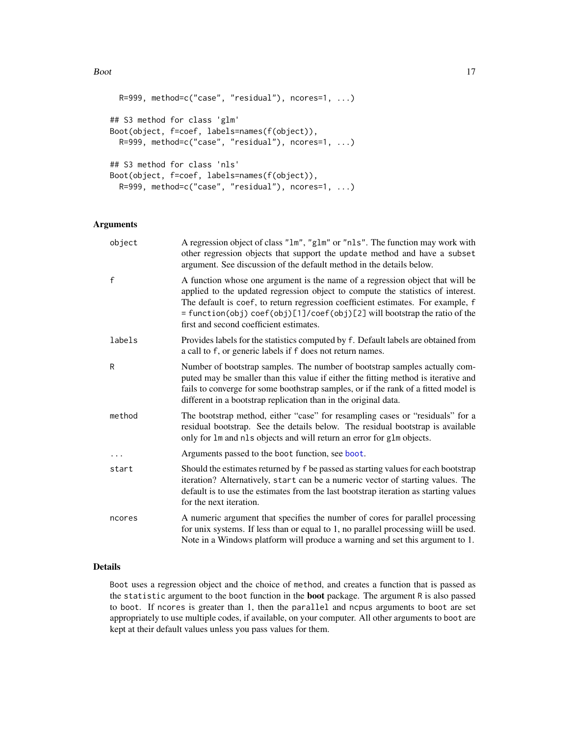```
  R=999, method=c("case", "residual"), ncores=1, ...)

## S3 method for class 'glm'
Boot(object, f=coef, labels=names(f(object)),
  R=999, method=c("case", "residual"), ncores=1, ...)

## S3 method for class 'nls'
Boot(object, f=coef, labels=names(f(object)),
  R=999, method=c("case", "residual"), ncores=1, ...)
```

## Arguments

| | |
|---|---|
| `object` | A regression object of class "lm", "glm" or "nls". The function may work with other regression objects that support the `update` method and have a `subset` argument. See discussion of the default method in the details below. |
| `f` | A function whose one argument is the name of a regression object that will be applied to the updated regression object to compute the statistics of interest. The default is `coef`, to return regression coefficient estimates. For example, `f = function(obj) coef(obj)[1]/coef(obj)[2]` will bootstrap the ratio of the first and second coefficient estimates. |
| `labels` | Provides labels for the statistics computed by `f`. Default labels are obtained from a call to `f`, or generic labels if `f` does not return names. |
| `R` | Number of bootstrap samples. The number of bootstrap samples actually computed may be smaller than this value if either the fitting method is iterative and fails to converge for some boothstrap samples, or if the rank of a fitted model is different in a bootstrap replication than in the original data. |
| `method` | The bootstrap method, either "case" for resampling cases or "residuals" for a residual bootstrap. See the details below. The residual bootstrap is available only for `lm` and `nls` objects and will return an error for `glm` objects. |
| `...` | Arguments passed to the `boot` function, see `boot`. |
| `start` | Should the estimates returned by `f` be passed as starting values for each bootstrap iteration? Alternatively, `start` can be a numeric vector of starting values. The default is to use the estimates from the last bootstrap iteration as starting values for the next iteration. |
| `ncores` | A numeric argument that specifies the number of cores for parallel processing for unix systems. If less than or equal to 1, no parallel processing wiill be used. Note in a Windows platform will produce a warning and set this argument to 1. |

## Details

`Boot` uses a regression object and the choice of `method`, and creates a function that is passed as the `statistic` argument to the `boot` function in the **boot** package. The argument `R` is also passed to `boot`. If `ncores` is greater than 1, then the `parallel` and `ncpus` arguments to `boot` are set appropriately to use multiple codes, if available, on your computer. All other arguments to `boot` are kept at their default values unless you pass values for them.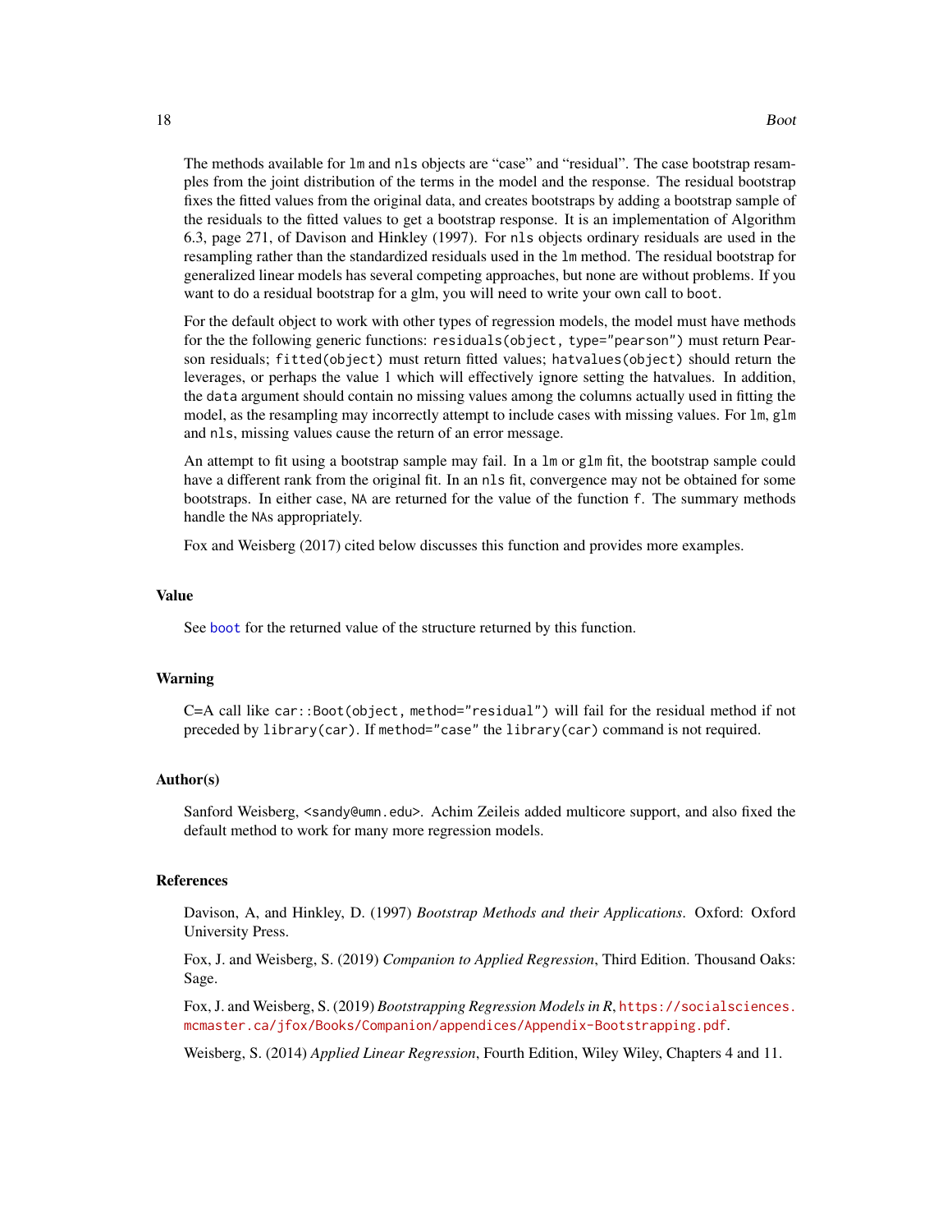The methods available for `lm` and `nls` objects are "case" and "residual". The case bootstrap resamples from the joint distribution of the terms in the model and the response. The residual bootstrap fixes the fitted values from the original data, and creates bootstraps by adding a bootstrap sample of the residuals to the fitted values to get a bootstrap response. It is an implementation of Algorithm 6.3, page 271, of Davison and Hinkley (1997). For `nls` objects ordinary residuals are used in the resampling rather than the standardized residuals used in the `lm` method. The residual bootstrap for generalized linear models has several competing approaches, but none are without problems. If you want to do a residual bootstrap for a glm, you will need to write your own call to `boot`.

For the default object to work with other types of regression models, the model must have methods for the the following generic functions: `residuals(object, type="pearson")` must return Pearson residuals; `fitted(object)` must return fitted values; `hatvalues(object)` should return the leverages, or perhaps the value 1 which will effectively ignore setting the hatvalues. In addition, the `data` argument should contain no missing values among the columns actually used in fitting the model, as the resampling may incorrectly attempt to include cases with missing values. For `lm`, `glm` and `nls`, missing values cause the return of an error message.

An attempt to fit using a bootstrap sample may fail. In a `lm` or `glm` fit, the bootstrap sample could have a different rank from the original fit. In an `nls` fit, convergence may not be obtained for some bootstraps. In either case, `NA` are returned for the value of the function `f`. The summary methods handle the `NA`s appropriately.

Fox and Weisberg (2017) cited below discusses this function and provides more examples.

## Value

See `boot` for the returned value of the structure returned by this function.

## Warning

C=A call like `car::Boot(object, method="residual")` will fail for the residual method if not preceded by `library(car)`. If `method="case"` the `library(car)` command is not required.

## Author(s)

Sanford Weisberg, `<sandy@umn.edu>`. Achim Zeileis added multicore support, and also fixed the default method to work for many more regression models.

## References

Davison, A, and Hinkley, D. (1997) *Bootstrap Methods and their Applications*. Oxford: Oxford University Press.

Fox, J. and Weisberg, S. (2019) *Companion to Applied Regression*, Third Edition. Thousand Oaks: Sage.

Fox, J. and Weisberg, S. (2019) *Bootstrapping Regression Models in R*, https://socialsciences.mcmaster.ca/jfox/Books/Companion/appendices/Appendix-Bootstrapping.pdf.

Weisberg, S. (2014) *Applied Linear Regression*, Fourth Edition, Wiley Wiley, Chapters 4 and 11.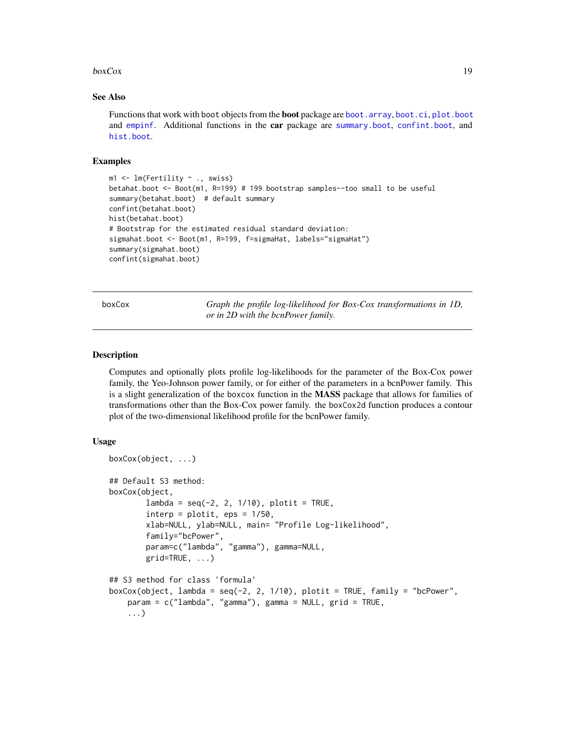## See Also

Functions that work with `boot` objects from the **boot** package are `boot.array`, `boot.ci`, `plot.boot` and `empinf`. Additional functions in the **car** package are `summary.boot`, `confint.boot`, and `hist.boot`.

## Examples

```
m1 <- lm(Fertility ~ ., swiss)
betahat.boot <- Boot(m1, R=199) # 199 bootstrap samples--too small to be useful
summary(betahat.boot)  # default summary
confint(betahat.boot)
hist(betahat.boot)
# Bootstrap for the estimated residual standard deviation:
sigmahat.boot <- Boot(m1, R=199, f=sigmaHat, labels="sigmaHat")
summary(sigmahat.boot)
confint(sigmahat.boot)
```

---

# boxCox — *Graph the profile log-likelihood for Box-Cox transformations in 1D, or in 2D with the bcnPower family.*

---

## Description

Computes and optionally plots profile log-likelihoods for the parameter of the Box-Cox power family, the Yeo-Johnson power family, or for either of the parameters in a bcnPower family. This is a slight generalization of the `boxcox` function in the **MASS** package that allows for families of transformations other than the Box-Cox power family. the `boxCox2d` function produces a contour plot of the two-dimensional likelihood profile for the bcnPower family.

## Usage

```
boxCox(object, ...)

## Default S3 method:
boxCox(object,
        lambda = seq(-2, 2, 1/10), plotit = TRUE,
        interp = plotit, eps = 1/50,
        xlab=NULL, ylab=NULL, main= "Profile Log-likelihood",
        family="bcPower",
        param=c("lambda", "gamma"), gamma=NULL,
        grid=TRUE, ...)

## S3 method for class 'formula'
boxCox(object, lambda = seq(-2, 2, 1/10), plotit = TRUE, family = "bcPower",
    param = c("lambda", "gamma"), gamma = NULL, grid = TRUE,
    ...)
```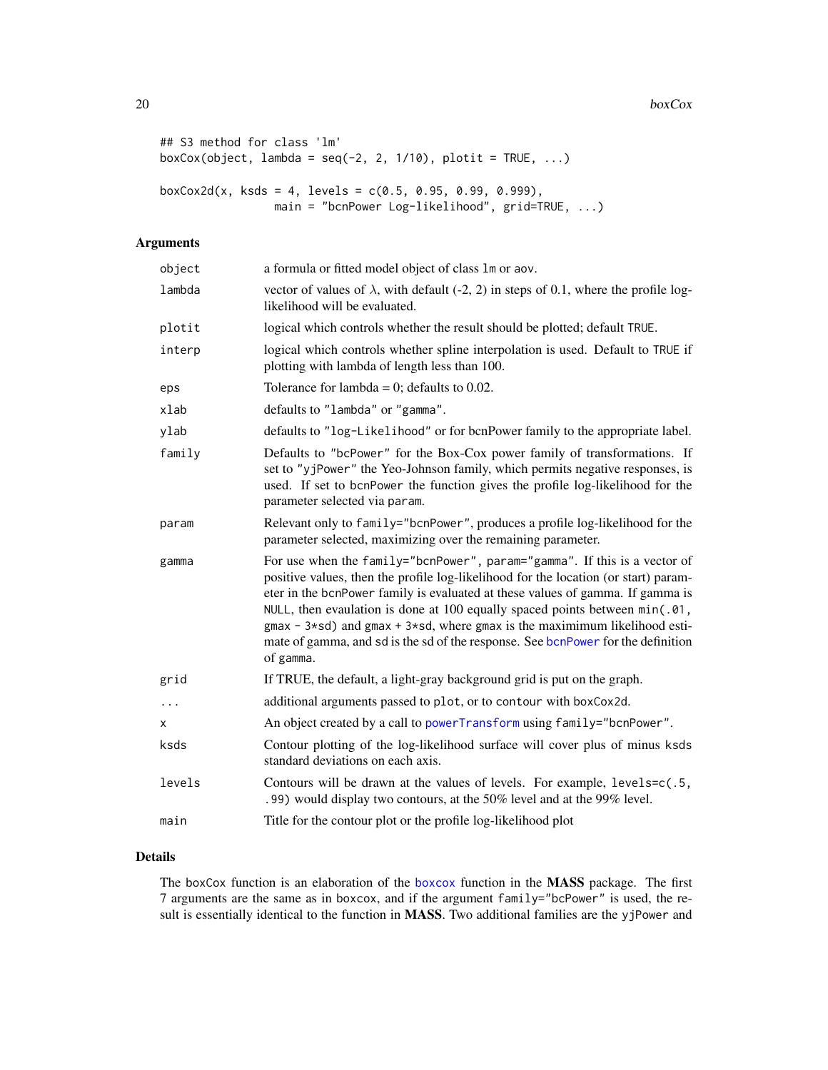```
## S3 method for class 'lm'
boxCox(object, lambda = seq(-2, 2, 1/10), plotit = TRUE, ...)

boxCox2d(x, ksds = 4, levels = c(0.5, 0.95, 0.99, 0.999),
                 main = "bcnPower Log-likelihood", grid=TRUE, ...)
```

## Arguments

| | |
|---|---|
| `object` | a formula or fitted model object of class `lm` or `aov`. |
| `lambda` | vector of values of $\lambda$, with default (-2, 2) in steps of 0.1, where the profile log-likelihood will be evaluated. |
| `plotit` | logical which controls whether the result should be plotted; default `TRUE`. |
| `interp` | logical which controls whether spline interpolation is used. Default to `TRUE` if plotting with lambda of length less than 100. |
| `eps` | Tolerance for lambda = 0; defaults to 0.02. |
| `xlab` | defaults to `"lambda"` or `"gamma"`. |
| `ylab` | defaults to `"log-Likelihood"` or for bcnPower family to the appropriate label. |
| `family` | Defaults to `"bcPower"` for the Box-Cox power family of transformations. If set to `"yjPower"` the Yeo-Johnson family, which permits negative responses, is used. If set to `bcnPower` the function gives the profile log-likelihood for the parameter selected via `param`. |
| `param` | Relevant only to `family="bcnPower"`, produces a profile log-likelihood for the parameter selected, maximizing over the remaining parameter. |
| `gamma` | For use when the `family="bcnPower", param="gamma"`. If this is a vector of positive values, then the profile log-likelihood for the location (or start) parameter in the `bcnPower` family is evaluated at these values of gamma. If gamma is `NULL`, then evaulation is done at 100 equally spaced points between `min(.01, gmax - 3*sd)` and `gmax + 3*sd`, where `gmax` is the maximimum likelihood estimate of gamma, and `sd` is the sd of the response. See `bcnPower` for the definition of `gamma`. |
| `grid` | If TRUE, the default, a light-gray background grid is put on the graph. |
| `...` | additional arguments passed to `plot`, or to `contour` with `boxCox2d`. |
| `x` | An object created by a call to `powerTransform` using `family="bcnPower"`. |
| `ksds` | Contour plotting of the log-likelihood surface will cover plus of minus `ksds` standard deviations on each axis. |
| `levels` | Contours will be drawn at the values of levels. For example, `levels=c(.5, .99)` would display two contours, at the 50% level and at the 99% level. |
| `main` | Title for the contour plot or the profile log-likelihood plot |

## Details

The `boxCox` function is an elaboration of the `boxcox` function in the **MASS** package. The first 7 arguments are the same as in `boxcox`, and if the argument `family="bcPower"` is used, the result is essentially identical to the function in **MASS**. Two additional families are the `yjPower` and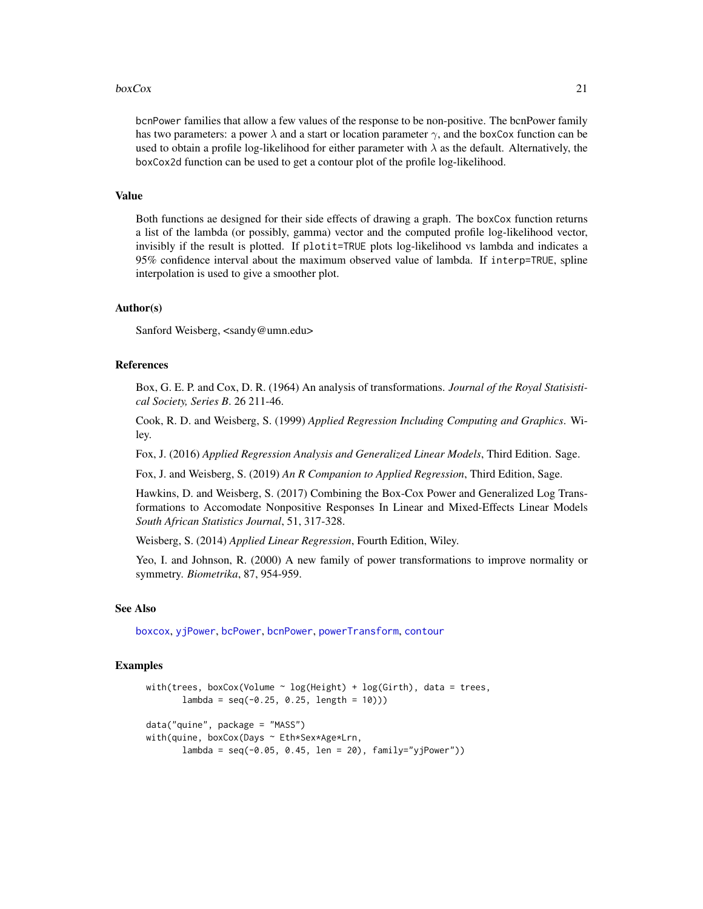bcnPower families that allow a few values of the response to be non-positive. The bcnPower family has two parameters: a power $\lambda$ and a start or location parameter $\gamma$, and the boxCox function can be used to obtain a profile log-likelihood for either parameter with $\lambda$ as the default. Alternatively, the boxCox2d function can be used to get a contour plot of the profile log-likelihood.

## Value

Both functions ae designed for their side effects of drawing a graph. The boxCox function returns a list of the lambda (or possibly, gamma) vector and the computed profile log-likelihood vector, invisibly if the result is plotted. If plotit=TRUE plots log-likelihood vs lambda and indicates a 95% confidence interval about the maximum observed value of lambda. If interp=TRUE, spline interpolation is used to give a smoother plot.

## Author(s)

Sanford Weisberg, <sandy@umn.edu>

## References

Box, G. E. P. and Cox, D. R. (1964) An analysis of transformations. *Journal of the Royal Statisistical Society, Series B*. 26 211-46.

Cook, R. D. and Weisberg, S. (1999) *Applied Regression Including Computing and Graphics*. Wiley.

Fox, J. (2016) *Applied Regression Analysis and Generalized Linear Models*, Third Edition. Sage.

Fox, J. and Weisberg, S. (2019) *An R Companion to Applied Regression*, Third Edition, Sage.

Hawkins, D. and Weisberg, S. (2017) Combining the Box-Cox Power and Generalized Log Transformations to Accomodate Nonpositive Responses In Linear and Mixed-Effects Linear Models *South African Statistics Journal*, 51, 317-328.

Weisberg, S. (2014) *Applied Linear Regression*, Fourth Edition, Wiley.

Yeo, I. and Johnson, R. (2000) A new family of power transformations to improve normality or symmetry. *Biometrika*, 87, 954-959.

## See Also

boxcox, yjPower, bcPower, bcnPower, powerTransform, contour

## Examples

```
with(trees, boxCox(Volume ~ log(Height) + log(Girth), data = trees,
       lambda = seq(-0.25, 0.25, length = 10)))

data("quine", package = "MASS")
with(quine, boxCox(Days ~ Eth*Sex*Age*Lrn,
       lambda = seq(-0.05, 0.45, len = 20), family="yjPower"))
```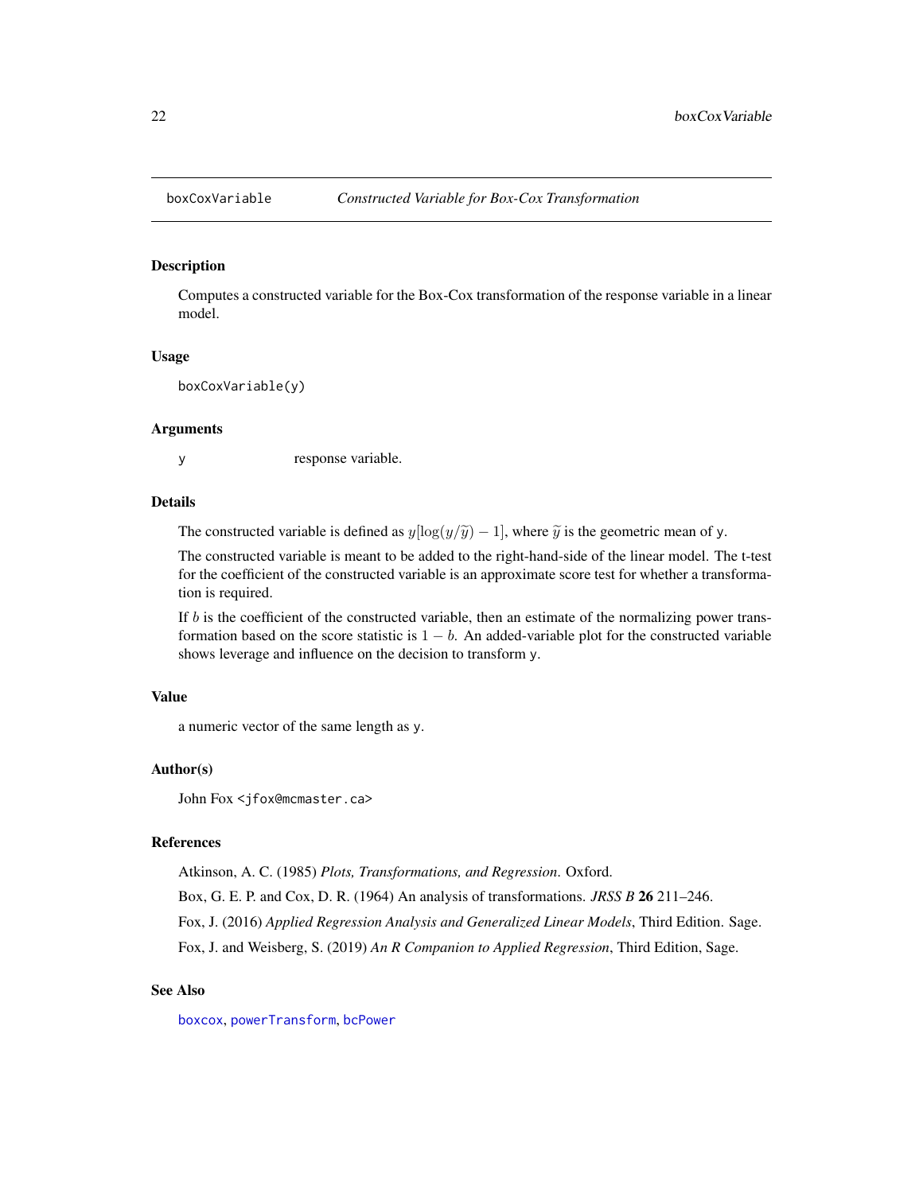# boxCoxVariable — *Constructed Variable for Box-Cox Transformation*

## Description

Computes a constructed variable for the Box-Cox transformation of the response variable in a linear model.

## Usage

```
boxCoxVariable(y)
```

## Arguments

| | |
|---|---|
| y | response variable. |

## Details

The constructed variable is defined as $y[\log(y/\widetilde{y}) - 1]$, where $\widetilde{y}$ is the geometric mean of y.

The constructed variable is meant to be added to the right-hand-side of the linear model. The t-test for the coefficient of the constructed variable is an approximate score test for whether a transformation is required.

If $b$ is the coefficient of the constructed variable, then an estimate of the normalizing power transformation based on the score statistic is $1 - b$. An added-variable plot for the constructed variable shows leverage and influence on the decision to transform y.

## Value

a numeric vector of the same length as y.

## Author(s)

John Fox <jfox@mcmaster.ca>

## References

Atkinson, A. C. (1985) *Plots, Transformations, and Regression*. Oxford.

Box, G. E. P. and Cox, D. R. (1964) An analysis of transformations. *JRSS B* **26** 211–246.

Fox, J. (2016) *Applied Regression Analysis and Generalized Linear Models*, Third Edition. Sage.

Fox, J. and Weisberg, S. (2019) *An R Companion to Applied Regression*, Third Edition, Sage.

## See Also

boxcox, powerTransform, bcPower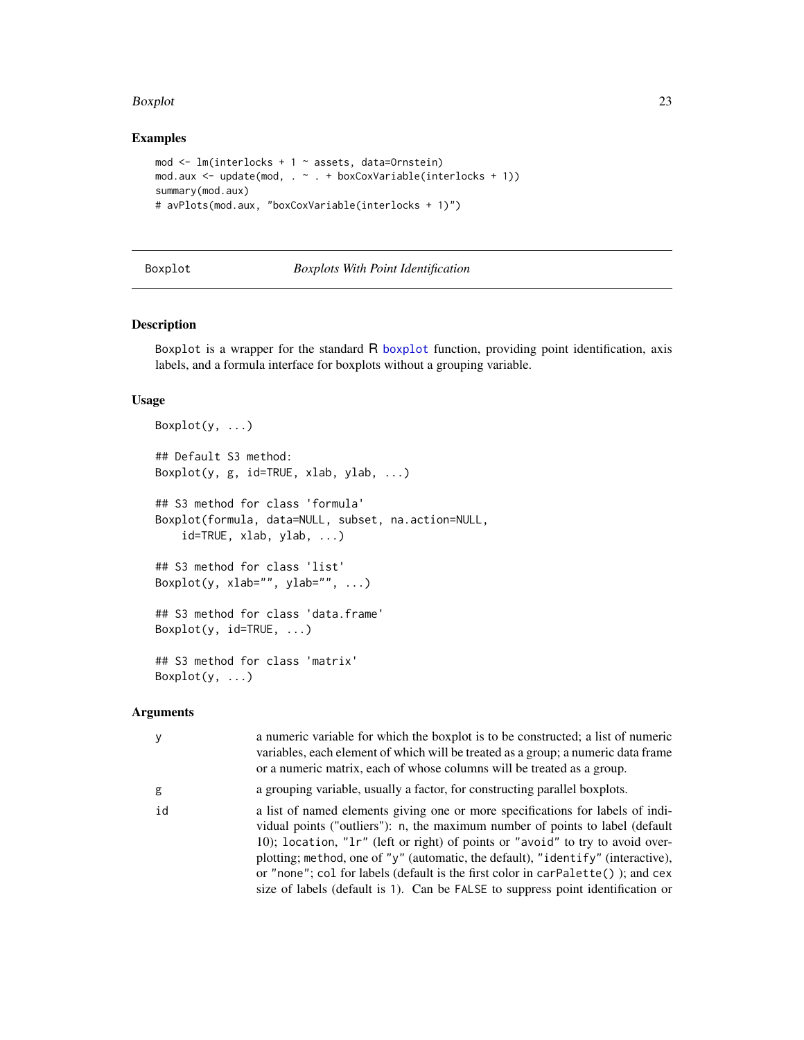## Examples

```
mod <- lm(interlocks + 1 ~ assets, data=Ornstein)
mod.aux <- update(mod, . ~ . + boxCoxVariable(interlocks + 1))
summary(mod.aux)
# avPlots(mod.aux, "boxCoxVariable(interlocks + 1)")
```

---

# Boxplot — *Boxplots With Point Identification*

## Description

Boxplot is a wrapper for the standard R boxplot function, providing point identification, axis labels, and a formula interface for boxplots without a grouping variable.

## Usage

```
Boxplot(y, ...)

## Default S3 method:
Boxplot(y, g, id=TRUE, xlab, ylab, ...)

## S3 method for class 'formula'
Boxplot(formula, data=NULL, subset, na.action=NULL,
    id=TRUE, xlab, ylab, ...)

## S3 method for class 'list'
Boxplot(y, xlab="", ylab="", ...)

## S3 method for class 'data.frame'
Boxplot(y, id=TRUE, ...)

## S3 method for class 'matrix'
Boxplot(y, ...)
```

## Arguments

| | |
|---|---|
| y | a numeric variable for which the boxplot is to be constructed; a list of numeric variables, each element of which will be treated as a group; a numeric data frame or a numeric matrix, each of whose columns will be treated as a group. |
| g | a grouping variable, usually a factor, for constructing parallel boxplots. |
| id | a list of named elements giving one or more specifications for labels of individual points ("outliers"): n, the maximum number of points to label (default 10); location, "lr" (left or right) of points or "avoid" to try to avoid over-plotting; method, one of "y" (automatic, the default), "identify" (interactive), or "none"; col for labels (default is the first color in carPalette() ); and cex size of labels (default is 1). Can be FALSE to suppress point identification or |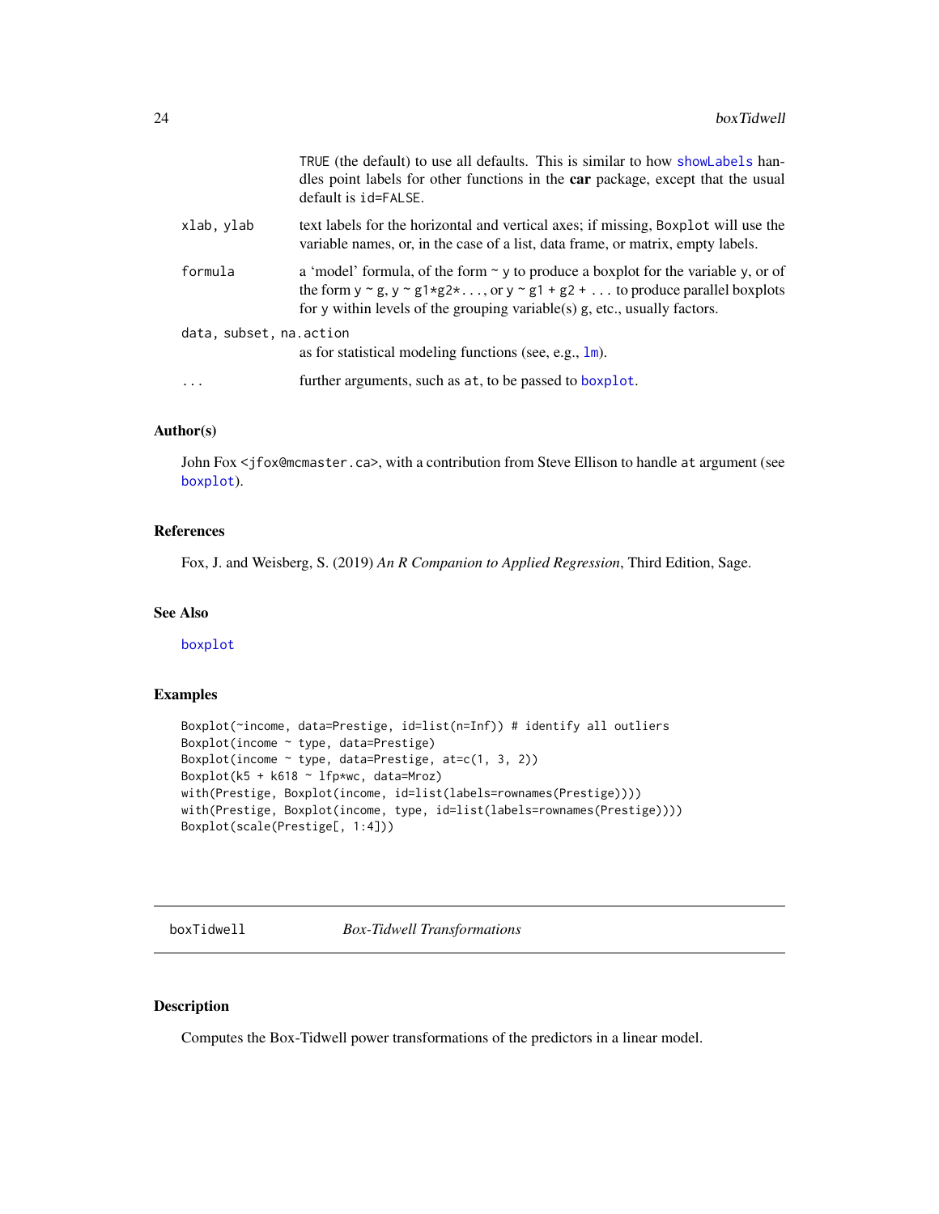| | |
|---|---|
| | TRUE (the default) to use all defaults. This is similar to how showLabels handles point labels for other functions in the **car** package, except that the usual default is id=FALSE. |
| xlab, ylab | text labels for the horizontal and vertical axes; if missing, Boxplot will use the variable names, or, in the case of a list, data frame, or matrix, empty labels. |
| formula | a 'model' formula, of the form ~ y to produce a boxplot for the variable y, or of the form y ~ g, y ~ g1*g2*..., or y ~ g1 + g2 + ... to produce parallel boxplots for y within levels of the grouping variable(s) g, etc., usually factors. |
| data, subset, na.action | as for statistical modeling functions (see, e.g., lm). |
| ... | further arguments, such as at, to be passed to boxplot. |

### Author(s)

John Fox <jfox@mcmaster.ca>, with a contribution from Steve Ellison to handle at argument (see boxplot).

### References

Fox, J. and Weisberg, S. (2019) *An R Companion to Applied Regression*, Third Edition, Sage.

### See Also

boxplot

### Examples

```
Boxplot(~income, data=Prestige, id=list(n=Inf)) # identify all outliers
Boxplot(income ~ type, data=Prestige)
Boxplot(income ~ type, data=Prestige, at=c(1, 3, 2))
Boxplot(k5 + k618 ~ lfp*wc, data=Mroz)
with(Prestige, Boxplot(income, id=list(labels=rownames(Prestige))))
with(Prestige, Boxplot(income, type, id=list(labels=rownames(Prestige))))
Boxplot(scale(Prestige[, 1:4]))
```

---

## boxTidwell *Box-Tidwell Transformations*

### Description

Computes the Box-Tidwell power transformations of the predictors in a linear model.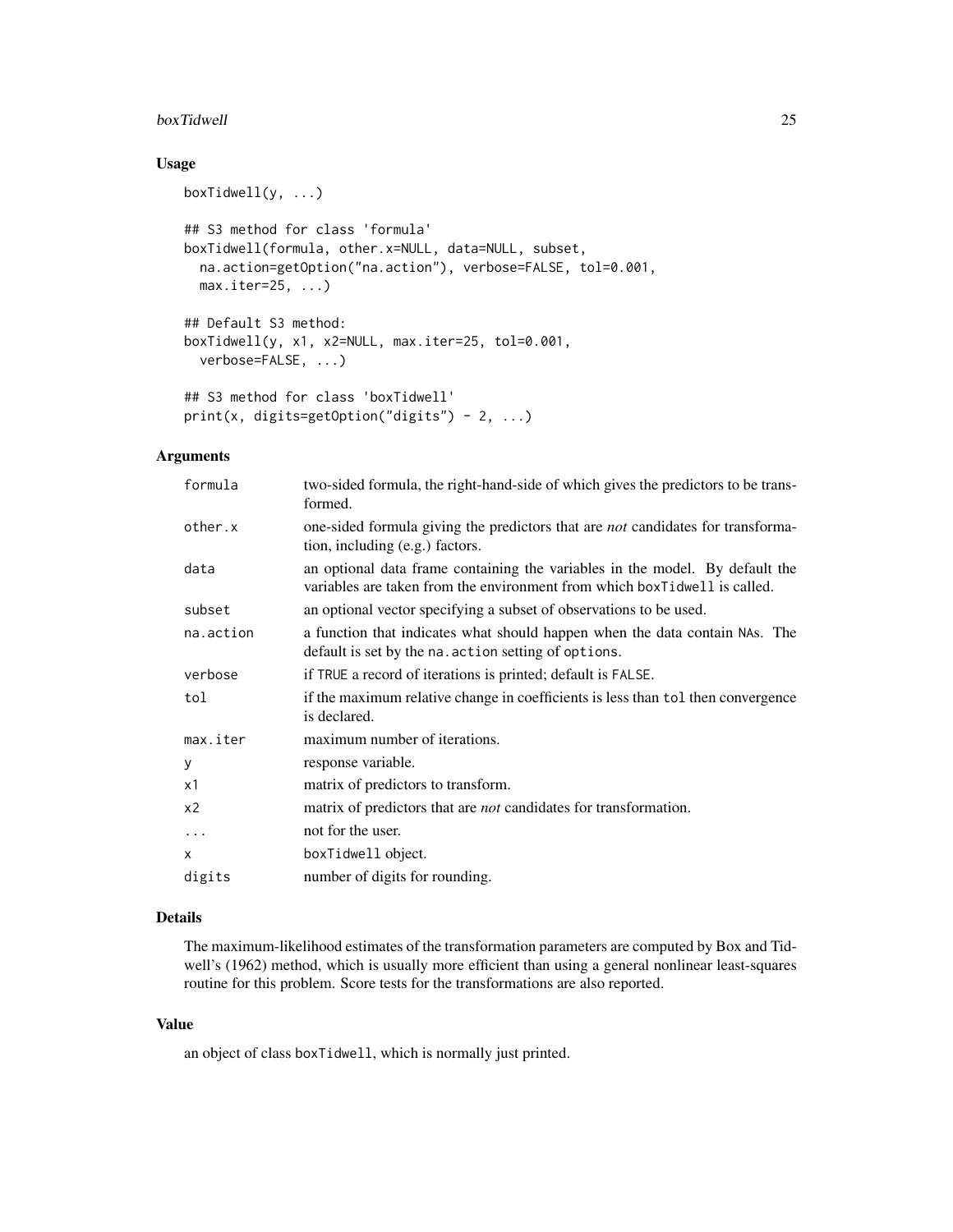### Usage

```
boxTidwell(y, ...)

## S3 method for class 'formula'
boxTidwell(formula, other.x=NULL, data=NULL, subset,
  na.action=getOption("na.action"), verbose=FALSE, tol=0.001,
  max.iter=25, ...)

## Default S3 method:
boxTidwell(y, x1, x2=NULL, max.iter=25, tol=0.001,
  verbose=FALSE, ...)

## S3 method for class 'boxTidwell'
print(x, digits=getOption("digits") - 2, ...)
```

### Arguments

| | |
|---|---|
| `formula` | two-sided formula, the right-hand-side of which gives the predictors to be transformed. |
| `other.x` | one-sided formula giving the predictors that are *not* candidates for transformation, including (e.g.) factors. |
| `data` | an optional data frame containing the variables in the model. By default the variables are taken from the environment from which `boxTidwell` is called. |
| `subset` | an optional vector specifying a subset of observations to be used. |
| `na.action` | a function that indicates what should happen when the data contain `NA`s. The default is set by the `na.action` setting of `options`. |
| `verbose` | if `TRUE` a record of iterations is printed; default is `FALSE`. |
| `tol` | if the maximum relative change in coefficients is less than `tol` then convergence is declared. |
| `max.iter` | maximum number of iterations. |
| `y` | response variable. |
| `x1` | matrix of predictors to transform. |
| `x2` | matrix of predictors that are *not* candidates for transformation. |
| `...` | not for the user. |
| `x` | `boxTidwell` object. |
| `digits` | number of digits for rounding. |

### Details

The maximum-likelihood estimates of the transformation parameters are computed by Box and Tidwell's (1962) method, which is usually more efficient than using a general nonlinear least-squares routine for this problem. Score tests for the transformations are also reported.

### Value

an object of class `boxTidwell`, which is normally just printed.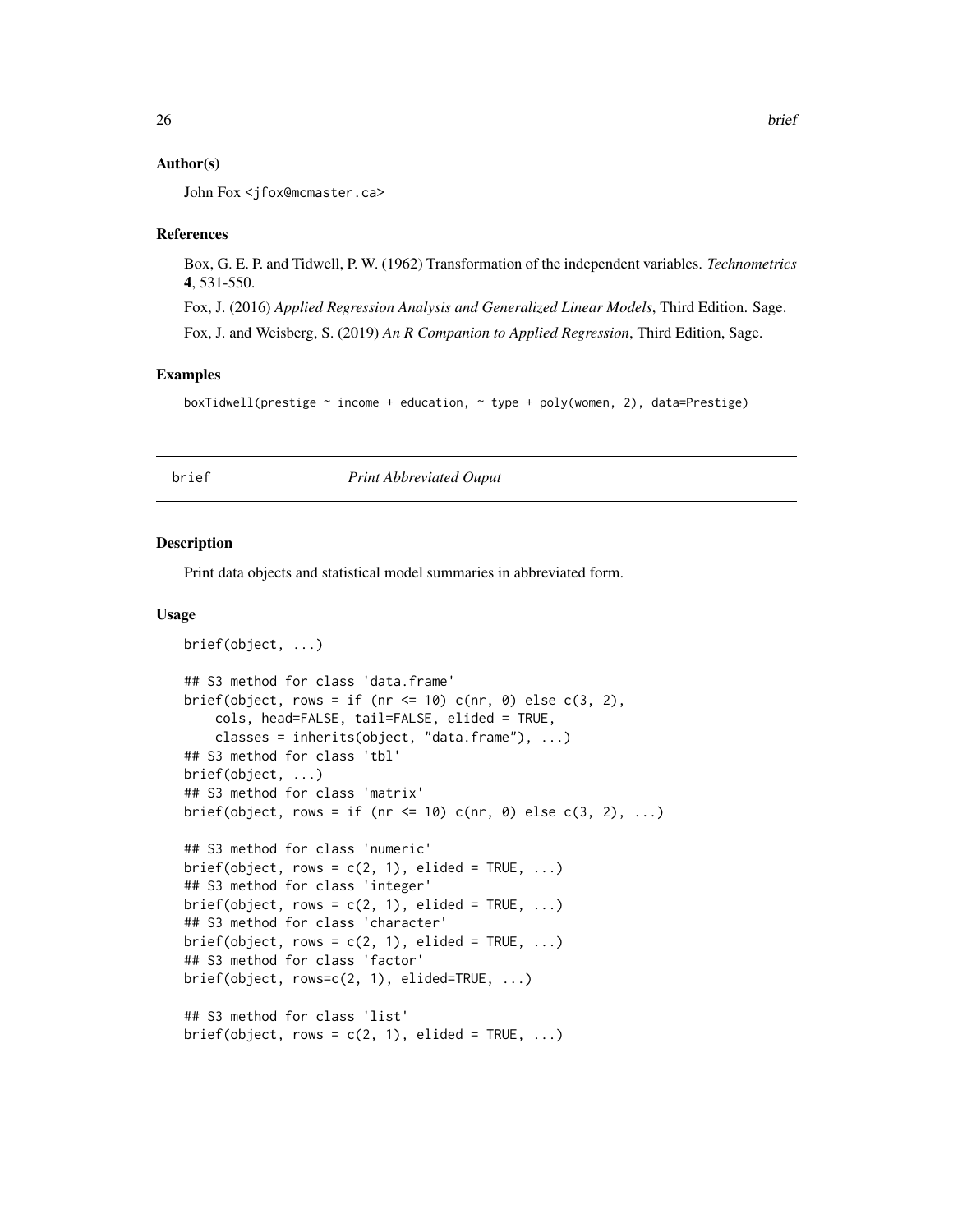### Author(s)

John Fox <jfox@mcmaster.ca>

### References

Box, G. E. P. and Tidwell, P. W. (1962) Transformation of the independent variables. *Technometrics* **4**, 531-550.

Fox, J. (2016) *Applied Regression Analysis and Generalized Linear Models*, Third Edition. Sage.

Fox, J. and Weisberg, S. (2019) *An R Companion to Applied Regression*, Third Edition, Sage.

### Examples

```
boxTidwell(prestige ~ income + education, ~ type + poly(women, 2), data=Prestige)
```

---

## brief — *Print Abbreviated Ouput*

### Description

Print data objects and statistical model summaries in abbreviated form.

### Usage

```
brief(object, ...)

## S3 method for class 'data.frame'
brief(object, rows = if (nr <= 10) c(nr, 0) else c(3, 2),
    cols, head=FALSE, tail=FALSE, elided = TRUE,
    classes = inherits(object, "data.frame"), ...)
## S3 method for class 'tbl'
brief(object, ...)
## S3 method for class 'matrix'
brief(object, rows = if (nr <= 10) c(nr, 0) else c(3, 2), ...)

## S3 method for class 'numeric'
brief(object, rows = c(2, 1), elided = TRUE, ...)
## S3 method for class 'integer'
brief(object, rows = c(2, 1), elided = TRUE, ...)
## S3 method for class 'character'
brief(object, rows = c(2, 1), elided = TRUE, ...)
## S3 method for class 'factor'
brief(object, rows=c(2, 1), elided=TRUE, ...)

## S3 method for class 'list'
brief(object, rows = c(2, 1), elided = TRUE, ...)
```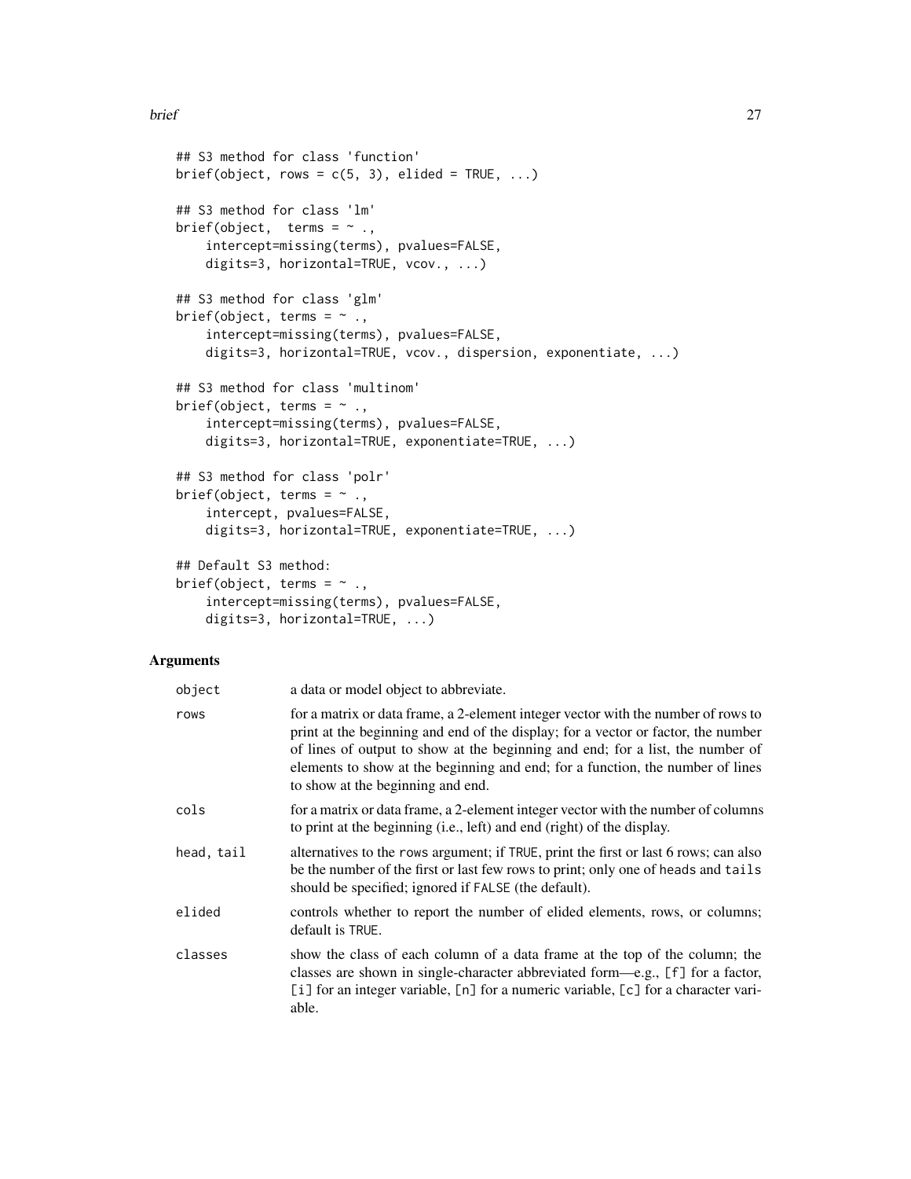```
## S3 method for class 'function'
brief(object, rows = c(5, 3), elided = TRUE, ...)

## S3 method for class 'lm'
brief(object,  terms = ~ .,
    intercept=missing(terms), pvalues=FALSE,
    digits=3, horizontal=TRUE, vcov., ...)

## S3 method for class 'glm'
brief(object, terms = ~ .,
    intercept=missing(terms), pvalues=FALSE,
    digits=3, horizontal=TRUE, vcov., dispersion, exponentiate, ...)

## S3 method for class 'multinom'
brief(object, terms = ~ .,
    intercept=missing(terms), pvalues=FALSE,
    digits=3, horizontal=TRUE, exponentiate=TRUE, ...)

## S3 method for class 'polr'
brief(object, terms = ~ .,
    intercept, pvalues=FALSE,
    digits=3, horizontal=TRUE, exponentiate=TRUE, ...)

## Default S3 method:
brief(object, terms = ~ .,
    intercept=missing(terms), pvalues=FALSE,
    digits=3, horizontal=TRUE, ...)
```

## Arguments

| | |
|---|---|
| `object` | a data or model object to abbreviate. |
| `rows` | for a matrix or data frame, a 2-element integer vector with the number of rows to print at the beginning and end of the display; for a vector or factor, the number of lines of output to show at the beginning and end; for a list, the number of elements to show at the beginning and end; for a function, the number of lines to show at the beginning and end. |
| `cols` | for a matrix or data frame, a 2-element integer vector with the number of columns to print at the beginning (i.e., left) and end (right) of the display. |
| `head, tail` | alternatives to the `rows` argument; if `TRUE`, print the first or last 6 rows; can also be the number of the first or last few rows to print; only one of `heads` and `tails` should be specified; ignored if `FALSE` (the default). |
| `elided` | controls whether to report the number of elided elements, rows, or columns; default is `TRUE`. |
| `classes` | show the class of each column of a data frame at the top of the column; the classes are shown in single-character abbreviated form—e.g., `[f]` for a factor, `[i]` for an integer variable, `[n]` for a numeric variable, `[c]` for a character variable. |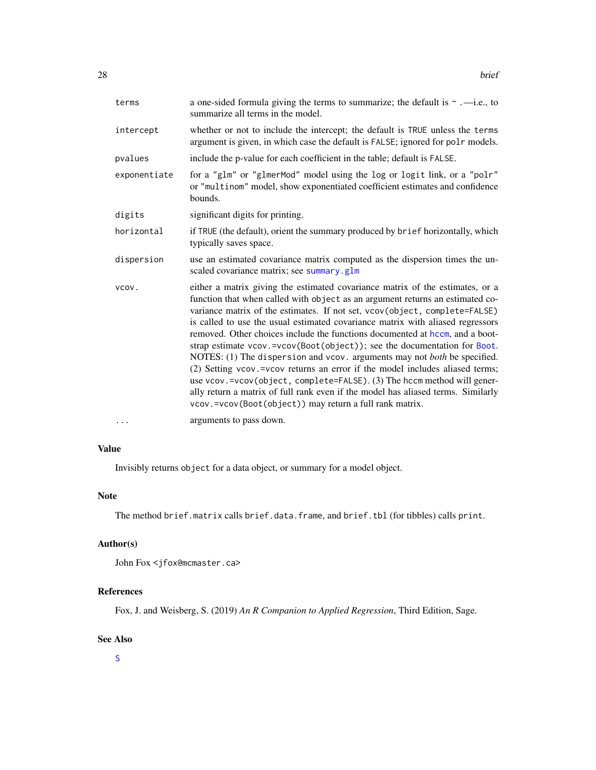| | |
|---|---|
| `terms` | a one-sided formula giving the terms to summarize; the default is `~ .`—i.e., to summarize all terms in the model. |
| `intercept` | whether or not to include the intercept; the default is `TRUE` unless the `terms` argument is given, in which case the default is `FALSE`; ignored for `polr` models. |
| `pvalues` | include the p-value for each coefficient in the table; default is `FALSE`. |
| `exponentiate` | for a `"glm"` or `"glmerMod"` model using the `log` or `logit` link, or a `"polr"` or `"multinom"` model, show exponentiated coefficient estimates and confidence bounds. |
| `digits` | significant digits for printing. |
| `horizontal` | if `TRUE` (the default), orient the summary produced by `brief` horizontally, which typically saves space. |
| `dispersion` | use an estimated covariance matrix computed as the dispersion times the unscaled covariance matrix; see `summary.glm` |
| `vcov.` | either a matrix giving the estimated covariance matrix of the estimates, or a function that when called with `object` as an argument returns an estimated covariance matrix of the estimates. If not set, `vcov(object, complete=FALSE)` is called to use the usual estimated covariance matrix with aliased regressors removed. Other choices include the functions documented at `hccm`, and a bootstrap estimate `vcov.=vcov(Boot(object))`; see the documentation for `Boot`. NOTES: (1) The `dispersion` and `vcov.` arguments may not *both* be specified. (2) Setting `vcov.=vcov` returns an error if the model includes aliased terms; use `vcov.=vcov(object, complete=FALSE)`. (3) The `hccm` method will generally return a matrix of full rank even if the model has aliased terms. Similarly `vcov.=vcov(Boot(object))` may return a full rank matrix. |
| `...` | arguments to pass down. |

## Value

Invisibly returns `object` for a data object, or summary for a model object.

## Note

The method `brief.matrix` calls `brief.data.frame`, and `brief.tbl` (for tibbles) calls `print`.

## Author(s)

John Fox <jfox@mcmaster.ca>

## References

Fox, J. and Weisberg, S. (2019) *An R Companion to Applied Regression*, Third Edition, Sage.

## See Also

`S`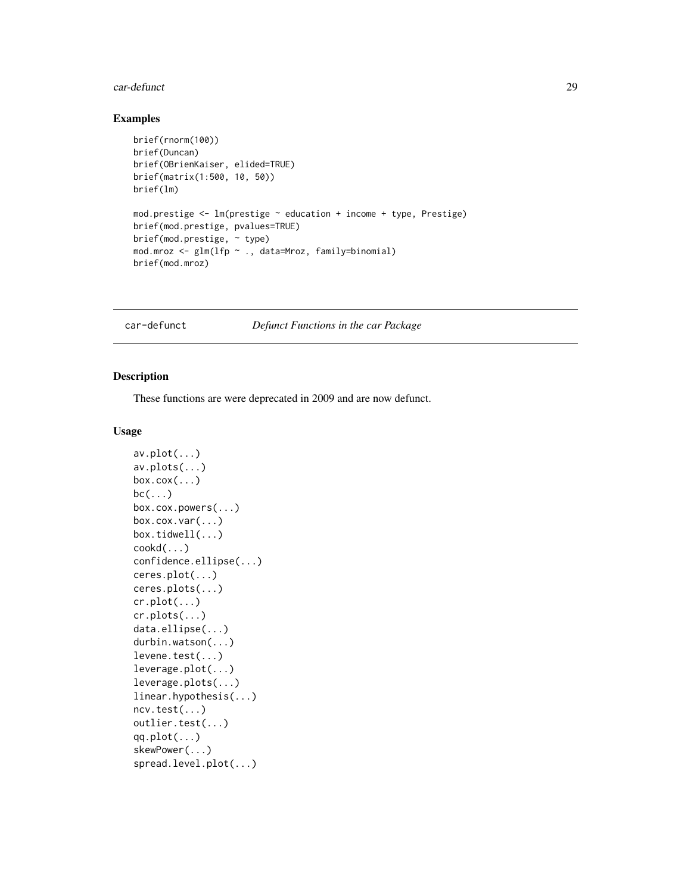## Examples

```
brief(rnorm(100))
brief(Duncan)
brief(OBrienKaiser, elided=TRUE)
brief(matrix(1:500, 10, 50))
brief(lm)

mod.prestige <- lm(prestige ~ education + income + type, Prestige)
brief(mod.prestige, pvalues=TRUE)
brief(mod.prestige, ~ type)
mod.mroz <- glm(lfp ~ ., data=Mroz, family=binomial)
brief(mod.mroz)
```

---

# car-defunct *Defunct Functions in the car Package*

---

## Description

These functions are were deprecated in 2009 and are now defunct.

## Usage

```
av.plot(...)
av.plots(...)
box.cox(...)
bc(...)
box.cox.powers(...)
box.cox.var(...)
box.tidwell(...)
cookd(...)
confidence.ellipse(...)
ceres.plot(...)
ceres.plots(...)
cr.plot(...)
cr.plots(...)
data.ellipse(...)
durbin.watson(...)
levene.test(...)
leverage.plot(...)
leverage.plots(...)
linear.hypothesis(...)
ncv.test(...)
outlier.test(...)
qq.plot(...)
skewPower(...)
spread.level.plot(...)
```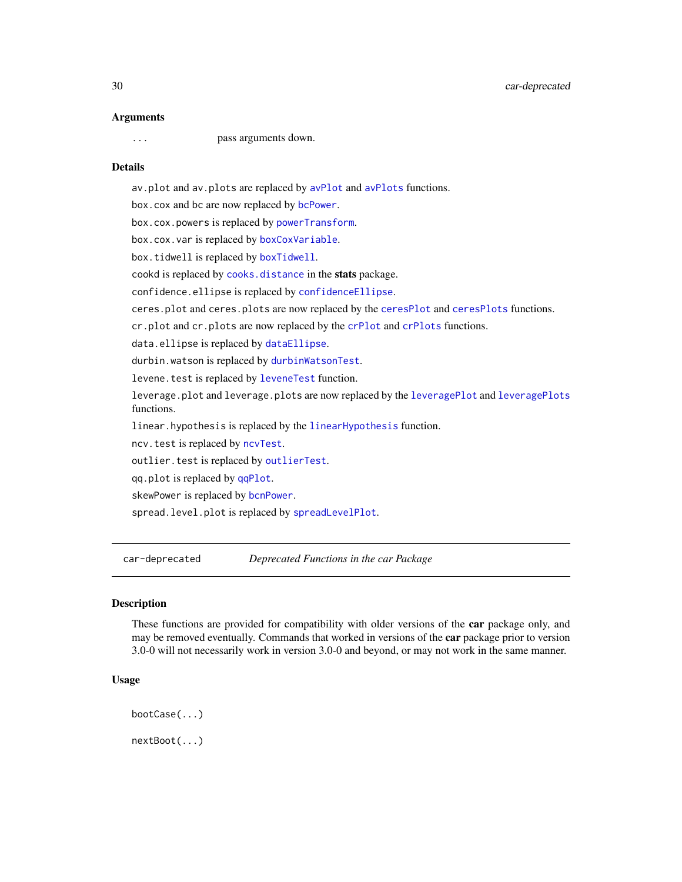### Arguments

`...` pass arguments down.

### Details

`av.plot` and `av.plots` are replaced by `avPlot` and `avPlots` functions.

`box.cox` and `bc` are now replaced by `bcPower`.

`box.cox.powers` is replaced by `powerTransform`.

`box.cox.var` is replaced by `boxCoxVariable`.

`box.tidwell` is replaced by `boxTidwell`.

`cookd` is replaced by `cooks.distance` in the **stats** package.

`confidence.ellipse` is replaced by `confidenceEllipse`.

`ceres.plot` and `ceres.plots` are now replaced by the `ceresPlot` and `ceresPlots` functions.

`cr.plot` and `cr.plots` are now replaced by the `crPlot` and `crPlots` functions.

`data.ellipse` is replaced by `dataEllipse`.

`durbin.watson` is replaced by `durbinWatsonTest`.

`levene.test` is replaced by `leveneTest` function.

`leverage.plot` and `leverage.plots` are now replaced by the `leveragePlot` and `leveragePlots` functions.

`linear.hypothesis` is replaced by the `linearHypothesis` function.

`ncv.test` is replaced by `ncvTest`.

`outlier.test` is replaced by `outlierTest`.

`qq.plot` is replaced by `qqPlot`.

`skewPower` is replaced by `bcnPower`.

`spread.level.plot` is replaced by `spreadLevelPlot`.

---

## car-deprecated *Deprecated Functions in the car Package*

---

### Description

These functions are provided for compatibility with older versions of the **car** package only, and may be removed eventually. Commands that worked in versions of the **car** package prior to version 3.0-0 will not necessarily work in version 3.0-0 and beyond, or may not work in the same manner.

### Usage

```
bootCase(...)

nextBoot(...)
```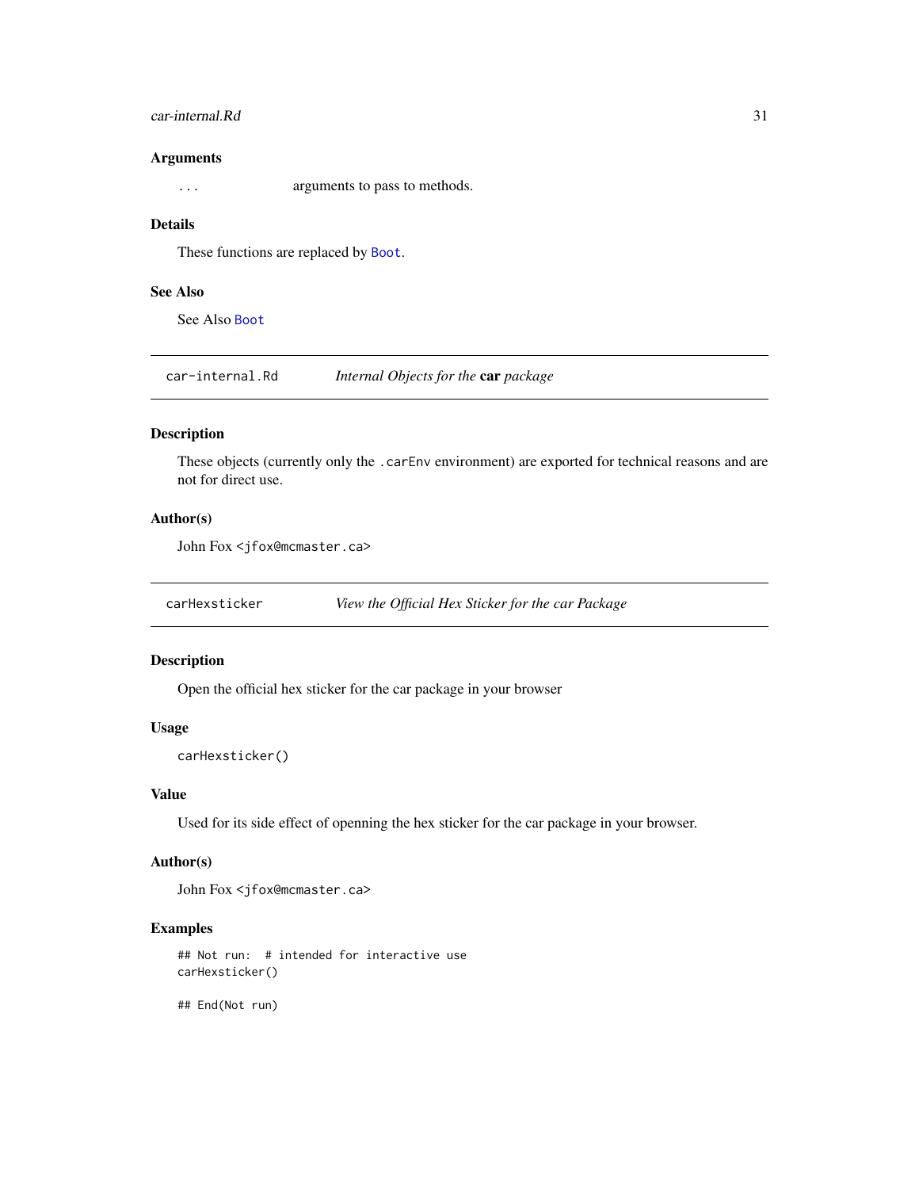### Arguments

| | |
|---|---|
| `...` | arguments to pass to methods. |

### Details

These functions are replaced by `Boot`.

### See Also

See Also `Boot`

---

## car-internal.Rd — *Internal Objects for the* **car** *package*

### Description

These objects (currently only the `.carEnv` environment) are exported for technical reasons and are not for direct use.

### Author(s)

John Fox <jfox@mcmaster.ca>

---

## carHexsticker — *View the Official Hex Sticker for the car Package*

### Description

Open the official hex sticker for the car package in your browser

### Usage

```
carHexsticker()
```

### Value

Used for its side effect of openning the hex sticker for the car package in your browser.

### Author(s)

John Fox <jfox@mcmaster.ca>

### Examples

```
## Not run:  # intended for interactive use
carHexsticker()

## End(Not run)
```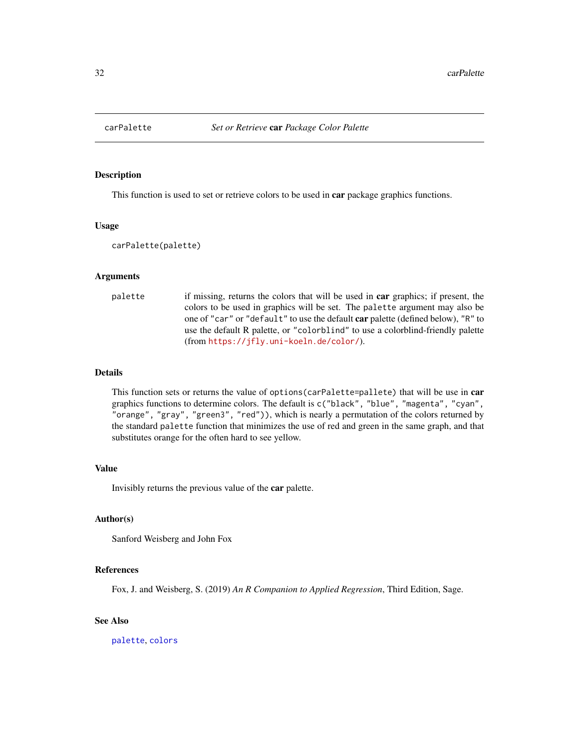carPalette — *Set or Retrieve* **car** *Package Color Palette*

### Description

This function is used to set or retrieve colors to be used in **car** package graphics functions.

### Usage

```
carPalette(palette)
```

### Arguments

| | |
|---|---|
| palette | if missing, returns the colors that will be used in **car** graphics; if present, the colors to be used in graphics will be set. The palette argument may also be one of "car" or "default" to use the default **car** palette (defined below), "R" to use the default R palette, or "colorblind" to use a colorblind-friendly palette (from https://jfly.uni-koeln.de/color/). |

### Details

This function sets or returns the value of `options(carPalette=pallete)` that will be use in **car** graphics functions to determine colors. The default is `c("black", "blue", "magenta", "cyan", "orange", "gray", "green3", "red"))`, which is nearly a permutation of the colors returned by the standard `palette` function that minimizes the use of red and green in the same graph, and that substitutes orange for the often hard to see yellow.

### Value

Invisibly returns the previous value of the **car** palette.

### Author(s)

Sanford Weisberg and John Fox

### References

Fox, J. and Weisberg, S. (2019) *An R Companion to Applied Regression*, Third Edition, Sage.

### See Also

palette, colors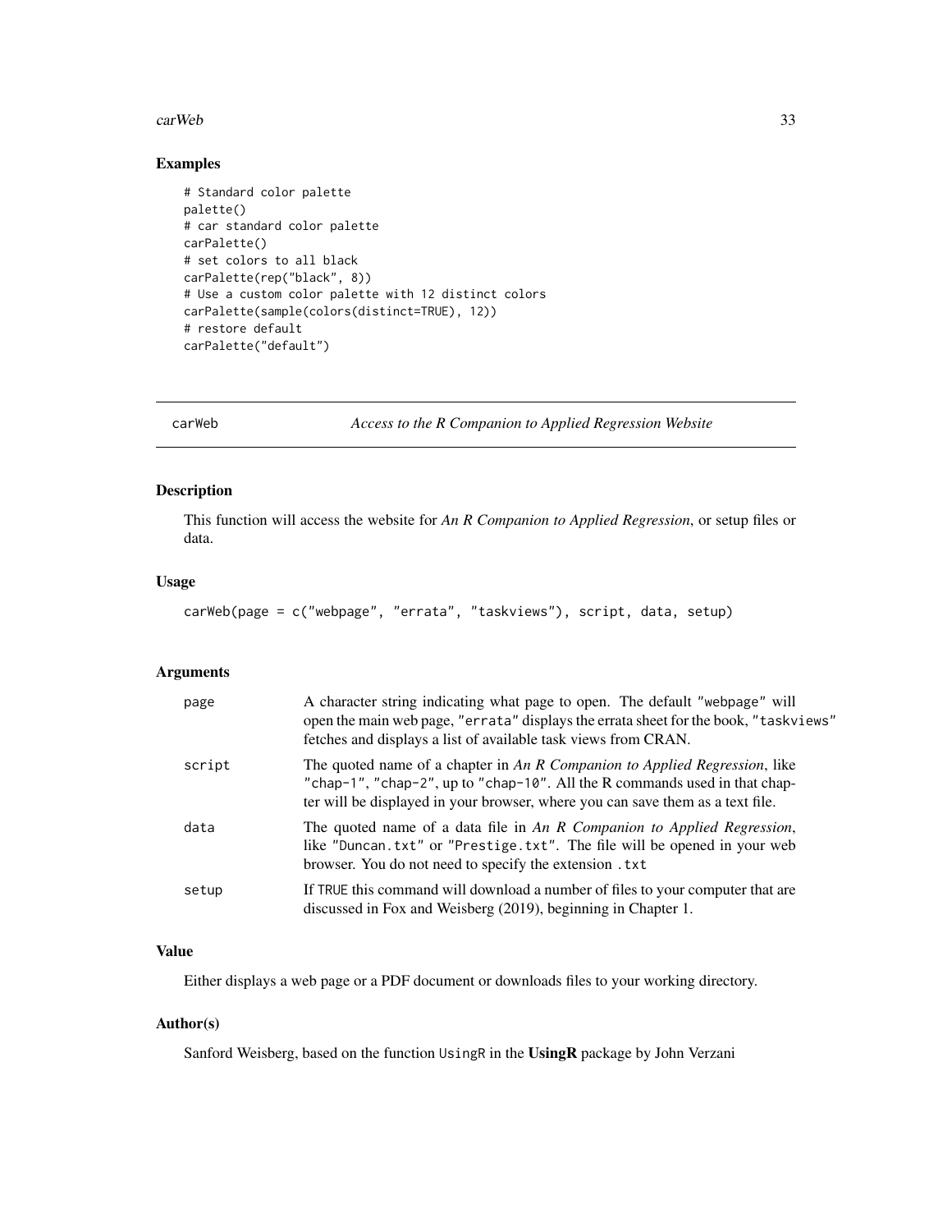## Examples

```
# Standard color palette
palette()
# car standard color palette
carPalette()
# set colors to all black
carPalette(rep("black", 8))
# Use a custom color palette with 12 distinct colors
carPalette(sample(colors(distinct=TRUE), 12))
# restore default
carPalette("default")
```

---

# carWeb — *Access to the R Companion to Applied Regression Website*

## Description

This function will access the website for *An R Companion to Applied Regression*, or setup files or data.

## Usage

```
carWeb(page = c("webpage", "errata", "taskviews"), script, data, setup)
```

## Arguments

| | |
|---|---|
| page | A character string indicating what page to open. The default "webpage" will open the main web page, "errata" displays the errata sheet for the book, "taskviews" fetches and displays a list of available task views from CRAN. |
| script | The quoted name of a chapter in *An R Companion to Applied Regression*, like "chap-1", "chap-2", up to "chap-10". All the R commands used in that chapter will be displayed in your browser, where you can save them as a text file. |
| data | The quoted name of a data file in *An R Companion to Applied Regression*, like "Duncan.txt" or "Prestige.txt". The file will be opened in your web browser. You do not need to specify the extension .txt |
| setup | If TRUE this command will download a number of files to your computer that are discussed in Fox and Weisberg (2019), beginning in Chapter 1. |

## Value

Either displays a web page or a PDF document or downloads files to your working directory.

## Author(s)

Sanford Weisberg, based on the function UsingR in the **UsingR** package by John Verzani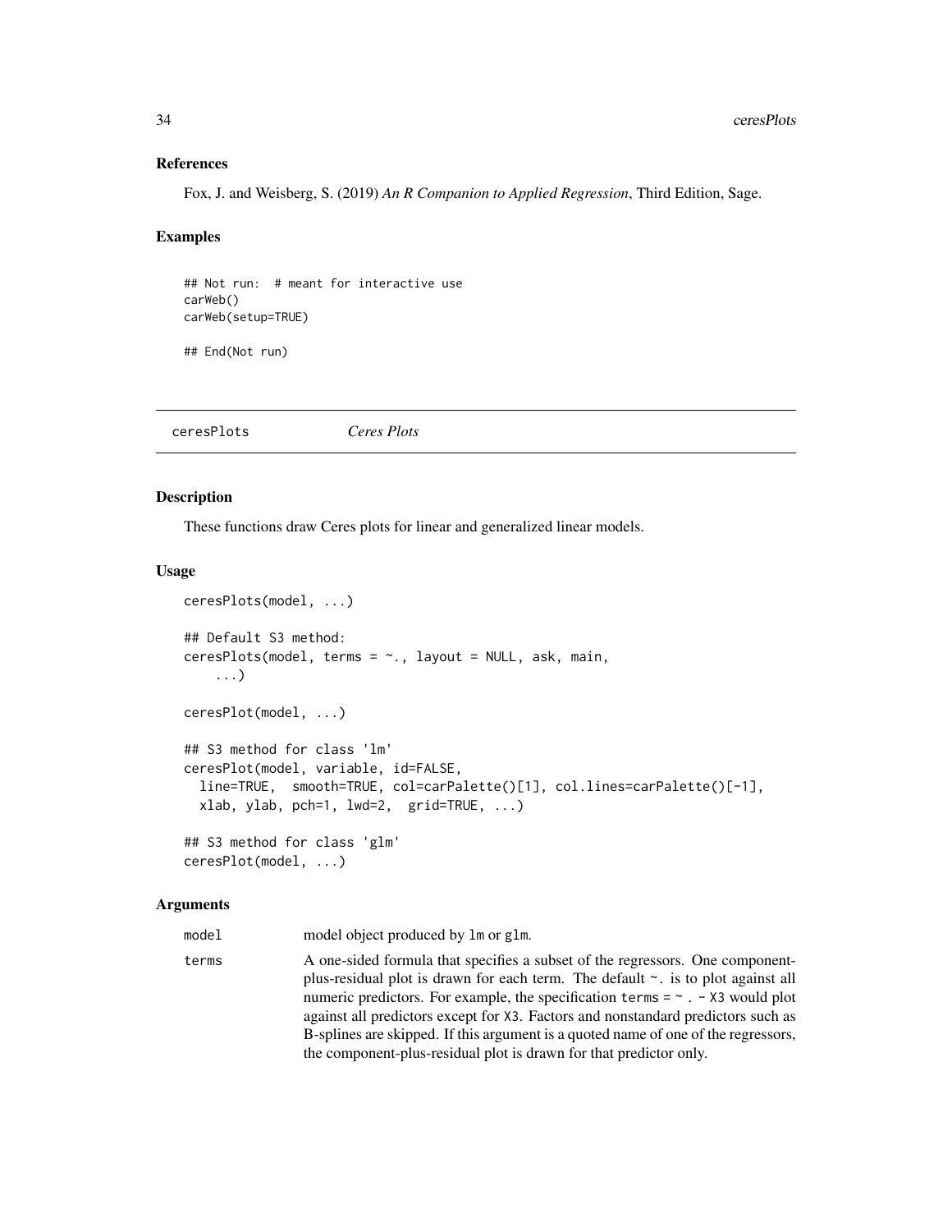### References

Fox, J. and Weisberg, S. (2019) *An R Companion to Applied Regression*, Third Edition, Sage.

### Examples

```
## Not run:  # meant for interactive use
carWeb()
carWeb(setup=TRUE)

## End(Not run)
```

---

## ceresPlots *Ceres Plots*

### Description

These functions draw Ceres plots for linear and generalized linear models.

### Usage

```
ceresPlots(model, ...)

## Default S3 method:
ceresPlots(model, terms = ~., layout = NULL, ask, main,
    ...)

ceresPlot(model, ...)

## S3 method for class 'lm'
ceresPlot(model, variable, id=FALSE,
  line=TRUE,  smooth=TRUE, col=carPalette()[1], col.lines=carPalette()[-1],
  xlab, ylab, pch=1, lwd=2,  grid=TRUE, ...)

## S3 method for class 'glm'
ceresPlot(model, ...)
```

### Arguments

| | |
|---|---|
| `model` | model object produced by `lm` or `glm`. |
| `terms` | A one-sided formula that specifies a subset of the regressors. One component-plus-residual plot is drawn for each term. The default `~.` is to plot against all numeric predictors. For example, the specification `terms = ~ . - X3` would plot against all predictors except for `X3`. Factors and nonstandard predictors such as B-splines are skipped. If this argument is a quoted name of one of the regressors, the component-plus-residual plot is drawn for that predictor only. |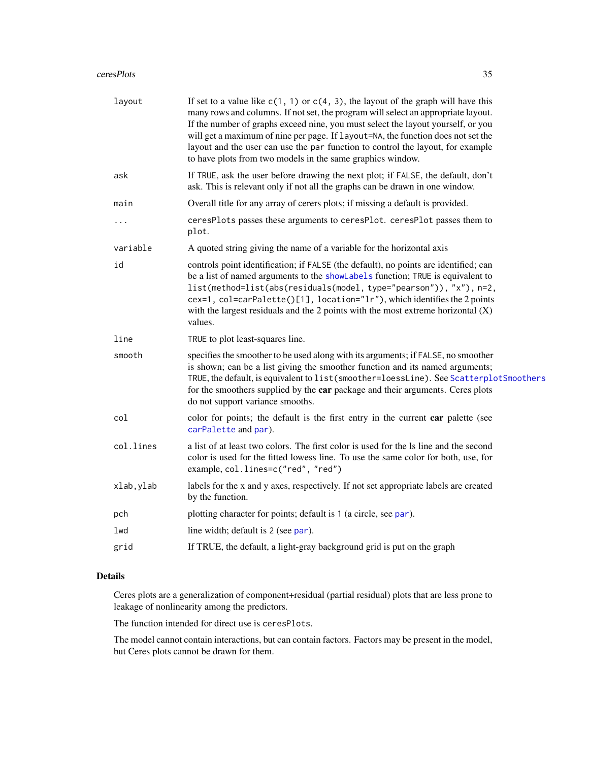| | |
|---|---|
| `layout` | If set to a value like `c(1, 1)` or `c(4, 3)`, the layout of the graph will have this many rows and columns. If not set, the program will select an appropriate layout. If the number of graphs exceed nine, you must select the layout yourself, or you will get a maximum of nine per page. If `layout=NA`, the function does not set the layout and the user can use the `par` function to control the layout, for example to have plots from two models in the same graphics window. |
| `ask` | If `TRUE`, ask the user before drawing the next plot; if `FALSE`, the default, don't ask. This is relevant only if not all the graphs can be drawn in one window. |
| `main` | Overall title for any array of cerers plots; if missing a default is provided. |
| `...` | `ceresPlots` passes these arguments to `ceresPlot`. `ceresPlot` passes them to `plot`. |
| `variable` | A quoted string giving the name of a variable for the horizontal axis |
| `id` | controls point identification; if `FALSE` (the default), no points are identified; can be a list of named arguments to the `showLabels` function; `TRUE` is equivalent to `list(method=list(abs(residuals(model, type="pearson")), "x"), n=2, cex=1, col=carPalette()[1], location="lr")`, which identifies the 2 points with the largest residuals and the 2 points with the most extreme horizontal (X) values. |
| `line` | `TRUE` to plot least-squares line. |
| `smooth` | specifies the smoother to be used along with its arguments; if `FALSE`, no smoother is shown; can be a list giving the smoother function and its named arguments; `TRUE`, the default, is equivalent to `list(smoother=loessLine)`. See `ScatterplotSmoothers` for the smoothers supplied by the **car** package and their arguments. Ceres plots do not support variance smooths. |
| `col` | color for points; the default is the first entry in the current **car** palette (see `carPalette` and `par`). |
| `col.lines` | a list of at least two colors. The first color is used for the ls line and the second color is used for the fitted lowess line. To use the same color for both, use, for example, `col.lines=c("red", "red")` |
| `xlab,ylab` | labels for the x and y axes, respectively. If not set appropriate labels are created by the function. |
| `pch` | plotting character for points; default is `1` (a circle, see `par`). |
| `lwd` | line width; default is `2` (see `par`). |
| `grid` | If TRUE, the default, a light-gray background grid is put on the graph |

## Details

Ceres plots are a generalization of component+residual (partial residual) plots that are less prone to leakage of nonlinearity among the predictors.

The function intended for direct use is `ceresPlots`.

The model cannot contain interactions, but can contain factors. Factors may be present in the model, but Ceres plots cannot be drawn for them.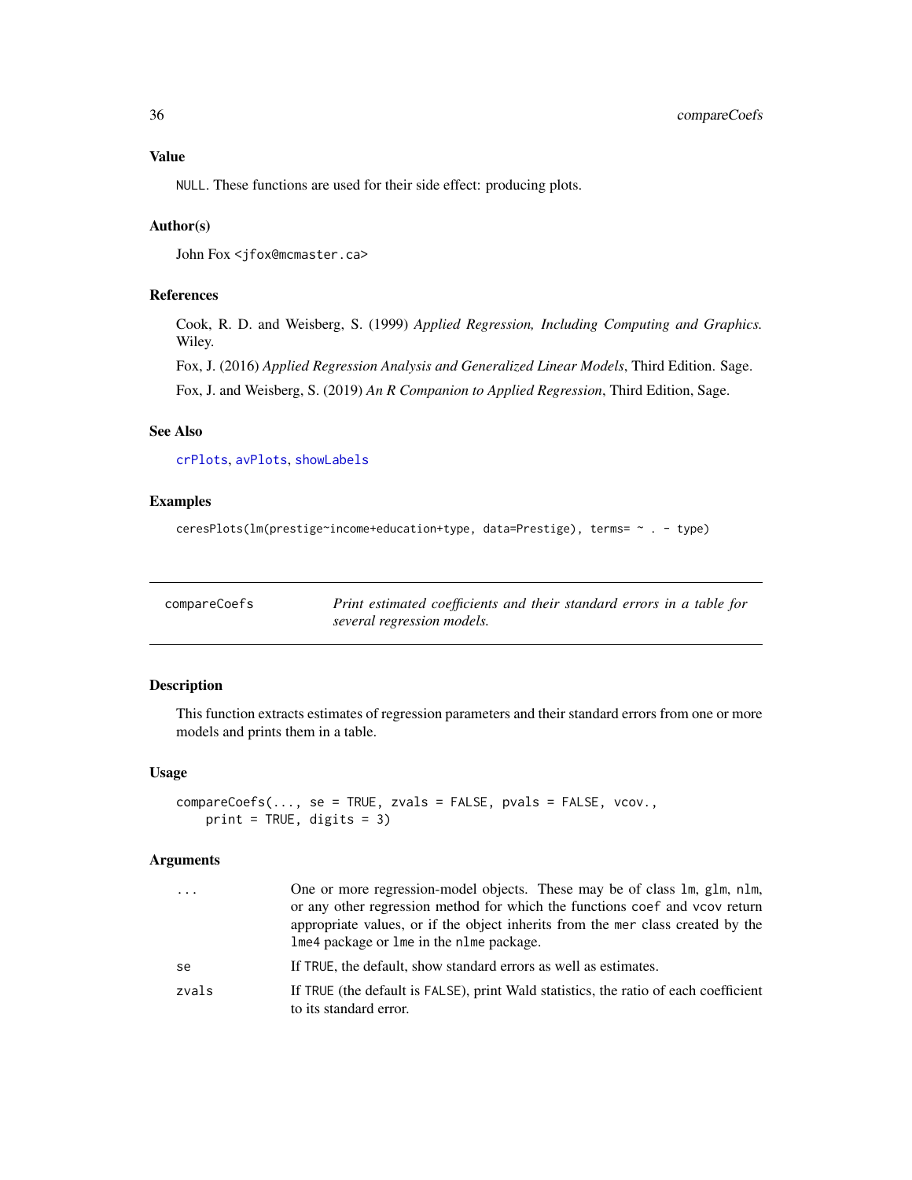### Value

NULL. These functions are used for their side effect: producing plots.

### Author(s)

John Fox <jfox@mcmaster.ca>

### References

Cook, R. D. and Weisberg, S. (1999) *Applied Regression, Including Computing and Graphics.* Wiley.

Fox, J. (2016) *Applied Regression Analysis and Generalized Linear Models*, Third Edition. Sage.

Fox, J. and Weisberg, S. (2019) *An R Companion to Applied Regression*, Third Edition, Sage.

### See Also

crPlots, avPlots, showLabels

### Examples

```
ceresPlots(lm(prestige~income+education+type, data=Prestige), terms= ~ . - type)
```

---

## compareCoefs — *Print estimated coefficients and their standard errors in a table for several regression models.*

---

### Description

This function extracts estimates of regression parameters and their standard errors from one or more models and prints them in a table.

### Usage

```
compareCoefs(..., se = TRUE, zvals = FALSE, pvals = FALSE, vcov.,
    print = TRUE, digits = 3)
```

### Arguments

| | |
|---|---|
| ... | One or more regression-model objects. These may be of class lm, glm, nlm, or any other regression method for which the functions coef and vcov return appropriate values, or if the object inherits from the mer class created by the lme4 package or lme in the nlme package. |
| se | If TRUE, the default, show standard errors as well as estimates. |
| zvals | If TRUE (the default is FALSE), print Wald statistics, the ratio of each coefficient to its standard error. |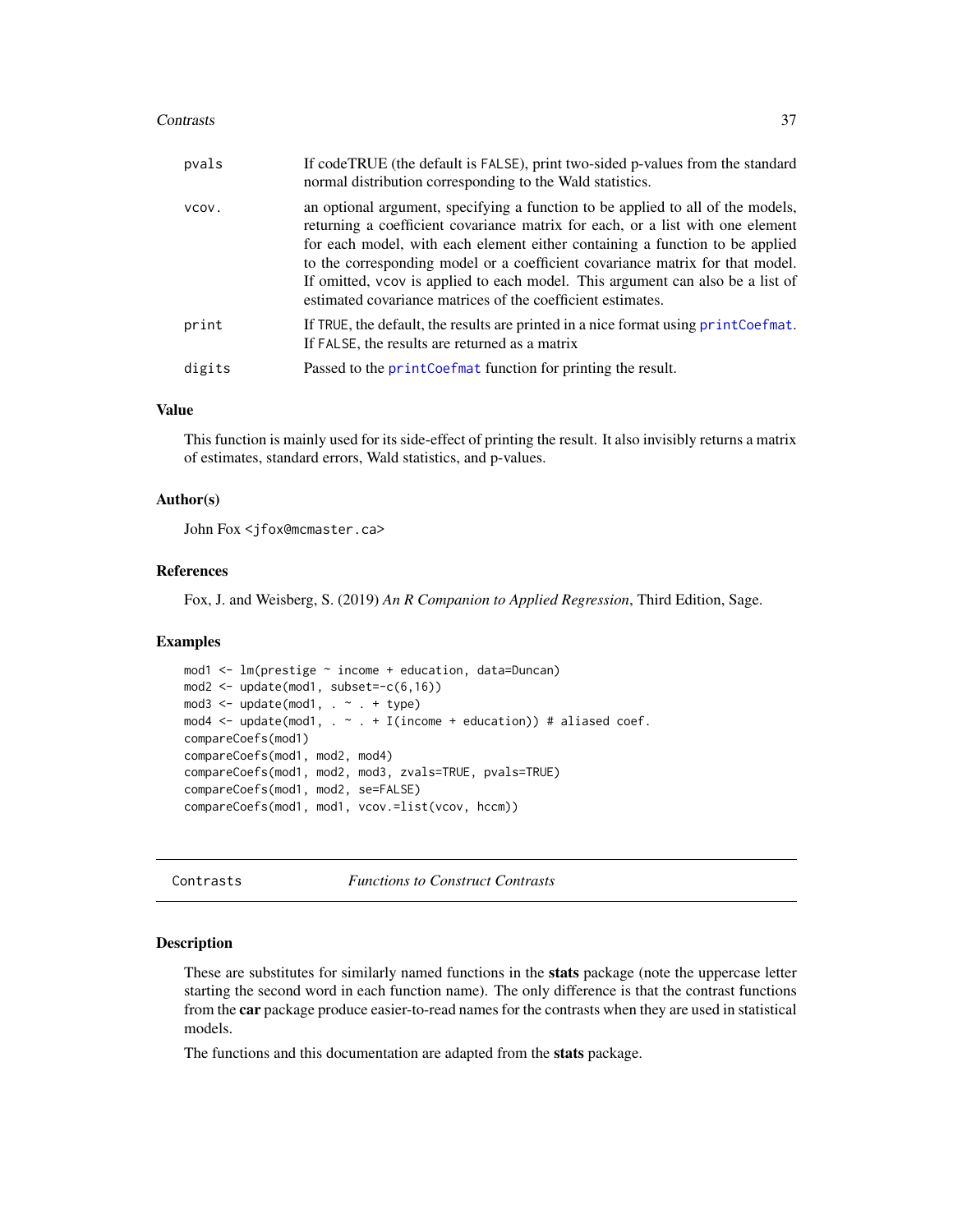| | |
|---|---|
| pvals | If codeTRUE (the default is FALSE), print two-sided p-values from the standard normal distribution corresponding to the Wald statistics. |
| vcov. | an optional argument, specifying a function to be applied to all of the models, returning a coefficient covariance matrix for each, or a list with one element for each model, with each element either containing a function to be applied to the corresponding model or a coefficient covariance matrix for that model. If omitted, vcov is applied to each model. This argument can also be a list of estimated covariance matrices of the coefficient estimates. |
| print | If TRUE, the default, the results are printed in a nice format using printCoefmat. If FALSE, the results are returned as a matrix |
| digits | Passed to the printCoefmat function for printing the result. |

## Value

This function is mainly used for its side-effect of printing the result. It also invisibly returns a matrix of estimates, standard errors, Wald statistics, and p-values.

## Author(s)

John Fox <jfox@mcmaster.ca>

## References

Fox, J. and Weisberg, S. (2019) *An R Companion to Applied Regression*, Third Edition, Sage.

## Examples

```
mod1 <- lm(prestige ~ income + education, data=Duncan)
mod2 <- update(mod1, subset=-c(6,16))
mod3 <- update(mod1, . ~ . + type)
mod4 <- update(mod1, . ~ . + I(income + education)) # aliased coef.
compareCoefs(mod1)
compareCoefs(mod1, mod2, mod4)
compareCoefs(mod1, mod2, mod3, zvals=TRUE, pvals=TRUE)
compareCoefs(mod1, mod2, se=FALSE)
compareCoefs(mod1, mod1, vcov.=list(vcov, hccm))
```

---

# Contrasts — *Functions to Construct Contrasts*

## Description

These are substitutes for similarly named functions in the **stats** package (note the uppercase letter starting the second word in each function name). The only difference is that the contrast functions from the **car** package produce easier-to-read names for the contrasts when they are used in statistical models.

The functions and this documentation are adapted from the **stats** package.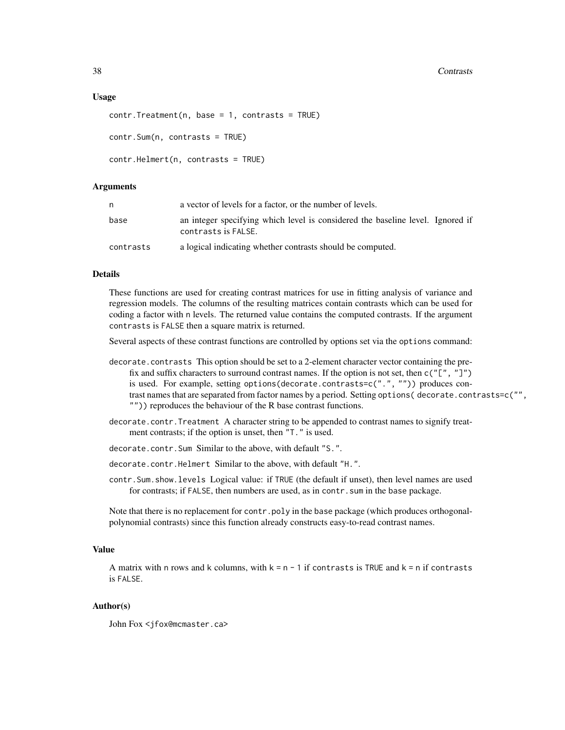## Usage

```
contr.Treatment(n, base = 1, contrasts = TRUE)

contr.Sum(n, contrasts = TRUE)

contr.Helmert(n, contrasts = TRUE)
```

## Arguments

| | |
|---|---|
| `n` | a vector of levels for a factor, or the number of levels. |
| `base` | an integer specifying which level is considered the baseline level. Ignored if `contrasts` is `FALSE`. |
| `contrasts` | a logical indicating whether contrasts should be computed. |

## Details

These functions are used for creating contrast matrices for use in fitting analysis of variance and regression models. The columns of the resulting matrices contain contrasts which can be used for coding a factor with `n` levels. The returned value contains the computed contrasts. If the argument `contrasts` is `FALSE` then a square matrix is returned.

Several aspects of these contrast functions are controlled by options set via the `options` command:

`decorate.contrasts` This option should be set to a 2-element character vector containing the prefix and suffix characters to surround contrast names. If the option is not set, then `c("[", "]")` is used. For example, setting `options(decorate.contrasts=c(".", ""))` produces contrast names that are separated from factor names by a period. Setting `options( decorate.contrasts=c("", ""))` reproduces the behaviour of the R base contrast functions.

`decorate.contr.Treatment` A character string to be appended to contrast names to signify treatment contrasts; if the option is unset, then `"T."` is used.

`decorate.contr.Sum` Similar to the above, with default `"S."`.

`decorate.contr.Helmert` Similar to the above, with default `"H."`.

`contr.Sum.show.levels` Logical value: if `TRUE` (the default if unset), then level names are used for contrasts; if `FALSE`, then numbers are used, as in `contr.sum` in the `base` package.

Note that there is no replacement for `contr.poly` in the `base` package (which produces orthogonal-polynomial contrasts) since this function already constructs easy-to-read contrast names.

## Value

A matrix with `n` rows and `k` columns, with `k = n - 1` if `contrasts` is `TRUE` and `k = n` if `contrasts` is `FALSE`.

## Author(s)

John Fox <jfox@mcmaster.ca>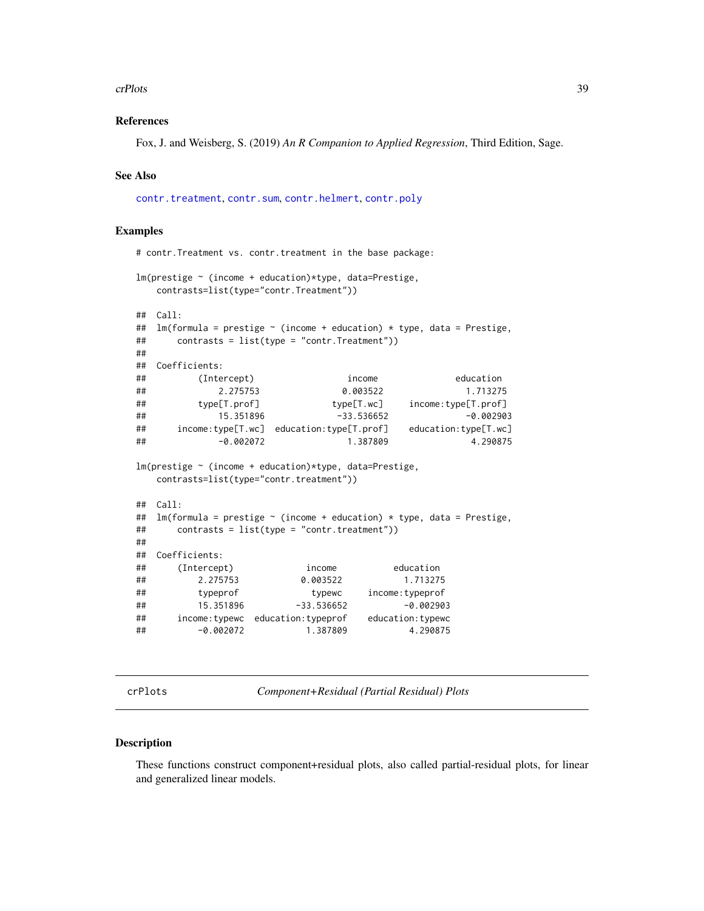### References

Fox, J. and Weisberg, S. (2019) *An R Companion to Applied Regression*, Third Edition, Sage.

### See Also

contr.treatment, contr.sum, contr.helmert, contr.poly

### Examples

```
# contr.Treatment vs. contr.treatment in the base package:

lm(prestige ~ (income + education)*type, data=Prestige,
    contrasts=list(type="contr.Treatment"))

##  Call:
##  lm(formula = prestige ~ (income + education) * type, data = Prestige,
##      contrasts = list(type = "contr.Treatment"))
##
##  Coefficients:
##         (Intercept)                  income               education
##            2.275753                0.003522                1.713275
##         type[T.prof]              type[T.wc]     income:type[T.prof]
##            15.351896             -33.536652               -0.002903
##      income:type[T.wc]  education:type[T.prof]    education:type[T.wc]
##           -0.002072                1.387809                4.290875

lm(prestige ~ (income + education)*type, data=Prestige,
    contrasts=list(type="contr.treatment"))

##  Call:
##  lm(formula = prestige ~ (income + education) * type, data = Prestige,
##      contrasts = list(type = "contr.treatment"))
##
##  Coefficients:
##      (Intercept)             income          education
##         2.275753           0.003522           1.713275
##         typeprof             typewc     income:typeprof
##        15.351896         -33.536652          -0.002903
##     income:typewc  education:typeprof    education:typewc
##        -0.002072           1.387809           4.290875
```

---

## crPlots *Component+Residual (Partial Residual) Plots*

### Description

These functions construct component+residual plots, also called partial-residual plots, for linear and generalized linear models.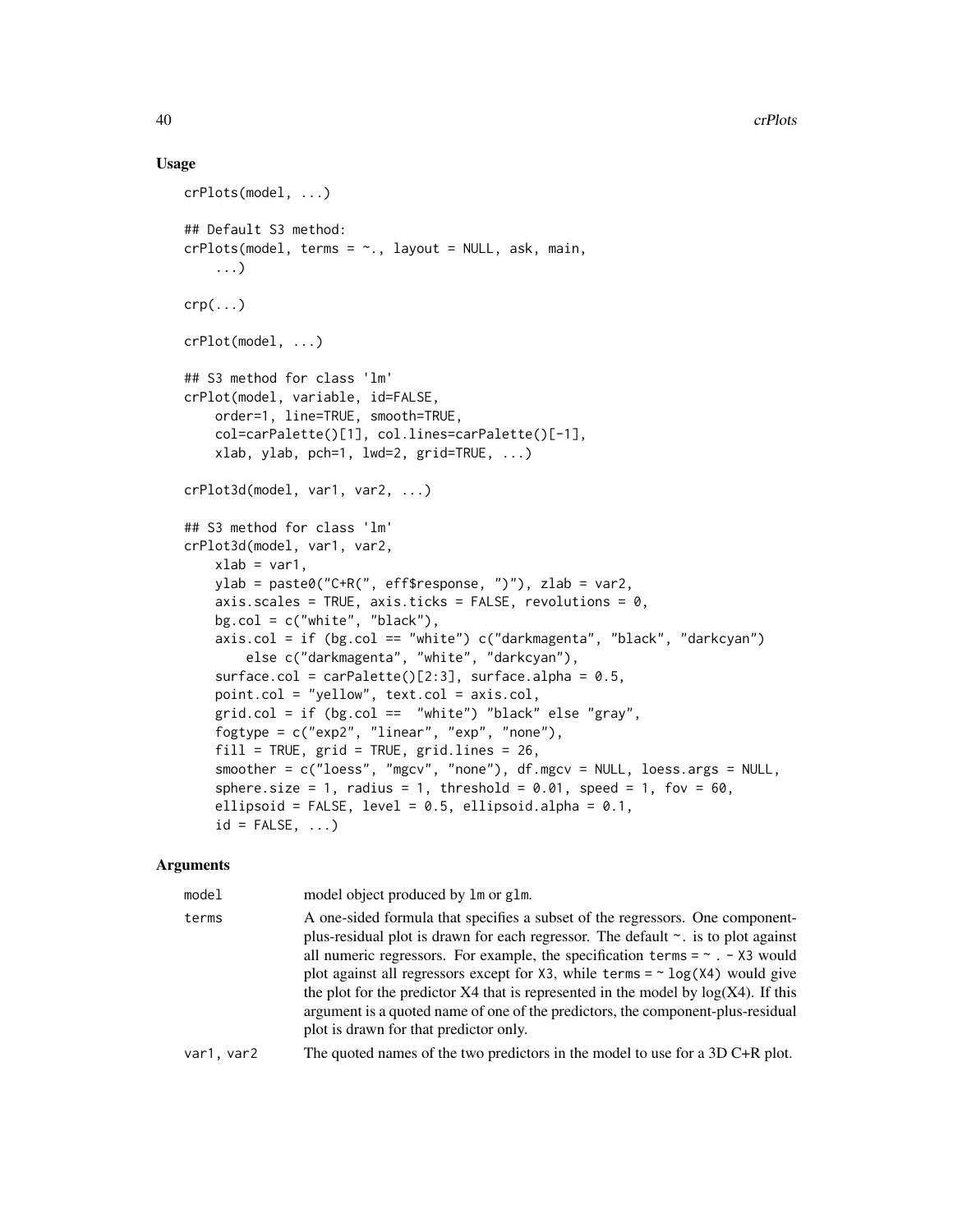## Usage

```
crPlots(model, ...)

## Default S3 method:
crPlots(model, terms = ~., layout = NULL, ask, main,
    ...)

crp(...)

crPlot(model, ...)

## S3 method for class 'lm'
crPlot(model, variable, id=FALSE,
    order=1, line=TRUE, smooth=TRUE,
    col=carPalette()[1], col.lines=carPalette()[-1],
    xlab, ylab, pch=1, lwd=2, grid=TRUE, ...)

crPlot3d(model, var1, var2, ...)

## S3 method for class 'lm'
crPlot3d(model, var1, var2,
    xlab = var1,
    ylab = paste0("C+R(", eff$response, ")"), zlab = var2,
    axis.scales = TRUE, axis.ticks = FALSE, revolutions = 0,
    bg.col = c("white", "black"),
    axis.col = if (bg.col == "white") c("darkmagenta", "black", "darkcyan")
        else c("darkmagenta", "white", "darkcyan"),
    surface.col = carPalette()[2:3], surface.alpha = 0.5,
    point.col = "yellow", text.col = axis.col,
    grid.col = if (bg.col ==  "white") "black" else "gray",
    fogtype = c("exp2", "linear", "exp", "none"),
    fill = TRUE, grid = TRUE, grid.lines = 26,
    smoother = c("loess", "mgcv", "none"), df.mgcv = NULL, loess.args = NULL,
    sphere.size = 1, radius = 1, threshold = 0.01, speed = 1, fov = 60,
    ellipsoid = FALSE, level = 0.5, ellipsoid.alpha = 0.1,
    id = FALSE, ...)
```

## Arguments

| | |
|---|---|
| `model` | model object produced by `lm` or `glm`. |
| `terms` | A one-sided formula that specifies a subset of the regressors. One component-plus-residual plot is drawn for each regressor. The default `~.` is to plot against all numeric regressors. For example, the specification `terms = ~ . - X3` would plot against all regressors except for `X3`, while `terms = ~ log(X4)` would give the plot for the predictor X4 that is represented in the model by log(X4). If this argument is a quoted name of one of the predictors, the component-plus-residual plot is drawn for that predictor only. |
| `var1, var2` | The quoted names of the two predictors in the model to use for a 3D C+R plot. |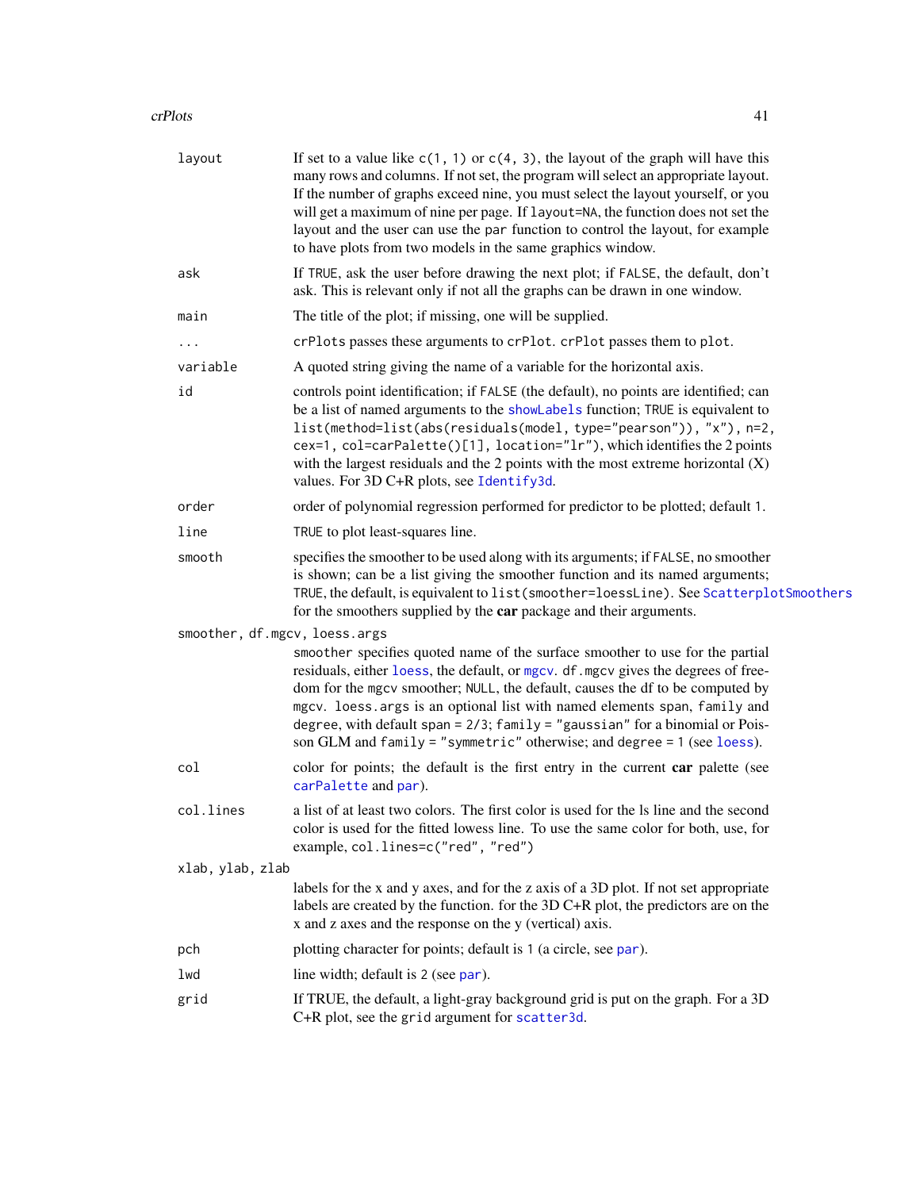| | |
|---|---|
| `layout` | If set to a value like `c(1, 1)` or `c(4, 3)`, the layout of the graph will have this many rows and columns. If not set, the program will select an appropriate layout. If the number of graphs exceed nine, you must select the layout yourself, or you will get a maximum of nine per page. If `layout=NA`, the function does not set the layout and the user can use the `par` function to control the layout, for example to have plots from two models in the same graphics window. |
| `ask` | If `TRUE`, ask the user before drawing the next plot; if `FALSE`, the default, don't ask. This is relevant only if not all the graphs can be drawn in one window. |
| `main` | The title of the plot; if missing, one will be supplied. |
| `...` | `crPlots` passes these arguments to `crPlot`. `crPlot` passes them to `plot`. |
| `variable` | A quoted string giving the name of a variable for the horizontal axis. |
| `id` | controls point identification; if `FALSE` (the default), no points are identified; can be a list of named arguments to the `showLabels` function; `TRUE` is equivalent to `list(method=list(abs(residuals(model, type="pearson")), "x"), n=2, cex=1, col=carPalette()[1], location="lr")`, which identifies the 2 points with the largest residuals and the 2 points with the most extreme horizontal (X) values. For 3D C+R plots, see `Identify3d`. |
| `order` | order of polynomial regression performed for predictor to be plotted; default `1`. |
| `line` | `TRUE` to plot least-squares line. |
| `smooth` | specifies the smoother to be used along with its arguments; if `FALSE`, no smoother is shown; can be a list giving the smoother function and its named arguments; `TRUE`, the default, is equivalent to `list(smoother=loessLine)`. See `ScatterplotSmoothers` for the smoothers supplied by the **car** package and their arguments. |
| `smoother, df.mgcv, loess.args` | `smoother` specifies quoted name of the surface smoother to use for the partial residuals, either `loess`, the default, or `mgcv`. `df.mgcv` gives the degrees of freedom for the `mgcv` smoother; `NULL`, the default, causes the df to be computed by `mgcv`. `loess.args` is an optional list with named elements `span`, `family` and `degree`, with default `span = 2/3`; `family = "gaussian"` for a binomial or Poisson GLM and `family = "symmetric"` otherwise; and `degree = 1` (see `loess`). |
| `col` | color for points; the default is the first entry in the current **car** palette (see `carPalette` and `par`). |
| `col.lines` | a list of at least two colors. The first color is used for the ls line and the second color is used for the fitted lowess line. To use the same color for both, use, for example, `col.lines=c("red", "red")` |
| `xlab, ylab, zlab` | labels for the x and y axes, and for the z axis of a 3D plot. If not set appropriate labels are created by the function. for the 3D C+R plot, the predictors are on the x and z axes and the response on the y (vertical) axis. |
| `pch` | plotting character for points; default is `1` (a circle, see `par`). |
| `lwd` | line width; default is `2` (see `par`). |
| `grid` | If TRUE, the default, a light-gray background grid is put on the graph. For a 3D C+R plot, see the `grid` argument for `scatter3d`. |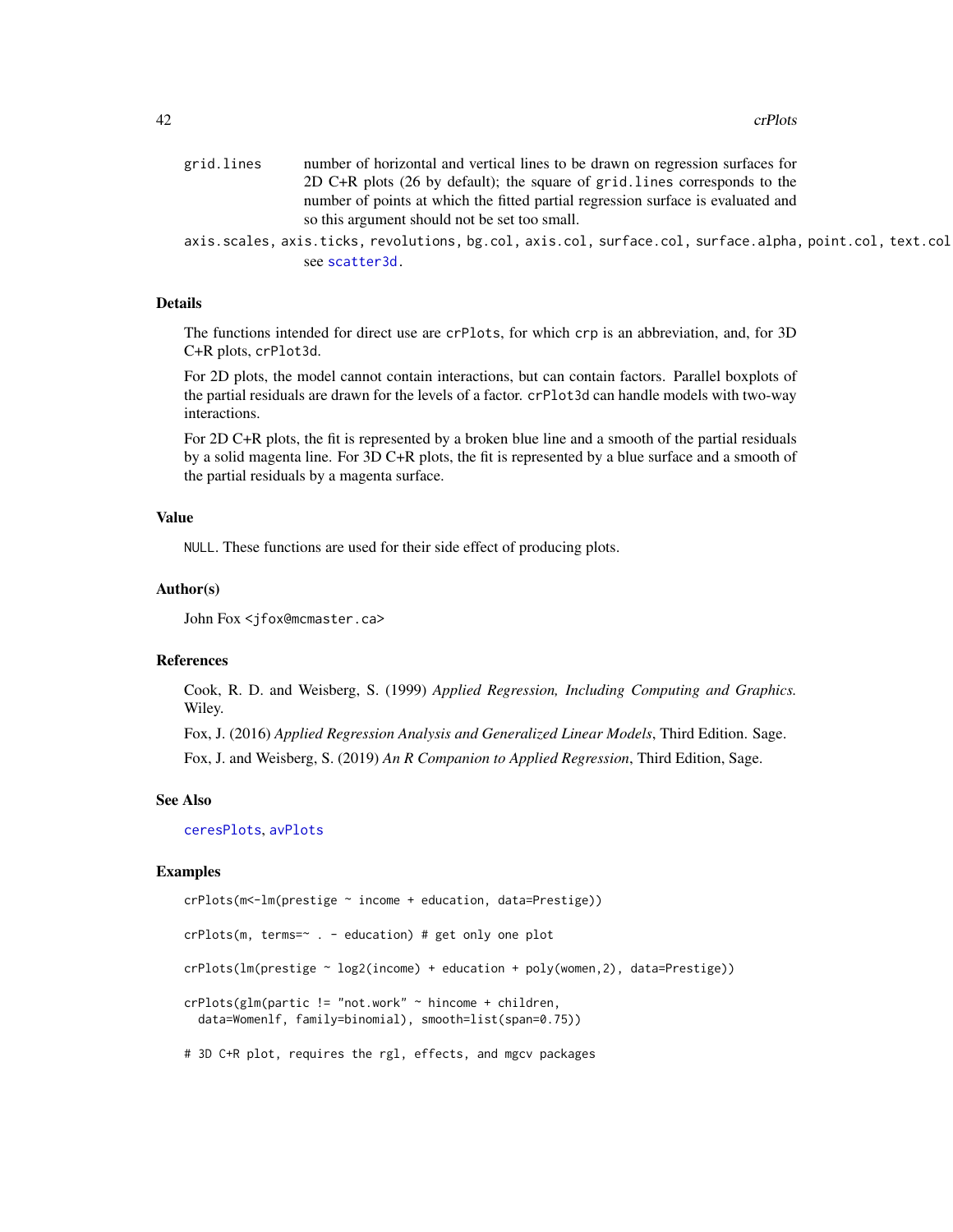`grid.lines`
: number of horizontal and vertical lines to be drawn on regression surfaces for 2D C+R plots (26 by default); the square of `grid.lines` corresponds to the number of points at which the fitted partial regression surface is evaluated and so this argument should not be set too small.

`axis.scales, axis.ticks, revolutions, bg.col, axis.col, surface.col, surface.alpha, point.col, text.col`
: see `scatter3d`.

### Details

The functions intended for direct use are `crPlots`, for which `crp` is an abbreviation, and, for 3D C+R plots, `crPlot3d`.

For 2D plots, the model cannot contain interactions, but can contain factors. Parallel boxplots of the partial residuals are drawn for the levels of a factor. `crPlot3d` can handle models with two-way interactions.

For 2D C+R plots, the fit is represented by a broken blue line and a smooth of the partial residuals by a solid magenta line. For 3D C+R plots, the fit is represented by a blue surface and a smooth of the partial residuals by a magenta surface.

### Value

`NULL`. These functions are used for their side effect of producing plots.

### Author(s)

John Fox <jfox@mcmaster.ca>

### References

Cook, R. D. and Weisberg, S. (1999) *Applied Regression, Including Computing and Graphics.* Wiley.

Fox, J. (2016) *Applied Regression Analysis and Generalized Linear Models*, Third Edition. Sage.

Fox, J. and Weisberg, S. (2019) *An R Companion to Applied Regression*, Third Edition, Sage.

### See Also

`ceresPlots`, `avPlots`

### Examples

```
crPlots(m<-lm(prestige ~ income + education, data=Prestige))

crPlots(m, terms=~ . - education) # get only one plot

crPlots(lm(prestige ~ log2(income) + education + poly(women,2), data=Prestige))

crPlots(glm(partic != "not.work" ~ hincome + children,
  data=Womenlf, family=binomial), smooth=list(span=0.75))

# 3D C+R plot, requires the rgl, effects, and mgcv packages
```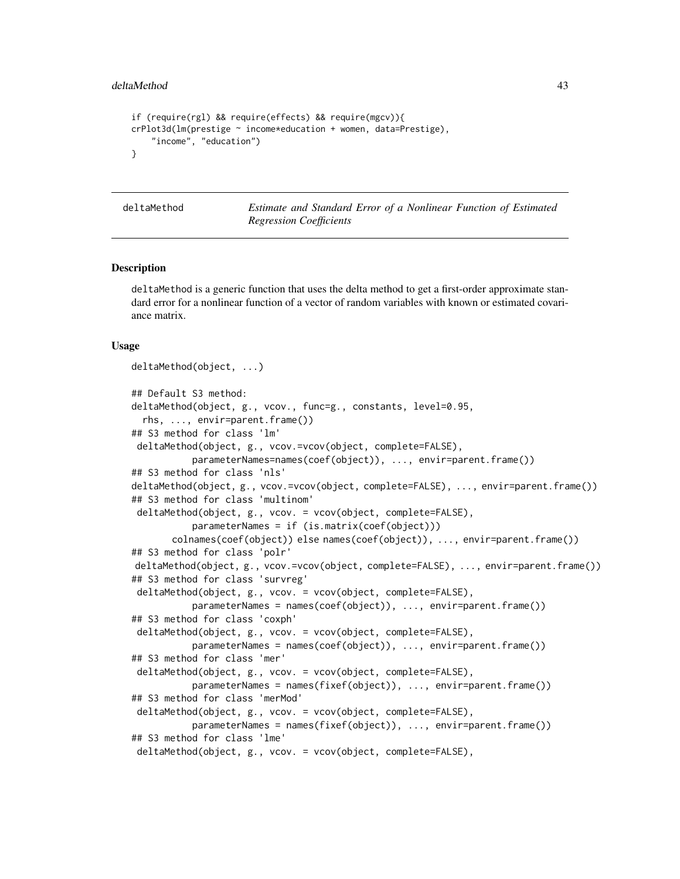```
if (require(rgl) && require(effects) && require(mgcv)){
crPlot3d(lm(prestige ~ income*education + women, data=Prestige),
    "income", "education")
}
```

## deltaMethod — *Estimate and Standard Error of a Nonlinear Function of Estimated Regression Coefficients*

### Description

deltaMethod is a generic function that uses the delta method to get a first-order approximate standard error for a nonlinear function of a vector of random variables with known or estimated covariance matrix.

### Usage

```
deltaMethod(object, ...)

## Default S3 method:
deltaMethod(object, g., vcov., func=g., constants, level=0.95,
  rhs, ..., envir=parent.frame())
## S3 method for class 'lm'
 deltaMethod(object, g., vcov.=vcov(object, complete=FALSE),
           parameterNames=names(coef(object)), ..., envir=parent.frame())
## S3 method for class 'nls'
deltaMethod(object, g., vcov.=vcov(object, complete=FALSE), ..., envir=parent.frame())
## S3 method for class 'multinom'
 deltaMethod(object, g., vcov. = vcov(object, complete=FALSE),
           parameterNames = if (is.matrix(coef(object)))
       colnames(coef(object)) else names(coef(object)), ..., envir=parent.frame())
## S3 method for class 'polr'
 deltaMethod(object, g., vcov.=vcov(object, complete=FALSE), ..., envir=parent.frame())
## S3 method for class 'survreg'
 deltaMethod(object, g., vcov. = vcov(object, complete=FALSE),
           parameterNames = names(coef(object)), ..., envir=parent.frame())
## S3 method for class 'coxph'
 deltaMethod(object, g., vcov. = vcov(object, complete=FALSE),
           parameterNames = names(coef(object)), ..., envir=parent.frame())
## S3 method for class 'mer'
 deltaMethod(object, g., vcov. = vcov(object, complete=FALSE),
           parameterNames = names(fixef(object)), ..., envir=parent.frame())
## S3 method for class 'merMod'
 deltaMethod(object, g., vcov. = vcov(object, complete=FALSE),
           parameterNames = names(fixef(object)), ..., envir=parent.frame())
## S3 method for class 'lme'
 deltaMethod(object, g., vcov. = vcov(object, complete=FALSE),
```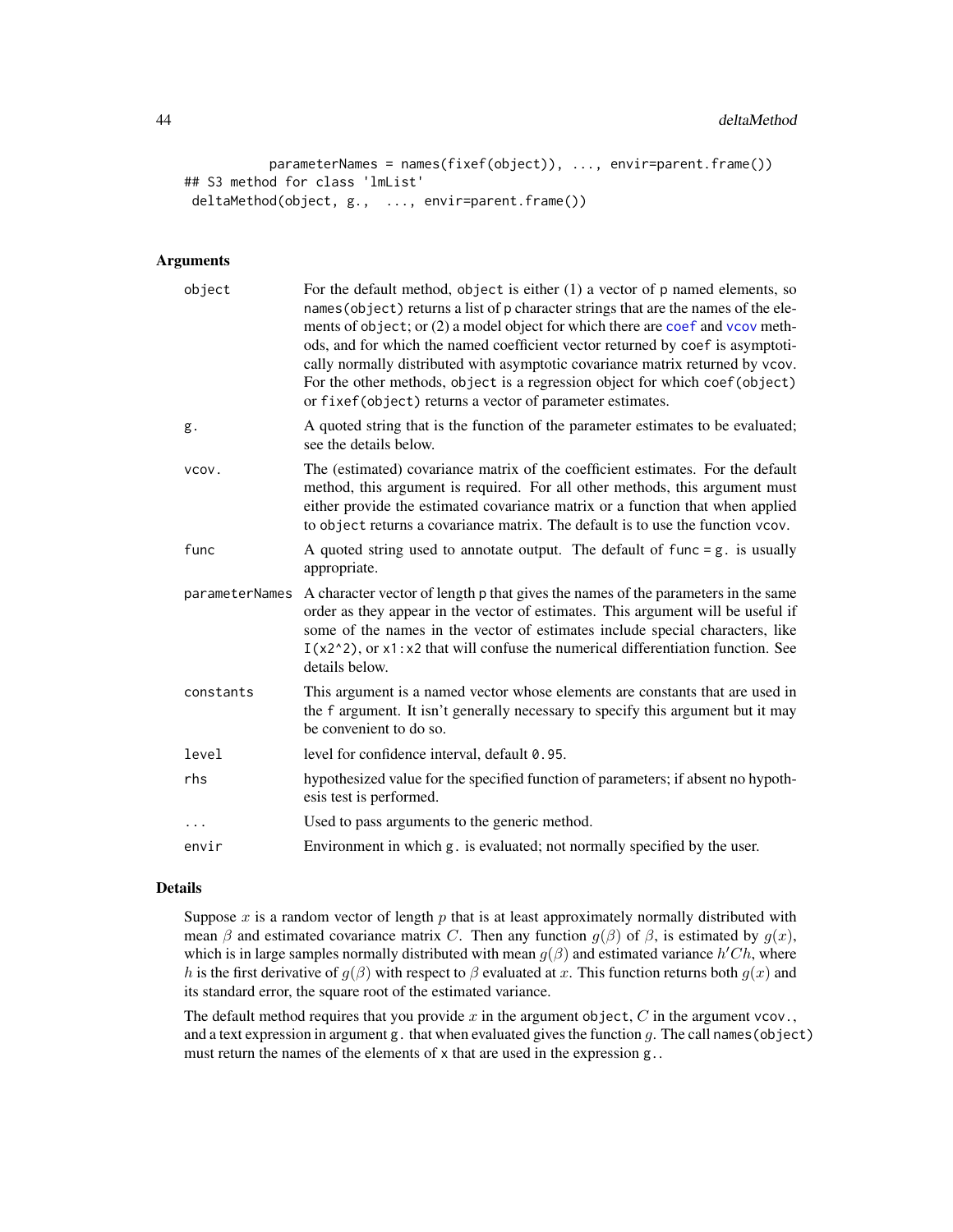```
          parameterNames = names(fixef(object)), ..., envir=parent.frame())
## S3 method for class 'lmList'
 deltaMethod(object, g.,  ..., envir=parent.frame())
```

## Arguments

| | |
|---|---|
| object | For the default method, object is either (1) a vector of p named elements, so names(object) returns a list of p character strings that are the names of the elements of object; or (2) a model object for which there are coef and vcov methods, and for which the named coefficient vector returned by coef is asymptotically normally distributed with asymptotic covariance matrix returned by vcov. For the other methods, object is a regression object for which coef(object) or fixef(object) returns a vector of parameter estimates. |
| g. | A quoted string that is the function of the parameter estimates to be evaluated; see the details below. |
| vcov. | The (estimated) covariance matrix of the coefficient estimates. For the default method, this argument is required. For all other methods, this argument must either provide the estimated covariance matrix or a function that when applied to object returns a covariance matrix. The default is to use the function vcov. |
| func | A quoted string used to annotate output. The default of func = g. is usually appropriate. |
| parameterNames | A character vector of length p that gives the names of the parameters in the same order as they appear in the vector of estimates. This argument will be useful if some of the names in the vector of estimates include special characters, like I(x2^2), or x1:x2 that will confuse the numerical differentiation function. See details below. |
| constants | This argument is a named vector whose elements are constants that are used in the f argument. It isn't generally necessary to specify this argument but it may be convenient to do so. |
| level | level for confidence interval, default 0.95. |
| rhs | hypothesized value for the specified function of parameters; if absent no hypothesis test is performed. |
| ... | Used to pass arguments to the generic method. |
| envir | Environment in which g. is evaluated; not normally specified by the user. |

## Details

Suppose $x$ is a random vector of length $p$ that is at least approximately normally distributed with mean $\beta$ and estimated covariance matrix $C$. Then any function $g(\beta)$ of $\beta$, is estimated by $g(x)$, which is in large samples normally distributed with mean $g(\beta)$ and estimated variance $h'Ch$, where $h$ is the first derivative of $g(\beta)$ with respect to $\beta$ evaluated at $x$. This function returns both $g(x)$ and its standard error, the square root of the estimated variance.

The default method requires that you provide $x$ in the argument object, $C$ in the argument vcov., and a text expression in argument g. that when evaluated gives the function $g$. The call names(object) must return the names of the elements of x that are used in the expression g..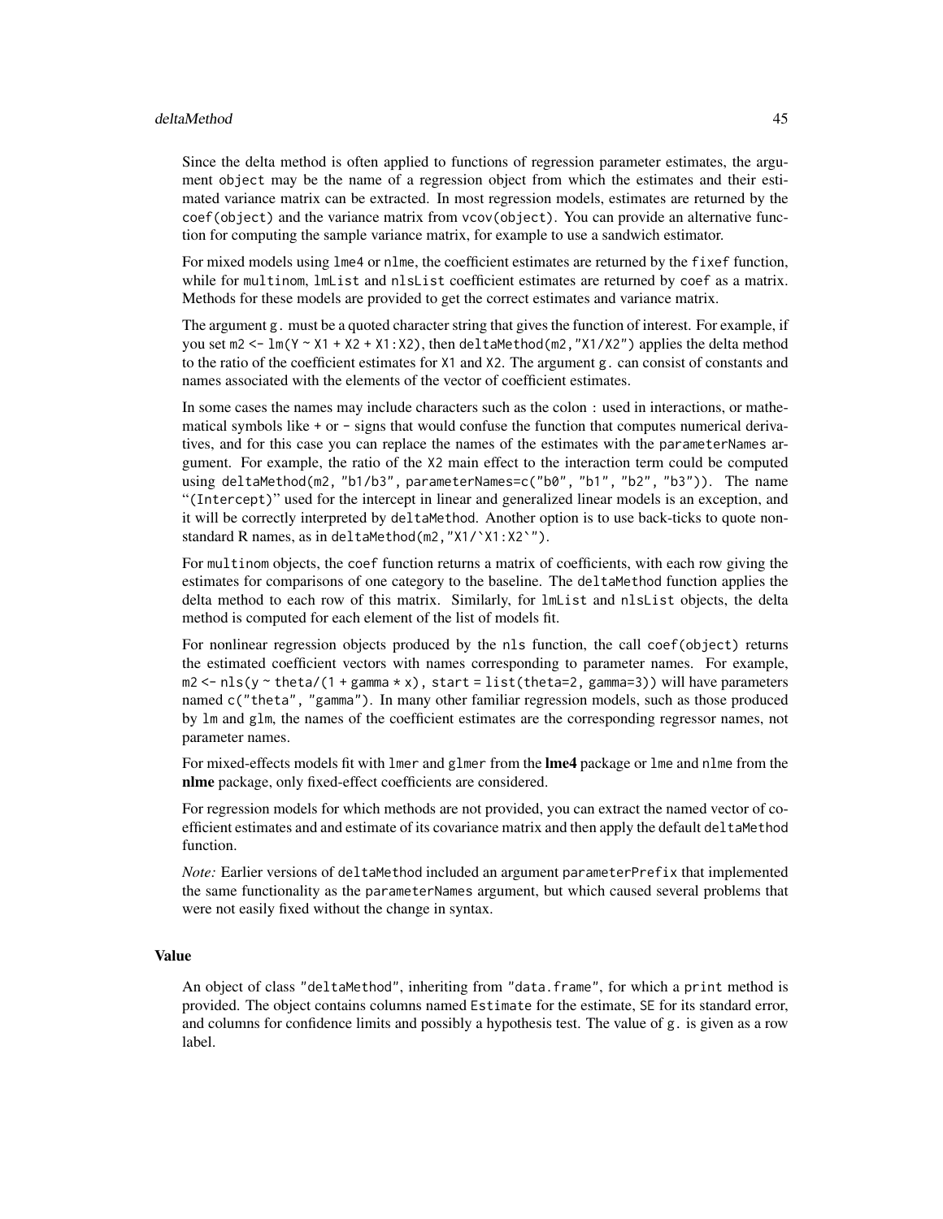Since the delta method is often applied to functions of regression parameter estimates, the argument `object` may be the name of a regression object from which the estimates and their estimated variance matrix can be extracted. In most regression models, estimates are returned by the `coef(object)` and the variance matrix from `vcov(object)`. You can provide an alternative function for computing the sample variance matrix, for example to use a sandwich estimator.

For mixed models using `lme4` or `nlme`, the coefficient estimates are returned by the `fixef` function, while for `multinom`, `lmList` and `nlsList` coefficient estimates are returned by `coef` as a matrix. Methods for these models are provided to get the correct estimates and variance matrix.

The argument `g.` must be a quoted character string that gives the function of interest. For example, if you set `m2 <- lm(Y ~ X1 + X2 + X1:X2)`, then `deltaMethod(m2,"X1/X2")` applies the delta method to the ratio of the coefficient estimates for `X1` and `X2`. The argument `g.` can consist of constants and names associated with the elements of the vector of coefficient estimates.

In some cases the names may include characters such as the colon `:` used in interactions, or mathematical symbols like `+` or `-` signs that would confuse the function that computes numerical derivatives, and for this case you can replace the names of the estimates with the `parameterNames` argument. For example, the ratio of the `X2` main effect to the interaction term could be computed using `deltaMethod(m2, "b1/b3", parameterNames=c("b0", "b1", "b2", "b3"))`. The name "`(Intercept)`" used for the intercept in linear and generalized linear models is an exception, and it will be correctly interpreted by `deltaMethod`. Another option is to use back-ticks to quote non-standard R names, as in ``deltaMethod(m2,"X1/`X1:X2`")``.

For `multinom` objects, the `coef` function returns a matrix of coefficients, with each row giving the estimates for comparisons of one category to the baseline. The `deltaMethod` function applies the delta method to each row of this matrix. Similarly, for `lmList` and `nlsList` objects, the delta method is computed for each element of the list of models fit.

For nonlinear regression objects produced by the `nls` function, the call `coef(object)` returns the estimated coefficient vectors with names corresponding to parameter names. For example, `m2 <- nls(y ~ theta/(1 + gamma * x), start = list(theta=2, gamma=3))` will have parameters named `c("theta", "gamma")`. In many other familiar regression models, such as those produced by `lm` and `glm`, the names of the coefficient estimates are the corresponding regressor names, not parameter names.

For mixed-effects models fit with `lmer` and `glmer` from the **lme4** package or `lme` and `nlme` from the **nlme** package, only fixed-effect coefficients are considered.

For regression models for which methods are not provided, you can extract the named vector of coefficient estimates and and estimate of its covariance matrix and then apply the default `deltaMethod` function.

*Note:* Earlier versions of `deltaMethod` included an argument `parameterPrefix` that implemented the same functionality as the `parameterNames` argument, but which caused several problems that were not easily fixed without the change in syntax.

## Value

An object of class `"deltaMethod"`, inheriting from `"data.frame"`, for which a `print` method is provided. The object contains columns named `Estimate` for the estimate, `SE` for its standard error, and columns for confidence limits and possibly a hypothesis test. The value of `g.` is given as a row label.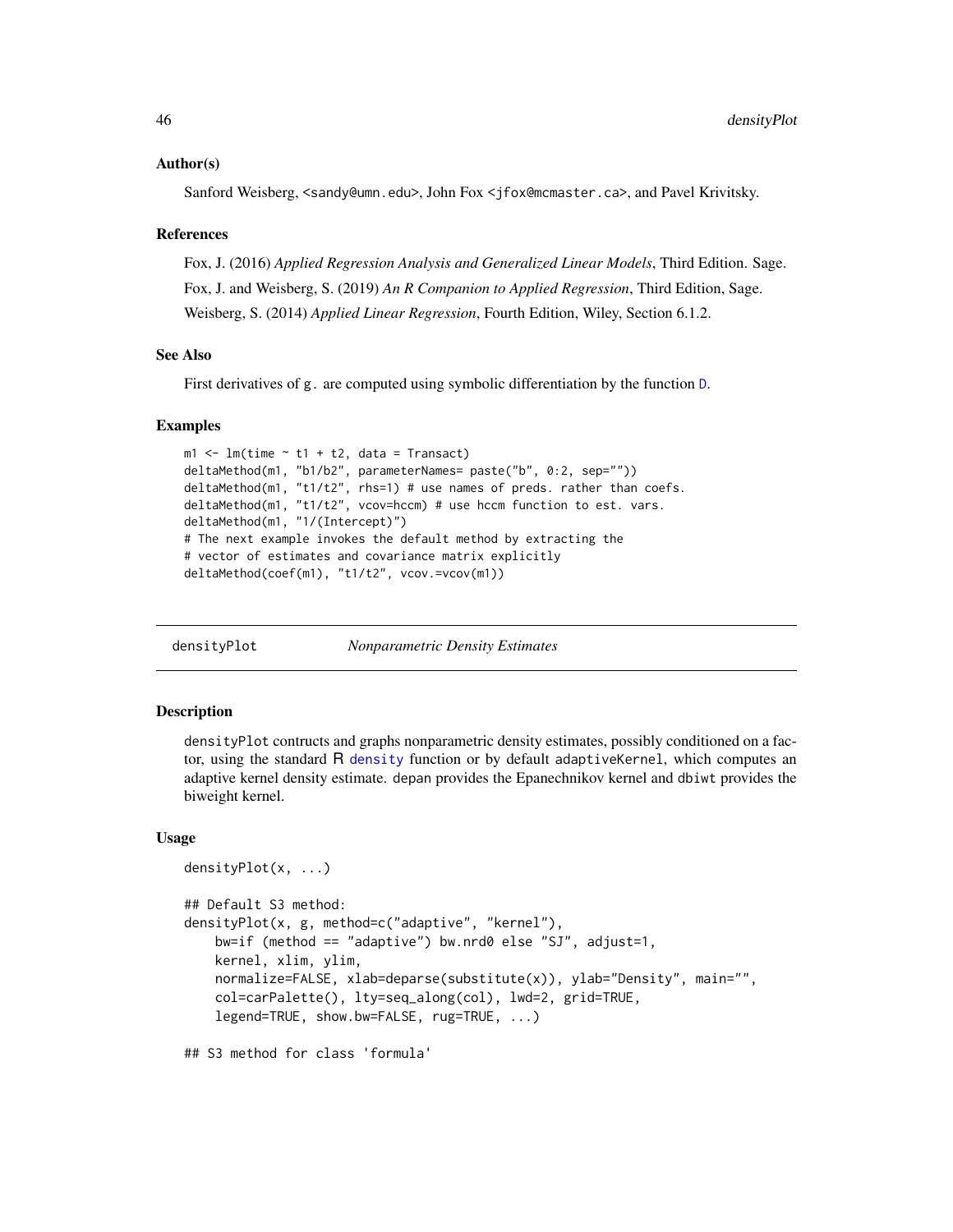### Author(s)

Sanford Weisberg, <sandy@umn.edu>, John Fox <jfox@mcmaster.ca>, and Pavel Krivitsky.

### References

Fox, J. (2016) *Applied Regression Analysis and Generalized Linear Models*, Third Edition. Sage.

Fox, J. and Weisberg, S. (2019) *An R Companion to Applied Regression*, Third Edition, Sage.

Weisberg, S. (2014) *Applied Linear Regression*, Fourth Edition, Wiley, Section 6.1.2.

### See Also

First derivatives of `g.` are computed using symbolic differentiation by the function `D`.

### Examples

```
m1 <- lm(time ~ t1 + t2, data = Transact)
deltaMethod(m1, "b1/b2", parameterNames= paste("b", 0:2, sep=""))
deltaMethod(m1, "t1/t2", rhs=1) # use names of preds. rather than coefs.
deltaMethod(m1, "t1/t2", vcov=hccm) # use hccm function to est. vars.
deltaMethod(m1, "1/(Intercept)")
# The next example invokes the default method by extracting the
# vector of estimates and covariance matrix explicitly
deltaMethod(coef(m1), "t1/t2", vcov.=vcov(m1))
```

---

## densityPlot — *Nonparametric Density Estimates*

---

### Description

`densityPlot` contructs and graphs nonparametric density estimates, possibly conditioned on a factor, using the standard R `density` function or by default `adaptiveKernel`, which computes an adaptive kernel density estimate. `depan` provides the Epanechnikov kernel and `dbiwt` provides the biweight kernel.

### Usage

```
densityPlot(x, ...)

## Default S3 method:
densityPlot(x, g, method=c("adaptive", "kernel"),
    bw=if (method == "adaptive") bw.nrd0 else "SJ", adjust=1,
    kernel, xlim, ylim,
    normalize=FALSE, xlab=deparse(substitute(x)), ylab="Density", main="",
    col=carPalette(), lty=seq_along(col), lwd=2, grid=TRUE,
    legend=TRUE, show.bw=FALSE, rug=TRUE, ...)

## S3 method for class 'formula'
```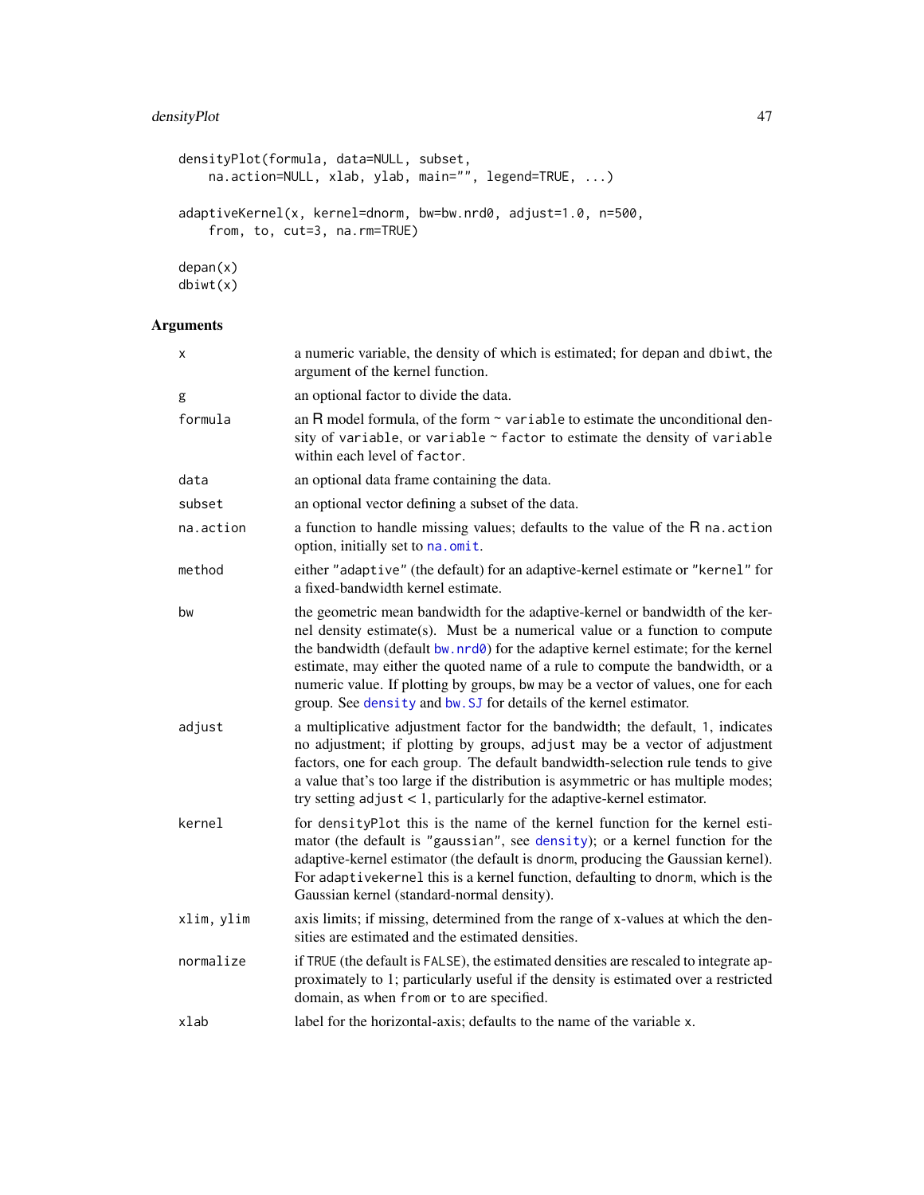```
densityPlot(formula, data=NULL, subset,
    na.action=NULL, xlab, ylab, main="", legend=TRUE, ...)

adaptiveKernel(x, kernel=dnorm, bw=bw.nrd0, adjust=1.0, n=500,
    from, to, cut=3, na.rm=TRUE)

depan(x)
dbiwt(x)
```

## Arguments

| | |
|---|---|
| `x` | a numeric variable, the density of which is estimated; for `depan` and `dbiwt`, the argument of the kernel function. |
| `g` | an optional factor to divide the data. |
| `formula` | an R model formula, of the form `~ variable` to estimate the unconditional density of `variable`, or `variable ~ factor` to estimate the density of `variable` within each level of `factor`. |
| `data` | an optional data frame containing the data. |
| `subset` | an optional vector defining a subset of the data. |
| `na.action` | a function to handle missing values; defaults to the value of the R `na.action` option, initially set to `na.omit`. |
| `method` | either `"adaptive"` (the default) for an adaptive-kernel estimate or `"kernel"` for a fixed-bandwidth kernel estimate. |
| `bw` | the geometric mean bandwidth for the adaptive-kernel or bandwidth of the kernel density estimate(s). Must be a numerical value or a function to compute the bandwidth (default `bw.nrd0`) for the adaptive kernel estimate; for the kernel estimate, may either the quoted name of a rule to compute the bandwidth, or a numeric value. If plotting by groups, `bw` may be a vector of values, one for each group. See `density` and `bw.SJ` for details of the kernel estimator. |
| `adjust` | a multiplicative adjustment factor for the bandwidth; the default, `1`, indicates no adjustment; if plotting by groups, `adjust` may be a vector of adjustment factors, one for each group. The default bandwidth-selection rule tends to give a value that's too large if the distribution is asymmetric or has multiple modes; try setting `adjust` < 1, particularly for the adaptive-kernel estimator. |
| `kernel` | for `densityPlot` this is the name of the kernel function for the kernel estimator (the default is `"gaussian"`, see `density`); or a kernel function for the adaptive-kernel estimator (the default is `dnorm`, producing the Gaussian kernel). For `adaptivekernel` this is a kernel function, defaulting to `dnorm`, which is the Gaussian kernel (standard-normal density). |
| `xlim, ylim` | axis limits; if missing, determined from the range of x-values at which the densities are estimated and the estimated densities. |
| `normalize` | if `TRUE` (the default is `FALSE`), the estimated densities are rescaled to integrate approximately to 1; particularly useful if the density is estimated over a restricted domain, as when `from` or `to` are specified. |
| `xlab` | label for the horizontal-axis; defaults to the name of the variable `x`. |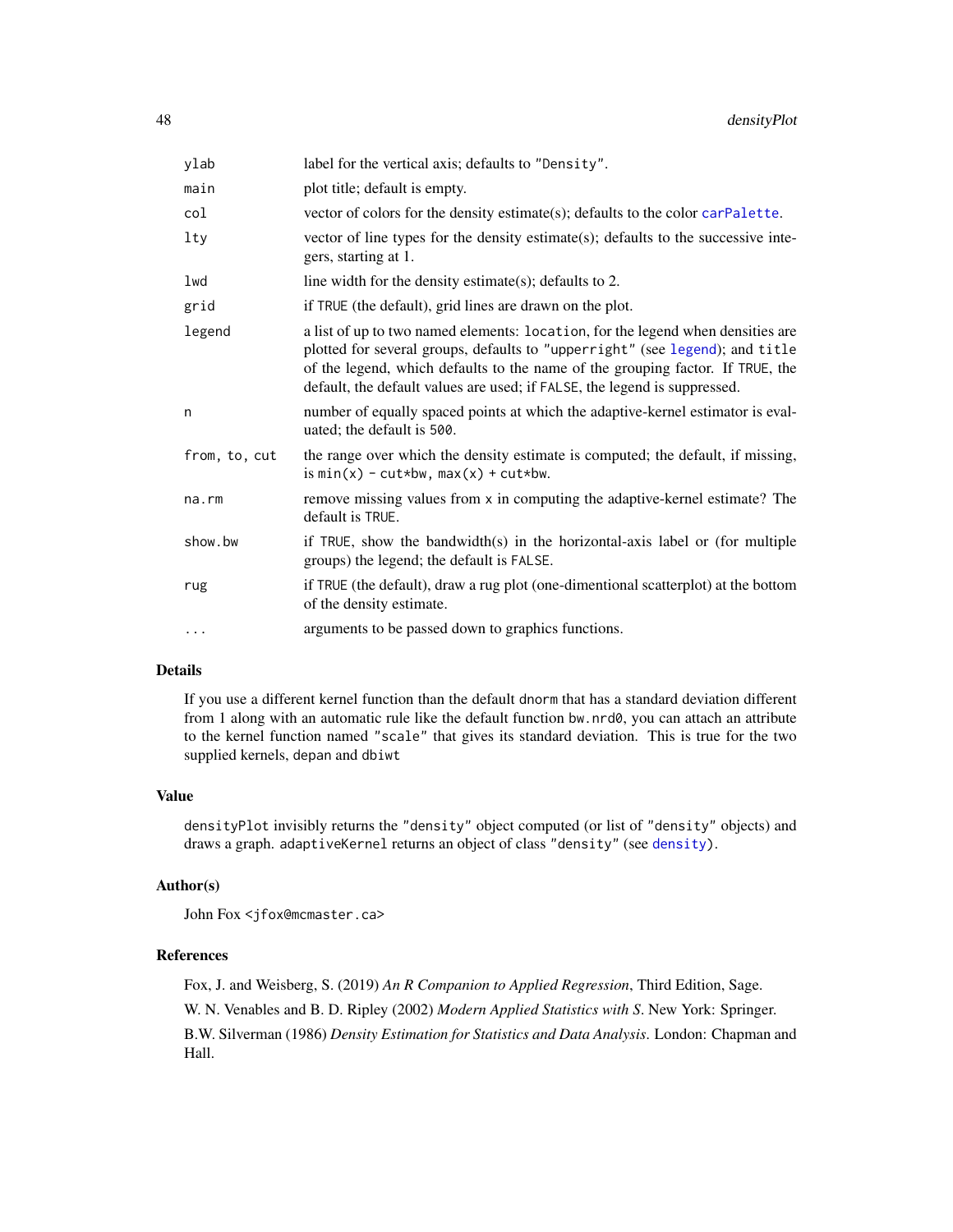| | |
|---|---|
| `ylab` | label for the vertical axis; defaults to `"Density"`. |
| `main` | plot title; default is empty. |
| `col` | vector of colors for the density estimate(s); defaults to the color `carPalette`. |
| `lty` | vector of line types for the density estimate(s); defaults to the successive integers, starting at 1. |
| `lwd` | line width for the density estimate(s); defaults to 2. |
| `grid` | if `TRUE` (the default), grid lines are drawn on the plot. |
| `legend` | a list of up to two named elements: `location`, for the legend when densities are plotted for several groups, defaults to `"upperright"` (see `legend`); and `title` of the legend, which defaults to the name of the grouping factor. If `TRUE`, the default, the default values are used; if `FALSE`, the legend is suppressed. |
| `n` | number of equally spaced points at which the adaptive-kernel estimator is evaluated; the default is `500`. |
| `from, to, cut` | the range over which the density estimate is computed; the default, if missing, is `min(x) - cut*bw, max(x) + cut*bw`. |
| `na.rm` | remove missing values from `x` in computing the adaptive-kernel estimate? The default is `TRUE`. |
| `show.bw` | if `TRUE`, show the bandwidth(s) in the horizontal-axis label or (for multiple groups) the legend; the default is `FALSE`. |
| `rug` | if `TRUE` (the default), draw a rug plot (one-dimentional scatterplot) at the bottom of the density estimate. |
| `...` | arguments to be passed down to graphics functions. |

## Details

If you use a different kernel function than the default `dnorm` that has a standard deviation different from 1 along with an automatic rule like the default function `bw.nrd0`, you can attach an attribute to the kernel function named `"scale"` that gives its standard deviation. This is true for the two supplied kernels, `depan` and `dbiwt`

## Value

`densityPlot` invisibly returns the `"density"` object computed (or list of `"density"` objects) and draws a graph. `adaptiveKernel` returns an object of class `"density"` (see `density`).

## Author(s)

John Fox <jfox@mcmaster.ca>

## References

Fox, J. and Weisberg, S. (2019) *An R Companion to Applied Regression*, Third Edition, Sage.

W. N. Venables and B. D. Ripley (2002) *Modern Applied Statistics with S*. New York: Springer.

B.W. Silverman (1986) *Density Estimation for Statistics and Data Analysis*. London: Chapman and Hall.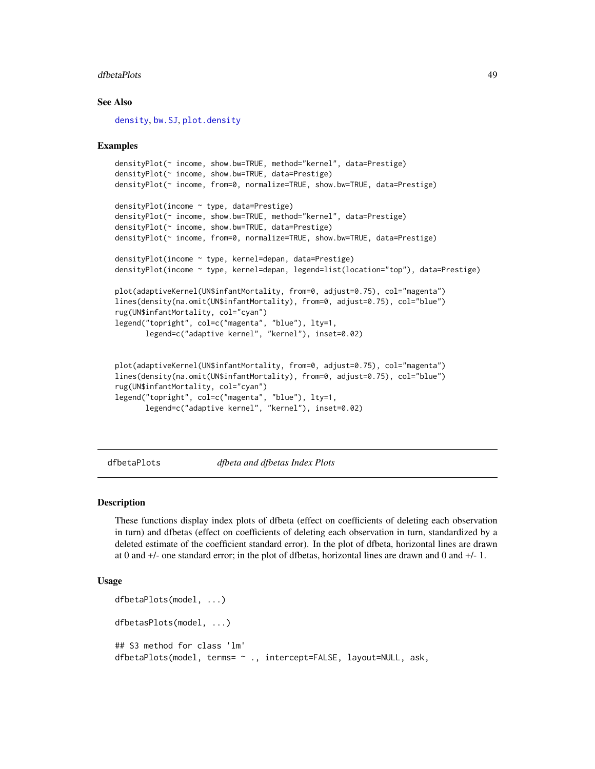### See Also

density, bw.SJ, plot.density

### Examples

```
densityPlot(~ income, show.bw=TRUE, method="kernel", data=Prestige)
densityPlot(~ income, show.bw=TRUE, data=Prestige)
densityPlot(~ income, from=0, normalize=TRUE, show.bw=TRUE, data=Prestige)

densityPlot(income ~ type, data=Prestige)
densityPlot(~ income, show.bw=TRUE, method="kernel", data=Prestige)
densityPlot(~ income, show.bw=TRUE, data=Prestige)
densityPlot(~ income, from=0, normalize=TRUE, show.bw=TRUE, data=Prestige)

densityPlot(income ~ type, kernel=depan, data=Prestige)
densityPlot(income ~ type, kernel=depan, legend=list(location="top"), data=Prestige)

plot(adaptiveKernel(UN$infantMortality, from=0, adjust=0.75), col="magenta")
lines(density(na.omit(UN$infantMortality), from=0, adjust=0.75), col="blue")
rug(UN$infantMortality, col="cyan")
legend("topright", col=c("magenta", "blue"), lty=1,
       legend=c("adaptive kernel", "kernel"), inset=0.02)


plot(adaptiveKernel(UN$infantMortality, from=0, adjust=0.75), col="magenta")
lines(density(na.omit(UN$infantMortality), from=0, adjust=0.75), col="blue")
rug(UN$infantMortality, col="cyan")
legend("topright", col=c("magenta", "blue"), lty=1,
       legend=c("adaptive kernel", "kernel"), inset=0.02)
```

---

## dfbetaPlots — *dfbeta and dfbetas Index Plots*

---

### Description

These functions display index plots of dfbeta (effect on coefficients of deleting each observation in turn) and dfbetas (effect on coefficients of deleting each observation in turn, standardized by a deleted estimate of the coefficient standard error). In the plot of dfbeta, horizontal lines are drawn at 0 and +/- one standard error; in the plot of dfbetas, horizontal lines are drawn and 0 and +/- 1.

### Usage

```
dfbetaPlots(model, ...)

dfbetasPlots(model, ...)

## S3 method for class 'lm'
dfbetaPlots(model, terms= ~ ., intercept=FALSE, layout=NULL, ask,
```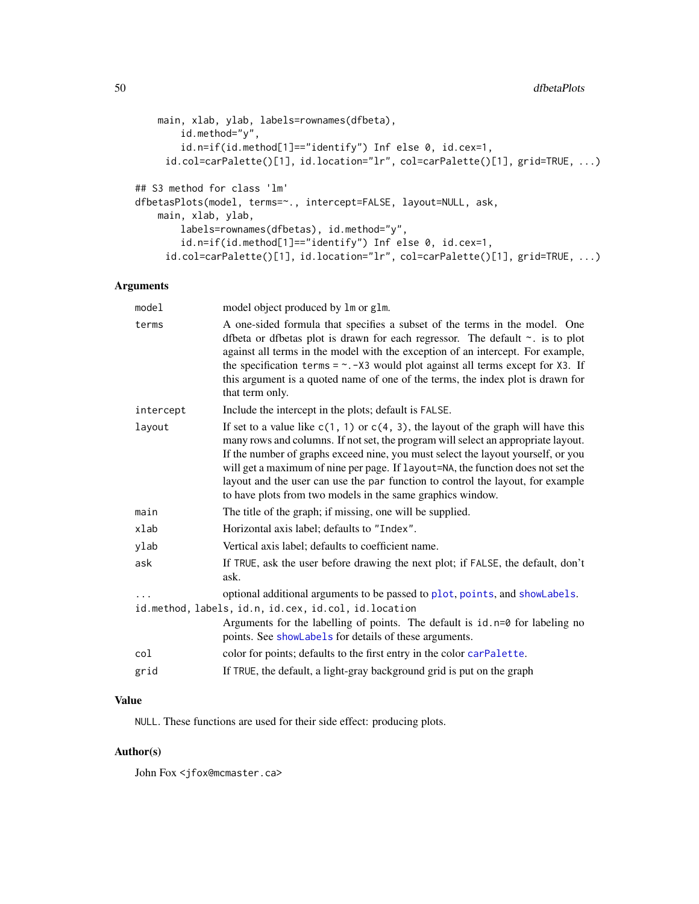```
    main, xlab, ylab, labels=rownames(dfbeta),
        id.method="y",
        id.n=if(id.method[1]=="identify") Inf else 0, id.cex=1,
      id.col=carPalette()[1], id.location="lr", col=carPalette()[1], grid=TRUE, ...)

## S3 method for class 'lm'
dfbetasPlots(model, terms=~., intercept=FALSE, layout=NULL, ask,
    main, xlab, ylab,
        labels=rownames(dfbetas), id.method="y",
        id.n=if(id.method[1]=="identify") Inf else 0, id.cex=1,
      id.col=carPalette()[1], id.location="lr", col=carPalette()[1], grid=TRUE, ...)
```

## Arguments

| | |
|---|---|
| `model` | model object produced by `lm` or `glm`. |
| `terms` | A one-sided formula that specifies a subset of the terms in the model. One dfbeta or dfbetas plot is drawn for each regressor. The default `~.` is to plot against all terms in the model with the exception of an intercept. For example, the specification `terms = ~.-X3` would plot against all terms except for `X3`. If this argument is a quoted name of one of the terms, the index plot is drawn for that term only. |
| `intercept` | Include the intercept in the plots; default is `FALSE`. |
| `layout` | If set to a value like `c(1, 1)` or `c(4, 3)`, the layout of the graph will have this many rows and columns. If not set, the program will select an appropriate layout. If the number of graphs exceed nine, you must select the layout yourself, or you will get a maximum of nine per page. If `layout=NA`, the function does not set the layout and the user can use the `par` function to control the layout, for example to have plots from two models in the same graphics window. |
| `main` | The title of the graph; if missing, one will be supplied. |
| `xlab` | Horizontal axis label; defaults to `"Index"`. |
| `ylab` | Vertical axis label; defaults to coefficient name. |
| `ask` | If `TRUE`, ask the user before drawing the next plot; if `FALSE`, the default, don't ask. |
| `...` | optional additional arguments to be passed to `plot`, `points`, and `showLabels`. |
| `id.method, labels, id.n, id.cex, id.col, id.location` | Arguments for the labelling of points. The default is `id.n=0` for labeling no points. See `showLabels` for details of these arguments. |
| `col` | color for points; defaults to the first entry in the color `carPalette`. |
| `grid` | If `TRUE`, the default, a light-gray background grid is put on the graph |

## Value

`NULL`. These functions are used for their side effect: producing plots.

## Author(s)

John Fox <jfox@mcmaster.ca>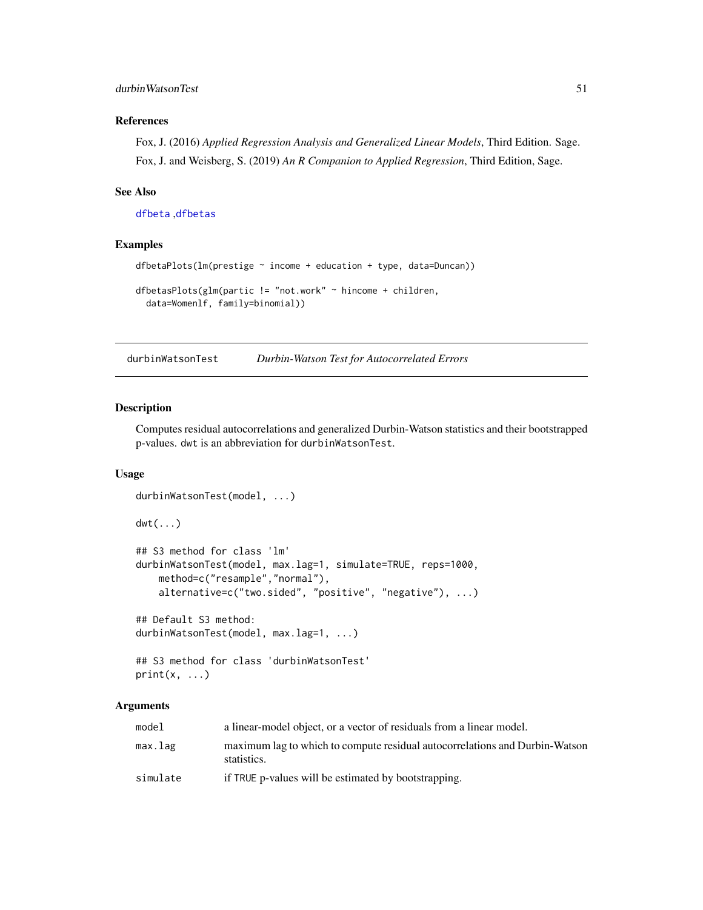### References

Fox, J. (2016) *Applied Regression Analysis and Generalized Linear Models*, Third Edition. Sage.

Fox, J. and Weisberg, S. (2019) *An R Companion to Applied Regression*, Third Edition, Sage.

### See Also

dfbeta ,dfbetas

### Examples

```
dfbetaPlots(lm(prestige ~ income + education + type, data=Duncan))

dfbetasPlots(glm(partic != "not.work" ~ hincome + children,
  data=Womenlf, family=binomial))
```

---

## durbinWatsonTest *Durbin-Watson Test for Autocorrelated Errors*

---

### Description

Computes residual autocorrelations and generalized Durbin-Watson statistics and their bootstrapped p-values. dwt is an abbreviation for durbinWatsonTest.

### Usage

```
durbinWatsonTest(model, ...)

dwt(...)

## S3 method for class 'lm'
durbinWatsonTest(model, max.lag=1, simulate=TRUE, reps=1000,
    method=c("resample","normal"),
    alternative=c("two.sided", "positive", "negative"), ...)

## Default S3 method:
durbinWatsonTest(model, max.lag=1, ...)

## S3 method for class 'durbinWatsonTest'
print(x, ...)
```

### Arguments

| | |
|---|---|
| model | a linear-model object, or a vector of residuals from a linear model. |
| max.lag | maximum lag to which to compute residual autocorrelations and Durbin-Watson statistics. |
| simulate | if TRUE p-values will be estimated by bootstrapping. |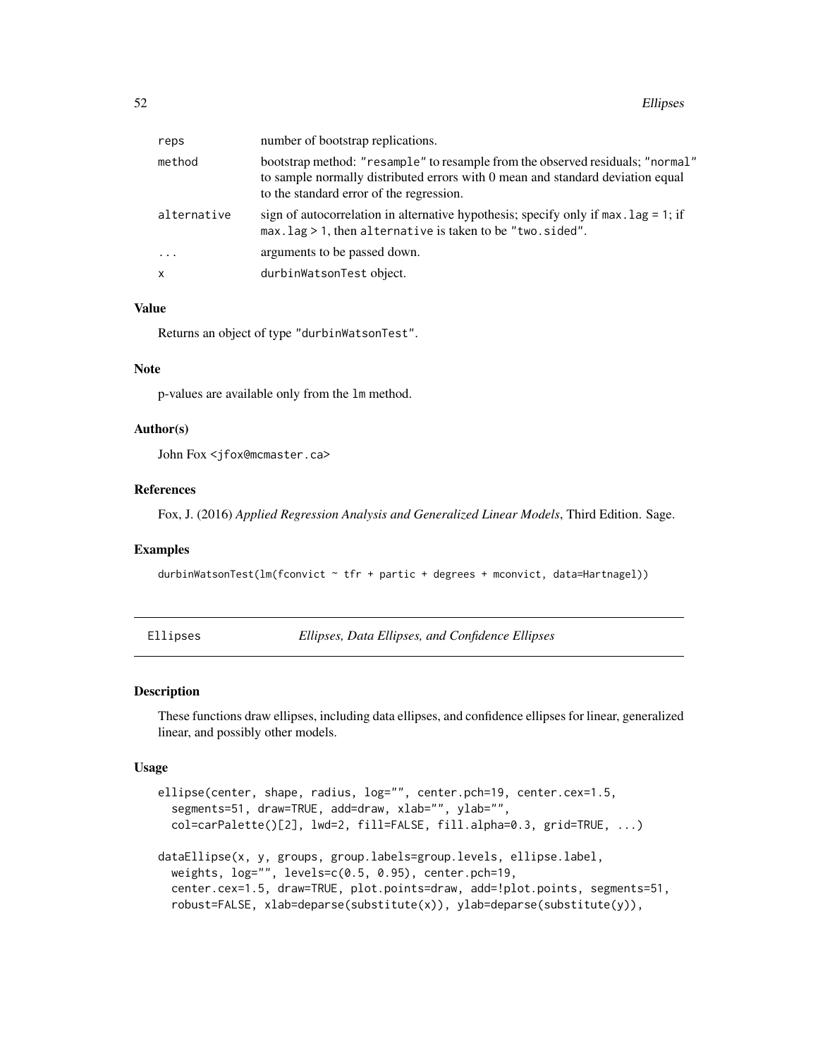| | |
|---|---|
| reps | number of bootstrap replications. |
| method | bootstrap method: "resample" to resample from the observed residuals; "normal" to sample normally distributed errors with 0 mean and standard deviation equal to the standard error of the regression. |
| alternative | sign of autocorrelation in alternative hypothesis; specify only if max.lag = 1; if max.lag > 1, then alternative is taken to be "two.sided". |
| ... | arguments to be passed down. |
| x | durbinWatsonTest object. |

### Value

Returns an object of type "durbinWatsonTest".

### Note

p-values are available only from the lm method.

### Author(s)

John Fox <jfox@mcmaster.ca>

### References

Fox, J. (2016) *Applied Regression Analysis and Generalized Linear Models*, Third Edition. Sage.

### Examples

```
durbinWatsonTest(lm(fconvict ~ tfr + partic + degrees + mconvict, data=Hartnagel))
```

---

## Ellipses — *Ellipses, Data Ellipses, and Confidence Ellipses*

---

### Description

These functions draw ellipses, including data ellipses, and confidence ellipses for linear, generalized linear, and possibly other models.

### Usage

```
ellipse(center, shape, radius, log="", center.pch=19, center.cex=1.5,
  segments=51, draw=TRUE, add=draw, xlab="", ylab="",
  col=carPalette()[2], lwd=2, fill=FALSE, fill.alpha=0.3, grid=TRUE, ...)

dataEllipse(x, y, groups, group.labels=group.levels, ellipse.label,
  weights, log="", levels=c(0.5, 0.95), center.pch=19,
  center.cex=1.5, draw=TRUE, plot.points=draw, add=!plot.points, segments=51,
  robust=FALSE, xlab=deparse(substitute(x)), ylab=deparse(substitute(y)),
```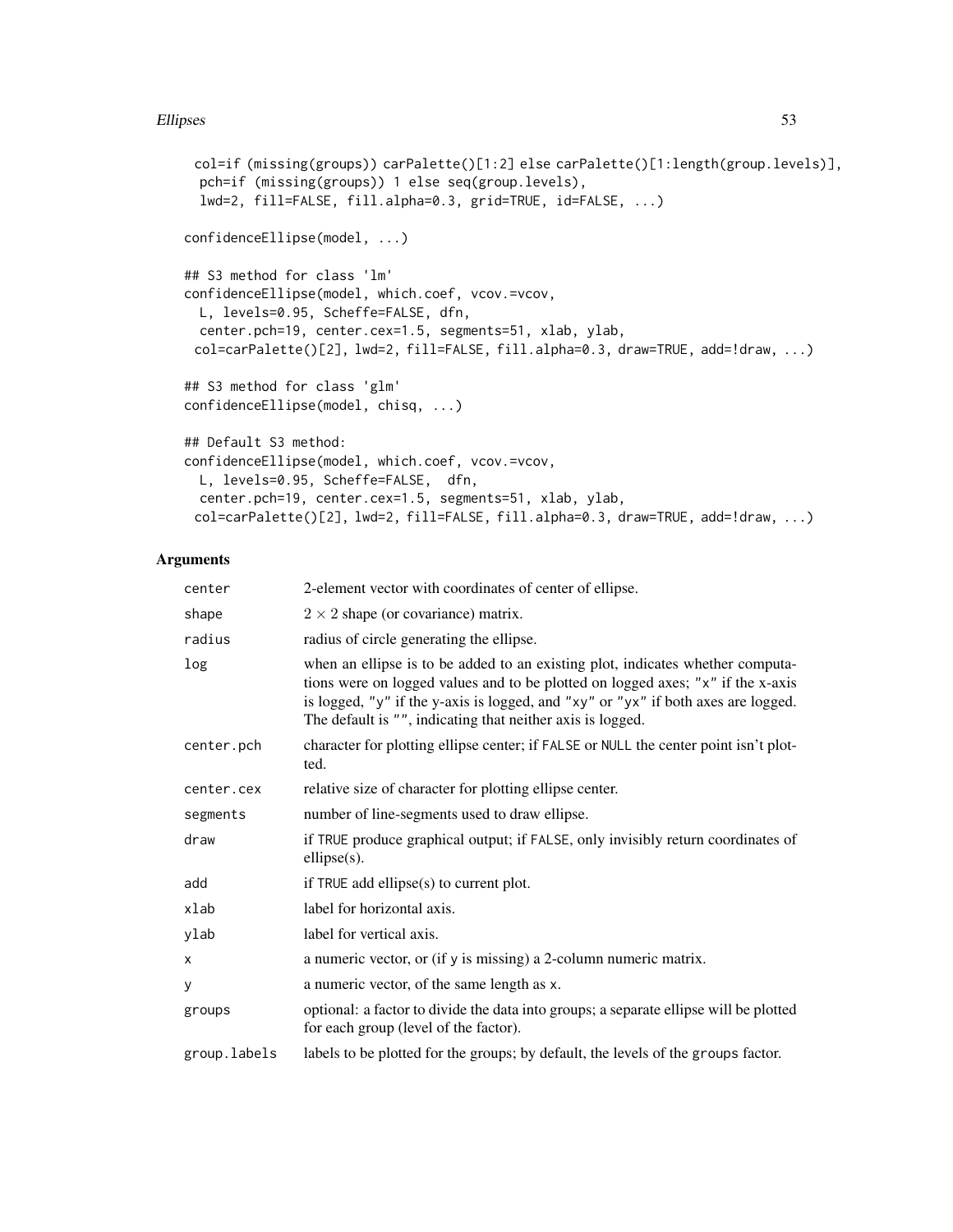```
  col=if (missing(groups)) carPalette()[1:2] else carPalette()[1:length(group.levels)],
   pch=if (missing(groups)) 1 else seq(group.levels),
   lwd=2, fill=FALSE, fill.alpha=0.3, grid=TRUE, id=FALSE, ...)

confidenceEllipse(model, ...)

## S3 method for class 'lm'
confidenceEllipse(model, which.coef, vcov.=vcov,
  L, levels=0.95, Scheffe=FALSE, dfn,
  center.pch=19, center.cex=1.5, segments=51, xlab, ylab,
 col=carPalette()[2], lwd=2, fill=FALSE, fill.alpha=0.3, draw=TRUE, add=!draw, ...)

## S3 method for class 'glm'
confidenceEllipse(model, chisq, ...)

## Default S3 method:
confidenceEllipse(model, which.coef, vcov.=vcov,
  L, levels=0.95, Scheffe=FALSE,  dfn,
  center.pch=19, center.cex=1.5, segments=51, xlab, ylab,
 col=carPalette()[2], lwd=2, fill=FALSE, fill.alpha=0.3, draw=TRUE, add=!draw, ...)
```

## Arguments

| | |
|---|---|
| `center` | 2-element vector with coordinates of center of ellipse. |
| `shape` | $2 \times 2$ shape (or covariance) matrix. |
| `radius` | radius of circle generating the ellipse. |
| `log` | when an ellipse is to be added to an existing plot, indicates whether computations were on logged values and to be plotted on logged axes; `"x"` if the x-axis is logged, `"y"` if the y-axis is logged, and `"xy"` or `"yx"` if both axes are logged. The default is `""`, indicating that neither axis is logged. |
| `center.pch` | character for plotting ellipse center; if `FALSE` or `NULL` the center point isn't plotted. |
| `center.cex` | relative size of character for plotting ellipse center. |
| `segments` | number of line-segments used to draw ellipse. |
| `draw` | if `TRUE` produce graphical output; if `FALSE`, only invisibly return coordinates of ellipse(s). |
| `add` | if `TRUE` add ellipse(s) to current plot. |
| `xlab` | label for horizontal axis. |
| `ylab` | label for vertical axis. |
| `x` | a numeric vector, or (if `y` is missing) a 2-column numeric matrix. |
| `y` | a numeric vector, of the same length as `x`. |
| `groups` | optional: a factor to divide the data into groups; a separate ellipse will be plotted for each group (level of the factor). |
| `group.labels` | labels to be plotted for the groups; by default, the levels of the `groups` factor. |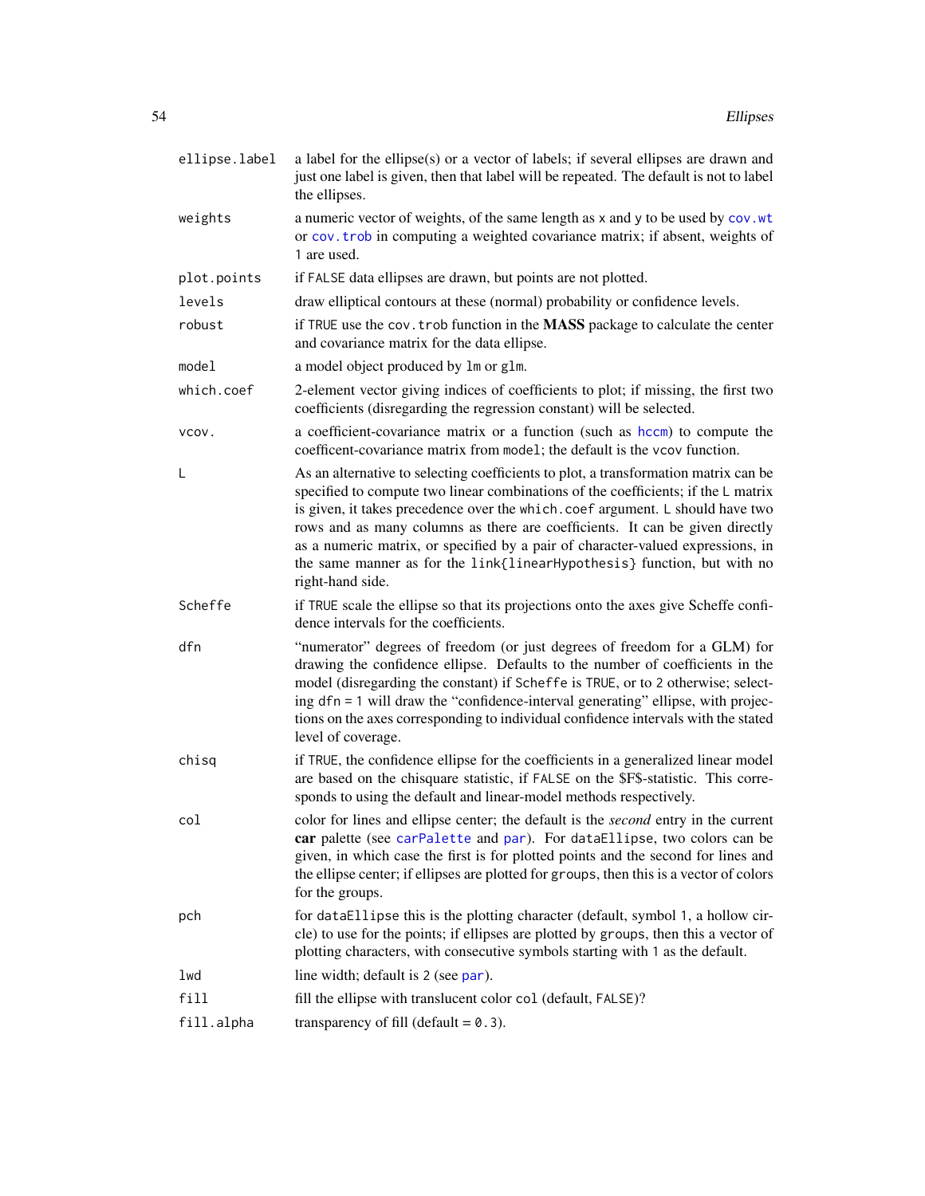| | |
|---|---|
| `ellipse.label` | a label for the ellipse(s) or a vector of labels; if several ellipses are drawn and just one label is given, then that label will be repeated. The default is not to label the ellipses. |
| `weights` | a numeric vector of weights, of the same length as `x` and `y` to be used by `cov.wt` or `cov.trob` in computing a weighted covariance matrix; if absent, weights of 1 are used. |
| `plot.points` | if `FALSE` data ellipses are drawn, but points are not plotted. |
| `levels` | draw elliptical contours at these (normal) probability or confidence levels. |
| `robust` | if `TRUE` use the `cov.trob` function in the **MASS** package to calculate the center and covariance matrix for the data ellipse. |
| `model` | a model object produced by `lm` or `glm`. |
| `which.coef` | 2-element vector giving indices of coefficients to plot; if missing, the first two coefficients (disregarding the regression constant) will be selected. |
| `vcov.` | a coefficient-covariance matrix or a function (such as `hccm`) to compute the coefficent-covariance matrix from `model`; the default is the `vcov` function. |
| `L` | As an alternative to selecting coefficients to plot, a transformation matrix can be specified to compute two linear combinations of the coefficients; if the `L` matrix is given, it takes precedence over the `which.coef` argument. `L` should have two rows and as many columns as there are coefficients. It can be given directly as a numeric matrix, or specified by a pair of character-valued expressions, in the same manner as for the `link{linearHypothesis}` function, but with no right-hand side. |
| `Scheffe` | if `TRUE` scale the ellipse so that its projections onto the axes give Scheffe confidence intervals for the coefficients. |
| `dfn` | "numerator" degrees of freedom (or just degrees of freedom for a GLM) for drawing the confidence ellipse. Defaults to the number of coefficients in the model (disregarding the constant) if `Scheffe` is `TRUE`, or to `2` otherwise; selecting `dfn = 1` will draw the "confidence-interval generating" ellipse, with projections on the axes corresponding to individual confidence intervals with the stated level of coverage. |
| `chisq` | if `TRUE`, the confidence ellipse for the coefficients in a generalized linear model are based on the chisquare statistic, if `FALSE` on the $F$-statistic. This corresponds to using the default and linear-model methods respectively. |
| `col` | color for lines and ellipse center; the default is the *second* entry in the current **car** palette (see `carPalette` and `par`). For `dataEllipse`, two colors can be given, in which case the first is for plotted points and the second for lines and the ellipse center; if ellipses are plotted for `groups`, then this is a vector of colors for the groups. |
| `pch` | for `dataEllipse` this is the plotting character (default, symbol `1`, a hollow circle) to use for the points; if ellipses are plotted by `groups`, then this a vector of plotting characters, with consecutive symbols starting with `1` as the default. |
| `lwd` | line width; default is `2` (see `par`). |
| `fill` | fill the ellipse with translucent color `col` (default, `FALSE`)? |
| `fill.alpha` | transparency of fill (default = `0.3`). |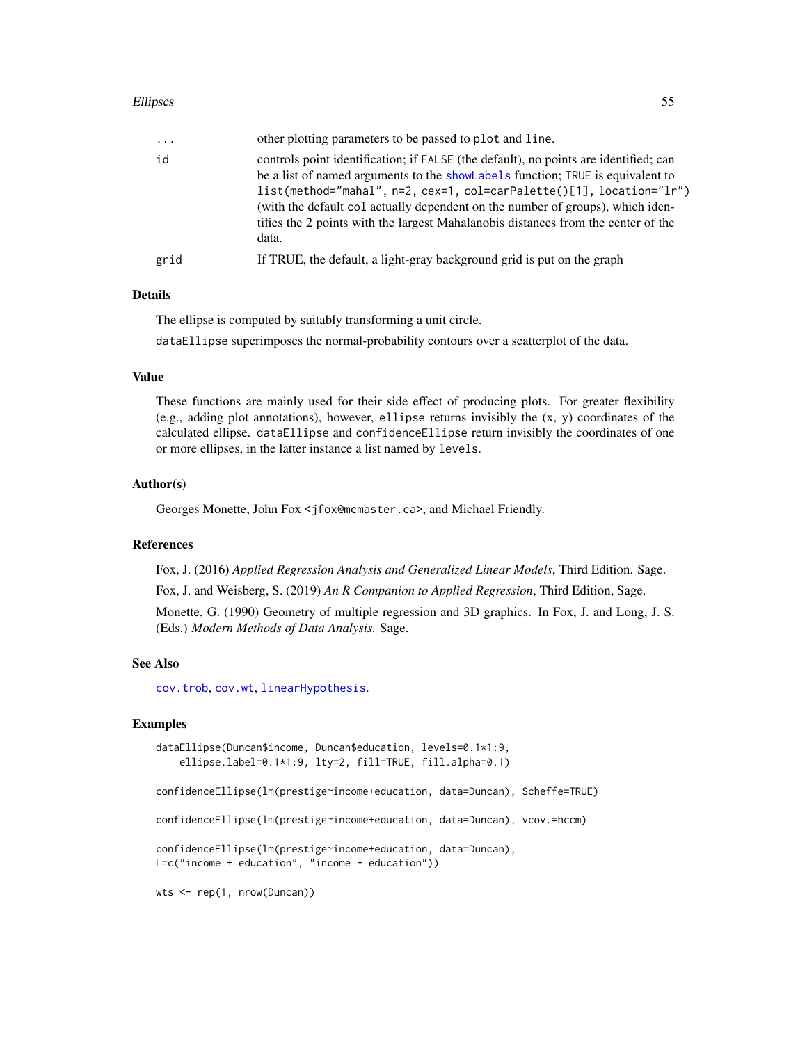| | |
|---|---|
| ... | other plotting parameters to be passed to `plot` and `line`. |
| id | controls point identification; if `FALSE` (the default), no points are identified; can be a list of named arguments to the `showLabels` function; `TRUE` is equivalent to `list(method="mahal", n=2, cex=1, col=carPalette()[1], location="lr")` (with the default `col` actually dependent on the number of groups), which identifies the 2 points with the largest Mahalanobis distances from the center of the data. |
| grid | If TRUE, the default, a light-gray background grid is put on the graph |

## Details

The ellipse is computed by suitably transforming a unit circle.

`dataEllipse` superimposes the normal-probability contours over a scatterplot of the data.

## Value

These functions are mainly used for their side effect of producing plots. For greater flexibility (e.g., adding plot annotations), however, `ellipse` returns invisibly the (x, y) coordinates of the calculated ellipse. `dataEllipse` and `confidenceEllipse` return invisibly the coordinates of one or more ellipses, in the latter instance a list named by `levels`.

## Author(s)

Georges Monette, John Fox <jfox@mcmaster.ca>, and Michael Friendly.

## References

Fox, J. (2016) *Applied Regression Analysis and Generalized Linear Models*, Third Edition. Sage.

Fox, J. and Weisberg, S. (2019) *An R Companion to Applied Regression*, Third Edition, Sage.

Monette, G. (1990) Geometry of multiple regression and 3D graphics. In Fox, J. and Long, J. S. (Eds.) *Modern Methods of Data Analysis.* Sage.

## See Also

`cov.trob`, `cov.wt`, `linearHypothesis`.

## Examples

```
dataEllipse(Duncan$income, Duncan$education, levels=0.1*1:9,
    ellipse.label=0.1*1:9, lty=2, fill=TRUE, fill.alpha=0.1)

confidenceEllipse(lm(prestige~income+education, data=Duncan), Scheffe=TRUE)

confidenceEllipse(lm(prestige~income+education, data=Duncan), vcov.=hccm)

confidenceEllipse(lm(prestige~income+education, data=Duncan),
L=c("income + education", "income - education"))

wts <- rep(1, nrow(Duncan))
```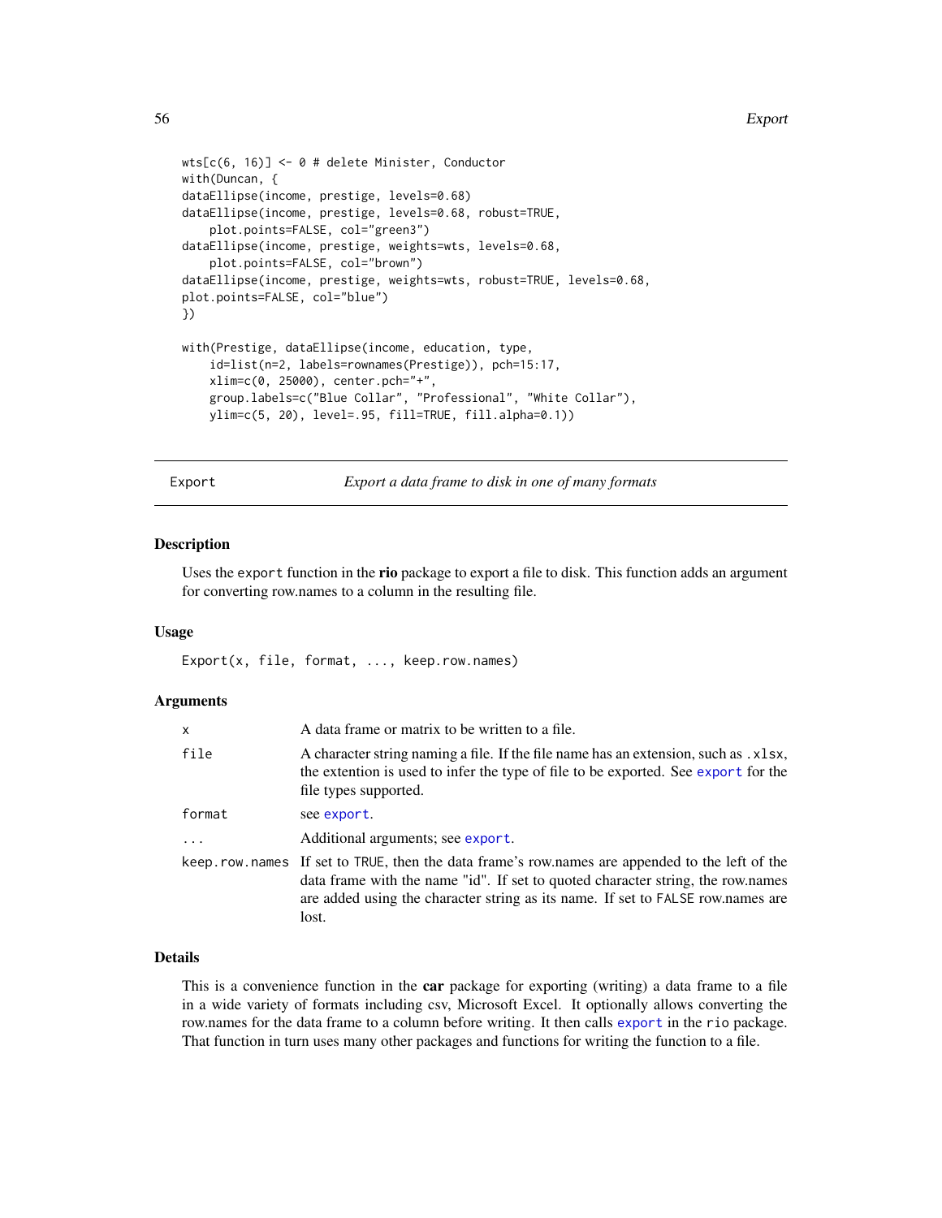```
wts[c(6, 16)] <- 0 # delete Minister, Conductor
with(Duncan, {
dataEllipse(income, prestige, levels=0.68)
dataEllipse(income, prestige, levels=0.68, robust=TRUE,
    plot.points=FALSE, col="green3")
dataEllipse(income, prestige, weights=wts, levels=0.68,
    plot.points=FALSE, col="brown")
dataEllipse(income, prestige, weights=wts, robust=TRUE, levels=0.68,
plot.points=FALSE, col="blue")
})

with(Prestige, dataEllipse(income, education, type,
    id=list(n=2, labels=rownames(Prestige)), pch=15:17,
    xlim=c(0, 25000), center.pch="+",
    group.labels=c("Blue Collar", "Professional", "White Collar"),
    ylim=c(5, 20), level=.95, fill=TRUE, fill.alpha=0.1))
```

---

## Export — *Export a data frame to disk in one of many formats*

### Description

Uses the `export` function in the **rio** package to export a file to disk. This function adds an argument for converting row.names to a column in the resulting file.

### Usage

```
Export(x, file, format, ..., keep.row.names)
```

### Arguments

| | |
|---|---|
| `x` | A data frame or matrix to be written to a file. |
| `file` | A character string naming a file. If the file name has an extension, such as `.xlsx`, the extention is used to infer the type of file to be exported. See `export` for the file types supported. |
| `format` | see `export`. |
| `...` | Additional arguments; see `export`. |
| `keep.row.names` | If set to `TRUE`, then the data frame's row.names are appended to the left of the data frame with the name "id". If set to quoted character string, the row.names are added using the character string as its name. If set to `FALSE` row.names are lost. |

### Details

This is a convenience function in the **car** package for exporting (writing) a data frame to a file in a wide variety of formats including csv, Microsoft Excel. It optionally allows converting the row.names for the data frame to a column before writing. It then calls `export` in the `rio` package. That function in turn uses many other packages and functions for writing the function to a file.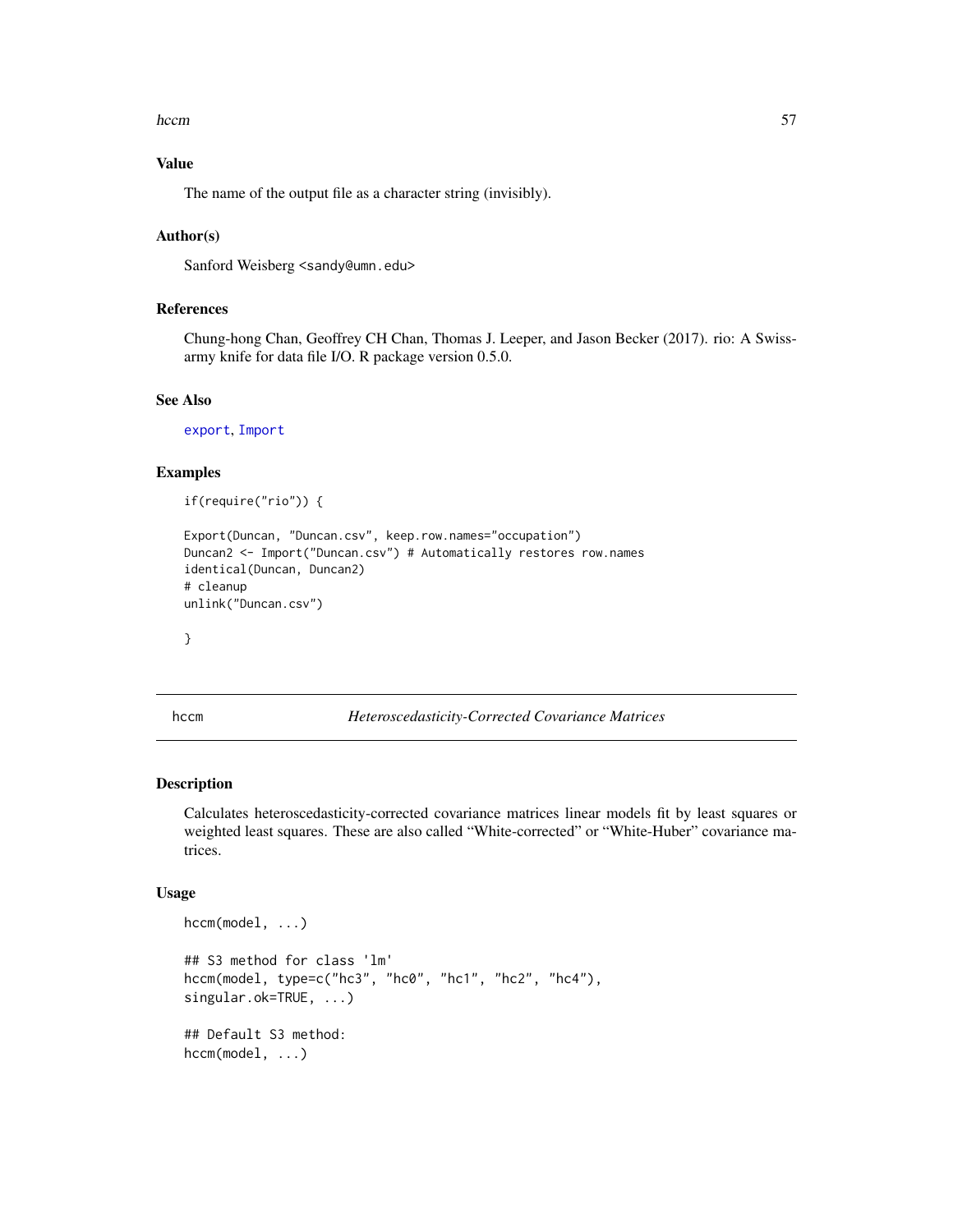## Value

The name of the output file as a character string (invisibly).

## Author(s)

Sanford Weisberg <sandy@umn.edu>

## References

Chung-hong Chan, Geoffrey CH Chan, Thomas J. Leeper, and Jason Becker (2017). rio: A Swiss-army knife for data file I/O. R package version 0.5.0.

## See Also

export, Import

## Examples

```
if(require("rio")) {

Export(Duncan, "Duncan.csv", keep.row.names="occupation")
Duncan2 <- Import("Duncan.csv") # Automatically restores row.names
identical(Duncan, Duncan2)
# cleanup
unlink("Duncan.csv")

}
```

---

# hccm — *Heteroscedasticity-Corrected Covariance Matrices*

---

## Description

Calculates heteroscedasticity-corrected covariance matrices linear models fit by least squares or weighted least squares. These are also called "White-corrected" or "White-Huber" covariance matrices.

## Usage

```
hccm(model, ...)

## S3 method for class 'lm'
hccm(model, type=c("hc3", "hc0", "hc1", "hc2", "hc4"),
singular.ok=TRUE, ...)

## Default S3 method:
hccm(model, ...)
```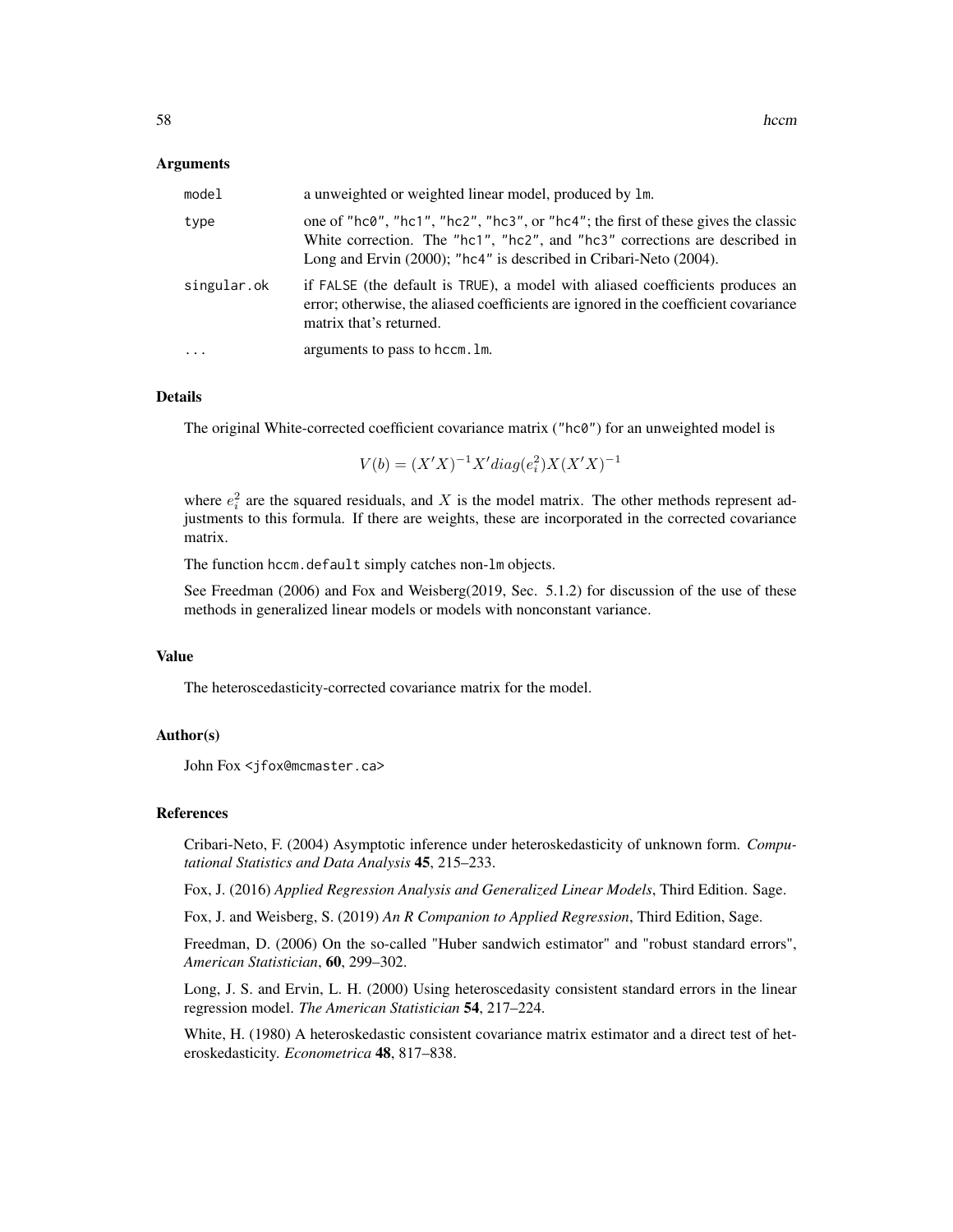### Arguments

| | |
|---|---|
| `model` | a unweighted or weighted linear model, produced by `lm`. |
| `type` | one of `"hc0"`, `"hc1"`, `"hc2"`, `"hc3"`, or `"hc4"`; the first of these gives the classic White correction. The `"hc1"`, `"hc2"`, and `"hc3"` corrections are described in Long and Ervin (2000); `"hc4"` is described in Cribari-Neto (2004). |
| `singular.ok` | if `FALSE` (the default is `TRUE`), a model with aliased coefficients produces an error; otherwise, the aliased coefficients are ignored in the coefficient covariance matrix that's returned. |
| `...` | arguments to pass to `hccm.lm`. |

### Details

The original White-corrected coefficient covariance matrix (`"hc0"`) for an unweighted model is

$$V(b) = (X'X)^{-1}X'diag(e_i^2)X(X'X)^{-1}$$

where $e_i^2$ are the squared residuals, and $X$ is the model matrix. The other methods represent adjustments to this formula. If there are weights, these are incorporated in the corrected covariance matrix.

The function `hccm.default` simply catches non-`lm` objects.

See Freedman (2006) and Fox and Weisberg(2019, Sec. 5.1.2) for discussion of the use of these methods in generalized linear models or models with nonconstant variance.

### Value

The heteroscedasticity-corrected covariance matrix for the model.

### Author(s)

John Fox <jfox@mcmaster.ca>

### References

Cribari-Neto, F. (2004) Asymptotic inference under heteroskedasticity of unknown form. *Computational Statistics and Data Analysis* **45**, 215–233.

Fox, J. (2016) *Applied Regression Analysis and Generalized Linear Models*, Third Edition. Sage.

Fox, J. and Weisberg, S. (2019) *An R Companion to Applied Regression*, Third Edition, Sage.

Freedman, D. (2006) On the so-called "Huber sandwich estimator" and "robust standard errors", *American Statistician*, **60**, 299–302.

Long, J. S. and Ervin, L. H. (2000) Using heteroscedasity consistent standard errors in the linear regression model. *The American Statistician* **54**, 217–224.

White, H. (1980) A heteroskedastic consistent covariance matrix estimator and a direct test of heteroskedasticity. *Econometrica* **48**, 817–838.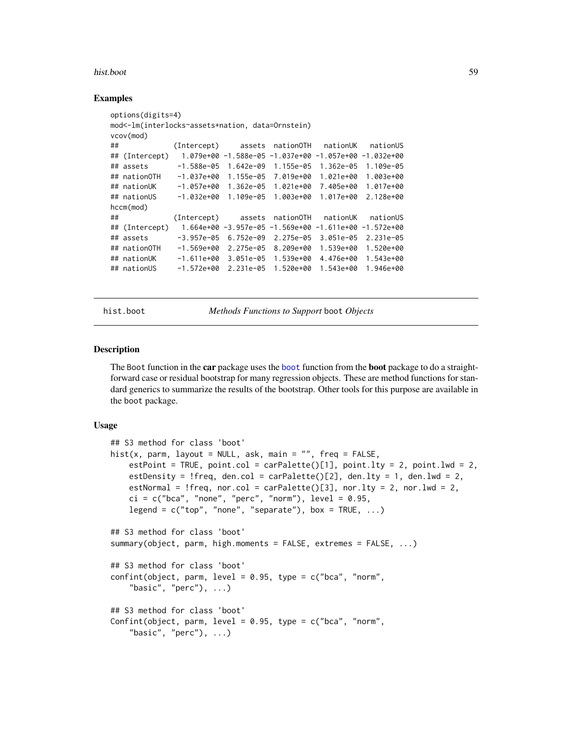### Examples

```
options(digits=4)
mod<-lm(interlocks~assets+nation, data=Ornstein)
vcov(mod)
##             (Intercept)     assets  nationOTH   nationUK   nationUS
## (Intercept)   1.079e+00 -1.588e-05 -1.037e+00 -1.057e+00 -1.032e+00
## assets       -1.588e-05  1.642e-09  1.155e-05  1.362e-05  1.109e-05
## nationOTH    -1.037e+00  1.155e-05  7.019e+00  1.021e+00  1.003e+00
## nationUK     -1.057e+00  1.362e-05  1.021e+00  7.405e+00  1.017e+00
## nationUS     -1.032e+00  1.109e-05  1.003e+00  1.017e+00  2.128e+00
hccm(mod)
##             (Intercept)     assets  nationOTH   nationUK   nationUS
## (Intercept)   1.664e+00 -3.957e-05 -1.569e+00 -1.611e+00 -1.572e+00
## assets       -3.957e-05  6.752e-09  2.275e-05  3.051e-05  2.231e-05
## nationOTH    -1.569e+00  2.275e-05  8.209e+00  1.539e+00  1.520e+00
## nationUK     -1.611e+00  3.051e-05  1.539e+00  4.476e+00  1.543e+00
## nationUS     -1.572e+00  2.231e-05  1.520e+00  1.543e+00  1.946e+00
```

---

## hist.boot — *Methods Functions to Support* boot *Objects*

### Description

The Boot function in the **car** package uses the boot function from the **boot** package to do a straightforward case or residual bootstrap for many regression objects. These are method functions for standard generics to summarize the results of the bootstrap. Other tools for this purpose are available in the boot package.

### Usage

```
## S3 method for class 'boot'
hist(x, parm, layout = NULL, ask, main = "", freq = FALSE,
    estPoint = TRUE, point.col = carPalette()[1], point.lty = 2, point.lwd = 2,
    estDensity = !freq, den.col = carPalette()[2], den.lty = 1, den.lwd = 2,
    estNormal = !freq, nor.col = carPalette()[3], nor.lty = 2, nor.lwd = 2,
    ci = c("bca", "none", "perc", "norm"), level = 0.95,
    legend = c("top", "none", "separate"), box = TRUE, ...)

## S3 method for class 'boot'
summary(object, parm, high.moments = FALSE, extremes = FALSE, ...)

## S3 method for class 'boot'
confint(object, parm, level = 0.95, type = c("bca", "norm",
    "basic", "perc"), ...)

## S3 method for class 'boot'
Confint(object, parm, level = 0.95, type = c("bca", "norm",
    "basic", "perc"), ...)
```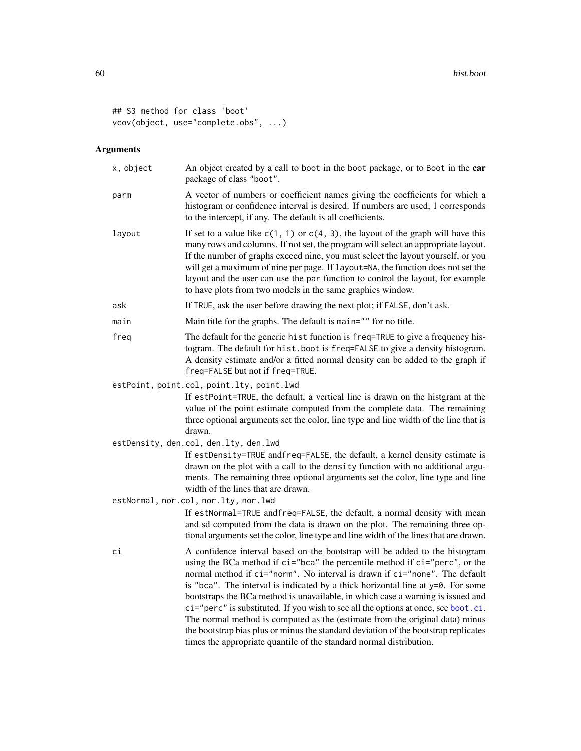```
## S3 method for class 'boot'
vcov(object, use="complete.obs", ...)
```

## Arguments

**x, object** — An object created by a call to boot in the boot package, or to Boot in the **car** package of class "boot".

**parm** — A vector of numbers or coefficient names giving the coefficients for which a histogram or confidence interval is desired. If numbers are used, 1 corresponds to the intercept, if any. The default is all coefficients.

**layout** — If set to a value like `c(1, 1)` or `c(4, 3)`, the layout of the graph will have this many rows and columns. If not set, the program will select an appropriate layout. If the number of graphs exceed nine, you must select the layout yourself, or you will get a maximum of nine per page. If `layout=NA`, the function does not set the layout and the user can use the `par` function to control the layout, for example to have plots from two models in the same graphics window.

**ask** — If `TRUE`, ask the user before drawing the next plot; if `FALSE`, don't ask.

**main** — Main title for the graphs. The default is `main=""` for no title.

**freq** — The default for the generic `hist` function is `freq=TRUE` to give a frequency histogram. The default for `hist.boot` is `freq=FALSE` to give a density histogram. A density estimate and/or a fitted normal density can be added to the graph if `freq=FALSE` but not if `freq=TRUE`.

**estPoint, point.col, point.lty, point.lwd** — If `estPoint=TRUE`, the default, a vertical line is drawn on the histgram at the value of the point estimate computed from the complete data. The remaining three optional arguments set the color, line type and line width of the line that is drawn.

**estDensity, den.col, den.lty, den.lwd** — If `estDensity=TRUE` and`freq=FALSE`, the default, a kernel density estimate is drawn on the plot with a call to the `density` function with no additional arguments. The remaining three optional arguments set the color, line type and line width of the lines that are drawn.

**estNormal, nor.col, nor.lty, nor.lwd** — If `estNormal=TRUE` and`freq=FALSE`, the default, a normal density with mean and sd computed from the data is drawn on the plot. The remaining three optional arguments set the color, line type and line width of the lines that are drawn.

**ci** — A confidence interval based on the bootstrap will be added to the histogram using the BCa method if `ci="bca"` the percentile method if `ci="perc"`, or the normal method if `ci="norm"`. No interval is drawn if `ci="none"`. The default is `"bca"`. The interval is indicated by a thick horizontal line at `y=0`. For some bootstraps the BCa method is unavailable, in which case a warning is issued and `ci="perc"` is substituted. If you wish to see all the options at once, see `boot.ci`. The normal method is computed as the (estimate from the original data) minus the bootstrap bias plus or minus the standard deviation of the bootstrap replicates times the appropriate quantile of the standard normal distribution.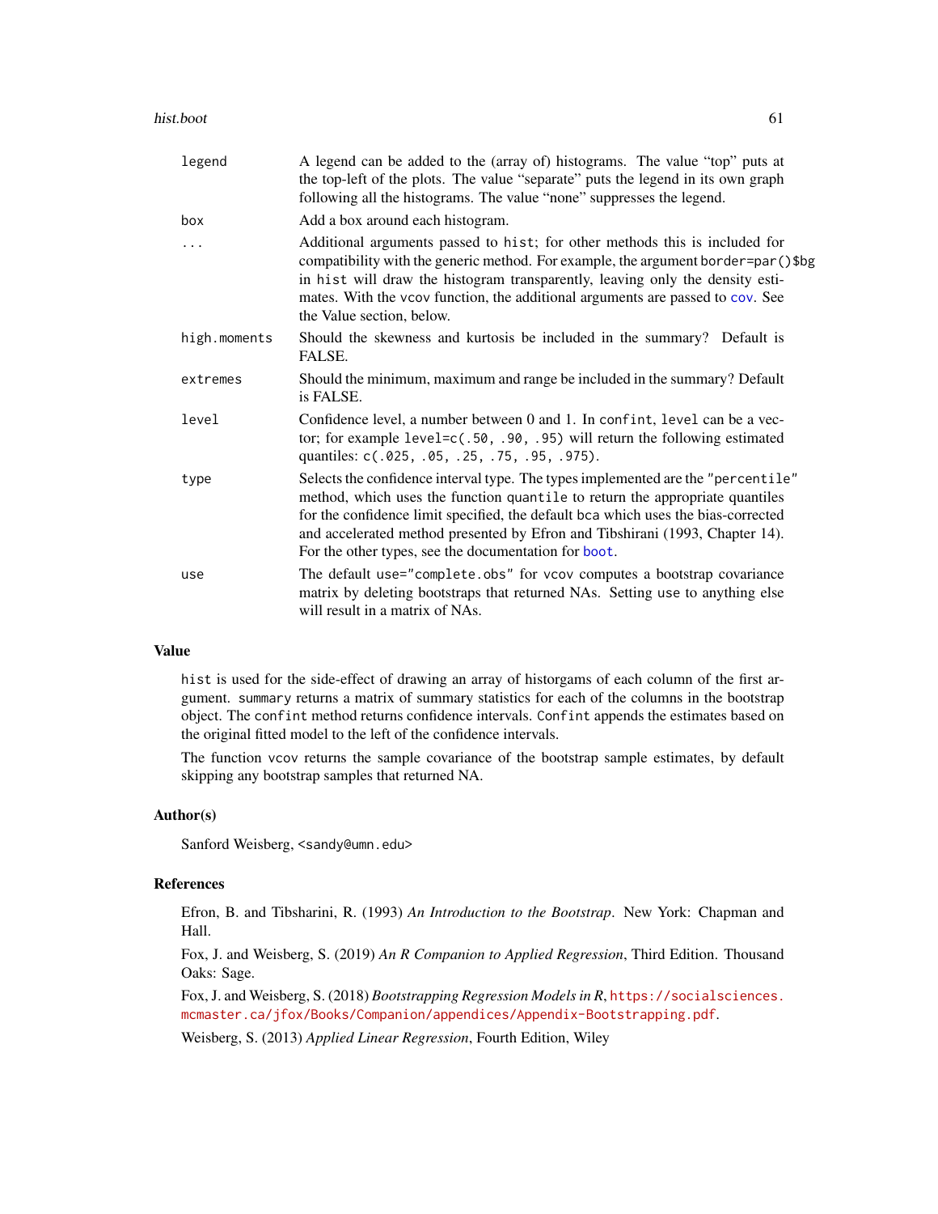| | |
|---|---|
| `legend` | A legend can be added to the (array of) histograms. The value "top" puts at the top-left of the plots. The value "separate" puts the legend in its own graph following all the histograms. The value "none" suppresses the legend. |
| `box` | Add a box around each histogram. |
| `...` | Additional arguments passed to `hist`; for other methods this is included for compatibility with the generic method. For example, the argument `border=par()$bg` in `hist` will draw the histogram transparently, leaving only the density estimates. With the `vcov` function, the additional arguments are passed to `cov`. See the Value section, below. |
| `high.moments` | Should the skewness and kurtosis be included in the summary? Default is FALSE. |
| `extremes` | Should the minimum, maximum and range be included in the summary? Default is FALSE. |
| `level` | Confidence level, a number between 0 and 1. In `confint`, `level` can be a vector; for example `level=c(.50, .90, .95)` will return the following estimated quantiles: `c(.025, .05, .25, .75, .95, .975)`. |
| `type` | Selects the confidence interval type. The types implemented are the `"percentile"` method, which uses the function `quantile` to return the appropriate quantiles for the confidence limit specified, the default `bca` which uses the bias-corrected and accelerated method presented by Efron and Tibshirani (1993, Chapter 14). For the other types, see the documentation for `boot`. |
| `use` | The default `use="complete.obs"` for `vcov` computes a bootstrap covariance matrix by deleting bootstraps that returned NAs. Setting `use` to anything else will result in a matrix of NAs. |

## Value

`hist` is used for the side-effect of drawing an array of historgams of each column of the first argument. `summary` returns a matrix of summary statistics for each of the columns in the bootstrap object. The `confint` method returns confidence intervals. `Confint` appends the estimates based on the original fitted model to the left of the confidence intervals.

The function `vcov` returns the sample covariance of the bootstrap sample estimates, by default skipping any bootstrap samples that returned NA.

## Author(s)

Sanford Weisberg, <sandy@umn.edu>

## References

Efron, B. and Tibsharini, R. (1993) *An Introduction to the Bootstrap*. New York: Chapman and Hall.

Fox, J. and Weisberg, S. (2019) *An R Companion to Applied Regression*, Third Edition. Thousand Oaks: Sage.

Fox, J. and Weisberg, S. (2018) *Bootstrapping Regression Models in R*, https://socialsciences.mcmaster.ca/jfox/Books/Companion/appendices/Appendix-Bootstrapping.pdf.

Weisberg, S. (2013) *Applied Linear Regression*, Fourth Edition, Wiley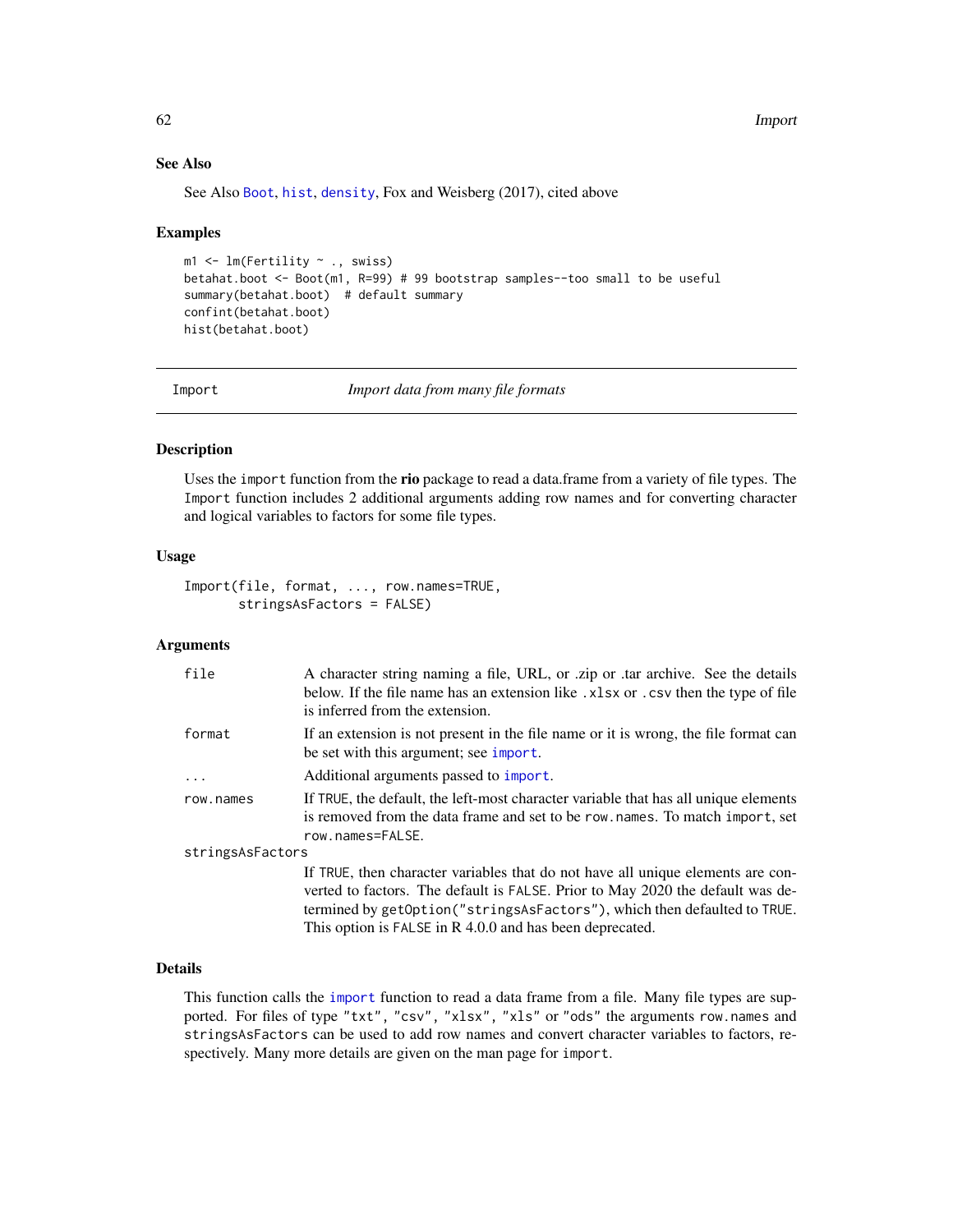### See Also

See Also Boot, hist, density, Fox and Weisberg (2017), cited above

### Examples

```
m1 <- lm(Fertility ~ ., swiss)
betahat.boot <- Boot(m1, R=99) # 99 bootstrap samples--too small to be useful
summary(betahat.boot)  # default summary
confint(betahat.boot)
hist(betahat.boot)
```

---

## Import — *Import data from many file formats*

---

### Description

Uses the `import` function from the **rio** package to read a data.frame from a variety of file types. The `Import` function includes 2 additional arguments adding row names and for converting character and logical variables to factors for some file types.

### Usage

```
Import(file, format, ..., row.names=TRUE,
       stringsAsFactors = FALSE)
```

### Arguments

| | |
|---|---|
| `file` | A character string naming a file, URL, or .zip or .tar archive. See the details below. If the file name has an extension like `.xlsx` or `.csv` then the type of file is inferred from the extension. |
| `format` | If an extension is not present in the file name or it is wrong, the file format can be set with this argument; see `import`. |
| `...` | Additional arguments passed to `import`. |
| `row.names` | If `TRUE`, the default, the left-most character variable that has all unique elements is removed from the data frame and set to be `row.names`. To match `import`, set `row.names=FALSE`. |
| `stringsAsFactors` | If `TRUE`, then character variables that do not have all unique elements are converted to factors. The default is `FALSE`. Prior to May 2020 the default was determined by `getOption("stringsAsFactors")`, which then defaulted to `TRUE`. This option is `FALSE` in R 4.0.0 and has been deprecated. |

### Details

This function calls the `import` function to read a data frame from a file. Many file types are supported. For files of type `"txt"`, `"csv"`, `"xlsx"`, `"xls"` or `"ods"` the arguments `row.names` and `stringsAsFactors` can be used to add row names and convert character variables to factors, respectively. Many more details are given on the man page for `import`.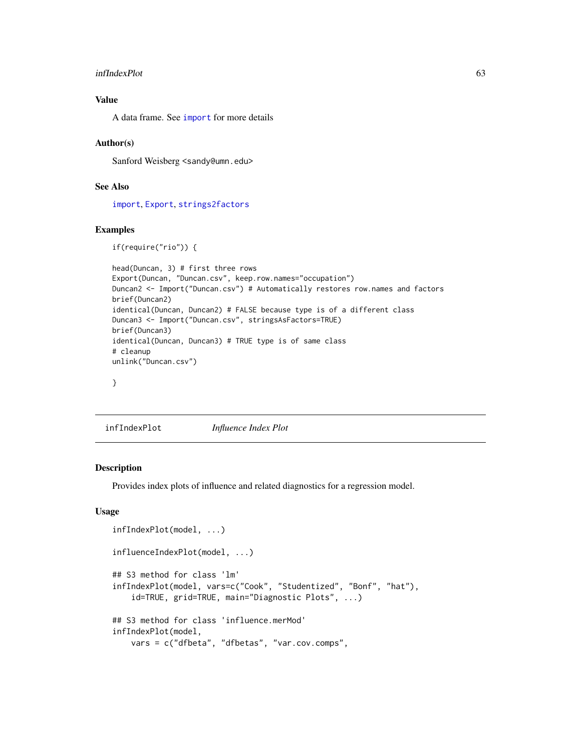### Value

A data frame. See `import` for more details

### Author(s)

Sanford Weisberg <sandy@umn.edu>

### See Also

`import`, `Export`, `strings2factors`

### Examples

```
if(require("rio")) {

head(Duncan, 3) # first three rows
Export(Duncan, "Duncan.csv", keep.row.names="occupation")
Duncan2 <- Import("Duncan.csv") # Automatically restores row.names and factors
brief(Duncan2)
identical(Duncan, Duncan2) # FALSE because type is of a different class
Duncan3 <- Import("Duncan.csv", stringsAsFactors=TRUE)
brief(Duncan3)
identical(Duncan, Duncan3) # TRUE type is of same class
# cleanup
unlink("Duncan.csv")

}
```

---

## infIndexPlot *Influence Index Plot*

---

### Description

Provides index plots of influence and related diagnostics for a regression model.

### Usage

```
infIndexPlot(model, ...)

influenceIndexPlot(model, ...)

## S3 method for class 'lm'
infIndexPlot(model, vars=c("Cook", "Studentized", "Bonf", "hat"),
    id=TRUE, grid=TRUE, main="Diagnostic Plots", ...)

## S3 method for class 'influence.merMod'
infIndexPlot(model,
    vars = c("dfbeta", "dfbetas", "var.cov.comps",
```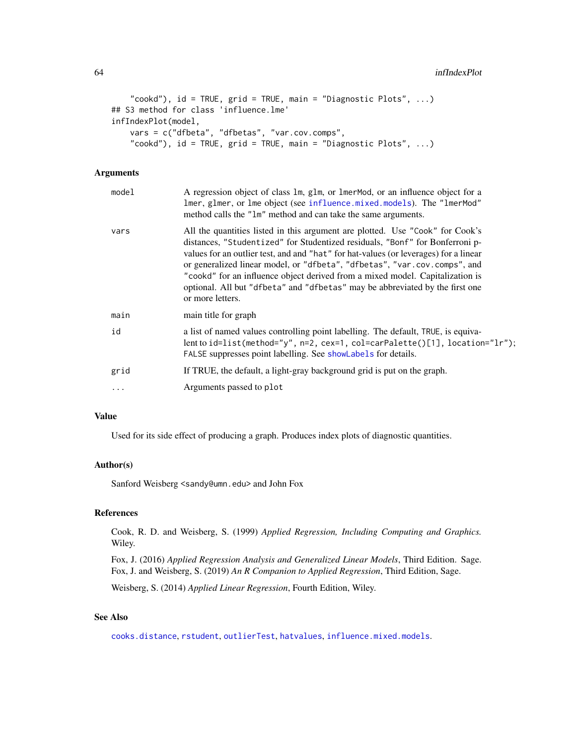```
    "cookd"), id = TRUE, grid = TRUE, main = "Diagnostic Plots", ...)
## S3 method for class 'influence.lme'
infIndexPlot(model,
    vars = c("dfbeta", "dfbetas", "var.cov.comps",
    "cookd"), id = TRUE, grid = TRUE, main = "Diagnostic Plots", ...)
```

### Arguments

| | |
|---|---|
| `model` | A regression object of class `lm`, `glm`, or `lmerMod`, or an influence object for a `lmer`, `glmer`, or `lme` object (see `influence.mixed.models`). The `"lmerMod"` method calls the `"lm"` method and can take the same arguments. |
| `vars` | All the quantities listed in this argument are plotted. Use `"Cook"` for Cook's distances, `"Studentized"` for Studentized residuals, `"Bonf"` for Bonferroni p-values for an outlier test, and and `"hat"` for hat-values (or leverages) for a linear or generalized linear model, or `"dfbeta"`, `"dfbetas"`, `"var.cov.comps"`, and `"cookd"` for an influence object derived from a mixed model. Capitalization is optional. All but `"dfbeta"` and `"dfbetas"` may be abbreviated by the first one or more letters. |
| `main` | main title for graph |
| `id` | a list of named values controlling point labelling. The default, `TRUE`, is equivalent to `id=list(method="y", n=2, cex=1, col=carPalette()[1], location="lr")`; `FALSE` suppresses point labelling. See `showLabels` for details. |
| `grid` | If TRUE, the default, a light-gray background grid is put on the graph. |
| `...` | Arguments passed to `plot` |

### Value

Used for its side effect of producing a graph. Produces index plots of diagnostic quantities.

### Author(s)

Sanford Weisberg <sandy@umn.edu> and John Fox

### References

Cook, R. D. and Weisberg, S. (1999) *Applied Regression, Including Computing and Graphics.* Wiley.

Fox, J. (2016) *Applied Regression Analysis and Generalized Linear Models*, Third Edition. Sage.
Fox, J. and Weisberg, S. (2019) *An R Companion to Applied Regression*, Third Edition, Sage.

Weisberg, S. (2014) *Applied Linear Regression*, Fourth Edition, Wiley.

### See Also

`cooks.distance`, `rstudent`, `outlierTest`, `hatvalues`, `influence.mixed.models`.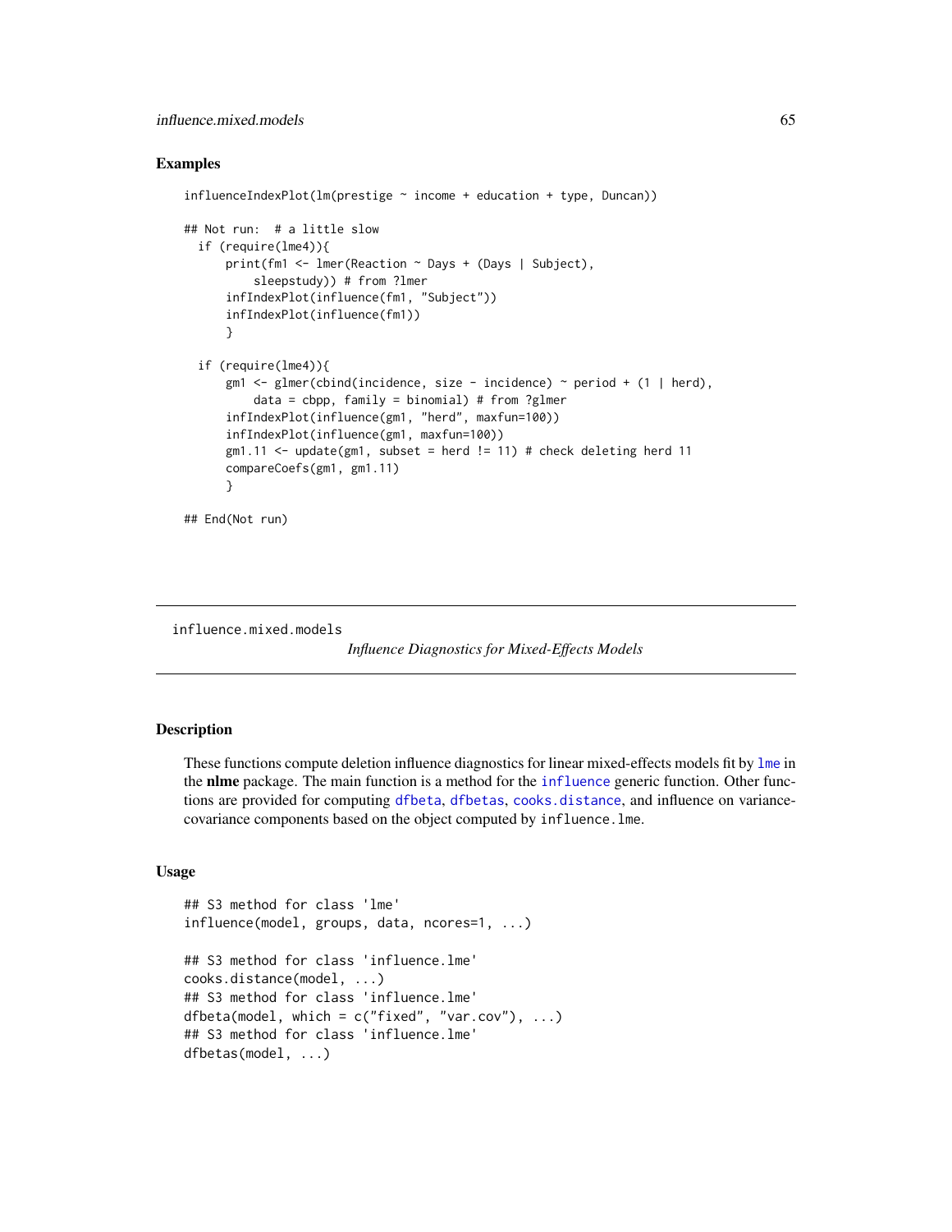### Examples

```
influenceIndexPlot(lm(prestige ~ income + education + type, Duncan))

## Not run:  # a little slow
  if (require(lme4)){
      print(fm1 <- lmer(Reaction ~ Days + (Days | Subject),
          sleepstudy)) # from ?lmer
      infIndexPlot(influence(fm1, "Subject"))
      infIndexPlot(influence(fm1))
      }

  if (require(lme4)){
      gm1 <- glmer(cbind(incidence, size - incidence) ~ period + (1 | herd),
          data = cbpp, family = binomial) # from ?glmer
      infIndexPlot(influence(gm1, "herd", maxfun=100))
      infIndexPlot(influence(gm1, maxfun=100))
      gm1.11 <- update(gm1, subset = herd != 11) # check deleting herd 11
      compareCoefs(gm1, gm1.11)
      }

## End(Not run)
```

---

## influence.mixed.models

*Influence Diagnostics for Mixed-Effects Models*

---

### Description

These functions compute deletion influence diagnostics for linear mixed-effects models fit by `lme` in the **nlme** package. The main function is a method for the `influence` generic function. Other functions are provided for computing `dfbeta`, `dfbetas`, `cooks.distance`, and influence on variance-covariance components based on the object computed by `influence.lme`.

### Usage

```
## S3 method for class 'lme'
influence(model, groups, data, ncores=1, ...)

## S3 method for class 'influence.lme'
cooks.distance(model, ...)
## S3 method for class 'influence.lme'
dfbeta(model, which = c("fixed", "var.cov"), ...)
## S3 method for class 'influence.lme'
dfbetas(model, ...)
```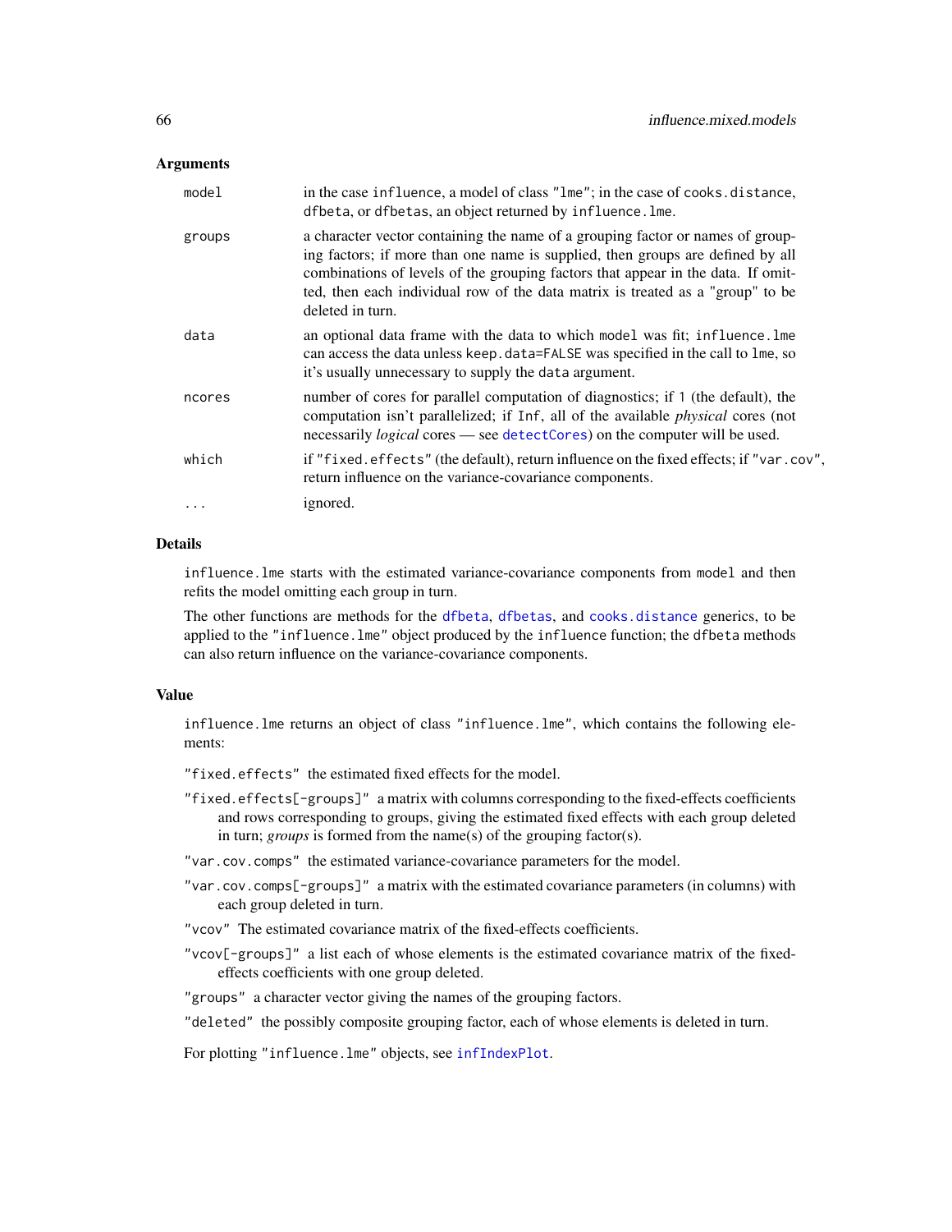### Arguments

- `model` — in the case influence, a model of class "lme"; in the case of cooks.distance, dfbeta, or dfbetas, an object returned by influence.lme.
- `groups` — a character vector containing the name of a grouping factor or names of grouping factors; if more than one name is supplied, then groups are defined by all combinations of levels of the grouping factors that appear in the data. If omitted, then each individual row of the data matrix is treated as a "group" to be deleted in turn.
- `data` — an optional data frame with the data to which model was fit; influence.lme can access the data unless keep.data=FALSE was specified in the call to lme, so it's usually unnecessary to supply the data argument.
- `ncores` — number of cores for parallel computation of diagnostics; if 1 (the default), the computation isn't parallelized; if Inf, all of the available *physical* cores (not necessarily *logical* cores — see detectCores) on the computer will be used.
- `which` — if "fixed.effects" (the default), return influence on the fixed effects; if "var.cov", return influence on the variance-covariance components.
- `...` — ignored.

### Details

influence.lme starts with the estimated variance-covariance components from model and then refits the model omitting each group in turn.

The other functions are methods for the dfbeta, dfbetas, and cooks.distance generics, to be applied to the "influence.lme" object produced by the influence function; the dfbeta methods can also return influence on the variance-covariance components.

### Value

influence.lme returns an object of class "influence.lme", which contains the following elements:

- "fixed.effects" the estimated fixed effects for the model.
- "fixed.effects[-groups]" a matrix with columns corresponding to the fixed-effects coefficients and rows corresponding to groups, giving the estimated fixed effects with each group deleted in turn; *groups* is formed from the name(s) of the grouping factor(s).
- "var.cov.comps" the estimated variance-covariance parameters for the model.
- "var.cov.comps[-groups]" a matrix with the estimated covariance parameters (in columns) with each group deleted in turn.
- "vcov" The estimated covariance matrix of the fixed-effects coefficients.
- "vcov[-groups]" a list each of whose elements is the estimated covariance matrix of the fixed-effects coefficients with one group deleted.
- "groups" a character vector giving the names of the grouping factors.
- "deleted" the possibly composite grouping factor, each of whose elements is deleted in turn.

For plotting "influence.lme" objects, see infIndexPlot.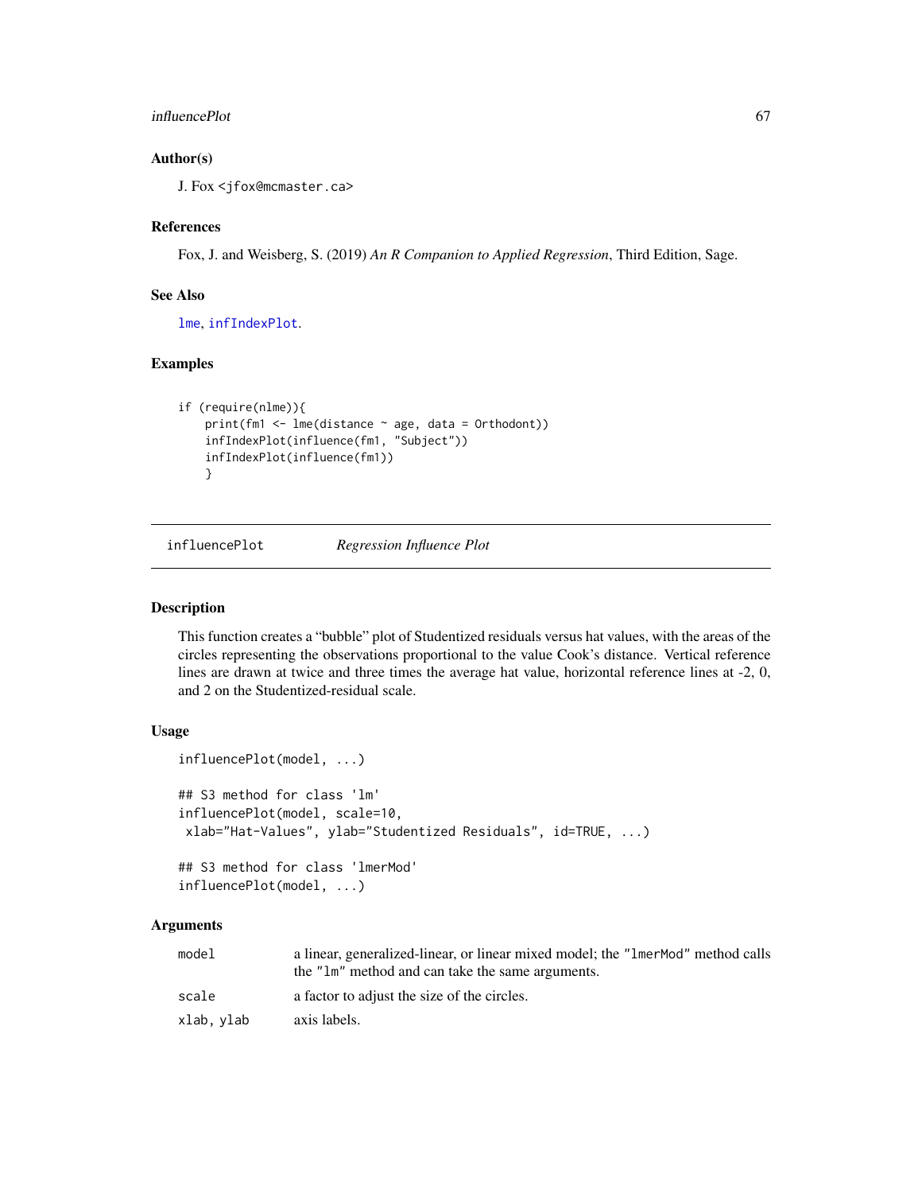### Author(s)

J. Fox <jfox@mcmaster.ca>

### References

Fox, J. and Weisberg, S. (2019) *An R Companion to Applied Regression*, Third Edition, Sage.

### See Also

`lme`, `infIndexPlot`.

### Examples

```
if (require(nlme)){
    print(fm1 <- lme(distance ~ age, data = Orthodont))
    infIndexPlot(influence(fm1, "Subject"))
    infIndexPlot(influence(fm1))
    }
```

---

## influencePlot *Regression Influence Plot*

---

### Description

This function creates a "bubble" plot of Studentized residuals versus hat values, with the areas of the circles representing the observations proportional to the value Cook's distance. Vertical reference lines are drawn at twice and three times the average hat value, horizontal reference lines at -2, 0, and 2 on the Studentized-residual scale.

### Usage

```
influencePlot(model, ...)

## S3 method for class 'lm'
influencePlot(model, scale=10,
 xlab="Hat-Values", ylab="Studentized Residuals", id=TRUE, ...)

## S3 method for class 'lmerMod'
influencePlot(model, ...)
```

### Arguments

| | |
|---|---|
| `model` | a linear, generalized-linear, or linear mixed model; the `"lmerMod"` method calls the `"lm"` method and can take the same arguments. |
| `scale` | a factor to adjust the size of the circles. |
| `xlab, ylab` | axis labels. |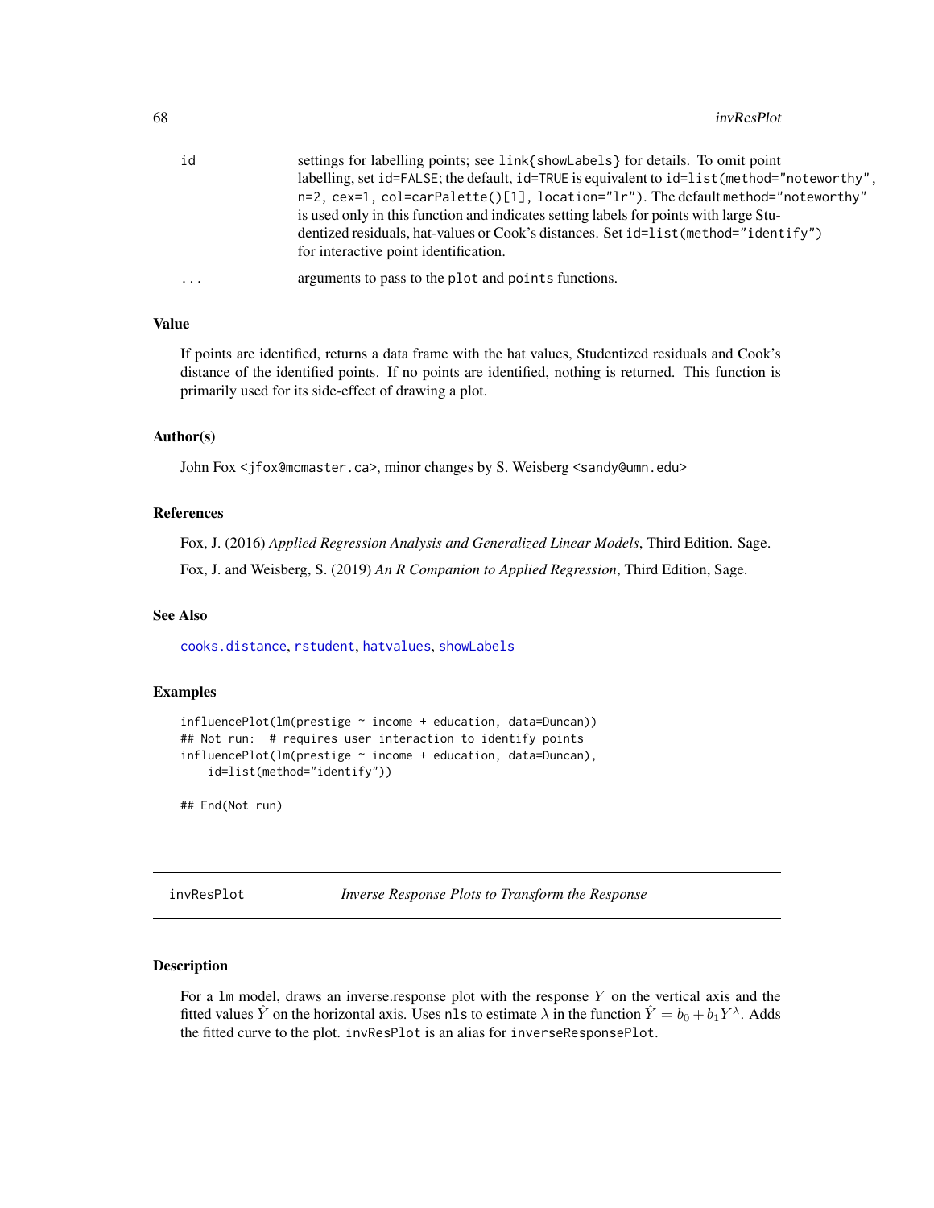id settings for labelling points; see `link{showLabels}` for details. To omit point labelling, set `id=FALSE`; the default, `id=TRUE` is equivalent to `id=list(method="noteworthy", n=2, cex=1, col=carPalette()[1], location="lr")`. The default `method="noteworthy"` is used only in this function and indicates setting labels for points with large Studentized residuals, hat-values or Cook's distances. Set `id=list(method="identify")` for interactive point identification.

... arguments to pass to the `plot` and `points` functions.

### Value

If points are identified, returns a data frame with the hat values, Studentized residuals and Cook's distance of the identified points. If no points are identified, nothing is returned. This function is primarily used for its side-effect of drawing a plot.

### Author(s)

John Fox <jfox@mcmaster.ca>, minor changes by S. Weisberg <sandy@umn.edu>

### References

Fox, J. (2016) *Applied Regression Analysis and Generalized Linear Models*, Third Edition. Sage.

Fox, J. and Weisberg, S. (2019) *An R Companion to Applied Regression*, Third Edition, Sage.

### See Also

`cooks.distance`, `rstudent`, `hatvalues`, `showLabels`

### Examples

```
influencePlot(lm(prestige ~ income + education, data=Duncan))
## Not run:  # requires user interaction to identify points
influencePlot(lm(prestige ~ income + education, data=Duncan),
    id=list(method="identify"))

## End(Not run)
```

## invResPlot *Inverse Response Plots to Transform the Response*

### Description

For a `lm` model, draws an inverse.response plot with the response $Y$ on the vertical axis and the fitted values $\hat{Y}$ on the horizontal axis. Uses `nls` to estimate $\lambda$ in the function $\hat{Y} = b_0 + b_1 Y^{\lambda}$. Adds the fitted curve to the plot. `invResPlot` is an alias for `inverseResponsePlot`.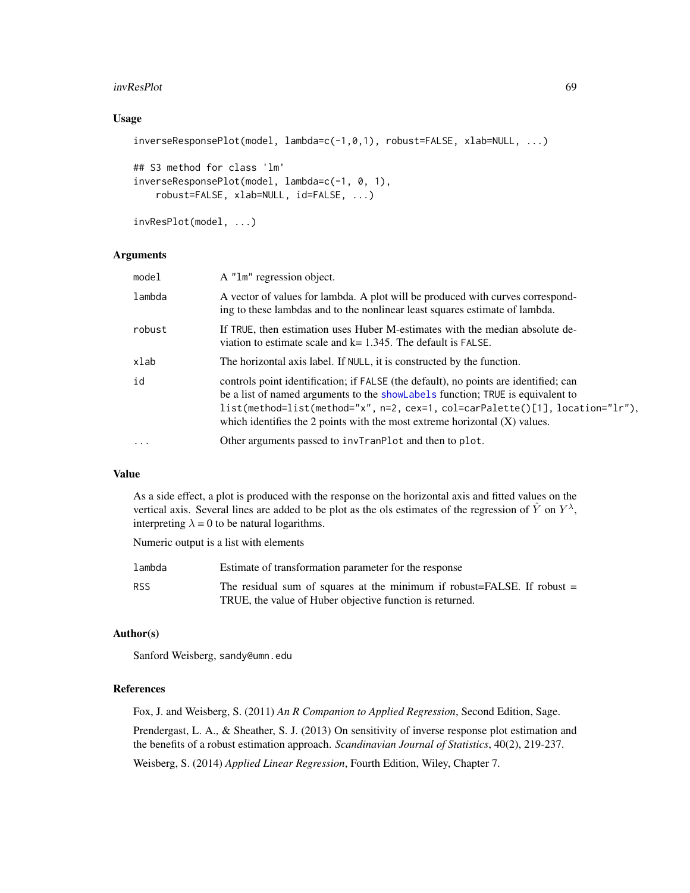## Usage

```
inverseResponsePlot(model, lambda=c(-1,0,1), robust=FALSE, xlab=NULL, ...)

## S3 method for class 'lm'
inverseResponsePlot(model, lambda=c(-1, 0, 1),
    robust=FALSE, xlab=NULL, id=FALSE, ...)

invResPlot(model, ...)
```

## Arguments

| | |
|---|---|
| `model` | A "lm" regression object. |
| `lambda` | A vector of values for lambda. A plot will be produced with curves corresponding to these lambdas and to the nonlinear least squares estimate of lambda. |
| `robust` | If `TRUE`, then estimation uses Huber M-estimates with the median absolute deviation to estimate scale and k= 1.345. The default is `FALSE`. |
| `xlab` | The horizontal axis label. If `NULL`, it is constructed by the function. |
| `id` | controls point identification; if `FALSE` (the default), no points are identified; can be a list of named arguments to the `showLabels` function; `TRUE` is equivalent to `list(method=list(method="x", n=2, cex=1, col=carPalette()[1], location="lr")`, which identifies the 2 points with the most extreme horizontal (X) values. |
| `...` | Other arguments passed to `invTranPlot` and then to `plot`. |

## Value

As a side effect, a plot is produced with the response on the horizontal axis and fitted values on the vertical axis. Several lines are added to be plot as the ols estimates of the regression of $\hat{Y}$ on $Y^{\lambda}$, interpreting $\lambda = 0$ to be natural logarithms.

Numeric output is a list with elements

| | |
|---|---|
| `lambda` | Estimate of transformation parameter for the response |
| `RSS` | The residual sum of squares at the minimum if robust=FALSE. If robust = TRUE, the value of Huber objective function is returned. |

## Author(s)

Sanford Weisberg, `sandy@umn.edu`

## References

Fox, J. and Weisberg, S. (2011) *An R Companion to Applied Regression*, Second Edition, Sage.

Prendergast, L. A., & Sheather, S. J. (2013) On sensitivity of inverse response plot estimation and the benefits of a robust estimation approach. *Scandinavian Journal of Statistics*, 40(2), 219-237.

Weisberg, S. (2014) *Applied Linear Regression*, Fourth Edition, Wiley, Chapter 7.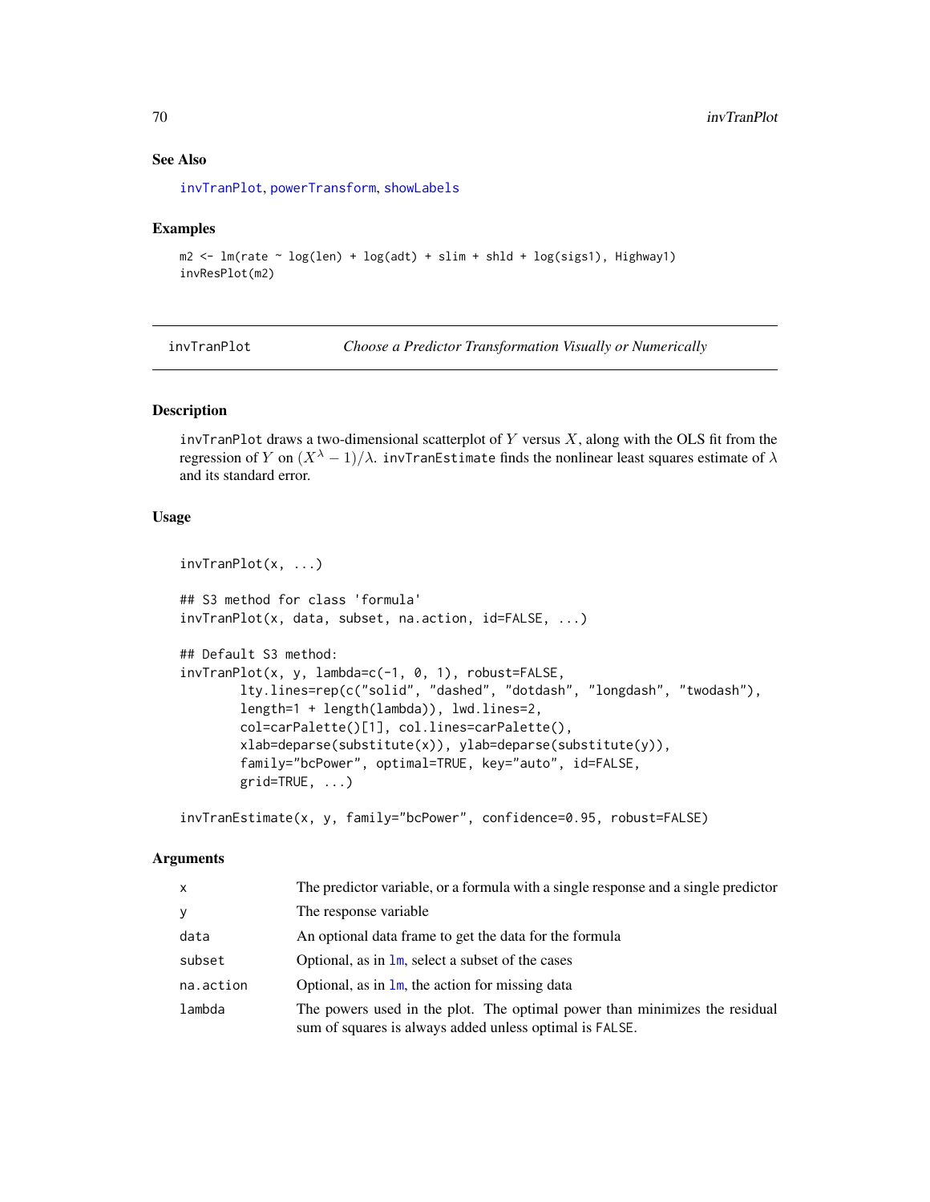## See Also

invTranPlot, powerTransform, showLabels

## Examples

```
m2 <- lm(rate ~ log(len) + log(adt) + slim + shld + log(sigs1), Highway1)
invResPlot(m2)
```

---

# invTranPlot *Choose a Predictor Transformation Visually or Numerically*

---

## Description

invTranPlot draws a two-dimensional scatterplot of $Y$ versus $X$, along with the OLS fit from the regression of $Y$ on $(X^{\lambda} - 1)/\lambda$. invTranEstimate finds the nonlinear least squares estimate of $\lambda$ and its standard error.

## Usage

```
invTranPlot(x, ...)

## S3 method for class 'formula'
invTranPlot(x, data, subset, na.action, id=FALSE, ...)

## Default S3 method:
invTranPlot(x, y, lambda=c(-1, 0, 1), robust=FALSE,
        lty.lines=rep(c("solid", "dashed", "dotdash", "longdash", "twodash"),
        length=1 + length(lambda)), lwd.lines=2,
        col=carPalette()[1], col.lines=carPalette(),
        xlab=deparse(substitute(x)), ylab=deparse(substitute(y)),
        family="bcPower", optimal=TRUE, key="auto", id=FALSE,
        grid=TRUE, ...)

invTranEstimate(x, y, family="bcPower", confidence=0.95, robust=FALSE)
```

## Arguments

| | |
|---|---|
| x | The predictor variable, or a formula with a single response and a single predictor |
| y | The response variable |
| data | An optional data frame to get the data for the formula |
| subset | Optional, as in lm, select a subset of the cases |
| na.action | Optional, as in lm, the action for missing data |
| lambda | The powers used in the plot. The optimal power than minimizes the residual sum of squares is always added unless optimal is FALSE. |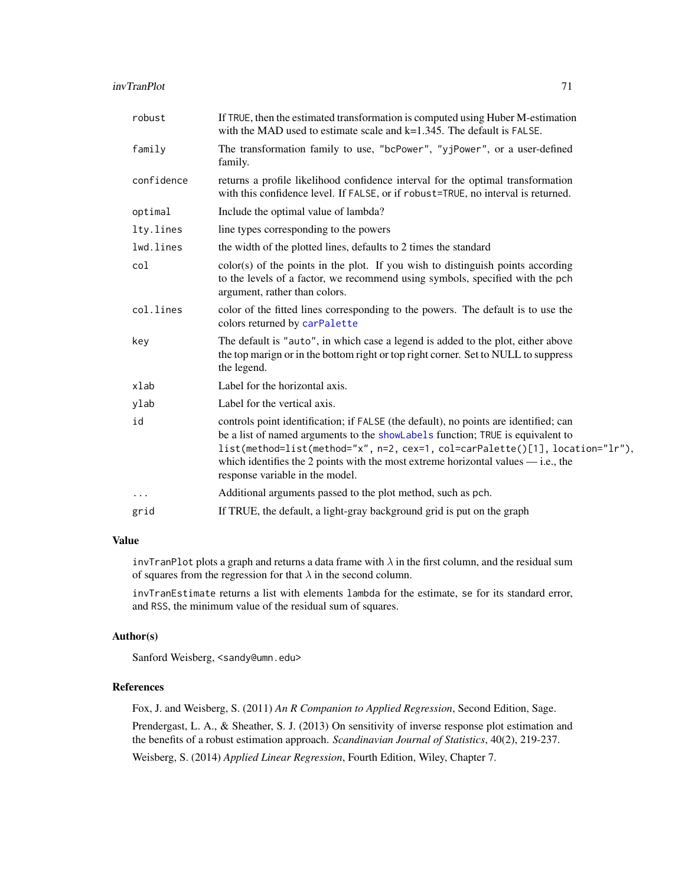| | |
|---|---|
| `robust` | If `TRUE`, then the estimated transformation is computed using Huber M-estimation with the MAD used to estimate scale and k=1.345. The default is `FALSE`. |
| `family` | The transformation family to use, `"bcPower"`, `"yjPower"`, or a user-defined family. |
| `confidence` | returns a profile likelihood confidence interval for the optimal transformation with this confidence level. If `FALSE`, or if `robust=TRUE`, no interval is returned. |
| `optimal` | Include the optimal value of lambda? |
| `lty.lines` | line types corresponding to the powers |
| `lwd.lines` | the width of the plotted lines, defaults to 2 times the standard |
| `col` | color(s) of the points in the plot. If you wish to distinguish points according to the levels of a factor, we recommend using symbols, specified with the `pch` argument, rather than colors. |
| `col.lines` | color of the fitted lines corresponding to the powers. The default is to use the colors returned by `carPalette` |
| `key` | The default is `"auto"`, in which case a legend is added to the plot, either above the top margin or in the bottom right or top right corner. Set to NULL to suppress the legend. |
| `xlab` | Label for the horizontal axis. |
| `ylab` | Label for the vertical axis. |
| `id` | controls point identification; if `FALSE` (the default), no points are identified; can be a list of named arguments to the `showLabels` function; `TRUE` is equivalent to `list(method=list(method="x", n=2, cex=1, col=carPalette()[1], location="lr")`, which identifies the 2 points with the most extreme horizontal values — i.e., the response variable in the model. |
| `...` | Additional arguments passed to the plot method, such as `pch`. |
| `grid` | If TRUE, the default, a light-gray background grid is put on the graph |

## Value

`invTranPlot` plots a graph and returns a data frame with $\lambda$ in the first column, and the residual sum of squares from the regression for that $\lambda$ in the second column.

`invTranEstimate` returns a list with elements `lambda` for the estimate, `se` for its standard error, and `RSS`, the minimum value of the residual sum of squares.

## Author(s)

Sanford Weisberg, `<sandy@umn.edu>`

## References

Fox, J. and Weisberg, S. (2011) *An R Companion to Applied Regression*, Second Edition, Sage.

Prendergast, L. A., & Sheather, S. J. (2013) On sensitivity of inverse response plot estimation and the benefits of a robust estimation approach. *Scandinavian Journal of Statistics*, 40(2), 219-237.

Weisberg, S. (2014) *Applied Linear Regression*, Fourth Edition, Wiley, Chapter 7.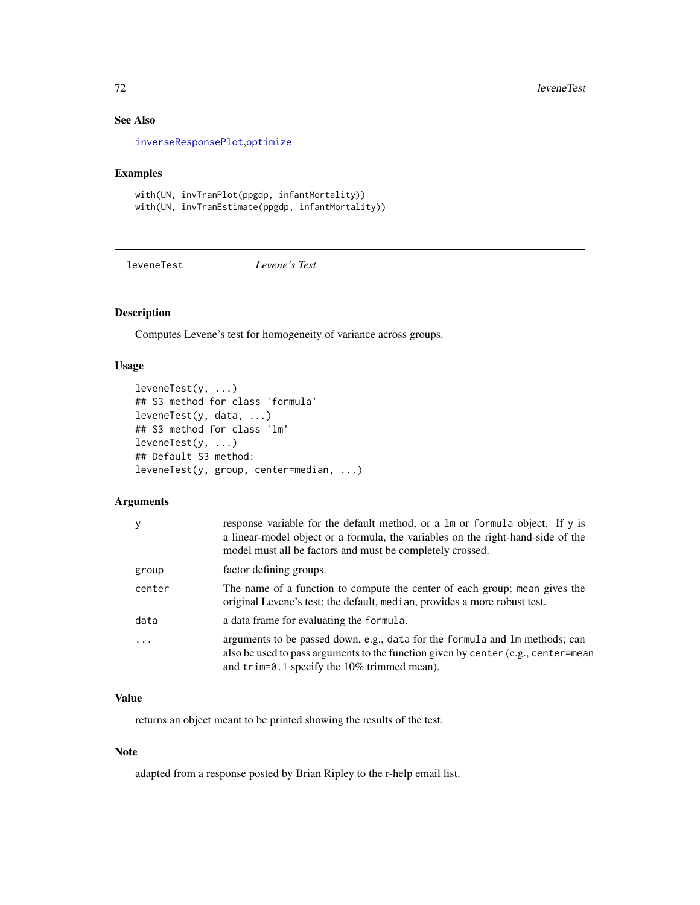### See Also

inverseResponsePlot, optimize

### Examples

```
with(UN, invTranPlot(ppgdp, infantMortality))
with(UN, invTranEstimate(ppgdp, infantMortality))
```

---

## leveneTest *Levene's Test*

---

### Description

Computes Levene's test for homogeneity of variance across groups.

### Usage

```
leveneTest(y, ...)
## S3 method for class 'formula'
leveneTest(y, data, ...)
## S3 method for class 'lm'
leveneTest(y, ...)
## Default S3 method:
leveneTest(y, group, center=median, ...)
```

### Arguments

| | |
|---|---|
| `y` | response variable for the default method, or a `lm` or `formula` object. If `y` is a linear-model object or a formula, the variables on the right-hand-side of the model must all be factors and must be completely crossed. |
| `group` | factor defining groups. |
| `center` | The name of a function to compute the center of each group; `mean` gives the original Levene's test; the default, `median`, provides a more robust test. |
| `data` | a data frame for evaluating the `formula`. |
| `...` | arguments to be passed down, e.g., `data` for the `formula` and `lm` methods; can also be used to pass arguments to the function given by `center` (e.g., `center=mean` and `trim=0.1` specify the 10% trimmed mean). |

### Value

returns an object meant to be printed showing the results of the test.

### Note

adapted from a response posted by Brian Ripley to the r-help email list.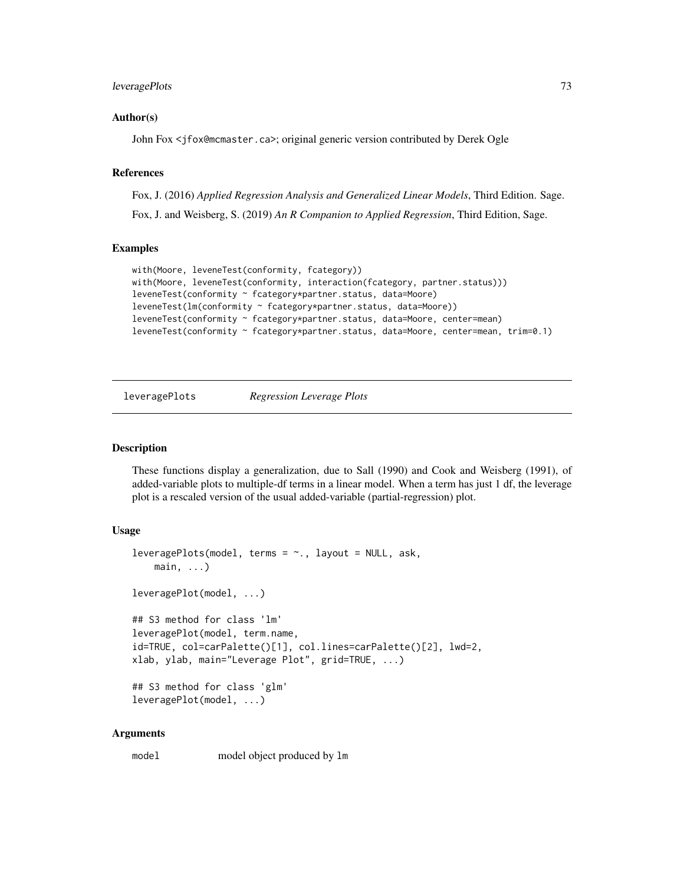### Author(s)

John Fox <jfox@mcmaster.ca>; original generic version contributed by Derek Ogle

### References

Fox, J. (2016) *Applied Regression Analysis and Generalized Linear Models*, Third Edition. Sage.

Fox, J. and Weisberg, S. (2019) *An R Companion to Applied Regression*, Third Edition, Sage.

### Examples

```
with(Moore, leveneTest(conformity, fcategory))
with(Moore, leveneTest(conformity, interaction(fcategory, partner.status)))
leveneTest(conformity ~ fcategory*partner.status, data=Moore)
leveneTest(lm(conformity ~ fcategory*partner.status, data=Moore))
leveneTest(conformity ~ fcategory*partner.status, data=Moore, center=mean)
leveneTest(conformity ~ fcategory*partner.status, data=Moore, center=mean, trim=0.1)
```

---

## leveragePlots — *Regression Leverage Plots*

---

### Description

These functions display a generalization, due to Sall (1990) and Cook and Weisberg (1991), of added-variable plots to multiple-df terms in a linear model. When a term has just 1 df, the leverage plot is a rescaled version of the usual added-variable (partial-regression) plot.

### Usage

```
leveragePlots(model, terms = ~., layout = NULL, ask,
    main, ...)

leveragePlot(model, ...)

## S3 method for class 'lm'
leveragePlot(model, term.name,
id=TRUE, col=carPalette()[1], col.lines=carPalette()[2], lwd=2,
xlab, ylab, main="Leverage Plot", grid=TRUE, ...)

## S3 method for class 'glm'
leveragePlot(model, ...)
```

### Arguments

`model`   model object produced by `lm`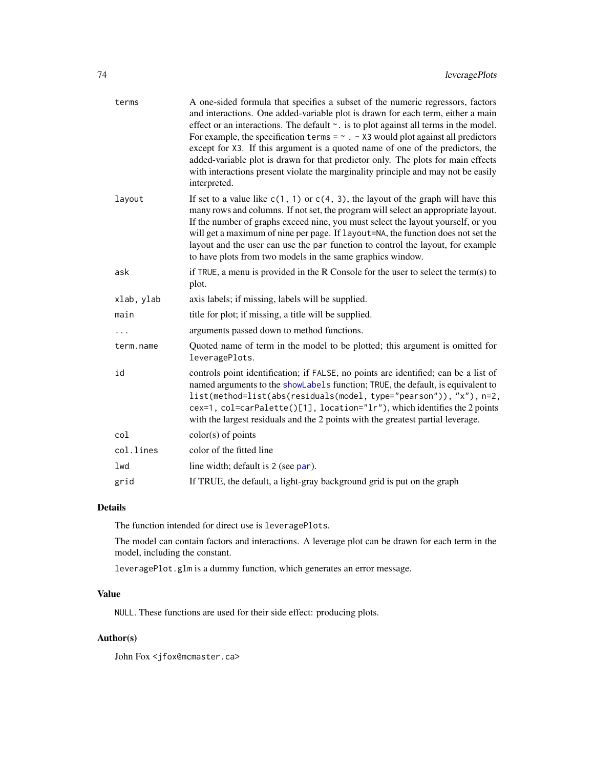| | |
|---|---|
| terms | A one-sided formula that specifies a subset of the numeric regressors, factors and interactions. One added-variable plot is drawn for each term, either a main effect or an interactions. The default `~.` is to plot against all terms in the model. For example, the specification `terms = ~ . - X3` would plot against all predictors except for `X3`. If this argument is a quoted name of one of the predictors, the added-variable plot is drawn for that predictor only. The plots for main effects with interactions present violate the marginality principle and may not be easily interpreted. |
| layout | If set to a value like `c(1, 1)` or `c(4, 3)`, the layout of the graph will have this many rows and columns. If not set, the program will select an appropriate layout. If the number of graphs exceed nine, you must select the layout yourself, or you will get a maximum of nine per page. If `layout=NA`, the function does not set the layout and the user can use the `par` function to control the layout, for example to have plots from two models in the same graphics window. |
| ask | if `TRUE`, a menu is provided in the R Console for the user to select the term(s) to plot. |
| xlab, ylab | axis labels; if missing, labels will be supplied. |
| main | title for plot; if missing, a title will be supplied. |
| ... | arguments passed down to method functions. |
| term.name | Quoted name of term in the model to be plotted; this argument is omitted for `leveragePlots`. |
| id | controls point identification; if `FALSE`, no points are identified; can be a list of named arguments to the `showLabels` function; `TRUE`, the default, is equivalent to `list(method=list(abs(residuals(model, type="pearson")), "x"), n=2, cex=1, col=carPalette()[1], location="lr")`, which identifies the 2 points with the largest residuals and the 2 points with the greatest partial leverage. |
| col | color(s) of points |
| col.lines | color of the fitted line |
| lwd | line width; default is `2` (see `par`). |
| grid | If TRUE, the default, a light-gray background grid is put on the graph |

## Details

The function intended for direct use is `leveragePlots`.

The model can contain factors and interactions. A leverage plot can be drawn for each term in the model, including the constant.

`leveragePlot.glm` is a dummy function, which generates an error message.

## Value

`NULL`. These functions are used for their side effect: producing plots.

## Author(s)

John Fox <jfox@mcmaster.ca>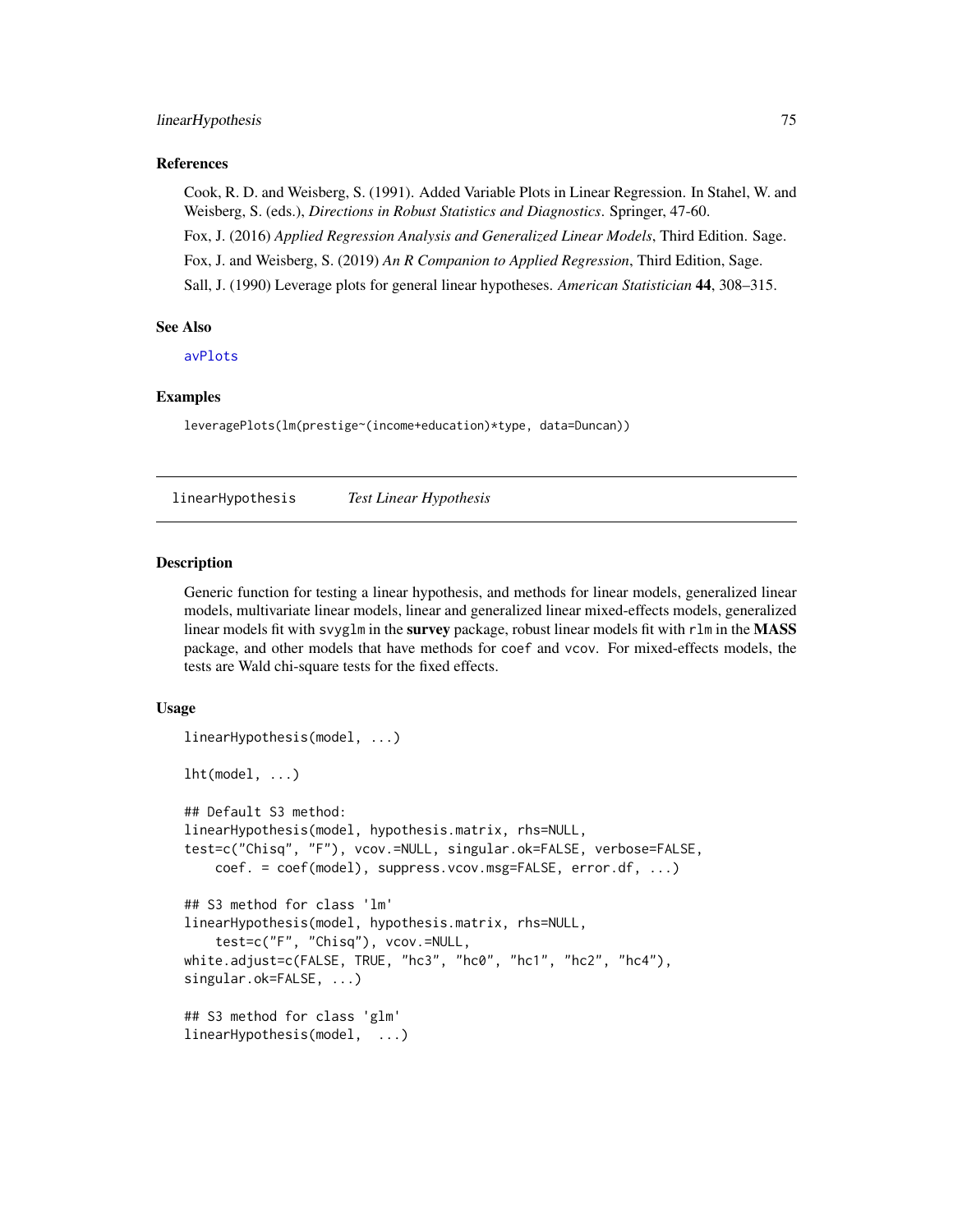### References

Cook, R. D. and Weisberg, S. (1991). Added Variable Plots in Linear Regression. In Stahel, W. and Weisberg, S. (eds.), *Directions in Robust Statistics and Diagnostics*. Springer, 47-60.

Fox, J. (2016) *Applied Regression Analysis and Generalized Linear Models*, Third Edition. Sage.

Fox, J. and Weisberg, S. (2019) *An R Companion to Applied Regression*, Third Edition, Sage.

Sall, J. (1990) Leverage plots for general linear hypotheses. *American Statistician* **44**, 308–315.

### See Also

avPlots

### Examples

```
leveragePlots(lm(prestige~(income+education)*type, data=Duncan))
```

---

## linearHypothesis *Test Linear Hypothesis*

### Description

Generic function for testing a linear hypothesis, and methods for linear models, generalized linear models, multivariate linear models, linear and generalized linear mixed-effects models, generalized linear models fit with svyglm in the **survey** package, robust linear models fit with rlm in the **MASS** package, and other models that have methods for coef and vcov. For mixed-effects models, the tests are Wald chi-square tests for the fixed effects.

### Usage

```
linearHypothesis(model, ...)

lht(model, ...)

## Default S3 method:
linearHypothesis(model, hypothesis.matrix, rhs=NULL,
test=c("Chisq", "F"), vcov.=NULL, singular.ok=FALSE, verbose=FALSE,
    coef. = coef(model), suppress.vcov.msg=FALSE, error.df, ...)

## S3 method for class 'lm'
linearHypothesis(model, hypothesis.matrix, rhs=NULL,
    test=c("F", "Chisq"), vcov.=NULL,
white.adjust=c(FALSE, TRUE, "hc3", "hc0", "hc1", "hc2", "hc4"),
singular.ok=FALSE, ...)

## S3 method for class 'glm'
linearHypothesis(model,  ...)
```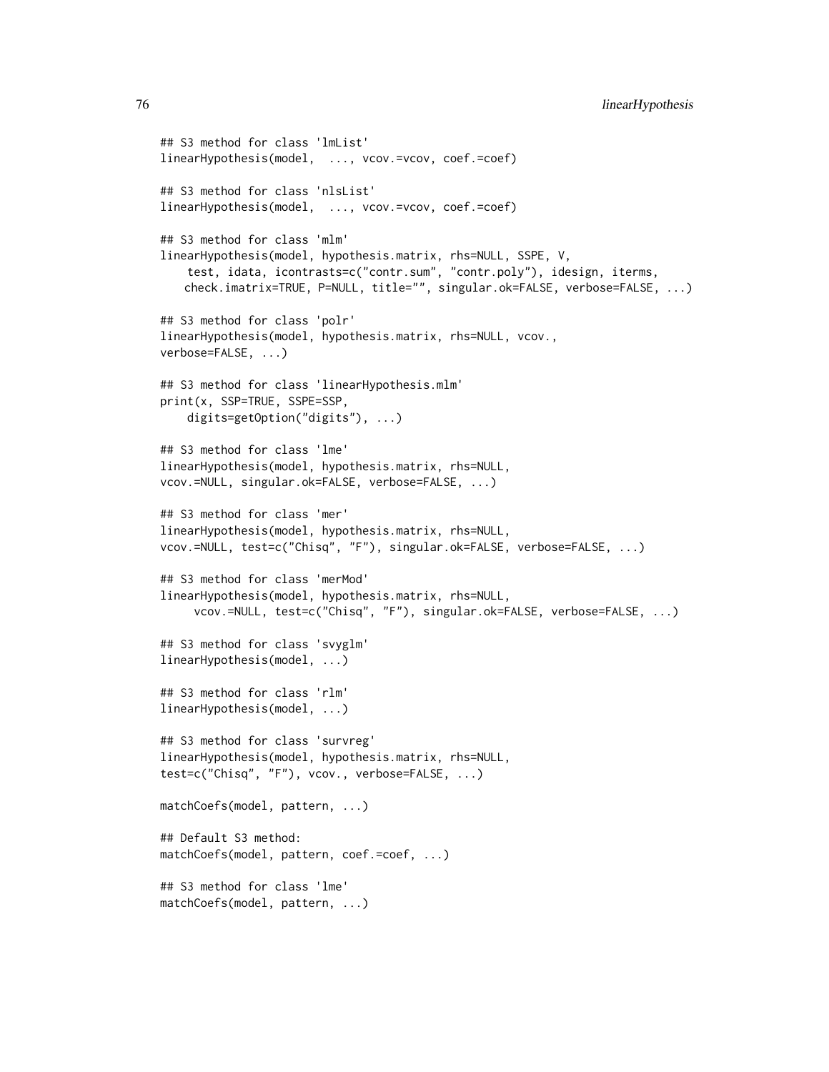```
## S3 method for class 'lmList'
linearHypothesis(model,  ..., vcov.=vcov, coef.=coef)

## S3 method for class 'nlsList'
linearHypothesis(model,  ..., vcov.=vcov, coef.=coef)

## S3 method for class 'mlm'
linearHypothesis(model, hypothesis.matrix, rhs=NULL, SSPE, V,
    test, idata, icontrasts=c("contr.sum", "contr.poly"), idesign, iterms,
   check.imatrix=TRUE, P=NULL, title="", singular.ok=FALSE, verbose=FALSE, ...)

## S3 method for class 'polr'
linearHypothesis(model, hypothesis.matrix, rhs=NULL, vcov.,
verbose=FALSE, ...)

## S3 method for class 'linearHypothesis.mlm'
print(x, SSP=TRUE, SSPE=SSP,
    digits=getOption("digits"), ...)

## S3 method for class 'lme'
linearHypothesis(model, hypothesis.matrix, rhs=NULL,
vcov.=NULL, singular.ok=FALSE, verbose=FALSE, ...)

## S3 method for class 'mer'
linearHypothesis(model, hypothesis.matrix, rhs=NULL,
vcov.=NULL, test=c("Chisq", "F"), singular.ok=FALSE, verbose=FALSE, ...)

## S3 method for class 'merMod'
linearHypothesis(model, hypothesis.matrix, rhs=NULL,
     vcov.=NULL, test=c("Chisq", "F"), singular.ok=FALSE, verbose=FALSE, ...)

## S3 method for class 'svyglm'
linearHypothesis(model, ...)

## S3 method for class 'rlm'
linearHypothesis(model, ...)

## S3 method for class 'survreg'
linearHypothesis(model, hypothesis.matrix, rhs=NULL,
test=c("Chisq", "F"), vcov., verbose=FALSE, ...)

matchCoefs(model, pattern, ...)

## Default S3 method:
matchCoefs(model, pattern, coef.=coef, ...)

## S3 method for class 'lme'
matchCoefs(model, pattern, ...)
```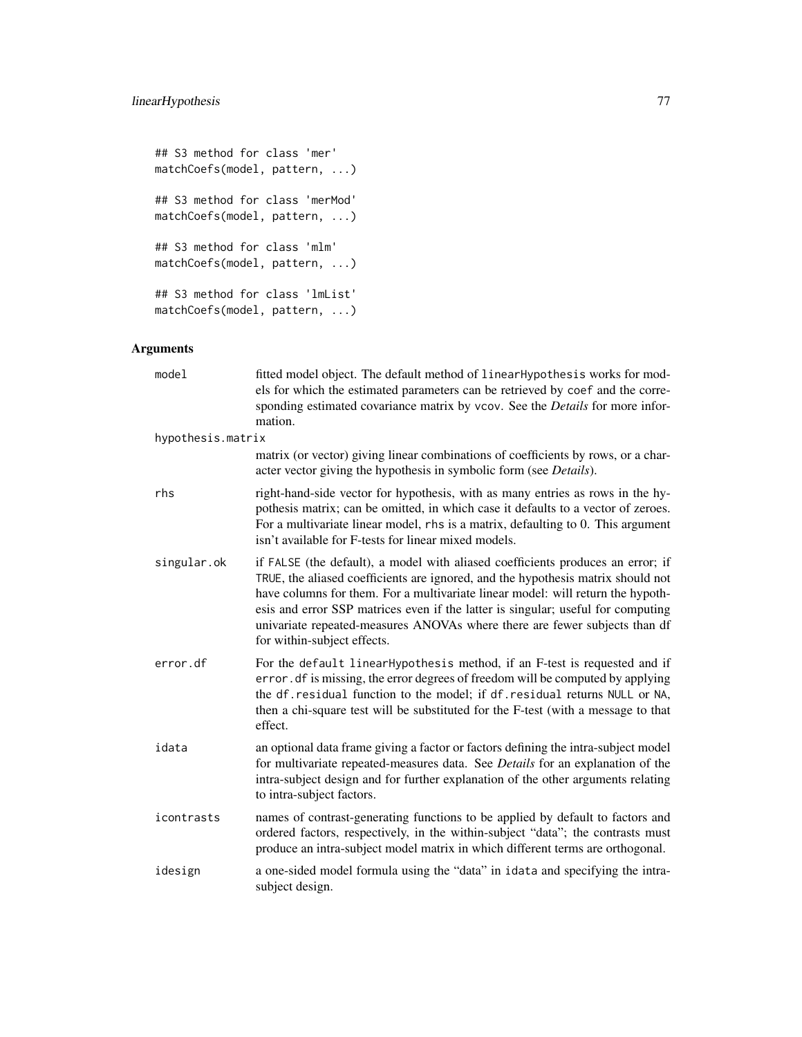```
## S3 method for class 'mer'
matchCoefs(model, pattern, ...)

## S3 method for class 'merMod'
matchCoefs(model, pattern, ...)

## S3 method for class 'mlm'
matchCoefs(model, pattern, ...)

## S3 method for class 'lmList'
matchCoefs(model, pattern, ...)
```

## Arguments

| | |
|---|---|
| `model` | fitted model object. The default method of `linearHypothesis` works for models for which the estimated parameters can be retrieved by `coef` and the corresponding estimated covariance matrix by `vcov`. See the *Details* for more information. |
| `hypothesis.matrix` | matrix (or vector) giving linear combinations of coefficients by rows, or a character vector giving the hypothesis in symbolic form (see *Details*). |
| `rhs` | right-hand-side vector for hypothesis, with as many entries as rows in the hypothesis matrix; can be omitted, in which case it defaults to a vector of zeroes. For a multivariate linear model, `rhs` is a matrix, defaulting to 0. This argument isn't available for F-tests for linear mixed models. |
| `singular.ok` | if `FALSE` (the default), a model with aliased coefficients produces an error; if `TRUE`, the aliased coefficients are ignored, and the hypothesis matrix should not have columns for them. For a multivariate linear model: will return the hypothesis and error SSP matrices even if the latter is singular; useful for computing univariate repeated-measures ANOVAs where there are fewer subjects than df for within-subject effects. |
| `error.df` | For the `default` `linearHypothesis` method, if an F-test is requested and if `error.df` is missing, the error degrees of freedom will be computed by applying the `df.residual` function to the model; if `df.residual` returns `NULL` or `NA`, then a chi-square test will be substituted for the F-test (with a message to that effect. |
| `idata` | an optional data frame giving a factor or factors defining the intra-subject model for multivariate repeated-measures data. See *Details* for an explanation of the intra-subject design and for further explanation of the other arguments relating to intra-subject factors. |
| `icontrasts` | names of contrast-generating functions to be applied by default to factors and ordered factors, respectively, in the within-subject "data"; the contrasts must produce an intra-subject model matrix in which different terms are orthogonal. |
| `idesign` | a one-sided model formula using the "data" in `idata` and specifying the intra-subject design. |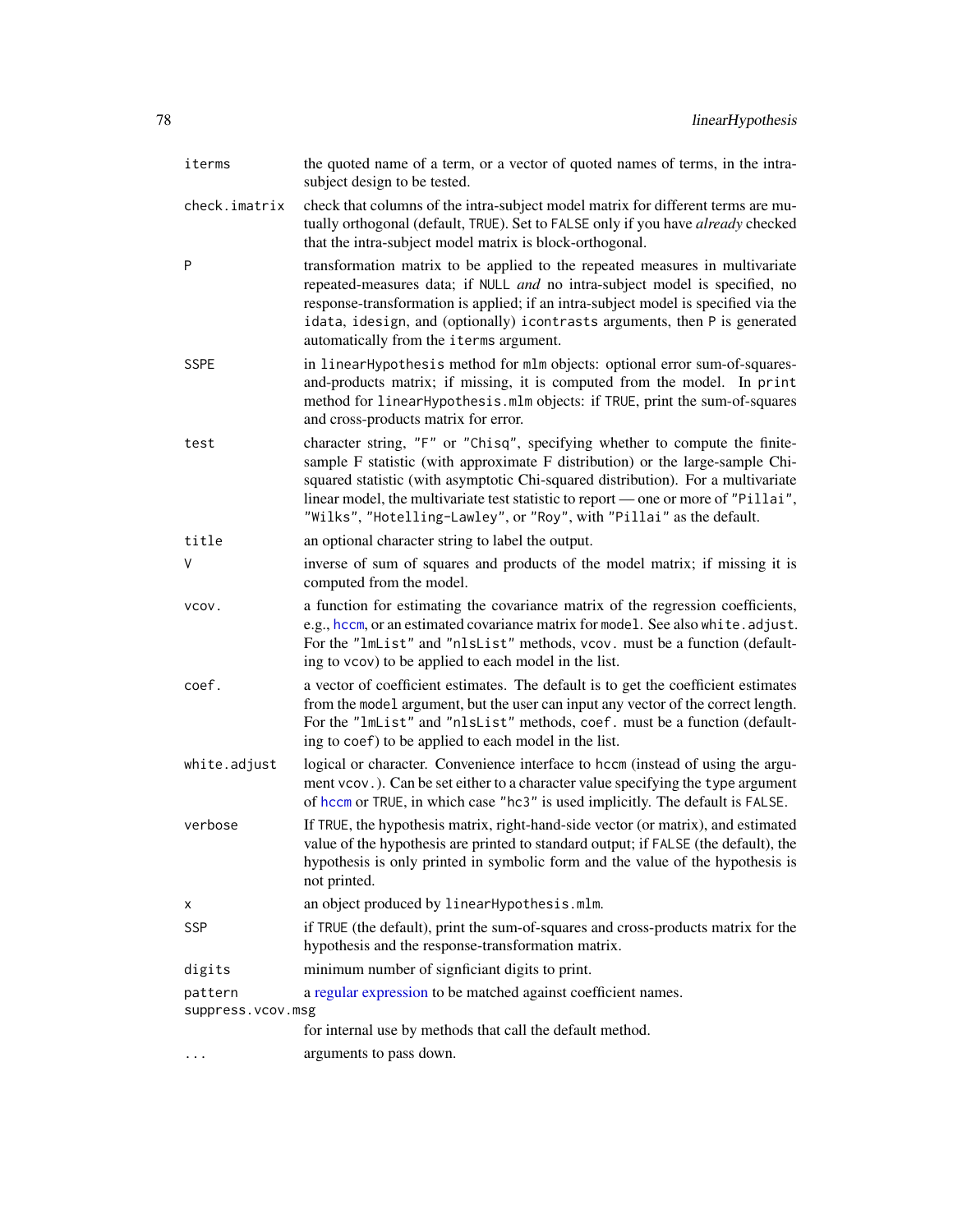| | |
|---|---|
| `iterms` | the quoted name of a term, or a vector of quoted names of terms, in the intra-subject design to be tested. |
| `check.imatrix` | check that columns of the intra-subject model matrix for different terms are mutually orthogonal (default, `TRUE`). Set to `FALSE` only if you have *already* checked that the intra-subject model matrix is block-orthogonal. |
| `P` | transformation matrix to be applied to the repeated measures in multivariate repeated-measures data; if `NULL` *and* no intra-subject model is specified, no response-transformation is applied; if an intra-subject model is specified via the `idata`, `idesign`, and (optionally) `icontrasts` arguments, then `P` is generated automatically from the `iterms` argument. |
| `SSPE` | in `linearHypothesis` method for `mlm` objects: optional error sum-of-squares-and-products matrix; if missing, it is computed from the model. In `print` method for `linearHypothesis.mlm` objects: if `TRUE`, print the sum-of-squares and cross-products matrix for error. |
| `test` | character string, `"F"` or `"Chisq"`, specifying whether to compute the finite-sample F statistic (with approximate F distribution) or the large-sample Chi-squared statistic (with asymptotic Chi-squared distribution). For a multivariate linear model, the multivariate test statistic to report — one or more of `"Pillai"`, `"Wilks"`, `"Hotelling-Lawley"`, or `"Roy"`, with `"Pillai"` as the default. |
| `title` | an optional character string to label the output. |
| `V` | inverse of sum of squares and products of the model matrix; if missing it is computed from the model. |
| `vcov.` | a function for estimating the covariance matrix of the regression coefficients, e.g., `hccm`, or an estimated covariance matrix for `model`. See also `white.adjust`. For the `"lmList"` and `"nlsList"` methods, `vcov.` must be a function (defaulting to `vcov`) to be applied to each model in the list. |
| `coef.` | a vector of coefficient estimates. The default is to get the coefficient estimates from the `model` argument, but the user can input any vector of the correct length. For the `"lmList"` and `"nlsList"` methods, `coef.` must be a function (defaulting to `coef`) to be applied to each model in the list. |
| `white.adjust` | logical or character. Convenience interface to `hccm` (instead of using the argument `vcov.`). Can be set either to a character value specifying the `type` argument of `hccm` or `TRUE`, in which case `"hc3"` is used implicitly. The default is `FALSE`. |
| `verbose` | If `TRUE`, the hypothesis matrix, right-hand-side vector (or matrix), and estimated value of the hypothesis are printed to standard output; if `FALSE` (the default), the hypothesis is only printed in symbolic form and the value of the hypothesis is not printed. |
| `x` | an object produced by `linearHypothesis.mlm`. |
| `SSP` | if `TRUE` (the default), print the sum-of-squares and cross-products matrix for the hypothesis and the response-transformation matrix. |
| `digits` | minimum number of signficiant digits to print. |
| `pattern` | a regular expression to be matched against coefficient names. |
| `suppress.vcov.msg` | for internal use by methods that call the default method. |
| `...` | arguments to pass down. |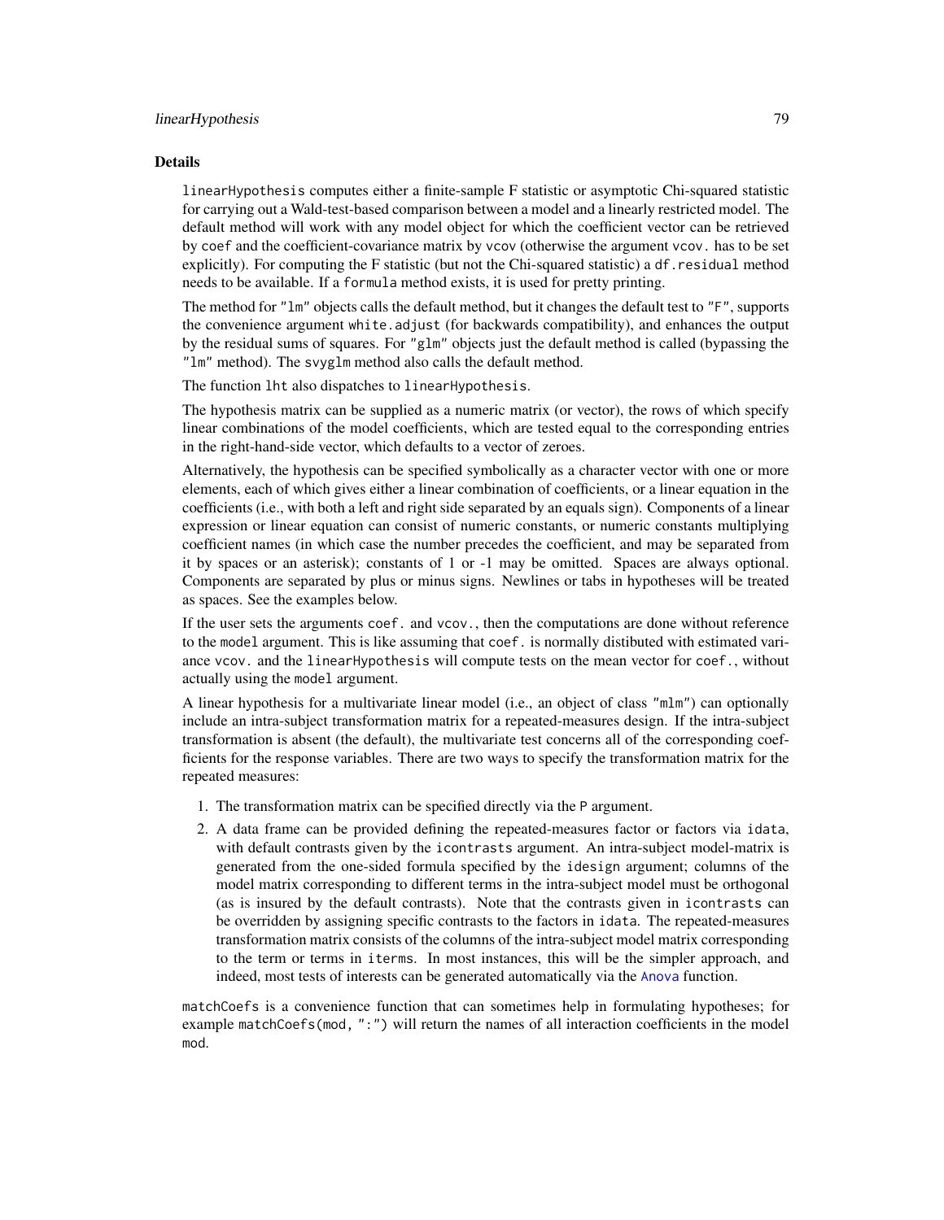## Details

linearHypothesis computes either a finite-sample F statistic or asymptotic Chi-squared statistic for carrying out a Wald-test-based comparison between a model and a linearly restricted model. The default method will work with any model object for which the coefficient vector can be retrieved by coef and the coefficient-covariance matrix by vcov (otherwise the argument vcov. has to be set explicitly). For computing the F statistic (but not the Chi-squared statistic) a df.residual method needs to be available. If a formula method exists, it is used for pretty printing.

The method for "lm" objects calls the default method, but it changes the default test to "F", supports the convenience argument white.adjust (for backwards compatibility), and enhances the output by the residual sums of squares. For "glm" objects just the default method is called (bypassing the "lm" method). The svyglm method also calls the default method.

The function lht also dispatches to linearHypothesis.

The hypothesis matrix can be supplied as a numeric matrix (or vector), the rows of which specify linear combinations of the model coefficients, which are tested equal to the corresponding entries in the right-hand-side vector, which defaults to a vector of zeroes.

Alternatively, the hypothesis can be specified symbolically as a character vector with one or more elements, each of which gives either a linear combination of coefficients, or a linear equation in the coefficients (i.e., with both a left and right side separated by an equals sign). Components of a linear expression or linear equation can consist of numeric constants, or numeric constants multiplying coefficient names (in which case the number precedes the coefficient, and may be separated from it by spaces or an asterisk); constants of 1 or -1 may be omitted. Spaces are always optional. Components are separated by plus or minus signs. Newlines or tabs in hypotheses will be treated as spaces. See the examples below.

If the user sets the arguments coef. and vcov., then the computations are done without reference to the model argument. This is like assuming that coef. is normally distibuted with estimated variance vcov. and the linearHypothesis will compute tests on the mean vector for coef., without actually using the model argument.

A linear hypothesis for a multivariate linear model (i.e., an object of class "mlm") can optionally include an intra-subject transformation matrix for a repeated-measures design. If the intra-subject transformation is absent (the default), the multivariate test concerns all of the corresponding coefficients for the response variables. There are two ways to specify the transformation matrix for the repeated measures:

1. The transformation matrix can be specified directly via the P argument.
2. A data frame can be provided defining the repeated-measures factor or factors via idata, with default contrasts given by the icontrasts argument. An intra-subject model-matrix is generated from the one-sided formula specified by the idesign argument; columns of the model matrix corresponding to different terms in the intra-subject model must be orthogonal (as is insured by the default contrasts). Note that the contrasts given in icontrasts can be overridden by assigning specific contrasts to the factors in idata. The repeated-measures transformation matrix consists of the columns of the intra-subject model matrix corresponding to the term or terms in iterms. In most instances, this will be the simpler approach, and indeed, most tests of interests can be generated automatically via the Anova function.

matchCoefs is a convenience function that can sometimes help in formulating hypotheses; for example matchCoefs(mod, ":") will return the names of all interaction coefficients in the model mod.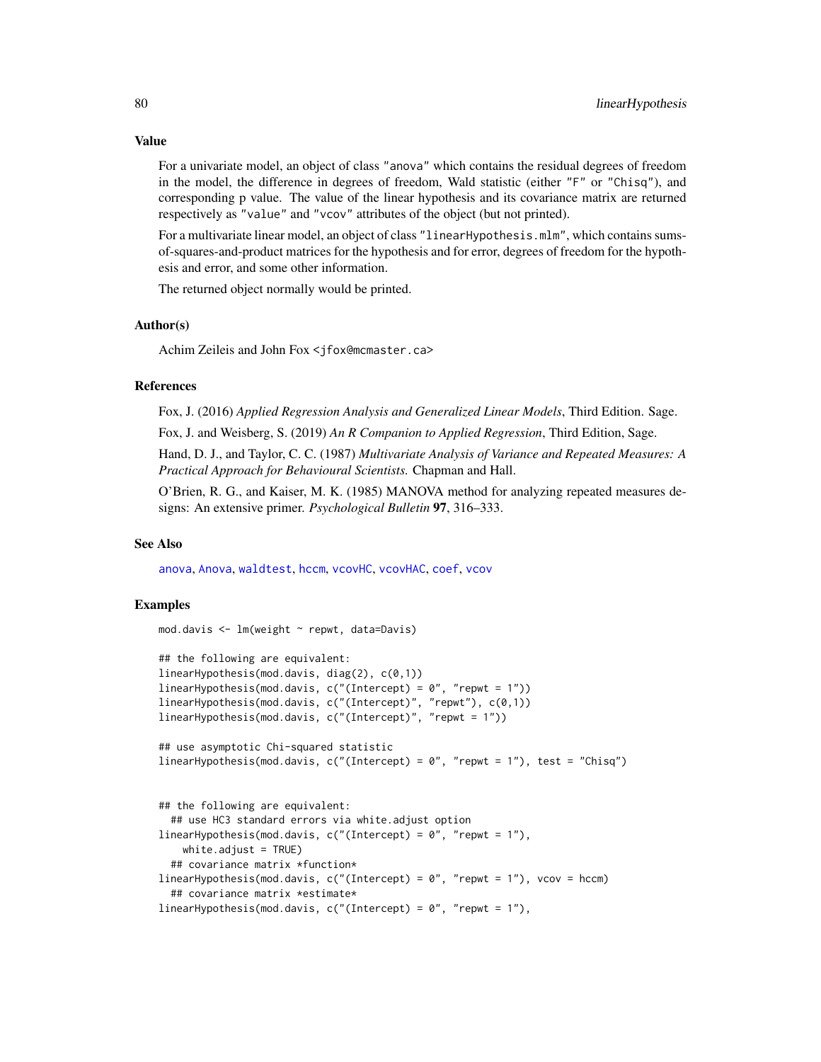## Value

For a univariate model, an object of class "anova" which contains the residual degrees of freedom in the model, the difference in degrees of freedom, Wald statistic (either "F" or "Chisq"), and corresponding p value. The value of the linear hypothesis and its covariance matrix are returned respectively as "value" and "vcov" attributes of the object (but not printed).

For a multivariate linear model, an object of class "linearHypothesis.mlm", which contains sums-of-squares-and-product matrices for the hypothesis and for error, degrees of freedom for the hypothesis and error, and some other information.

The returned object normally would be printed.

## Author(s)

Achim Zeileis and John Fox <jfox@mcmaster.ca>

## References

Fox, J. (2016) *Applied Regression Analysis and Generalized Linear Models*, Third Edition. Sage.

Fox, J. and Weisberg, S. (2019) *An R Companion to Applied Regression*, Third Edition, Sage.

Hand, D. J., and Taylor, C. C. (1987) *Multivariate Analysis of Variance and Repeated Measures: A Practical Approach for Behavioural Scientists.* Chapman and Hall.

O'Brien, R. G., and Kaiser, M. K. (1985) MANOVA method for analyzing repeated measures designs: An extensive primer. *Psychological Bulletin* **97**, 316–333.

## See Also

anova, Anova, waldtest, hccm, vcovHC, vcovHAC, coef, vcov

## Examples

```
mod.davis <- lm(weight ~ repwt, data=Davis)

## the following are equivalent:
linearHypothesis(mod.davis, diag(2), c(0,1))
linearHypothesis(mod.davis, c("(Intercept) = 0", "repwt = 1"))
linearHypothesis(mod.davis, c("(Intercept)", "repwt"), c(0,1))
linearHypothesis(mod.davis, c("(Intercept)", "repwt = 1"))

## use asymptotic Chi-squared statistic
linearHypothesis(mod.davis, c("(Intercept) = 0", "repwt = 1"), test = "Chisq")


## the following are equivalent:
  ## use HC3 standard errors via white.adjust option
linearHypothesis(mod.davis, c("(Intercept) = 0", "repwt = 1"),
    white.adjust = TRUE)
  ## covariance matrix *function*
linearHypothesis(mod.davis, c("(Intercept) = 0", "repwt = 1"), vcov = hccm)
  ## covariance matrix *estimate*
linearHypothesis(mod.davis, c("(Intercept) = 0", "repwt = 1"),
```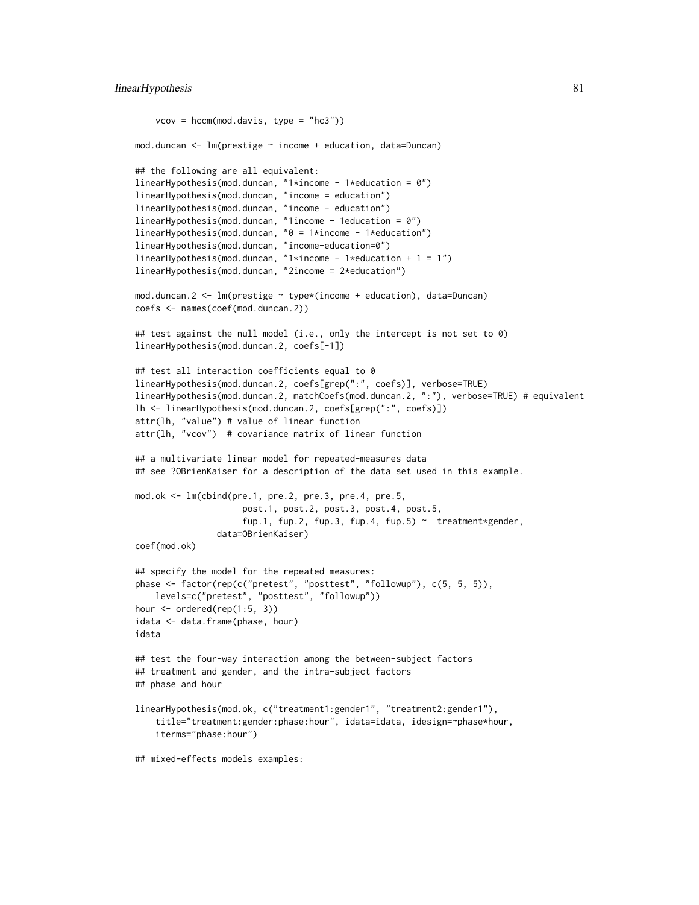```
    vcov = hccm(mod.davis, type = "hc3"))

mod.duncan <- lm(prestige ~ income + education, data=Duncan)

## the following are all equivalent:
linearHypothesis(mod.duncan, "1*income - 1*education = 0")
linearHypothesis(mod.duncan, "income = education")
linearHypothesis(mod.duncan, "income - education")
linearHypothesis(mod.duncan, "1income - 1education = 0")
linearHypothesis(mod.duncan, "0 = 1*income - 1*education")
linearHypothesis(mod.duncan, "income-education=0")
linearHypothesis(mod.duncan, "1*income - 1*education + 1 = 1")
linearHypothesis(mod.duncan, "2income = 2*education")

mod.duncan.2 <- lm(prestige ~ type*(income + education), data=Duncan)
coefs <- names(coef(mod.duncan.2))

## test against the null model (i.e., only the intercept is not set to 0)
linearHypothesis(mod.duncan.2, coefs[-1])

## test all interaction coefficients equal to 0
linearHypothesis(mod.duncan.2, coefs[grep(":", coefs)], verbose=TRUE)
linearHypothesis(mod.duncan.2, matchCoefs(mod.duncan.2, ":"), verbose=TRUE) # equivalent
lh <- linearHypothesis(mod.duncan.2, coefs[grep(":", coefs)])
attr(lh, "value") # value of linear function
attr(lh, "vcov")  # covariance matrix of linear function

## a multivariate linear model for repeated-measures data
## see ?OBrienKaiser for a description of the data set used in this example.

mod.ok <- lm(cbind(pre.1, pre.2, pre.3, pre.4, pre.5,
                   post.1, post.2, post.3, post.4, post.5,
                   fup.1, fup.2, fup.3, fup.4, fup.5) ~  treatment*gender,
             data=OBrienKaiser)
coef(mod.ok)

## specify the model for the repeated measures:
phase <- factor(rep(c("pretest", "posttest", "followup"), c(5, 5, 5)),
    levels=c("pretest", "posttest", "followup"))
hour <- ordered(rep(1:5, 3))
idata <- data.frame(phase, hour)
idata

## test the four-way interaction among the between-subject factors
## treatment and gender, and the intra-subject factors
## phase and hour

linearHypothesis(mod.ok, c("treatment1:gender1", "treatment2:gender1"),
    title="treatment:gender:phase:hour", idata=idata, idesign=~phase*hour,
    iterms="phase:hour")

## mixed-effects models examples:
```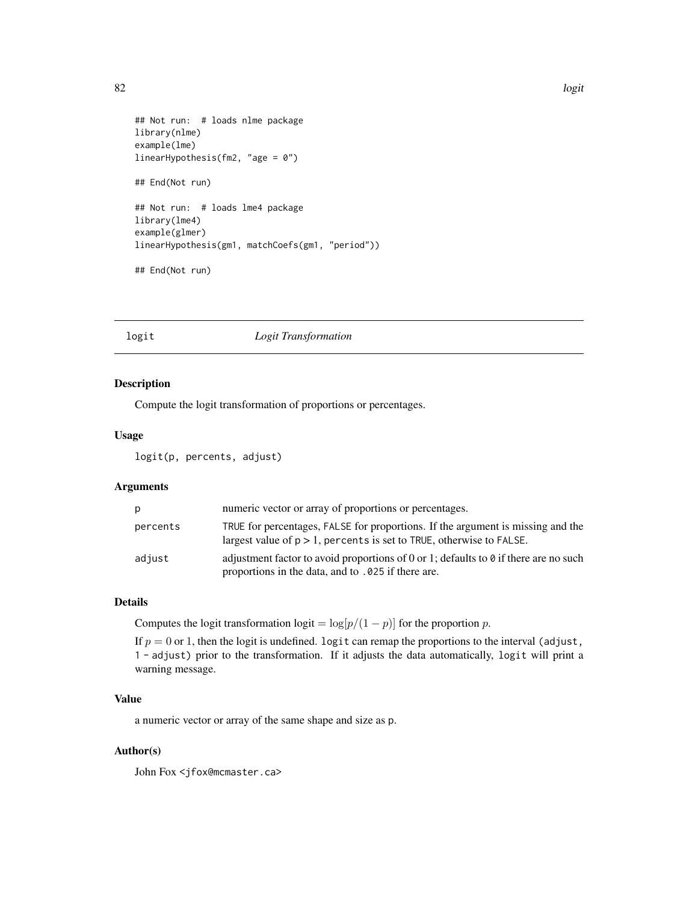```
## Not run:  # loads nlme package
library(nlme)
example(lme)
linearHypothesis(fm2, "age = 0")

## End(Not run)

## Not run:  # loads lme4 package
library(lme4)
example(glmer)
linearHypothesis(gm1, matchCoefs(gm1, "period"))

## End(Not run)
```

---

## logit — *Logit Transformation*

### Description

Compute the logit transformation of proportions or percentages.

### Usage

```
logit(p, percents, adjust)
```

### Arguments

| | |
|---|---|
| p | numeric vector or array of proportions or percentages. |
| percents | TRUE for percentages, FALSE for proportions. If the argument is missing and the largest value of p > 1, percents is set to TRUE, otherwise to FALSE. |
| adjust | adjustment factor to avoid proportions of 0 or 1; defaults to 0 if there are no such proportions in the data, and to .025 if there are. |

### Details

Computes the logit transformation logit $= \log[p/(1-p)]$ for the proportion $p$.

If $p = 0$ or $1$, then the logit is undefined. logit can remap the proportions to the interval (adjust, 1 - adjust) prior to the transformation. If it adjusts the data automatically, logit will print a warning message.

### Value

a numeric vector or array of the same shape and size as p.

### Author(s)

John Fox <jfox@mcmaster.ca>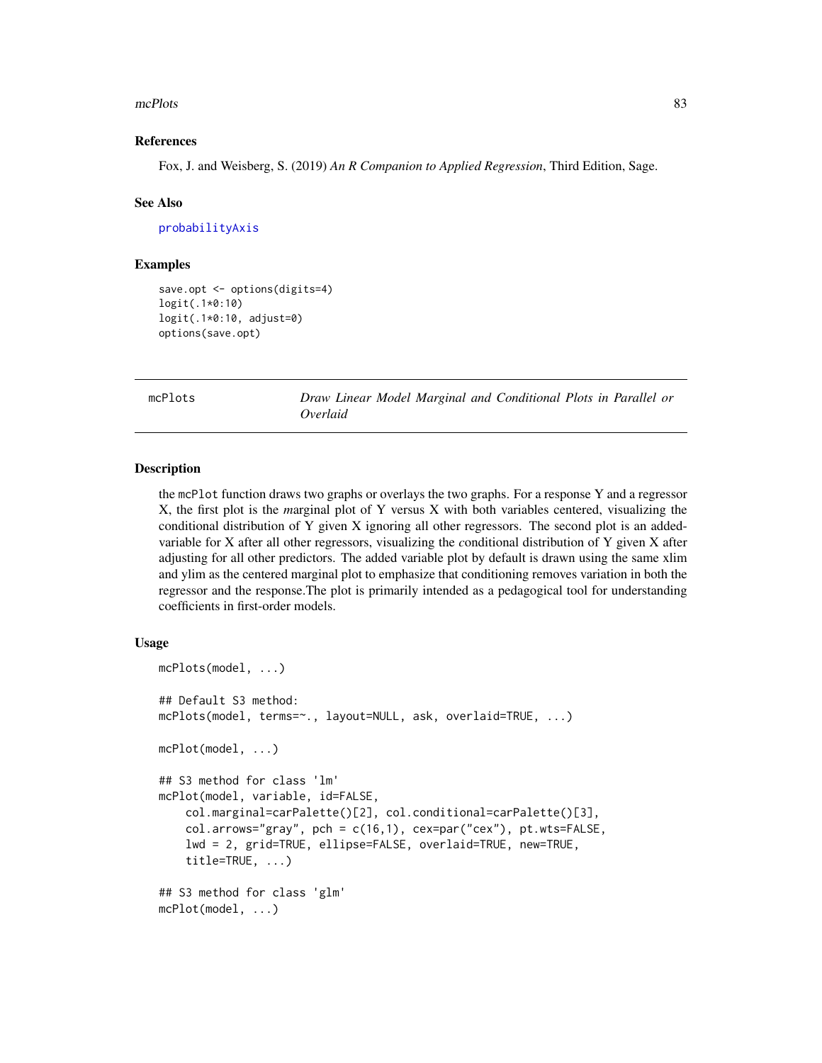### References

Fox, J. and Weisberg, S. (2019) *An R Companion to Applied Regression*, Third Edition, Sage.

### See Also

probabilityAxis

### Examples

```
save.opt <- options(digits=4)
logit(.1*0:10)
logit(.1*0:10, adjust=0)
options(save.opt)
```

---

## mcPlots — *Draw Linear Model Marginal and Conditional Plots in Parallel or Overlaid*

### Description

the mcPlot function draws two graphs or overlays the two graphs. For a response Y and a regressor X, the first plot is the *m*arginal plot of Y versus X with both variables centered, visualizing the conditional distribution of Y given X ignoring all other regressors. The second plot is an added-variable for X after all other regressors, visualizing the *c*onditional distribution of Y given X after adjusting for all other predictors. The added variable plot by default is drawn using the same xlim and ylim as the centered marginal plot to emphasize that conditioning removes variation in both the regressor and the response.The plot is primarily intended as a pedagogical tool for understanding coefficients in first-order models.

### Usage

```
mcPlots(model, ...)

## Default S3 method:
mcPlots(model, terms=~., layout=NULL, ask, overlaid=TRUE, ...)

mcPlot(model, ...)

## S3 method for class 'lm'
mcPlot(model, variable, id=FALSE,
    col.marginal=carPalette()[2], col.conditional=carPalette()[3],
    col.arrows="gray", pch = c(16,1), cex=par("cex"), pt.wts=FALSE,
    lwd = 2, grid=TRUE, ellipse=FALSE, overlaid=TRUE, new=TRUE,
    title=TRUE, ...)

## S3 method for class 'glm'
mcPlot(model, ...)
```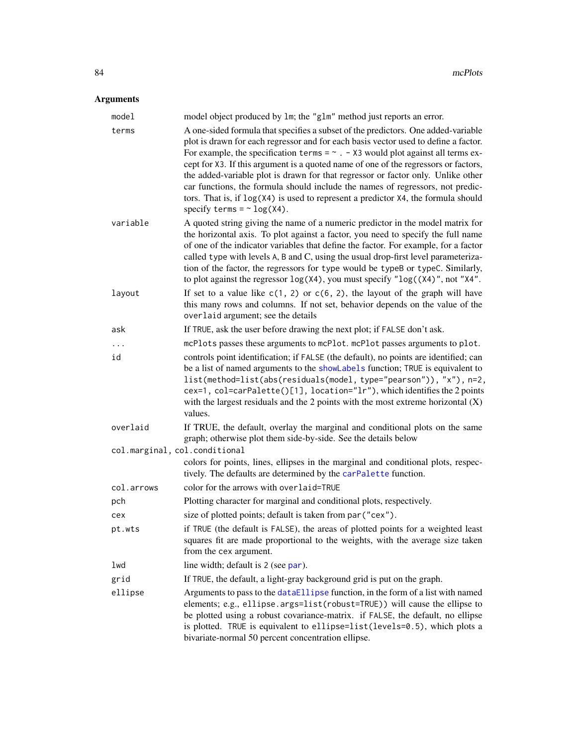## Arguments

| | |
|---|---|
| `model` | model object produced by `lm`; the `"glm"` method just reports an error. |
| `terms` | A one-sided formula that specifies a subset of the predictors. One added-variable plot is drawn for each regressor and for each basis vector used to define a factor. For example, the specification `terms = ~ . - X3` would plot against all terms except for `X3`. If this argument is a quoted name of one of the regressors or factors, the added-variable plot is drawn for that regressor or factor only. Unlike other car functions, the formula should include the names of regressors, not predictors. That is, if `log(X4)` is used to represent a predictor `X4`, the formula should specify `terms = ~ log(X4)`. |
| `variable` | A quoted string giving the name of a numeric predictor in the model matrix for the horizontal axis. To plot against a factor, you need to specify the full name of one of the indicator variables that define the factor. For example, for a factor called `type` with levels `A`, `B` and `C`, using the usual drop-first level parameterization of the factor, the regressors for `type` would be `typeB` or `typeC`. Similarly, to plot against the regressor `log(X4)`, you must specify `"log((X4)"`, not `"X4"`. |
| `layout` | If set to a value like `c(1, 2)` or `c(6, 2)`, the layout of the graph will have this many rows and columns. If not set, behavior depends on the value of the `overlaid` argument; see the details |
| `ask` | If `TRUE`, ask the user before drawing the next plot; if `FALSE` don't ask. |
| `...` | `mcPlots` passes these arguments to `mcPlot`. `mcPlot` passes arguments to `plot`. |
| `id` | controls point identification; if `FALSE` (the default), no points are identified; can be a list of named arguments to the `showLabels` function; `TRUE` is equivalent to `list(method=list(abs(residuals(model, type="pearson")), "x"), n=2, cex=1, col=carPalette()[1], location="lr")`, which identifies the 2 points with the largest residuals and the 2 points with the most extreme horizontal (X) values. |
| `overlaid` | If TRUE, the default, overlay the marginal and conditional plots on the same graph; otherwise plot them side-by-side. See the details below |
| `col.marginal, col.conditional` | colors for points, lines, ellipses in the marginal and conditional plots, respectively. The defaults are determined by the `carPalette` function. |
| `col.arrows` | color for the arrows with `overlaid=TRUE` |
| `pch` | Plotting character for marginal and conditional plots, respectively. |
| `cex` | size of plotted points; default is taken from `par("cex")`. |
| `pt.wts` | if `TRUE` (the default is `FALSE`), the areas of plotted points for a weighted least squares fit are made proportional to the weights, with the average size taken from the `cex` argument. |
| `lwd` | line width; default is `2` (see `par`). |
| `grid` | If `TRUE`, the default, a light-gray background grid is put on the graph. |
| `ellipse` | Arguments to pass to the `dataEllipse` function, in the form of a list with named elements; e.g., `ellipse.args=list(robust=TRUE))` will cause the ellipse to be plotted using a robust covariance-matrix. if `FALSE`, the default, no ellipse is plotted. `TRUE` is equivalent to `ellipse=list(levels=0.5)`, which plots a bivariate-normal 50 percent concentration ellipse. |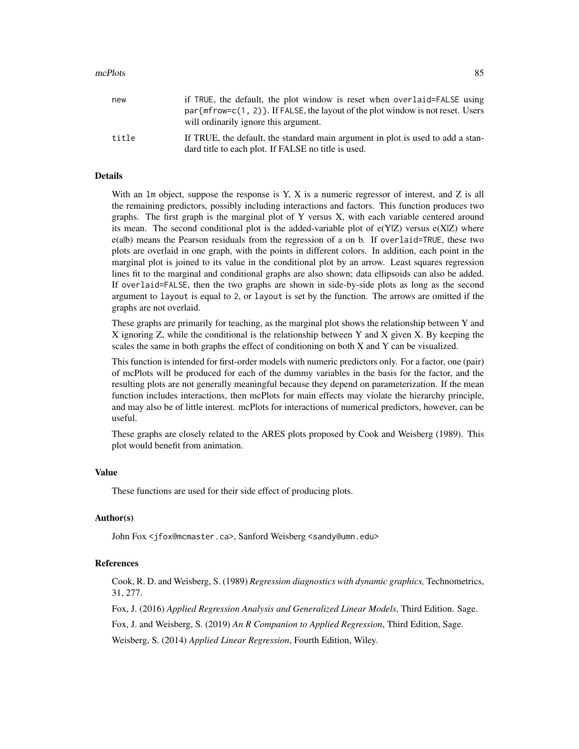| | |
|---|---|
| new | if TRUE, the default, the plot window is reset when overlaid=FALSE using par{mfrow=c(1, 2)}. If FALSE, the layout of the plot window is not reset. Users will ordinarily ignore this argument. |
| title | If TRUE, the default, the standard main argument in plot is used to add a standard title to each plot. If FALSE no title is used. |

## Details

With an lm object, suppose the response is Y, X is a numeric regressor of interest, and Z is all the remaining predictors, possibly including interactions and factors. This function produces two graphs. The first graph is the marginal plot of Y versus X, with each variable centered around its mean. The second conditional plot is the added-variable plot of e(Y|Z) versus e(X|Z) where e(a|b) means the Pearson residuals from the regression of a on b. If overlaid=TRUE, these two plots are overlaid in one graph, with the points in different colors. In addition, each point in the marginal plot is joined to its value in the conditional plot by an arrow. Least squares regression lines fit to the marginal and conditional graphs are also shown; data ellipsoids can also be added. If overlaid=FALSE, then the two graphs are shown in side-by-side plots as long as the second argument to layout is equal to 2, or layout is set by the function. The arrows are omitted if the graphs are not overlaid.

These graphs are primarily for teaching, as the marginal plot shows the relationship between Y and X ignoring Z, while the conditional is the relationship between Y and X given X. By keeping the scales the same in both graphs the effect of conditioning on both X and Y can be visualized.

This function is intended for first-order models with numeric predictors only. For a factor, one (pair) of mcPlots will be produced for each of the dummy variables in the basis for the factor, and the resulting plots are not generally meaningful because they depend on parameterization. If the mean function includes interactions, then mcPlots for main effects may violate the hierarchy principle, and may also be of little interest. mcPlots for interactions of numerical predictors, however, can be useful.

These graphs are closely related to the ARES plots proposed by Cook and Weisberg (1989). This plot would benefit from animation.

## Value

These functions are used for their side effect of producing plots.

## Author(s)

John Fox <jfox@mcmaster.ca>, Sanford Weisberg <sandy@umn.edu>

## References

Cook, R. D. and Weisberg, S. (1989) *Regression diagnostics with dynamic graphics,* Technometrics, 31, 277.

Fox, J. (2016) *Applied Regression Analysis and Generalized Linear Models*, Third Edition. Sage.

Fox, J. and Weisberg, S. (2019) *An R Companion to Applied Regression*, Third Edition, Sage.

Weisberg, S. (2014) *Applied Linear Regression*, Fourth Edition, Wiley.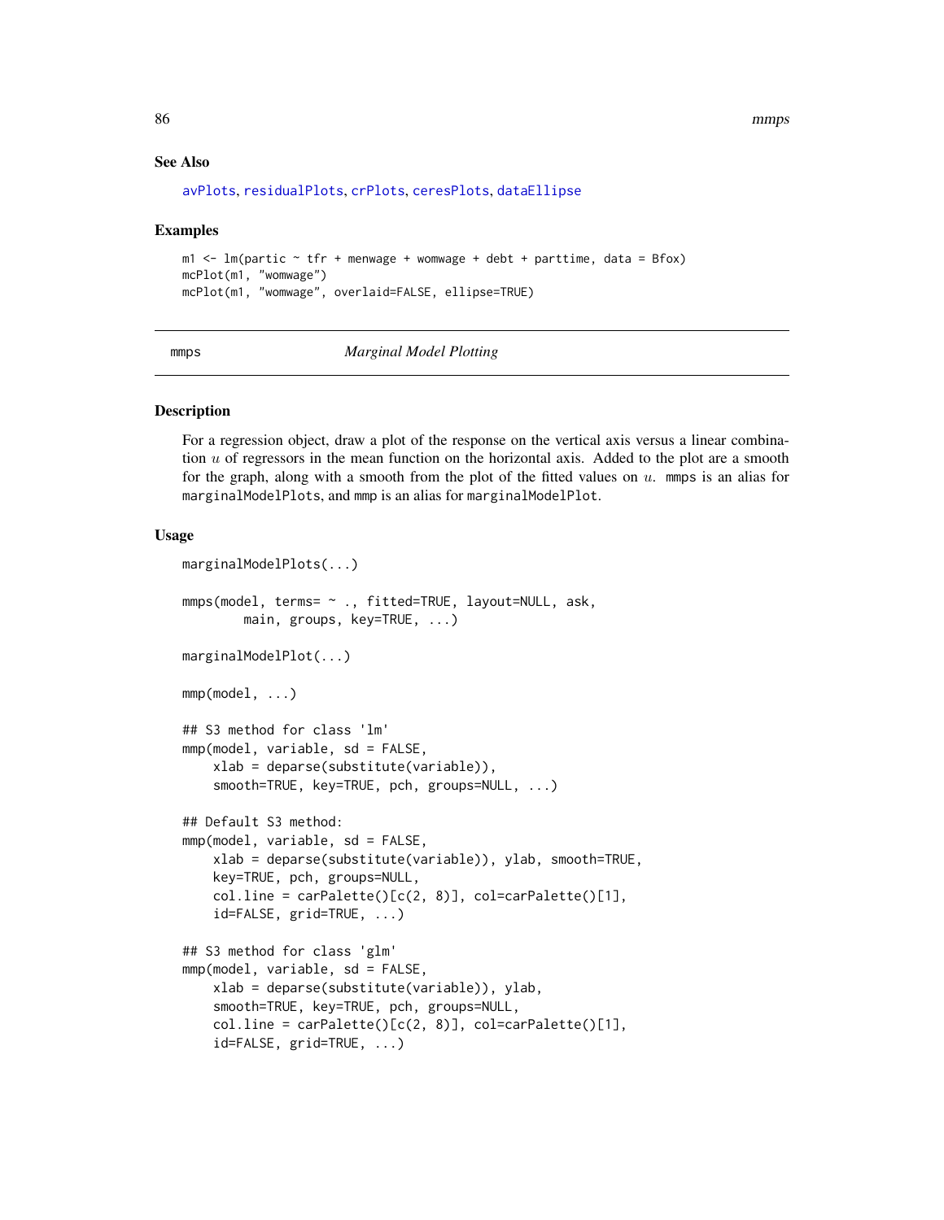## See Also

avPlots, residualPlots, crPlots, ceresPlots, dataEllipse

## Examples

```
m1 <- lm(partic ~ tfr + menwage + womwage + debt + parttime, data = Bfox)
mcPlot(m1, "womwage")
mcPlot(m1, "womwage", overlaid=FALSE, ellipse=TRUE)
```

---

# mmps — *Marginal Model Plotting*

## Description

For a regression object, draw a plot of the response on the vertical axis versus a linear combination $u$ of regressors in the mean function on the horizontal axis. Added to the plot are a smooth for the graph, along with a smooth from the plot of the fitted values on $u$. mmps is an alias for marginalModelPlots, and mmp is an alias for marginalModelPlot.

## Usage

```
marginalModelPlots(...)

mmps(model, terms= ~ ., fitted=TRUE, layout=NULL, ask,
        main, groups, key=TRUE, ...)

marginalModelPlot(...)

mmp(model, ...)

## S3 method for class 'lm'
mmp(model, variable, sd = FALSE,
    xlab = deparse(substitute(variable)),
    smooth=TRUE, key=TRUE, pch, groups=NULL, ...)

## Default S3 method:
mmp(model, variable, sd = FALSE,
    xlab = deparse(substitute(variable)), ylab, smooth=TRUE,
    key=TRUE, pch, groups=NULL,
    col.line = carPalette()[c(2, 8)], col=carPalette()[1],
    id=FALSE, grid=TRUE, ...)

## S3 method for class 'glm'
mmp(model, variable, sd = FALSE,
    xlab = deparse(substitute(variable)), ylab,
    smooth=TRUE, key=TRUE, pch, groups=NULL,
    col.line = carPalette()[c(2, 8)], col=carPalette()[1],
    id=FALSE, grid=TRUE, ...)
```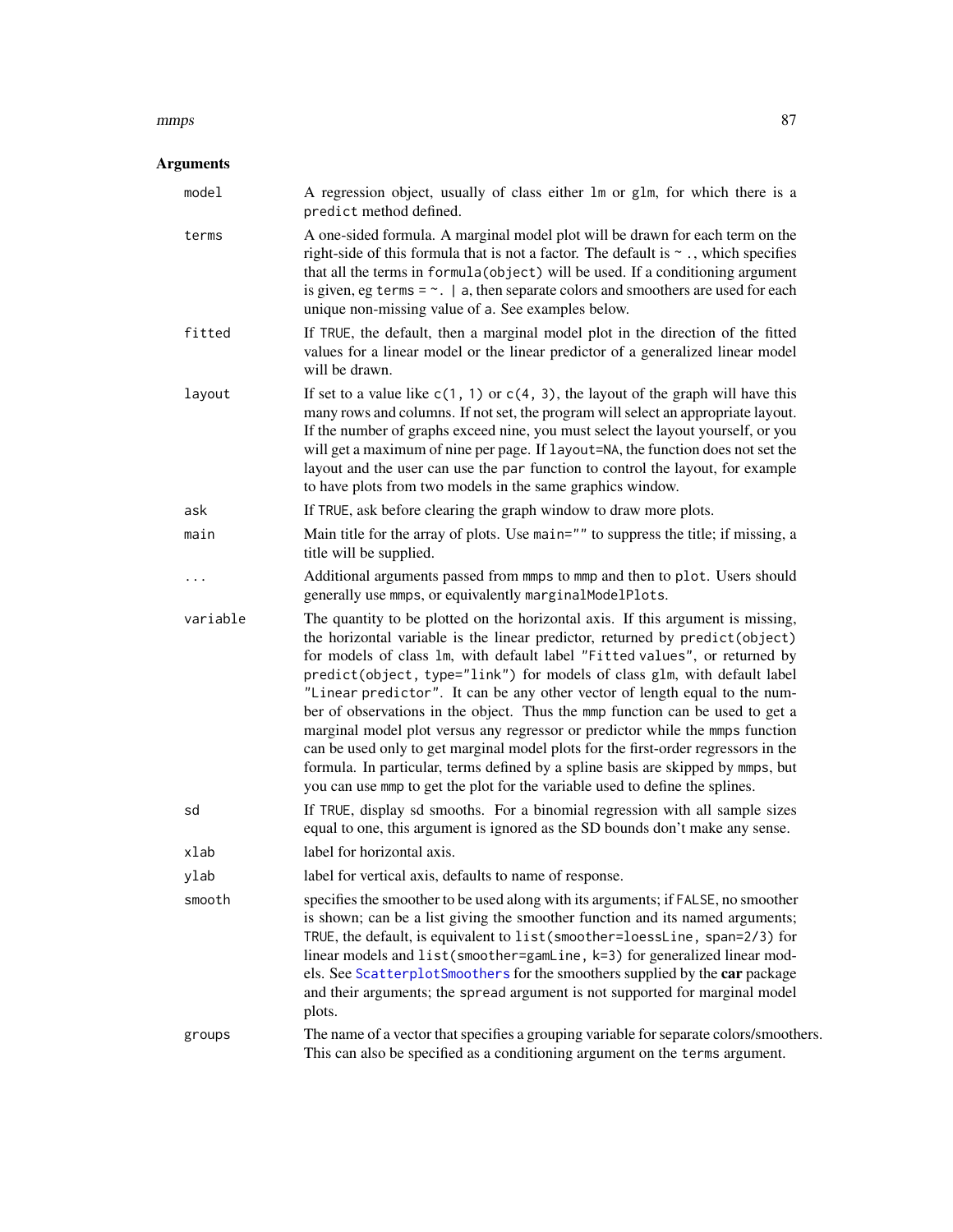## Arguments

| | |
|---|---|
| `model` | A regression object, usually of class either `lm` or `glm`, for which there is a `predict` method defined. |
| `terms` | A one-sided formula. A marginal model plot will be drawn for each term on the right-side of this formula that is not a factor. The default is `~ .`, which specifies that all the terms in `formula(object)` will be used. If a conditioning argument is given, eg `terms = ~. \| a`, then separate colors and smoothers are used for each unique non-missing value of `a`. See examples below. |
| `fitted` | If `TRUE`, the default, then a marginal model plot in the direction of the fitted values for a linear model or the linear predictor of a generalized linear model will be drawn. |
| `layout` | If set to a value like `c(1, 1)` or `c(4, 3)`, the layout of the graph will have this many rows and columns. If not set, the program will select an appropriate layout. If the number of graphs exceed nine, you must select the layout yourself, or you will get a maximum of nine per page. If `layout=NA`, the function does not set the layout and the user can use the `par` function to control the layout, for example to have plots from two models in the same graphics window. |
| `ask` | If `TRUE`, ask before clearing the graph window to draw more plots. |
| `main` | Main title for the array of plots. Use `main=""` to suppress the title; if missing, a title will be supplied. |
| `...` | Additional arguments passed from `mmps` to `mmp` and then to `plot`. Users should generally use `mmps`, or equivalently `marginalModelPlots`. |
| `variable` | The quantity to be plotted on the horizontal axis. If this argument is missing, the horizontal variable is the linear predictor, returned by `predict(object)` for models of class `lm`, with default label `"Fitted values"`, or returned by `predict(object, type="link")` for models of class `glm`, with default label `"Linear predictor"`. It can be any other vector of length equal to the number of observations in the object. Thus the `mmp` function can be used to get a marginal model plot versus any regressor or predictor while the `mmps` function can be used only to get marginal model plots for the first-order regressors in the formula. In particular, terms defined by a spline basis are skipped by `mmps`, but you can use `mmp` to get the plot for the variable used to define the splines. |
| `sd` | If `TRUE`, display sd smooths. For a binomial regression with all sample sizes equal to one, this argument is ignored as the SD bounds don't make any sense. |
| `xlab` | label for horizontal axis. |
| `ylab` | label for vertical axis, defaults to name of response. |
| `smooth` | specifies the smoother to be used along with its arguments; if `FALSE`, no smoother is shown; can be a list giving the smoother function and its named arguments; `TRUE`, the default, is equivalent to `list(smoother=loessLine, span=2/3)` for linear models and `list(smoother=gamLine, k=3)` for generalized linear models. See `ScatterplotSmoothers` for the smoothers supplied by the **car** package and their arguments; the `spread` argument is not supported for marginal model plots. |
| `groups` | The name of a vector that specifies a grouping variable for separate colors/smoothers. This can also be specified as a conditioning argument on the `terms` argument. |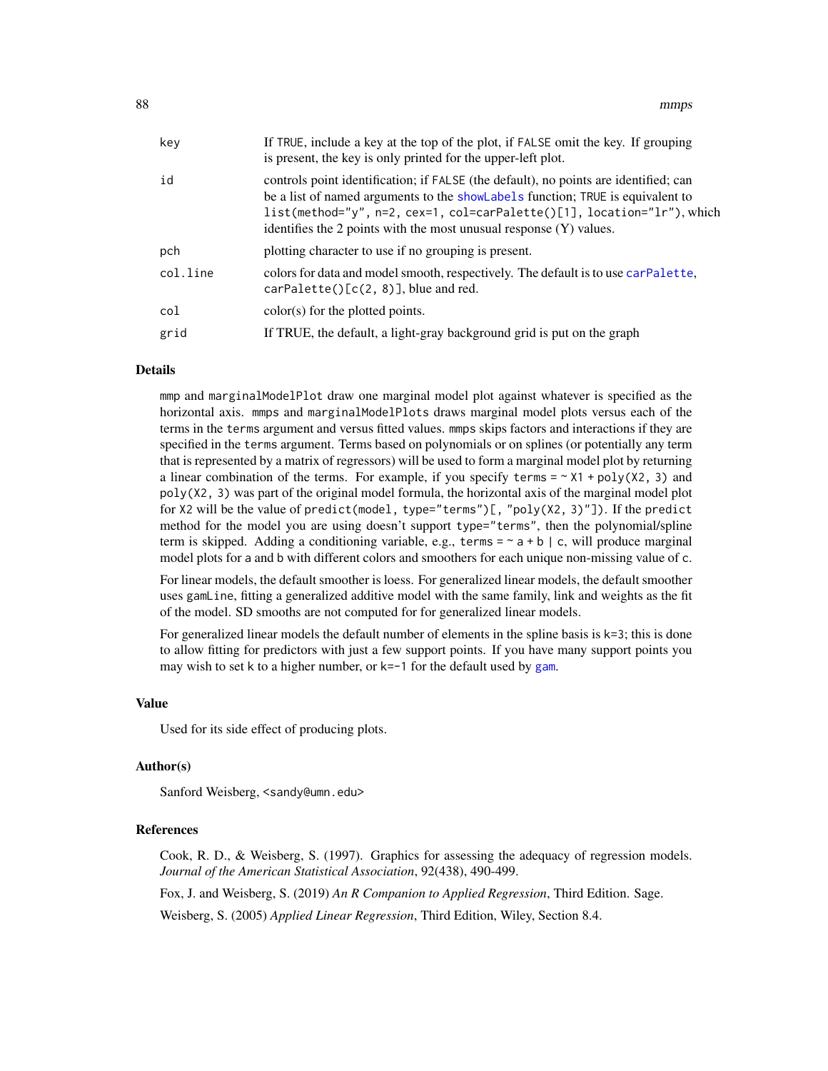| | |
|---|---|
| key | If TRUE, include a key at the top of the plot, if FALSE omit the key. If grouping is present, the key is only printed for the upper-left plot. |
| id | controls point identification; if FALSE (the default), no points are identified; can be a list of named arguments to the showLabels function; TRUE is equivalent to list(method="y", n=2, cex=1, col=carPalette()[1], location="lr"), which identifies the 2 points with the most unusual response (Y) values. |
| pch | plotting character to use if no grouping is present. |
| col.line | colors for data and model smooth, respectively. The default is to use carPalette, carPalette()[c(2, 8)], blue and red. |
| col | color(s) for the plotted points. |
| grid | If TRUE, the default, a light-gray background grid is put on the graph |

## Details

mmp and marginalModelPlot draw one marginal model plot against whatever is specified as the horizontal axis. mmps and marginalModelPlots draws marginal model plots versus each of the terms in the terms argument and versus fitted values. mmps skips factors and interactions if they are specified in the terms argument. Terms based on polynomials or on splines (or potentially any term that is represented by a matrix of regressors) will be used to form a marginal model plot by returning a linear combination of the terms. For example, if you specify terms = ~ X1 + poly(X2, 3) and poly(X2, 3) was part of the original model formula, the horizontal axis of the marginal model plot for X2 will be the value of predict(model, type="terms")[, "poly(X2, 3)"]). If the predict method for the model you are using doesn't support type="terms", then the polynomial/spline term is skipped. Adding a conditioning variable, e.g., terms = ~ a + b | c, will produce marginal model plots for a and b with different colors and smoothers for each unique non-missing value of c.

For linear models, the default smoother is loess. For generalized linear models, the default smoother uses gamLine, fitting a generalized additive model with the same family, link and weights as the fit of the model. SD smooths are not computed for for generalized linear models.

For generalized linear models the default number of elements in the spline basis is k=3; this is done to allow fitting for predictors with just a few support points. If you have many support points you may wish to set k to a higher number, or k=-1 for the default used by gam.

## Value

Used for its side effect of producing plots.

## Author(s)

Sanford Weisberg, <sandy@umn.edu>

## References

Cook, R. D., & Weisberg, S. (1997). Graphics for assessing the adequacy of regression models. *Journal of the American Statistical Association*, 92(438), 490-499.

Fox, J. and Weisberg, S. (2019) *An R Companion to Applied Regression*, Third Edition. Sage.

Weisberg, S. (2005) *Applied Linear Regression*, Third Edition, Wiley, Section 8.4.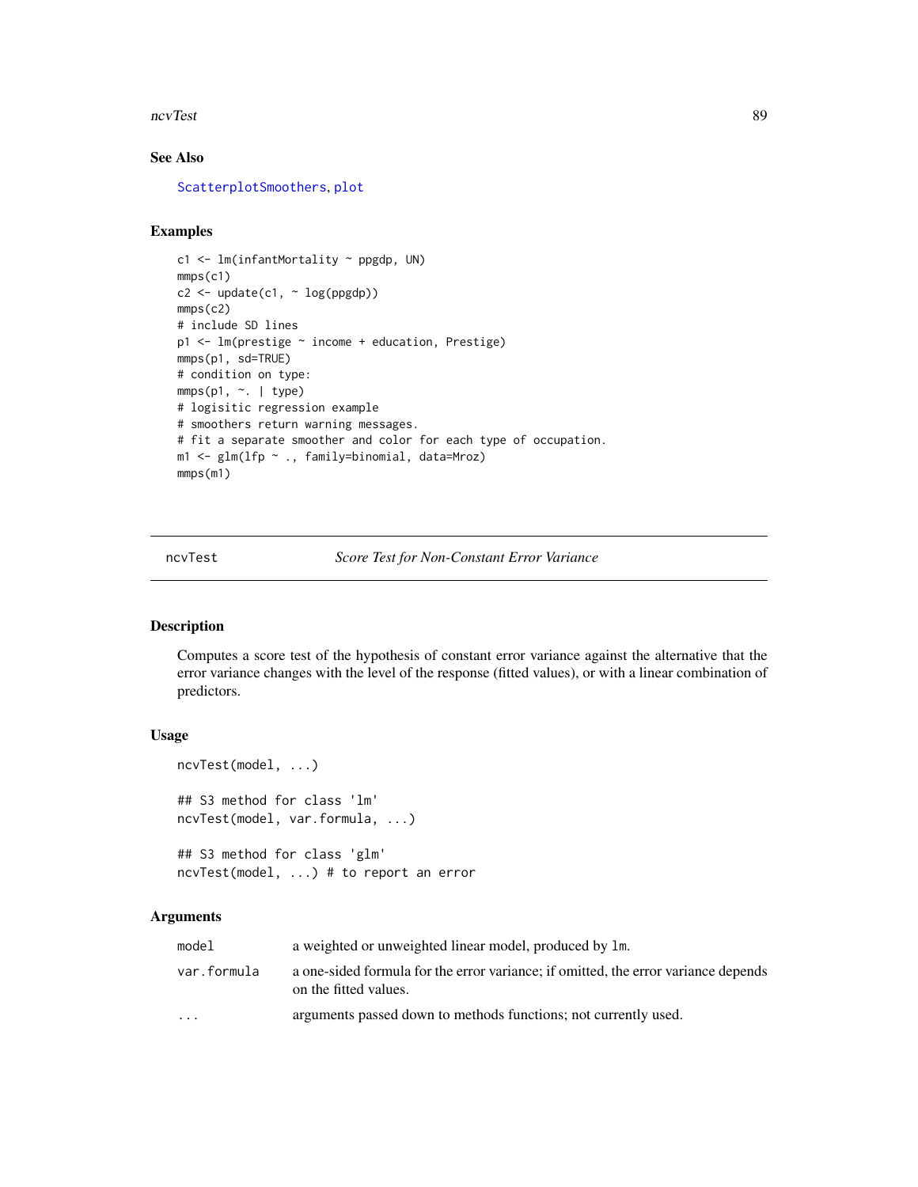## See Also

ScatterplotSmoothers, plot

## Examples

```
c1 <- lm(infantMortality ~ ppgdp, UN)
mmps(c1)
c2 <- update(c1, ~ log(ppgdp))
mmps(c2)
# include SD lines
p1 <- lm(prestige ~ income + education, Prestige)
mmps(p1, sd=TRUE)
# condition on type:
mmps(p1, ~. | type)
# logisitic regression example
# smoothers return warning messages.
# fit a separate smoother and color for each type of occupation.
m1 <- glm(lfp ~ ., family=binomial, data=Mroz)
mmps(m1)
```

---

# ncvTest &nbsp;&nbsp;&nbsp; *Score Test for Non-Constant Error Variance*

---

## Description

Computes a score test of the hypothesis of constant error variance against the alternative that the error variance changes with the level of the response (fitted values), or with a linear combination of predictors.

## Usage

```
ncvTest(model, ...)

## S3 method for class 'lm'
ncvTest(model, var.formula, ...)

## S3 method for class 'glm'
ncvTest(model, ...) # to report an error
```

## Arguments

| | |
|---|---|
| `model` | a weighted or unweighted linear model, produced by `lm`. |
| `var.formula` | a one-sided formula for the error variance; if omitted, the error variance depends on the fitted values. |
| `...` | arguments passed down to methods functions; not currently used. |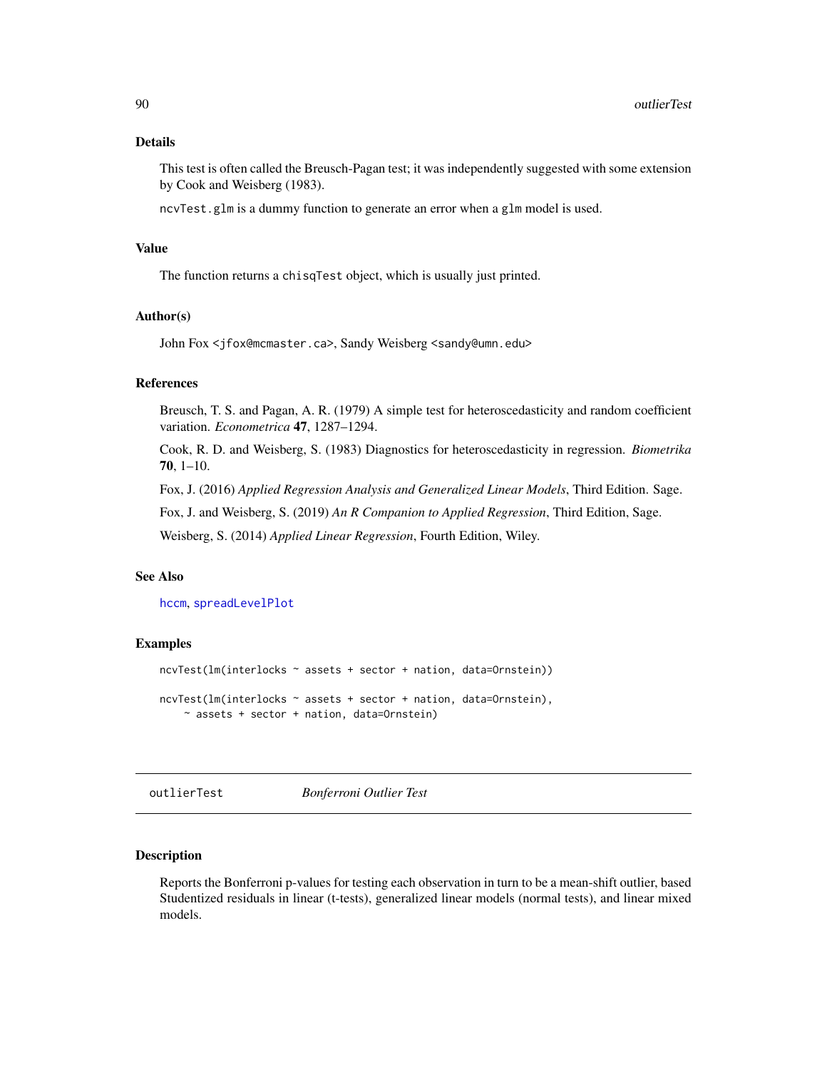## Details

This test is often called the Breusch-Pagan test; it was independently suggested with some extension by Cook and Weisberg (1983).

`ncvTest.glm` is a dummy function to generate an error when a `glm` model is used.

## Value

The function returns a `chisqTest` object, which is usually just printed.

## Author(s)

John Fox <jfox@mcmaster.ca>, Sandy Weisberg <sandy@umn.edu>

## References

Breusch, T. S. and Pagan, A. R. (1979) A simple test for heteroscedasticity and random coefficient variation. *Econometrica* **47**, 1287–1294.

Cook, R. D. and Weisberg, S. (1983) Diagnostics for heteroscedasticity in regression. *Biometrika* **70**, 1–10.

Fox, J. (2016) *Applied Regression Analysis and Generalized Linear Models*, Third Edition. Sage.

Fox, J. and Weisberg, S. (2019) *An R Companion to Applied Regression*, Third Edition, Sage.

Weisberg, S. (2014) *Applied Linear Regression*, Fourth Edition, Wiley.

## See Also

`hccm`, `spreadLevelPlot`

## Examples

```
ncvTest(lm(interlocks ~ assets + sector + nation, data=Ornstein))

ncvTest(lm(interlocks ~ assets + sector + nation, data=Ornstein),
    ~ assets + sector + nation, data=Ornstein)
```

---

# outlierTest *Bonferroni Outlier Test*

## Description

Reports the Bonferroni p-values for testing each observation in turn to be a mean-shift outlier, based Studentized residuals in linear (t-tests), generalized linear models (normal tests), and linear mixed models.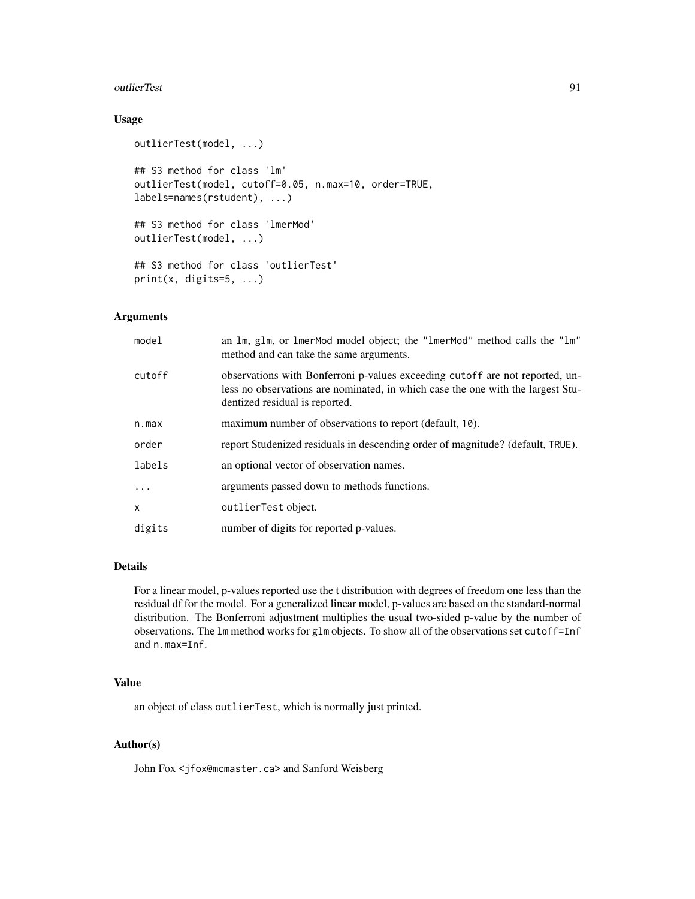### Usage

```
outlierTest(model, ...)

## S3 method for class 'lm'
outlierTest(model, cutoff=0.05, n.max=10, order=TRUE,
labels=names(rstudent), ...)

## S3 method for class 'lmerMod'
outlierTest(model, ...)

## S3 method for class 'outlierTest'
print(x, digits=5, ...)
```

### Arguments

| | |
|---|---|
| model | an lm, glm, or lmerMod model object; the "lmerMod" method calls the "lm" method and can take the same arguments. |
| cutoff | observations with Bonferroni p-values exceeding cutoff are not reported, unless no observations are nominated, in which case the one with the largest Studentized residual is reported. |
| n.max | maximum number of observations to report (default, 10). |
| order | report Studenized residuals in descending order of magnitude? (default, TRUE). |
| labels | an optional vector of observation names. |
| ... | arguments passed down to methods functions. |
| x | outlierTest object. |
| digits | number of digits for reported p-values. |

### Details

For a linear model, p-values reported use the t distribution with degrees of freedom one less than the residual df for the model. For a generalized linear model, p-values are based on the standard-normal distribution. The Bonferroni adjustment multiplies the usual two-sided p-value by the number of observations. The lm method works for glm objects. To show all of the observations set cutoff=Inf and n.max=Inf.

### Value

an object of class outlierTest, which is normally just printed.

### Author(s)

John Fox <jfox@mcmaster.ca> and Sanford Weisberg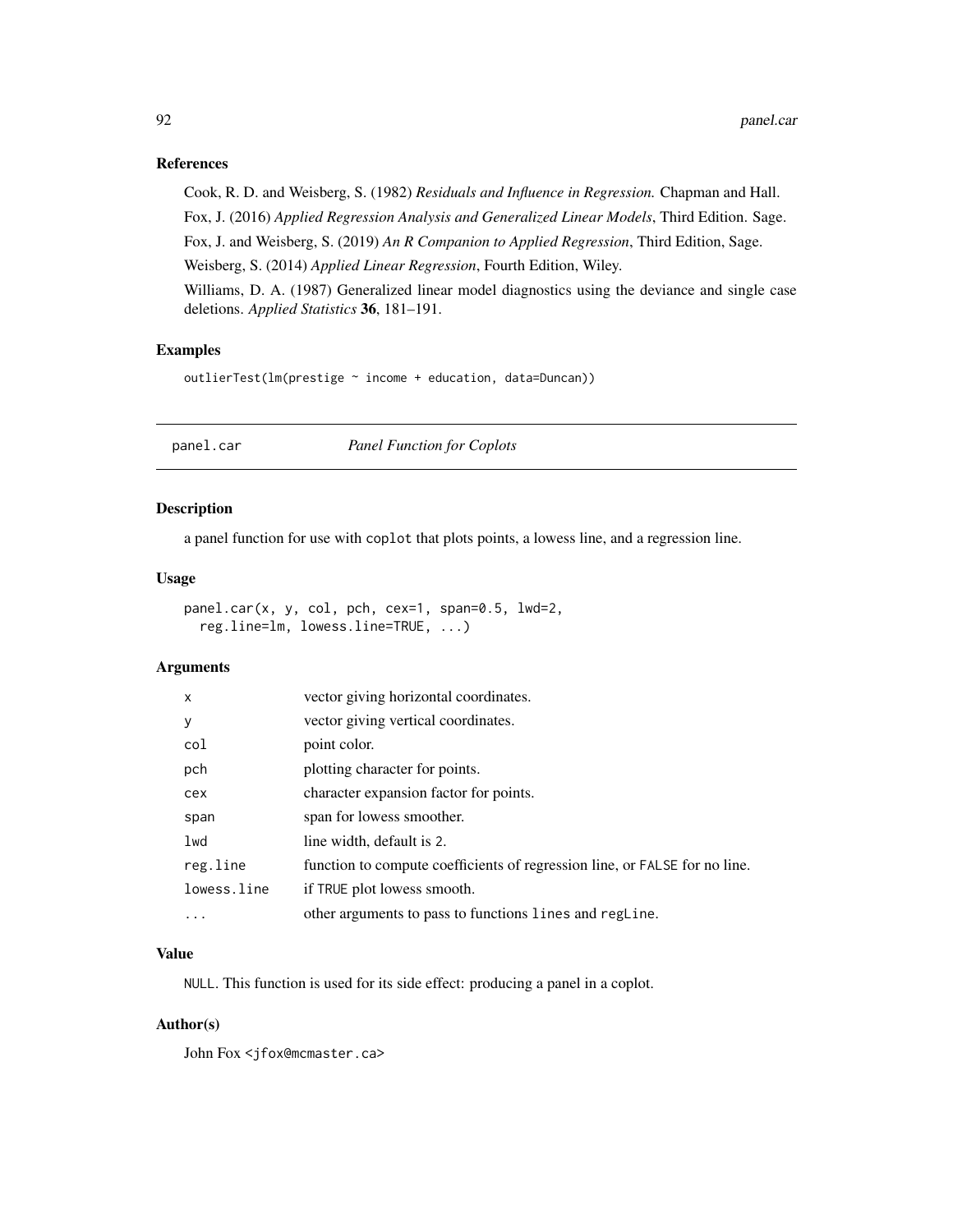### References

Cook, R. D. and Weisberg, S. (1982) *Residuals and Influence in Regression.* Chapman and Hall.

Fox, J. (2016) *Applied Regression Analysis and Generalized Linear Models*, Third Edition. Sage.

Fox, J. and Weisberg, S. (2019) *An R Companion to Applied Regression*, Third Edition, Sage.

Weisberg, S. (2014) *Applied Linear Regression*, Fourth Edition, Wiley.

Williams, D. A. (1987) Generalized linear model diagnostics using the deviance and single case deletions. *Applied Statistics* **36**, 181–191.

### Examples

```
outlierTest(lm(prestige ~ income + education, data=Duncan))
```

---

## panel.car *Panel Function for Coplots*

### Description

a panel function for use with coplot that plots points, a lowess line, and a regression line.

### Usage

```
panel.car(x, y, col, pch, cex=1, span=0.5, lwd=2,
  reg.line=lm, lowess.line=TRUE, ...)
```

### Arguments

| | |
|---|---|
| x | vector giving horizontal coordinates. |
| y | vector giving vertical coordinates. |
| col | point color. |
| pch | plotting character for points. |
| cex | character expansion factor for points. |
| span | span for lowess smoother. |
| lwd | line width, default is 2. |
| reg.line | function to compute coefficients of regression line, or FALSE for no line. |
| lowess.line | if TRUE plot lowess smooth. |
| ... | other arguments to pass to functions lines and regLine. |

### Value

NULL. This function is used for its side effect: producing a panel in a coplot.

### Author(s)

John Fox <jfox@mcmaster.ca>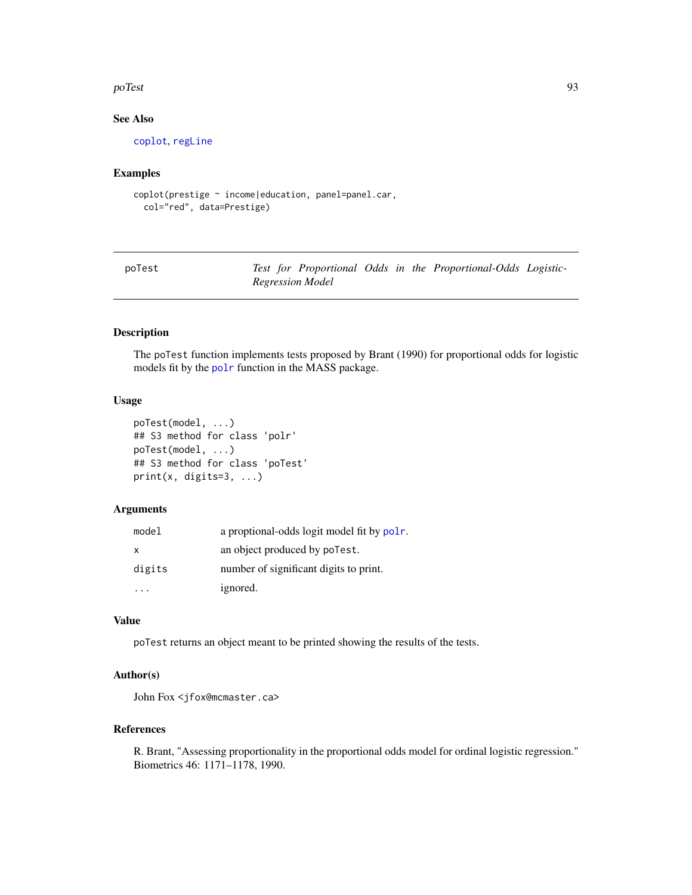## See Also

coplot, regLine

## Examples

```
coplot(prestige ~ income|education, panel=panel.car,
  col="red", data=Prestige)
```

---

# poTest — *Test for Proportional Odds in the Proportional-Odds Logistic-Regression Model*

---

## Description

The poTest function implements tests proposed by Brant (1990) for proportional odds for logistic models fit by the polr function in the MASS package.

## Usage

```
poTest(model, ...)
## S3 method for class 'polr'
poTest(model, ...)
## S3 method for class 'poTest'
print(x, digits=3, ...)
```

## Arguments

| | |
|---|---|
| model | a proptional-odds logit model fit by polr. |
| x | an object produced by poTest. |
| digits | number of significant digits to print. |
| ... | ignored. |

## Value

poTest returns an object meant to be printed showing the results of the tests.

## Author(s)

John Fox <jfox@mcmaster.ca>

## References

R. Brant, "Assessing proportionality in the proportional odds model for ordinal logistic regression." Biometrics 46: 1171–1178, 1990.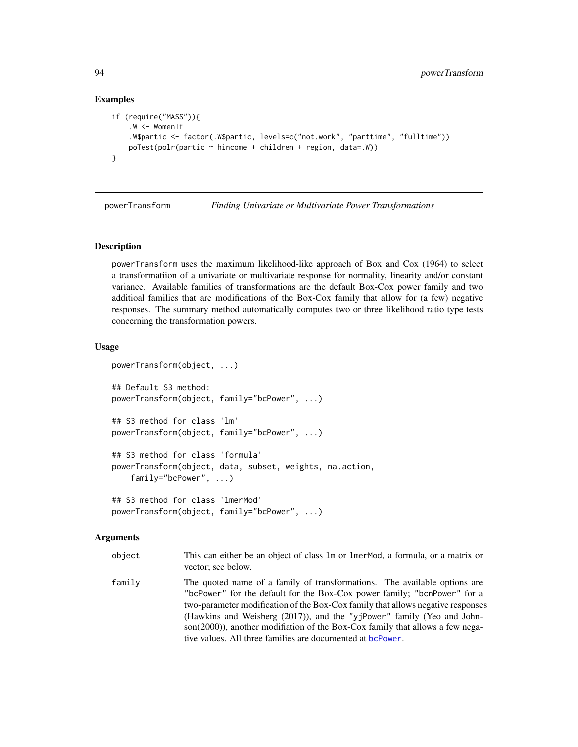## Examples

```
if (require("MASS")){
    .W <- Womenlf
    .W$partic <- factor(.W$partic, levels=c("not.work", "parttime", "fulltime"))
    poTest(polr(partic ~ hincome + children + region, data=.W))
}
```

---

powerTransform *Finding Univariate or Multivariate Power Transformations*

---

## Description

powerTransform uses the maximum likelihood-like approach of Box and Cox (1964) to select a transformatiion of a univariate or multivariate response for normality, linearity and/or constant variance. Available families of transformations are the default Box-Cox power family and two additioal families that are modifications of the Box-Cox family that allow for (a few) negative responses. The summary method automatically computes two or three likelihood ratio type tests concerning the transformation powers.

## Usage

```
powerTransform(object, ...)

## Default S3 method:
powerTransform(object, family="bcPower", ...)

## S3 method for class 'lm'
powerTransform(object, family="bcPower", ...)

## S3 method for class 'formula'
powerTransform(object, data, subset, weights, na.action,
    family="bcPower", ...)

## S3 method for class 'lmerMod'
powerTransform(object, family="bcPower", ...)
```

## Arguments

| | |
|---|---|
| object | This can either be an object of class lm or lmerMod, a formula, or a matrix or vector; see below. |
| family | The quoted name of a family of transformations. The available options are "bcPower" for the default for the Box-Cox power family; "bcnPower" for a two-parameter modification of the Box-Cox family that allows negative responses (Hawkins and Weisberg (2017)), and the "yjPower" family (Yeo and Johnson(2000)), another modification of the Box-Cox family that allows a few negative values. All three families are documented at bcPower. |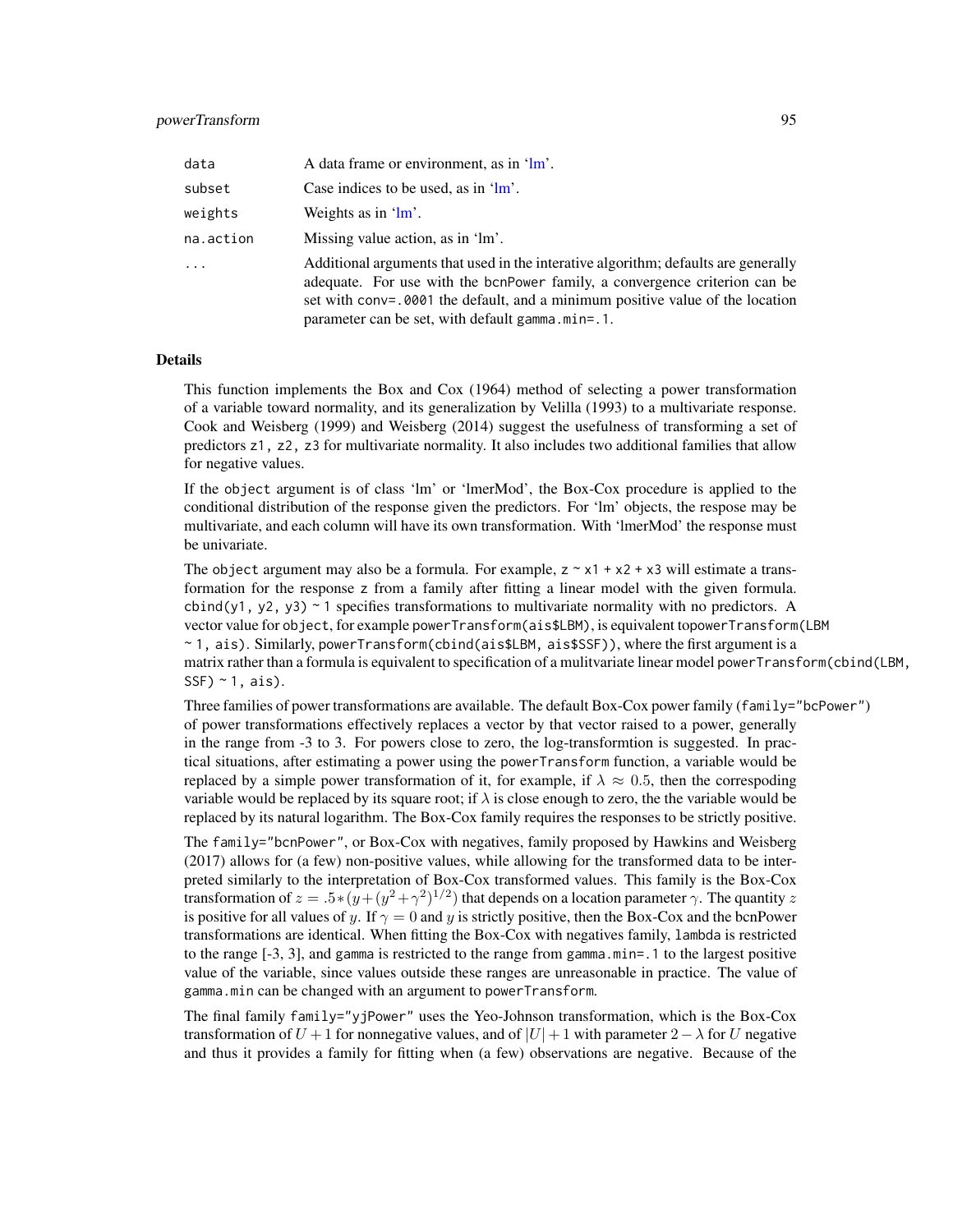| | |
|---|---|
| `data` | A data frame or environment, as in 'lm'. |
| `subset` | Case indices to be used, as in 'lm'. |
| `weights` | Weights as in 'lm'. |
| `na.action` | Missing value action, as in 'lm'. |
| `...` | Additional arguments that used in the interative algorithm; defaults are generally adequate. For use with the `bcnPower` family, a convergence criterion can be set with `conv=.0001` the default, and a minimum positive value of the location parameter can be set, with default `gamma.min=.1`. |

## Details

This function implements the Box and Cox (1964) method of selecting a power transformation of a variable toward normality, and its generalization by Velilla (1993) to a multivariate response. Cook and Weisberg (1999) and Weisberg (2014) suggest the usefulness of transforming a set of predictors `z1, z2, z3` for multivariate normality. It also includes two additional families that allow for negative values.

If the `object` argument is of class 'lm' or 'lmerMod', the Box-Cox procedure is applied to the conditional distribution of the response given the predictors. For 'lm' objects, the respose may be multivariate, and each column will have its own transformation. With 'lmerMod' the response must be univariate.

The `object` argument may also be a formula. For example, `z ~ x1 + x2 + x3` will estimate a transformation for the response `z` from a family after fitting a linear model with the given formula. `cbind(y1, y2, y3) ~ 1` specifies transformations to multivariate normality with no predictors. A vector value for `object`, for example `powerTransform(ais$LBM)`, is equivalent to`powerTransform(LBM ~ 1, ais)`. Similarly, `powerTransform(cbind(ais$LBM, ais$SSF))`, where the first argument is a matrix rather than a formula is equivalent to specification of a mulitvariate linear model `powerTransform(cbind(LBM, SSF) ~ 1, ais)`.

Three families of power transformations are available. The default Box-Cox power family (`family="bcPower"`) of power transformations effectively replaces a vector by that vector raised to a power, generally in the range from -3 to 3. For powers close to zero, the log-transformtion is suggested. In practical situations, after estimating a power using the `powerTransform` function, a variable would be replaced by a simple power transformation of it, for example, if $\lambda \approx 0.5$, then the correspoding variable would be replaced by its square root; if $\lambda$ is close enough to zero, the the variable would be replaced by its natural logarithm. The Box-Cox family requires the responses to be strictly positive.

The `family="bcnPower"`, or Box-Cox with negatives, family proposed by Hawkins and Weisberg (2017) allows for (a few) non-positive values, while allowing for the transformed data to be interpreted similarly to the interpretation of Box-Cox transformed values. This family is the Box-Cox transformation of $z = .5 * (y + (y^2 + \gamma^2)^{1/2})$ that depends on a location parameter $\gamma$. The quantity $z$ is positive for all values of $y$. If $\gamma = 0$ and $y$ is strictly positive, then the Box-Cox and the bcnPower transformations are identical. When fitting the Box-Cox with negatives family, `lambda` is restricted to the range [-3, 3], and `gamma` is restricted to the range from `gamma.min=.1` to the largest positive value of the variable, since values outside these ranges are unreasonable in practice. The value of `gamma.min` can be changed with an argument to `powerTransform`.

The final family `family="yjPower"` uses the Yeo-Johnson transformation, which is the Box-Cox transformation of $U + 1$ for nonnegative values, and of $|U| + 1$ with parameter $2 - \lambda$ for $U$ negative and thus it provides a family for fitting when (a few) observations are negative. Because of the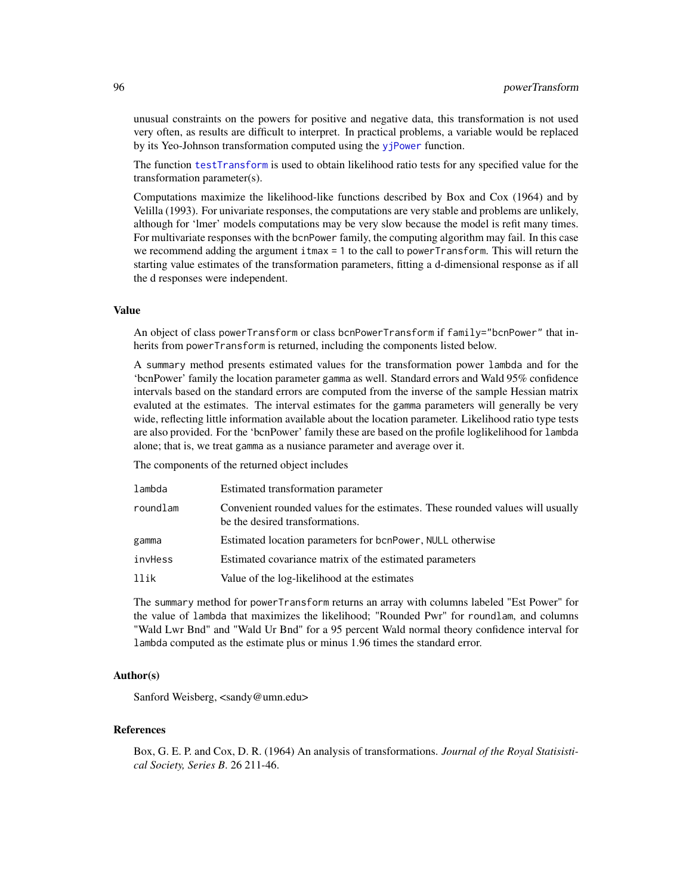unusual constraints on the powers for positive and negative data, this transformation is not used very often, as results are difficult to interpret. In practical problems, a variable would be replaced by its Yeo-Johnson transformation computed using the `yjPower` function.

The function `testTransform` is used to obtain likelihood ratio tests for any specified value for the transformation parameter(s).

Computations maximize the likelihood-like functions described by Box and Cox (1964) and by Velilla (1993). For univariate responses, the computations are very stable and problems are unlikely, although for 'lmer' models computations may be very slow because the model is refit many times. For multivariate responses with the `bcnPower` family, the computing algorithm may fail. In this case we recommend adding the argument `itmax = 1` to the call to `powerTransform`. This will return the starting value estimates of the transformation parameters, fitting a d-dimensional response as if all the d responses were independent.

## Value

An object of class `powerTransform` or class `bcnPowerTransform` if `family="bcnPower"` that inherits from `powerTransform` is returned, including the components listed below.

A `summary` method presents estimated values for the transformation power `lambda` and for the 'bcnPower' family the location parameter `gamma` as well. Standard errors and Wald 95% confidence intervals based on the standard errors are computed from the inverse of the sample Hessian matrix evaluted at the estimates. The interval estimates for the `gamma` parameters will generally be very wide, reflecting little information available about the location parameter. Likelihood ratio type tests are also provided. For the 'bcnPower' family these are based on the profile loglikelihood for `lambda` alone; that is, we treat `gamma` as a nusiance parameter and average over it.

The components of the returned object includes

| | |
|---|---|
| `lambda` | Estimated transformation parameter |
| `roundlam` | Convenient rounded values for the estimates. These rounded values will usually be the desired transformations. |
| `gamma` | Estimated location parameters for `bcnPower`, `NULL` otherwise |
| `invHess` | Estimated covariance matrix of the estimated parameters |
| `llik` | Value of the log-likelihood at the estimates |

The `summary` method for `powerTransform` returns an array with columns labeled "Est Power" for the value of `lambda` that maximizes the likelihood; "Rounded Pwr" for `roundlam`, and columns "Wald Lwr Bnd" and "Wald Ur Bnd" for a 95 percent Wald normal theory confidence interval for `lambda` computed as the estimate plus or minus 1.96 times the standard error.

## Author(s)

Sanford Weisberg, <sandy@umn.edu>

## References

Box, G. E. P. and Cox, D. R. (1964) An analysis of transformations. *Journal of the Royal Statisistical Society, Series B*. 26 211-46.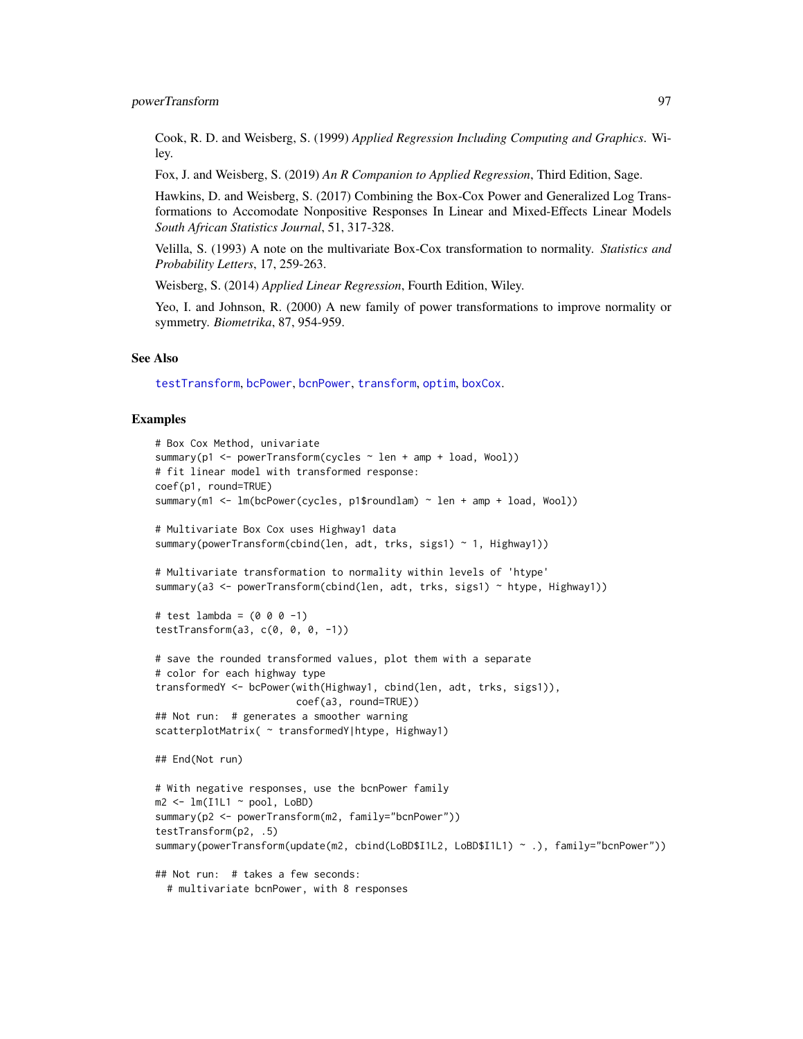Cook, R. D. and Weisberg, S. (1999) *Applied Regression Including Computing and Graphics*. Wiley.

Fox, J. and Weisberg, S. (2019) *An R Companion to Applied Regression*, Third Edition, Sage.

Hawkins, D. and Weisberg, S. (2017) Combining the Box-Cox Power and Generalized Log Transformations to Accomodate Nonpositive Responses In Linear and Mixed-Effects Linear Models *South African Statistics Journal*, 51, 317-328.

Velilla, S. (1993) A note on the multivariate Box-Cox transformation to normality. *Statistics and Probability Letters*, 17, 259-263.

Weisberg, S. (2014) *Applied Linear Regression*, Fourth Edition, Wiley.

Yeo, I. and Johnson, R. (2000) A new family of power transformations to improve normality or symmetry. *Biometrika*, 87, 954-959.

### See Also

testTransform, bcPower, bcnPower, transform, optim, boxCox.

### Examples

```
# Box Cox Method, univariate
summary(p1 <- powerTransform(cycles ~ len + amp + load, Wool))
# fit linear model with transformed response:
coef(p1, round=TRUE)
summary(m1 <- lm(bcPower(cycles, p1$roundlam) ~ len + amp + load, Wool))

# Multivariate Box Cox uses Highway1 data
summary(powerTransform(cbind(len, adt, trks, sigs1) ~ 1, Highway1))

# Multivariate transformation to normality within levels of 'htype'
summary(a3 <- powerTransform(cbind(len, adt, trks, sigs1) ~ htype, Highway1))

# test lambda = (0 0 0 -1)
testTransform(a3, c(0, 0, 0, -1))

# save the rounded transformed values, plot them with a separate
# color for each highway type
transformedY <- bcPower(with(Highway1, cbind(len, adt, trks, sigs1)),
                        coef(a3, round=TRUE))
## Not run:  # generates a smoother warning
scatterplotMatrix( ~ transformedY|htype, Highway1)

## End(Not run)

# With negative responses, use the bcnPower family
m2 <- lm(I1L1 ~ pool, LoBD)
summary(p2 <- powerTransform(m2, family="bcnPower"))
testTransform(p2, .5)
summary(powerTransform(update(m2, cbind(LoBD$I1L2, LoBD$I1L1) ~ .), family="bcnPower"))

## Not run:  # takes a few seconds:
  # multivariate bcnPower, with 8 responses
```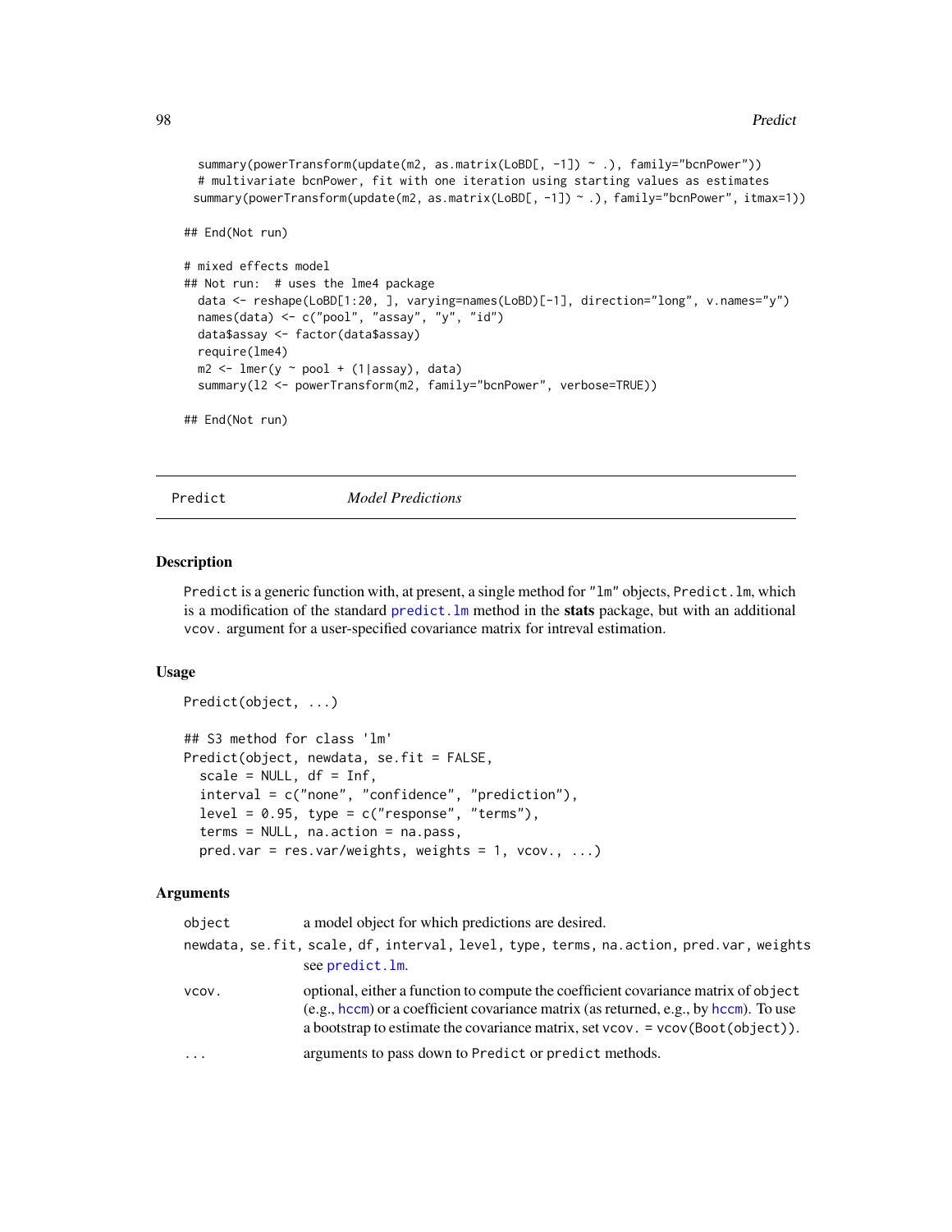```
  summary(powerTransform(update(m2, as.matrix(LoBD[, -1]) ~ .), family="bcnPower"))
  # multivariate bcnPower, fit with one iteration using starting values as estimates
 summary(powerTransform(update(m2, as.matrix(LoBD[, -1]) ~ .), family="bcnPower", itmax=1))

## End(Not run)

# mixed effects model
## Not run:  # uses the lme4 package
  data <- reshape(LoBD[1:20, ], varying=names(LoBD)[-1], direction="long", v.names="y")
  names(data) <- c("pool", "assay", "y", "id")
  data$assay <- factor(data$assay)
  require(lme4)
  m2 <- lmer(y ~ pool + (1|assay), data)
  summary(l2 <- powerTransform(m2, family="bcnPower", verbose=TRUE))

## End(Not run)
```

---

`Predict` *Model Predictions*

---

## Description

`Predict` is a generic function with, at present, a single method for `"lm"` objects, `Predict.lm`, which is a modification of the standard `predict.lm` method in the **stats** package, but with an additional `vcov.` argument for a user-specified covariance matrix for intreval estimation.

## Usage

```
Predict(object, ...)

## S3 method for class 'lm'
Predict(object, newdata, se.fit = FALSE,
  scale = NULL, df = Inf,
  interval = c("none", "confidence", "prediction"),
  level = 0.95, type = c("response", "terms"),
  terms = NULL, na.action = na.pass,
  pred.var = res.var/weights, weights = 1, vcov., ...)
```

## Arguments

| | |
|---|---|
| `object` | a model object for which predictions are desired. |
| `newdata, se.fit, scale, df, interval, level, type, terms, na.action, pred.var, weights` | see `predict.lm`. |
| `vcov.` | optional, either a function to compute the coefficient covariance matrix of `object` (e.g., `hccm`) or a coefficient covariance matrix (as returned, e.g., by `hccm`). To use a bootstrap to estimate the covariance matrix, set `vcov. = vcov(Boot(object))`. |
| `...` | arguments to pass down to `Predict` or `predict` methods. |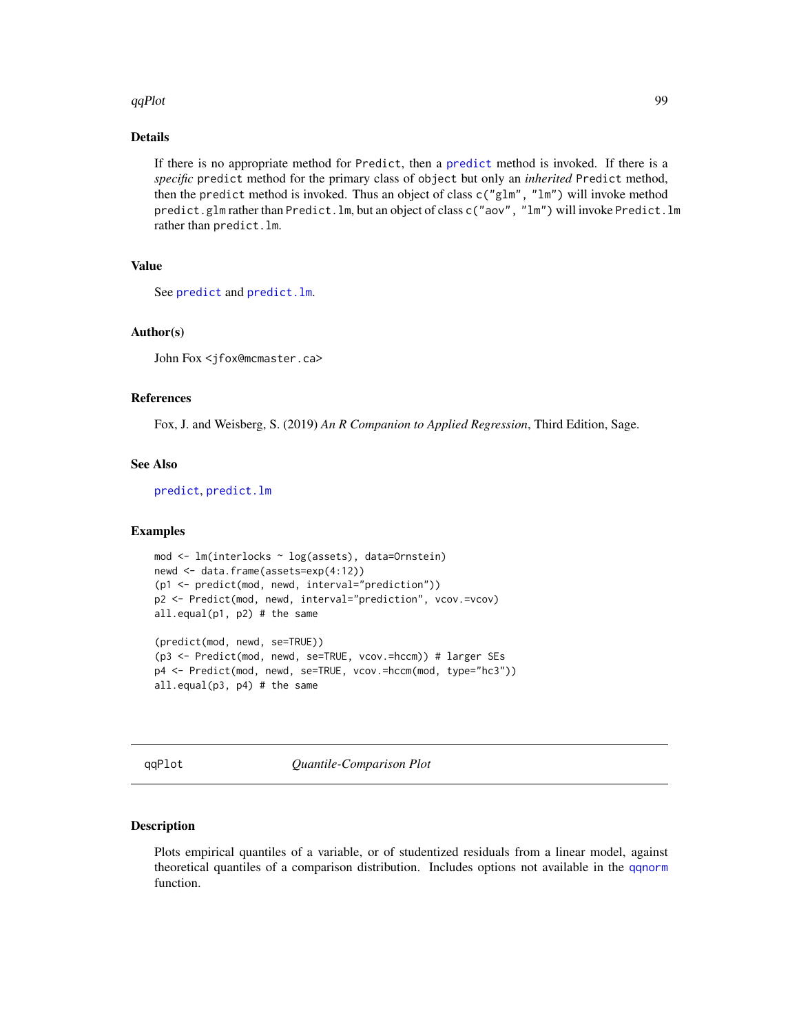## Details

If there is no appropriate method for `Predict`, then a `predict` method is invoked. If there is a *specific* `predict` method for the primary class of `object` but only an *inherited* `Predict` method, then the `predict` method is invoked. Thus an object of class `c("glm", "lm")` will invoke method `predict.glm` rather than `Predict.lm`, but an object of class `c("aov", "lm")` will invoke `Predict.lm` rather than `predict.lm`.

## Value

See `predict` and `predict.lm`.

## Author(s)

John Fox <jfox@mcmaster.ca>

## References

Fox, J. and Weisberg, S. (2019) *An R Companion to Applied Regression*, Third Edition, Sage.

## See Also

`predict`, `predict.lm`

## Examples

```
mod <- lm(interlocks ~ log(assets), data=Ornstein)
newd <- data.frame(assets=exp(4:12))
(p1 <- predict(mod, newd, interval="prediction"))
p2 <- Predict(mod, newd, interval="prediction", vcov.=vcov)
all.equal(p1, p2) # the same

(predict(mod, newd, se=TRUE))
(p3 <- Predict(mod, newd, se=TRUE, vcov.=hccm)) # larger SEs
p4 <- Predict(mod, newd, se=TRUE, vcov.=hccm(mod, type="hc3"))
all.equal(p3, p4) # the same
```

---

# qqPlot *Quantile-Comparison Plot*

## Description

Plots empirical quantiles of a variable, or of studentized residuals from a linear model, against theoretical quantiles of a comparison distribution. Includes options not available in the `qqnorm` function.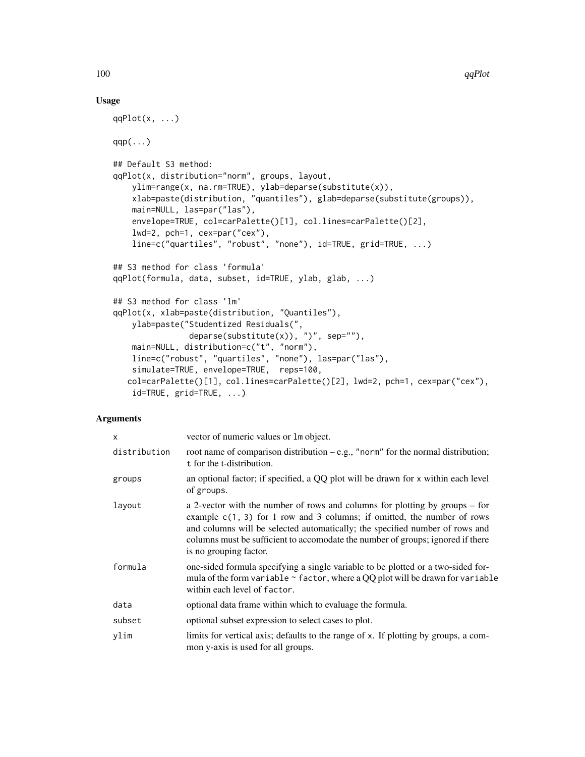## Usage

```
qqPlot(x, ...)

qqp(...)

## Default S3 method:
qqPlot(x, distribution="norm", groups, layout,
    ylim=range(x, na.rm=TRUE), ylab=deparse(substitute(x)),
    xlab=paste(distribution, "quantiles"), glab=deparse(substitute(groups)),
    main=NULL, las=par("las"),
    envelope=TRUE, col=carPalette()[1], col.lines=carPalette()[2],
    lwd=2, pch=1, cex=par("cex"),
    line=c("quartiles", "robust", "none"), id=TRUE, grid=TRUE, ...)

## S3 method for class 'formula'
qqPlot(formula, data, subset, id=TRUE, ylab, glab, ...)

## S3 method for class 'lm'
qqPlot(x, xlab=paste(distribution, "Quantiles"),
    ylab=paste("Studentized Residuals(",
               deparse(substitute(x)), ")", sep=""),
    main=NULL, distribution=c("t", "norm"),
    line=c("robust", "quartiles", "none"), las=par("las"),
    simulate=TRUE, envelope=TRUE,  reps=100,
   col=carPalette()[1], col.lines=carPalette()[2], lwd=2, pch=1, cex=par("cex"),
    id=TRUE, grid=TRUE, ...)
```

## Arguments

| Argument | Description |
|---|---|
| `x` | vector of numeric values or `lm` object. |
| `distribution` | root name of comparison distribution – e.g., `"norm"` for the normal distribution; `t` for the t-distribution. |
| `groups` | an optional factor; if specified, a QQ plot will be drawn for `x` within each level of `groups`. |
| `layout` | a 2-vector with the number of rows and columns for plotting by groups – for example `c(1, 3)` for 1 row and 3 columns; if omitted, the number of rows and columns will be selected automatically; the specified number of rows and columns must be sufficient to accomodate the number of groups; ignored if there is no grouping factor. |
| `formula` | one-sided formula specifying a single variable to be plotted or a two-sided formula of the form `variable ~ factor`, where a QQ plot will be drawn for `variable` within each level of `factor`. |
| `data` | optional data frame within which to evaluage the formula. |
| `subset` | optional subset expression to select cases to plot. |
| `ylim` | limits for vertical axis; defaults to the range of `x`. If plotting by groups, a common y-axis is used for all groups. |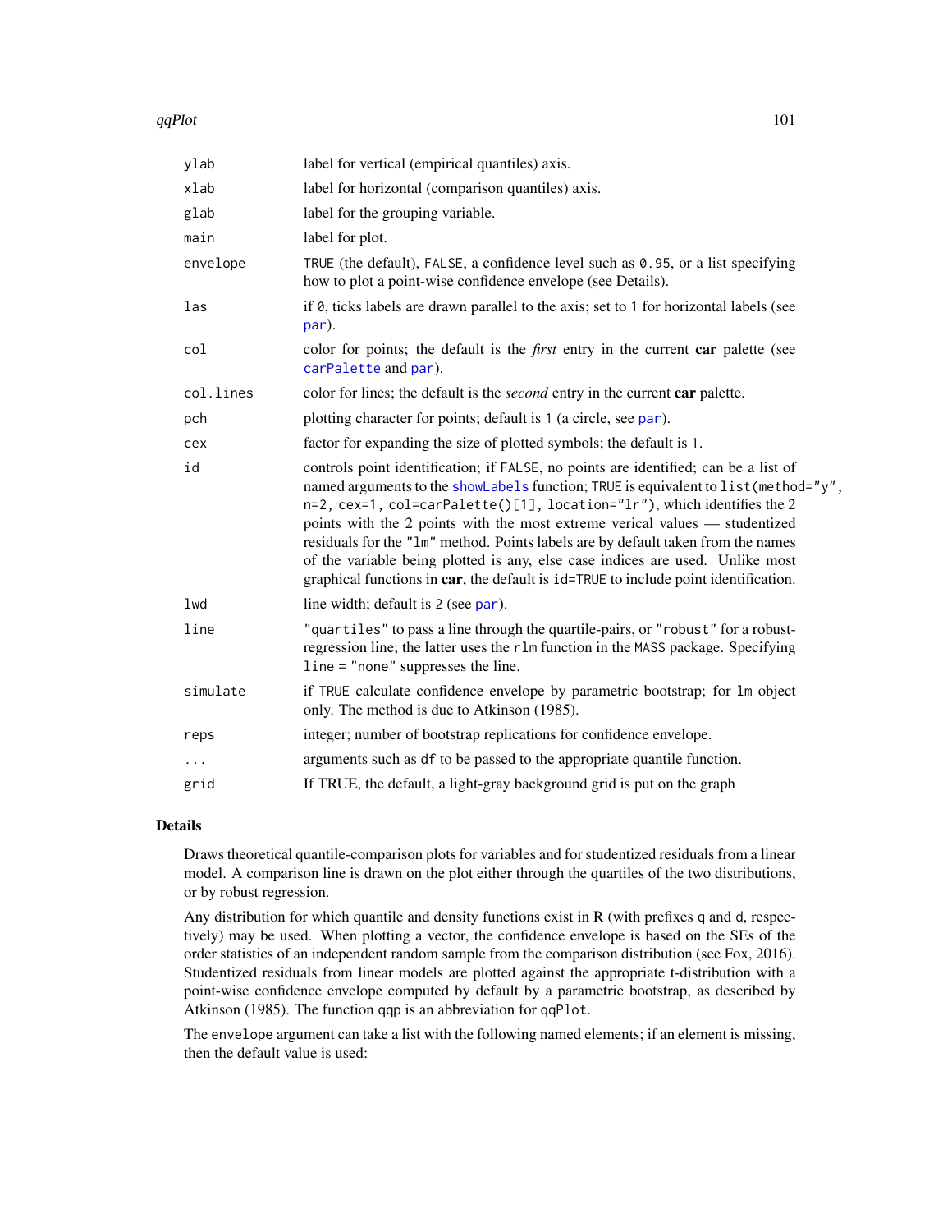| | |
|---|---|
| `ylab` | label for vertical (empirical quantiles) axis. |
| `xlab` | label for horizontal (comparison quantiles) axis. |
| `glab` | label for the grouping variable. |
| `main` | label for plot. |
| `envelope` | `TRUE` (the default), `FALSE`, a confidence level such as `0.95`, or a list specifying how to plot a point-wise confidence envelope (see Details). |
| `las` | if `0`, ticks labels are drawn parallel to the axis; set to `1` for horizontal labels (see `par`). |
| `col` | color for points; the default is the *first* entry in the current **car** palette (see `carPalette` and `par`). |
| `col.lines` | color for lines; the default is the *second* entry in the current **car** palette. |
| `pch` | plotting character for points; default is `1` (a circle, see `par`). |
| `cex` | factor for expanding the size of plotted symbols; the default is `1`. |
| `id` | controls point identification; if `FALSE`, no points are identified; can be a list of named arguments to the `showLabels` function; `TRUE` is equivalent to `list(method="y", n=2, cex=1, col=carPalette()[1], location="lr")`, which identifies the 2 points with the 2 points with the most extreme verical values — studentized residuals for the `"lm"` method. Points labels are by default taken from the names of the variable being plotted is any, else case indices are used. Unlike most graphical functions in **car**, the default is `id=TRUE` to include point identification. |
| `lwd` | line width; default is `2` (see `par`). |
| `line` | `"quartiles"` to pass a line through the quartile-pairs, or `"robust"` for a robust-regression line; the latter uses the `rlm` function in the `MASS` package. Specifying `line = "none"` suppresses the line. |
| `simulate` | if `TRUE` calculate confidence envelope by parametric bootstrap; for `lm` object only. The method is due to Atkinson (1985). |
| `reps` | integer; number of bootstrap replications for confidence envelope. |
| `...` | arguments such as `df` to be passed to the appropriate quantile function. |
| `grid` | If TRUE, the default, a light-gray background grid is put on the graph |

## Details

Draws theoretical quantile-comparison plots for variables and for studentized residuals from a linear model. A comparison line is drawn on the plot either through the quartiles of the two distributions, or by robust regression.

Any distribution for which quantile and density functions exist in R (with prefixes `q` and `d`, respectively) may be used. When plotting a vector, the confidence envelope is based on the SEs of the order statistics of an independent random sample from the comparison distribution (see Fox, 2016). Studentized residuals from linear models are plotted against the appropriate t-distribution with a point-wise confidence envelope computed by default by a parametric bootstrap, as described by Atkinson (1985). The function `qqp` is an abbreviation for `qqPlot`.

The `envelope` argument can take a list with the following named elements; if an element is missing, then the default value is used: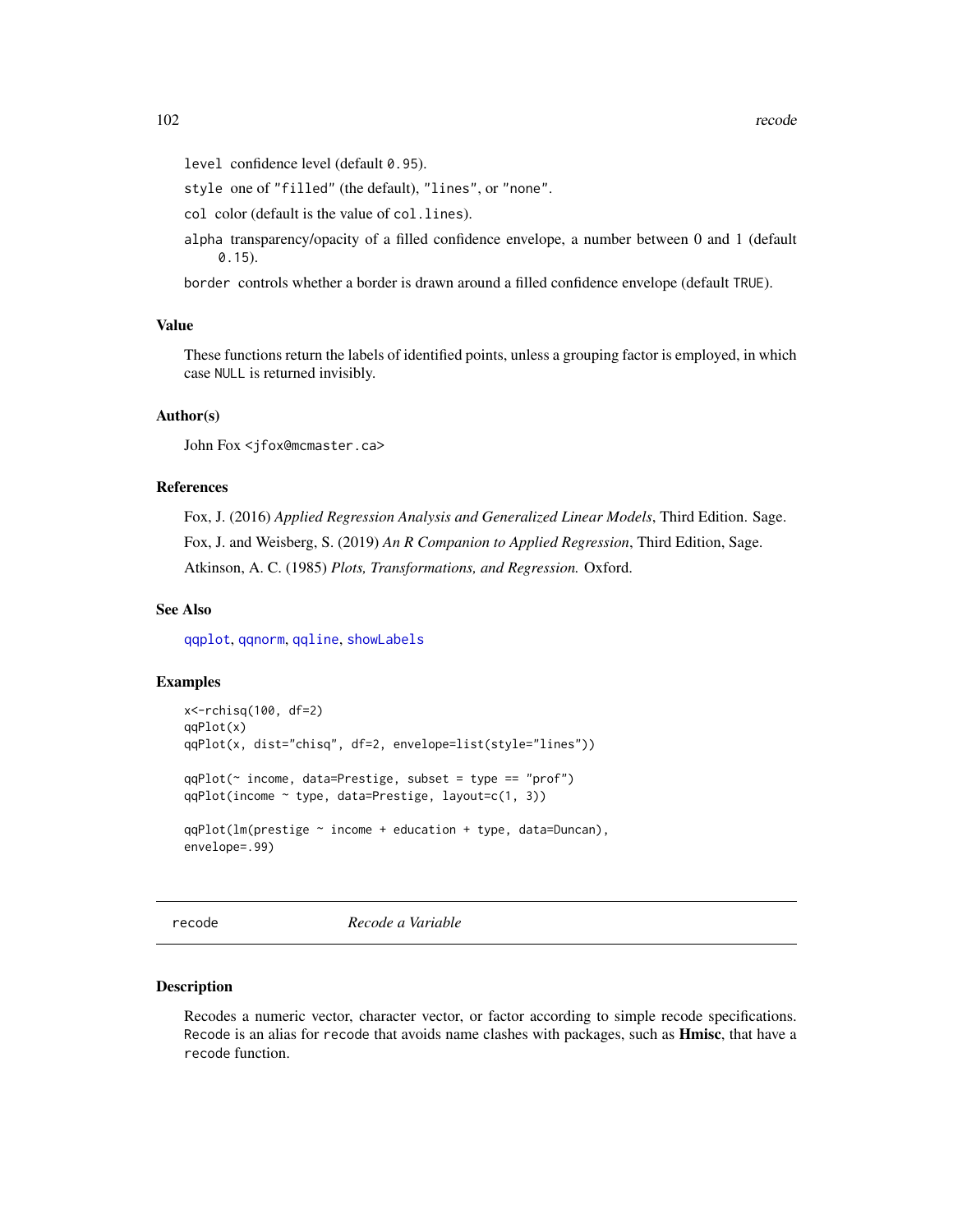`level` confidence level (default `0.95`).

`style` one of `"filled"` (the default), `"lines"`, or `"none"`.

`col` color (default is the value of `col.lines`).

`alpha` transparency/opacity of a filled confidence envelope, a number between 0 and 1 (default `0.15`).

`border` controls whether a border is drawn around a filled confidence envelope (default `TRUE`).

### Value

These functions return the labels of identified points, unless a grouping factor is employed, in which case `NULL` is returned invisibly.

### Author(s)

John Fox <jfox@mcmaster.ca>

### References

Fox, J. (2016) *Applied Regression Analysis and Generalized Linear Models*, Third Edition. Sage.

Fox, J. and Weisberg, S. (2019) *An R Companion to Applied Regression*, Third Edition, Sage.

Atkinson, A. C. (1985) *Plots, Transformations, and Regression.* Oxford.

### See Also

`qqplot`, `qqnorm`, `qqline`, `showLabels`

### Examples

```
x<-rchisq(100, df=2)
qqPlot(x)
qqPlot(x, dist="chisq", df=2, envelope=list(style="lines"))

qqPlot(~ income, data=Prestige, subset = type == "prof")
qqPlot(income ~ type, data=Prestige, layout=c(1, 3))

qqPlot(lm(prestige ~ income + education + type, data=Duncan),
envelope=.99)
```

---

## recode *Recode a Variable*

---

### Description

Recodes a numeric vector, character vector, or factor according to simple recode specifications. `Recode` is an alias for `recode` that avoids name clashes with packages, such as **Hmisc**, that have a `recode` function.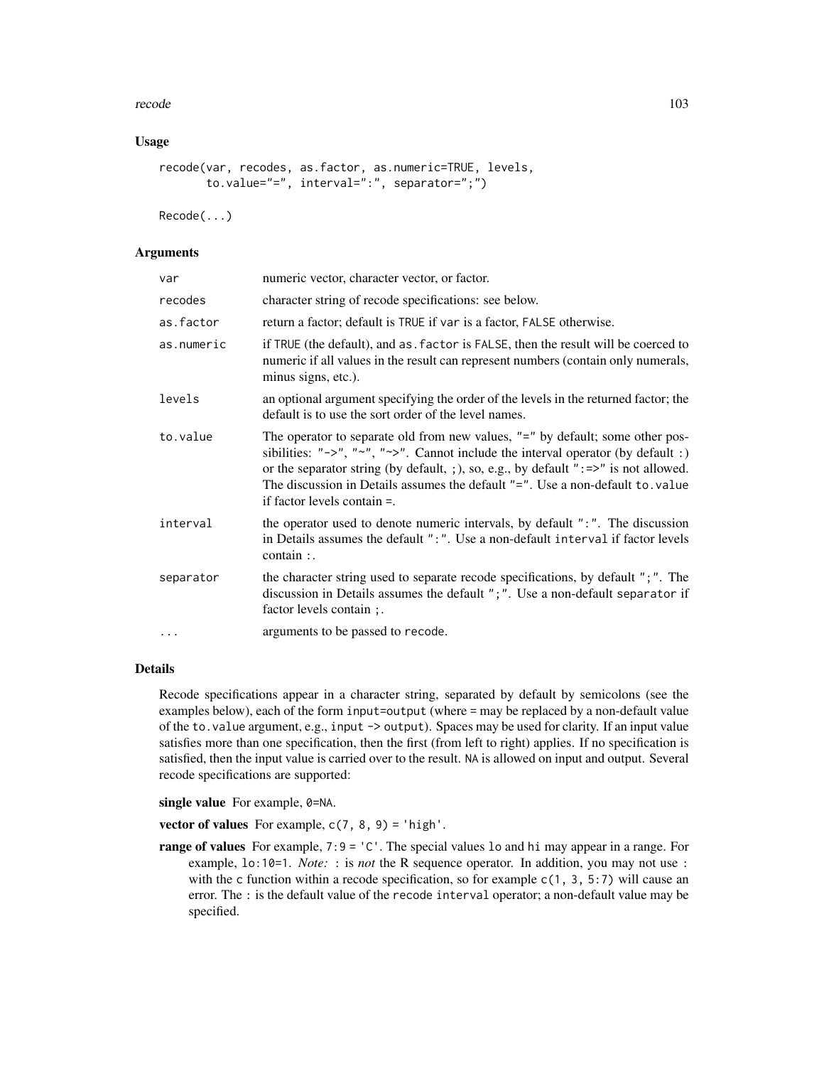## Usage

```
recode(var, recodes, as.factor, as.numeric=TRUE, levels,
       to.value="=", interval=":", separator=";")

Recode(...)
```

## Arguments

| | |
|---|---|
| var | numeric vector, character vector, or factor. |
| recodes | character string of recode specifications: see below. |
| as.factor | return a factor; default is TRUE if var is a factor, FALSE otherwise. |
| as.numeric | if TRUE (the default), and as.factor is FALSE, then the result will be coerced to numeric if all values in the result can represent numbers (contain only numerals, minus signs, etc.). |
| levels | an optional argument specifying the order of the levels in the returned factor; the default is to use the sort order of the level names. |
| to.value | The operator to separate old from new values, "=" by default; some other possibilities: "->", "~", "~>". Cannot include the interval operator (by default :) or the separator string (by default, ;), so, e.g., by default ":=>" is not allowed. The discussion in Details assumes the default "=". Use a non-default to.value if factor levels contain =. |
| interval | the operator used to denote numeric intervals, by default ":". The discussion in Details assumes the default ":". Use a non-default interval if factor levels contain :. |
| separator | the character string used to separate recode specifications, by default ";". The discussion in Details assumes the default ";". Use a non-default separator if factor levels contain ;. |
| ... | arguments to be passed to recode. |

## Details

Recode specifications appear in a character string, separated by default by semicolons (see the examples below), each of the form input=output (where = may be replaced by a non-default value of the to.value argument, e.g., input -> output). Spaces may be used for clarity. If an input value satisfies more than one specification, then the first (from left to right) applies. If no specification is satisfied, then the input value is carried over to the result. NA is allowed on input and output. Several recode specifications are supported:

**single value** For example, 0=NA.

**vector of values** For example, c(7, 8, 9) = 'high'.

**range of values** For example, 7:9 = 'C'. The special values lo and hi may appear in a range. For example, lo:10=1. *Note:* : is *not* the R sequence operator. In addition, you may not use : with the c function within a recode specification, so for example c(1, 3, 5:7) will cause an error. The : is the default value of the recode interval operator; a non-default value may be specified.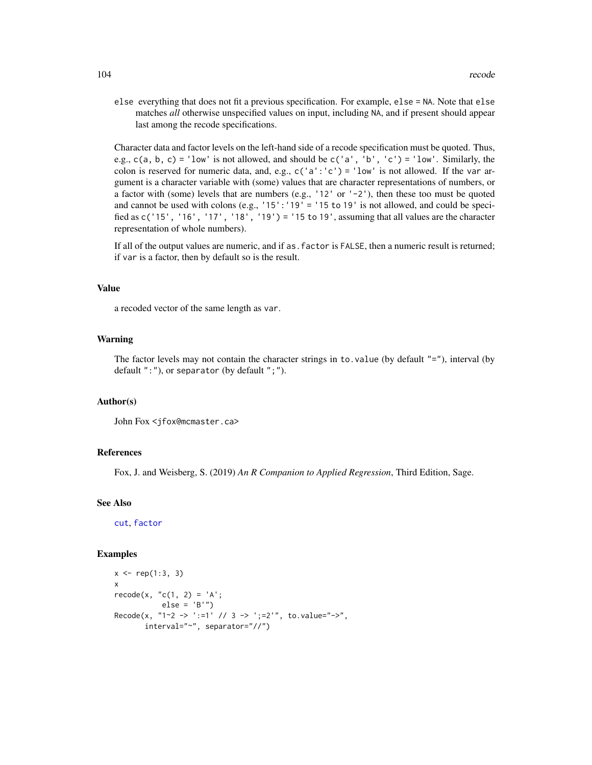`else` everything that does not fit a previous specification. For example, `else = NA`. Note that `else` matches *all* otherwise unspecified values on input, including `NA`, and if present should appear last among the recode specifications.

Character data and factor levels on the left-hand side of a recode specification must be quoted. Thus, e.g., `c(a, b, c) = 'low'` is not allowed, and should be `c('a', 'b', 'c') = 'low'`. Similarly, the colon is reserved for numeric data, and, e.g., `c('a':'c') = 'low'` is not allowed. If the `var` argument is a character variable with (some) values that are character representations of numbers, or a factor with (some) levels that are numbers (e.g., `'12'` or `'-2'`), then these too must be quoted and cannot be used with colons (e.g., `'15':'19' = '15 to 19'` is not allowed, and could be specified as `c('15', '16', '17', '18', '19') = '15 to 19'`, assuming that all values are the character representation of whole numbers).

If all of the output values are numeric, and if `as.factor` is `FALSE`, then a numeric result is returned; if `var` is a factor, then by default so is the result.

## Value

a recoded vector of the same length as `var`.

## Warning

The factor levels may not contain the character strings in `to.value` (by default `"="`), interval (by default `":"`), or `separator` (by default `";"`).

## Author(s)

John Fox <jfox@mcmaster.ca>

## References

Fox, J. and Weisberg, S. (2019) *An R Companion to Applied Regression*, Third Edition, Sage.

## See Also

cut, factor

## Examples

```
x <- rep(1:3, 3)
x
recode(x, "c(1, 2) = 'A';
          else = 'B'")
Recode(x, "1~2 -> ':=1' // 3 -> ';=2'", to.value="->",
       interval="~", separator="//")
```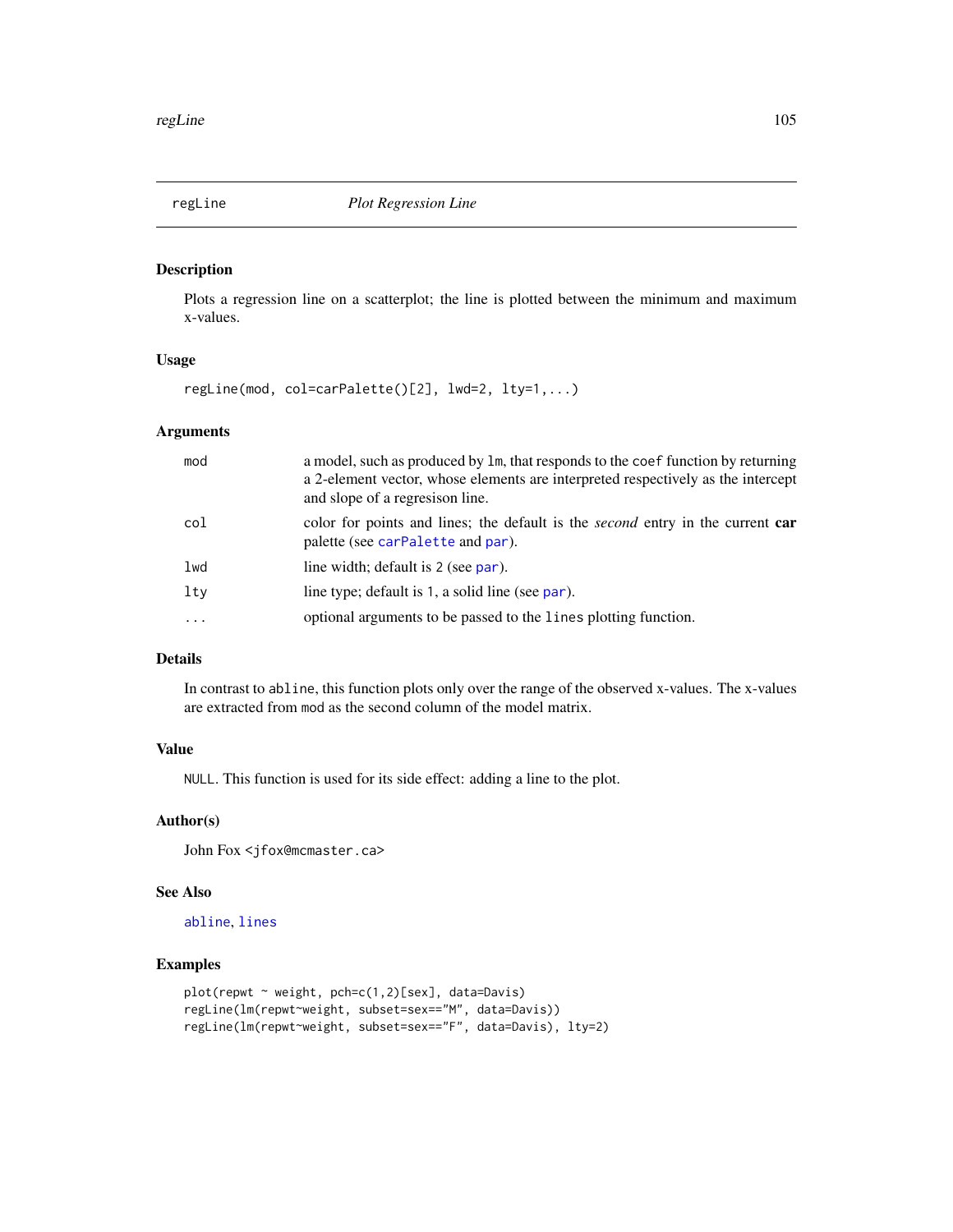## regLine — *Plot Regression Line*

### Description

Plots a regression line on a scatterplot; the line is plotted between the minimum and maximum x-values.

### Usage

```
regLine(mod, col=carPalette()[2], lwd=2, lty=1,...)
```

### Arguments

| | |
|---|---|
| `mod` | a model, such as produced by `lm`, that responds to the `coef` function by returning a 2-element vector, whose elements are interpreted respectively as the intercept and slope of a regresison line. |
| `col` | color for points and lines; the default is the *second* entry in the current **car** palette (see `carPalette` and `par`). |
| `lwd` | line width; default is `2` (see `par`). |
| `lty` | line type; default is `1`, a solid line (see `par`). |
| `...` | optional arguments to be passed to the `lines` plotting function. |

### Details

In contrast to `abline`, this function plots only over the range of the observed x-values. The x-values are extracted from `mod` as the second column of the model matrix.

### Value

`NULL`. This function is used for its side effect: adding a line to the plot.

### Author(s)

John Fox <jfox@mcmaster.ca>

### See Also

`abline`, `lines`

### Examples

```
plot(repwt ~ weight, pch=c(1,2)[sex], data=Davis)
regLine(lm(repwt~weight, subset=sex=="M", data=Davis))
regLine(lm(repwt~weight, subset=sex=="F", data=Davis), lty=2)
```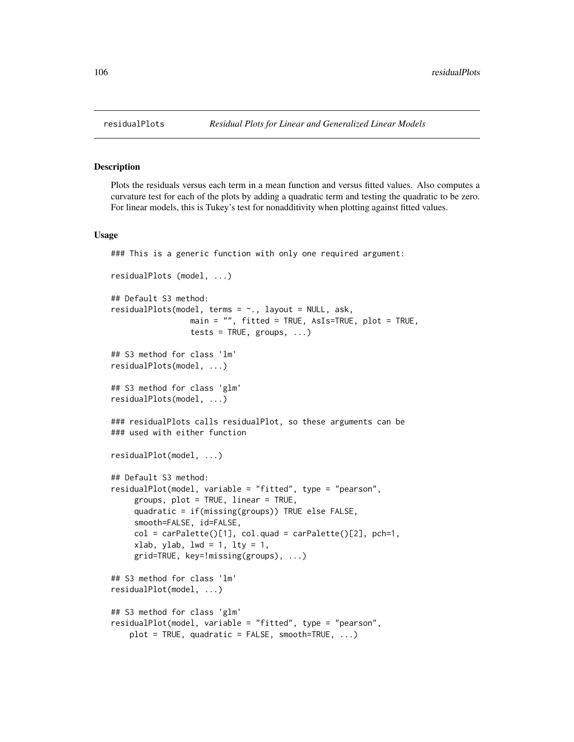residualPlots *Residual Plots for Linear and Generalized Linear Models*

## Description

Plots the residuals versus each term in a mean function and versus fitted values. Also computes a curvature test for each of the plots by adding a quadratic term and testing the quadratic to be zero. For linear models, this is Tukey's test for nonadditivity when plotting against fitted values.

## Usage

```
### This is a generic function with only one required argument:

residualPlots (model, ...)

## Default S3 method:
residualPlots(model, terms = ~., layout = NULL, ask,
                 main = "", fitted = TRUE, AsIs=TRUE, plot = TRUE,
                 tests = TRUE, groups, ...)

## S3 method for class 'lm'
residualPlots(model, ...)

## S3 method for class 'glm'
residualPlots(model, ...)

### residualPlots calls residualPlot, so these arguments can be
### used with either function

residualPlot(model, ...)

## Default S3 method:
residualPlot(model, variable = "fitted", type = "pearson",
     groups, plot = TRUE, linear = TRUE,
     quadratic = if(missing(groups)) TRUE else FALSE,
     smooth=FALSE, id=FALSE,
     col = carPalette()[1], col.quad = carPalette()[2], pch=1,
     xlab, ylab, lwd = 1, lty = 1,
     grid=TRUE, key=!missing(groups), ...)

## S3 method for class 'lm'
residualPlot(model, ...)

## S3 method for class 'glm'
residualPlot(model, variable = "fitted", type = "pearson",
    plot = TRUE, quadratic = FALSE, smooth=TRUE, ...)
```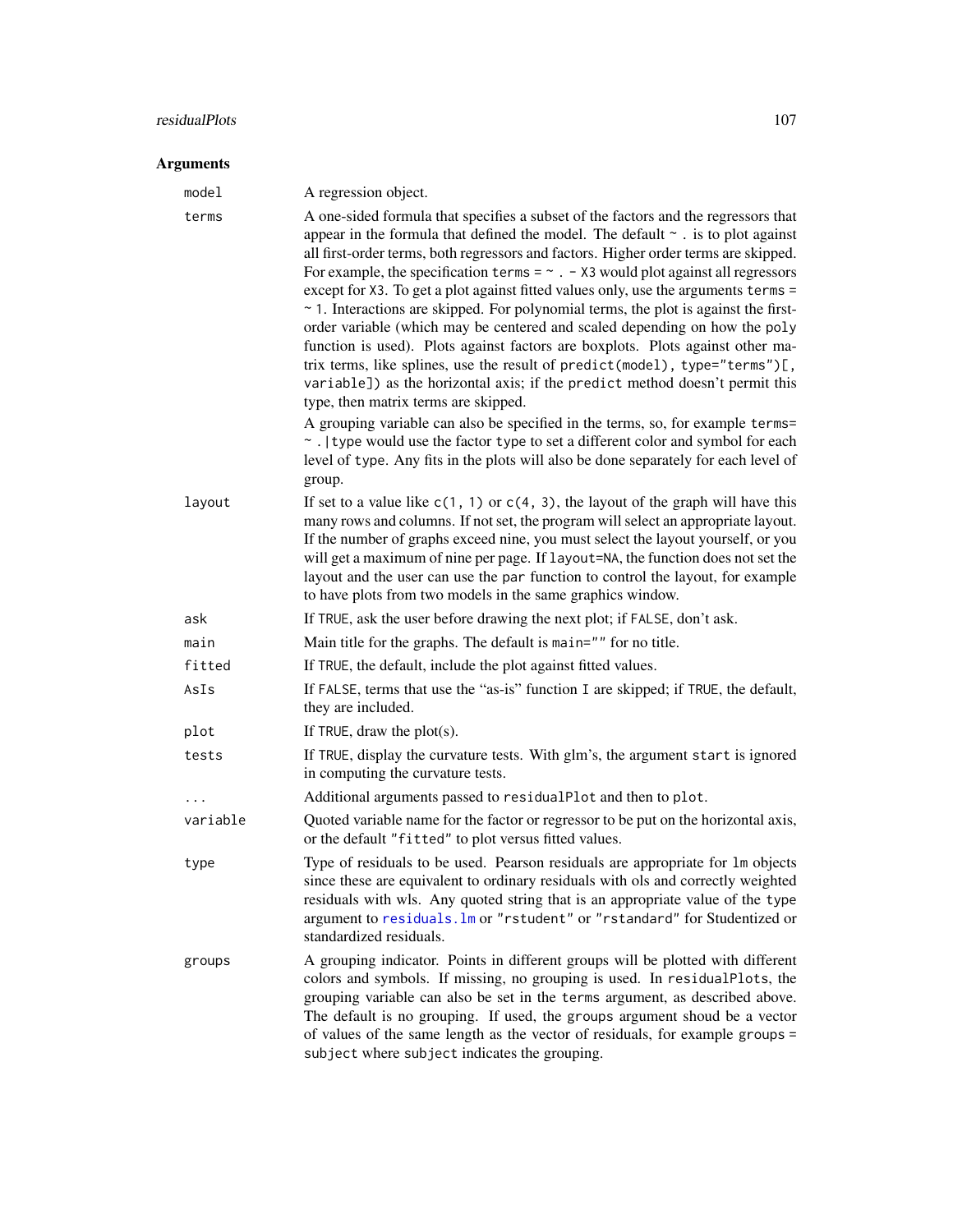## Arguments

| | |
|---|---|
| `model` | A regression object. |
| `terms` | A one-sided formula that specifies a subset of the factors and the regressors that appear in the formula that defined the model. The default `~ .` is to plot against all first-order terms, both regressors and factors. Higher order terms are skipped. For example, the specification `terms = ~ . - X3` would plot against all regressors except for `X3`. To get a plot against fitted values only, use the arguments `terms = ~ 1`. Interactions are skipped. For polynomial terms, the plot is against the first-order variable (which may be centered and scaled depending on how the `poly` function is used). Plots against factors are boxplots. Plots against other matrix terms, like splines, use the result of `predict(model), type="terms")[, variable])` as the horizontal axis; if the `predict` method doesn't permit this type, then matrix terms are skipped.<br><br>A grouping variable can also be specified in the terms, so, for example `terms= ~ .|type` would use the factor `type` to set a different color and symbol for each level of `type`. Any fits in the plots will also be done separately for each level of group. |
| `layout` | If set to a value like `c(1, 1)` or `c(4, 3)`, the layout of the graph will have this many rows and columns. If not set, the program will select an appropriate layout. If the number of graphs exceed nine, you must select the layout yourself, or you will get a maximum of nine per page. If `layout=NA`, the function does not set the layout and the user can use the `par` function to control the layout, for example to have plots from two models in the same graphics window. |
| `ask` | If `TRUE`, ask the user before drawing the next plot; if `FALSE`, don't ask. |
| `main` | Main title for the graphs. The default is `main=""` for no title. |
| `fitted` | If `TRUE`, the default, include the plot against fitted values. |
| `AsIs` | If `FALSE`, terms that use the "as-is" function `I` are skipped; if `TRUE`, the default, they are included. |
| `plot` | If `TRUE`, draw the plot(s). |
| `tests` | If `TRUE`, display the curvature tests. With glm's, the argument `start` is ignored in computing the curvature tests. |
| `...` | Additional arguments passed to `residualPlot` and then to `plot`. |
| `variable` | Quoted variable name for the factor or regressor to be put on the horizontal axis, or the default `"fitted"` to plot versus fitted values. |
| `type` | Type of residuals to be used. Pearson residuals are appropriate for `lm` objects since these are equivalent to ordinary residuals with ols and correctly weighted residuals with wls. Any quoted string that is an appropriate value of the `type` argument to `residuals.lm` or `"rstudent"` or `"rstandard"` for Studentized or standardized residuals. |
| `groups` | A grouping indicator. Points in different groups will be plotted with different colors and symbols. If missing, no grouping is used. In `residualPlots`, the grouping variable can also be set in the `terms` argument, as described above. The default is no grouping. If used, the groups argument shoud be a vector of values of the same length as the vector of residuals, for example `groups = subject` where `subject` indicates the grouping. |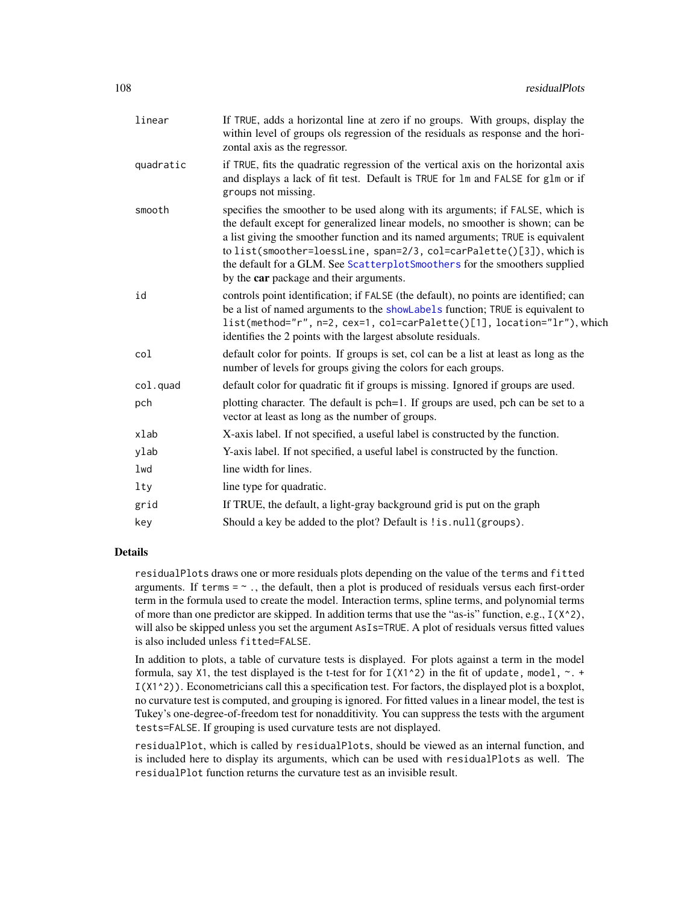| | |
|---|---|
| `linear` | If TRUE, adds a horizontal line at zero if no groups. With groups, display the within level of groups ols regression of the residuals as response and the horizontal axis as the regressor. |
| `quadratic` | if TRUE, fits the quadratic regression of the vertical axis on the horizontal axis and displays a lack of fit test. Default is TRUE for lm and FALSE for glm or if groups not missing. |
| `smooth` | specifies the smoother to be used along with its arguments; if FALSE, which is the default except for generalized linear models, no smoother is shown; can be a list giving the smoother function and its named arguments; TRUE is equivalent to `list(smoother=loessLine, span=2/3, col=carPalette()[3])`, which is the default for a GLM. See `ScatterplotSmoothers` for the smoothers supplied by the **car** package and their arguments. |
| `id` | controls point identification; if FALSE (the default), no points are identified; can be a list of named arguments to the `showLabels` function; TRUE is equivalent to `list(method="r", n=2, cex=1, col=carPalette()[1], location="lr")`, which identifies the 2 points with the largest absolute residuals. |
| `col` | default color for points. If groups is set, col can be a list at least as long as the number of levels for groups giving the colors for each groups. |
| `col.quad` | default color for quadratic fit if groups is missing. Ignored if groups are used. |
| `pch` | plotting character. The default is pch=1. If groups are used, pch can be set to a vector at least as long as the number of groups. |
| `xlab` | X-axis label. If not specified, a useful label is constructed by the function. |
| `ylab` | Y-axis label. If not specified, a useful label is constructed by the function. |
| `lwd` | line width for lines. |
| `lty` | line type for quadratic. |
| `grid` | If TRUE, the default, a light-gray background grid is put on the graph |
| `key` | Should a key be added to the plot? Default is `!is.null(groups)`. |

## Details

`residualPlots` draws one or more residuals plots depending on the value of the `terms` and `fitted` arguments. If `terms = ~ .`, the default, then a plot is produced of residuals versus each first-order term in the formula used to create the model. Interaction terms, spline terms, and polynomial terms of more than one predictor are skipped. In addition terms that use the "as-is" function, e.g., `I(X^2)`, will also be skipped unless you set the argument `AsIs=TRUE`. A plot of residuals versus fitted values is also included unless `fitted=FALSE`.

In addition to plots, a table of curvature tests is displayed. For plots against a term in the model formula, say X1, the test displayed is the t-test for for `I(X1^2)` in the fit of `update, model, ~. + I(X1^2))`. Econometricians call this a specification test. For factors, the displayed plot is a boxplot, no curvature test is computed, and grouping is ignored. For fitted values in a linear model, the test is Tukey's one-degree-of-freedom test for nonadditivity. You can suppress the tests with the argument `tests=FALSE`. If grouping is used curvature tests are not displayed.

`residualPlot`, which is called by `residualPlots`, should be viewed as an internal function, and is included here to display its arguments, which can be used with `residualPlots` as well. The `residualPlot` function returns the curvature test as an invisible result.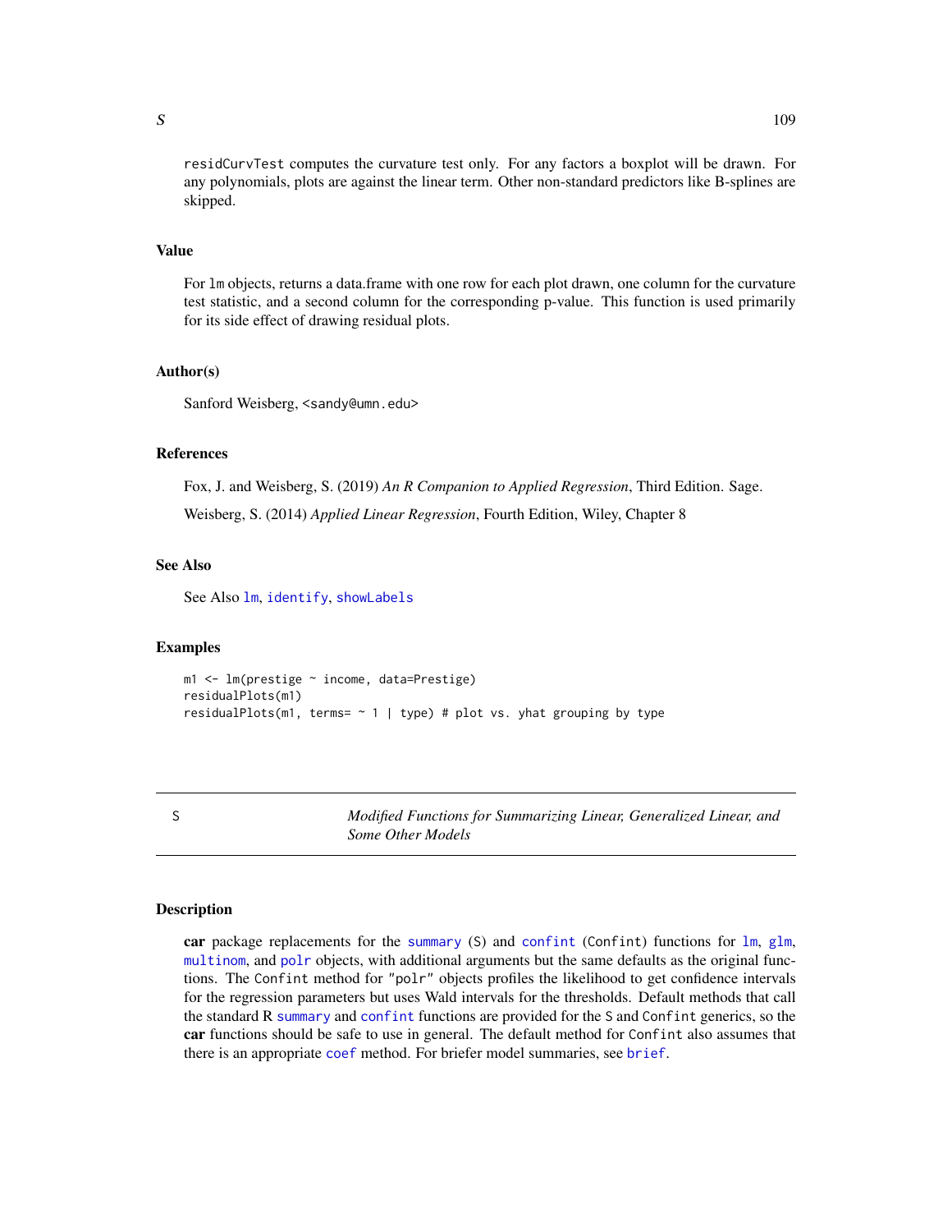residCurvTest computes the curvature test only. For any factors a boxplot will be drawn. For any polynomials, plots are against the linear term. Other non-standard predictors like B-splines are skipped.

### Value

For lm objects, returns a data.frame with one row for each plot drawn, one column for the curvature test statistic, and a second column for the corresponding p-value. This function is used primarily for its side effect of drawing residual plots.

### Author(s)

Sanford Weisberg, <sandy@umn.edu>

### References

Fox, J. and Weisberg, S. (2019) *An R Companion to Applied Regression*, Third Edition. Sage.

Weisberg, S. (2014) *Applied Linear Regression*, Fourth Edition, Wiley, Chapter 8

### See Also

See Also lm, identify, showLabels

### Examples

```
m1 <- lm(prestige ~ income, data=Prestige)
residualPlots(m1)
residualPlots(m1, terms= ~ 1 | type) # plot vs. yhat grouping by type
```

---

## S — *Modified Functions for Summarizing Linear, Generalized Linear, and Some Other Models*

---

### Description

**car** package replacements for the summary (S) and confint (Confint) functions for lm, glm, multinom, and polr objects, with additional arguments but the same defaults as the original functions. The Confint method for "polr" objects profiles the likelihood to get confidence intervals for the regression parameters but uses Wald intervals for the thresholds. Default methods that call the standard R summary and confint functions are provided for the S and Confint generics, so the **car** functions should be safe to use in general. The default method for Confint also assumes that there is an appropriate coef method. For briefer model summaries, see brief.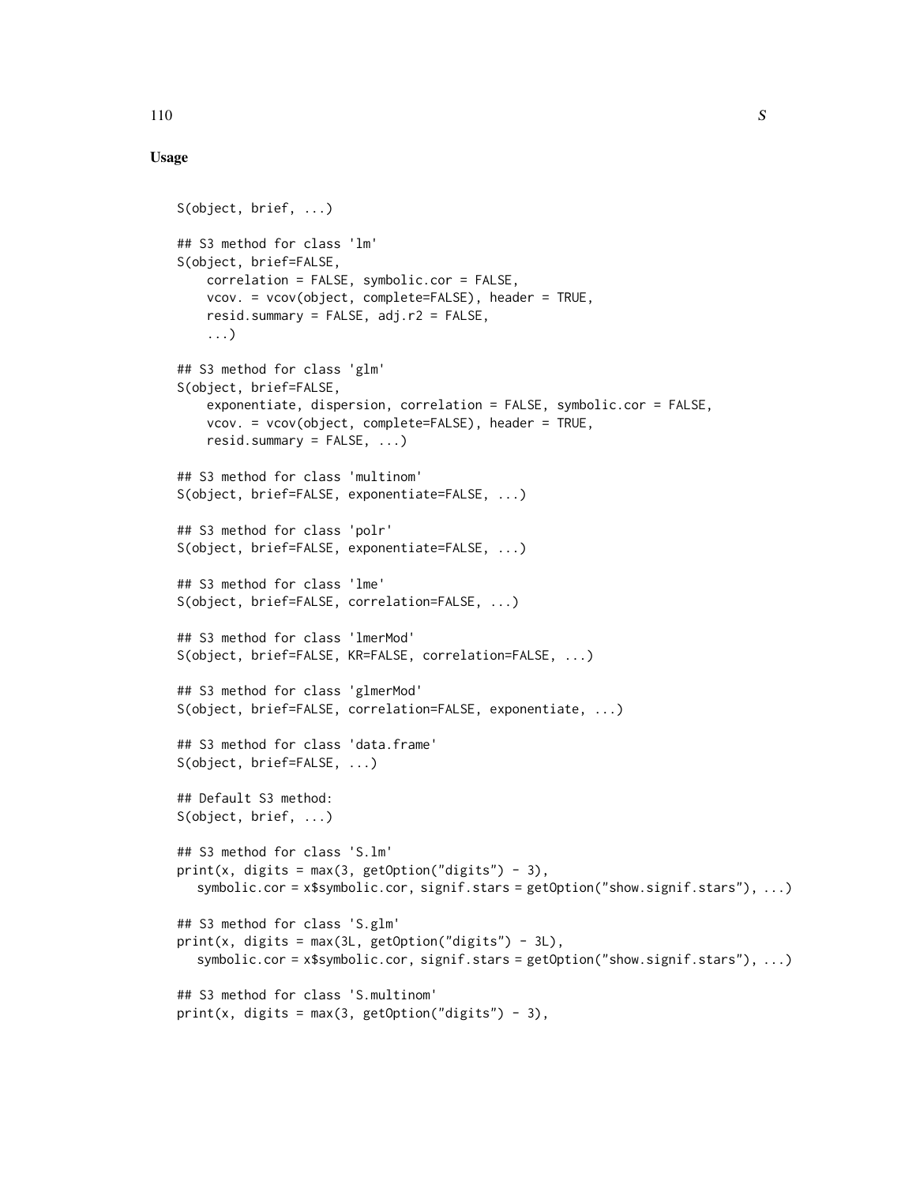## Usage

```
S(object, brief, ...)

## S3 method for class 'lm'
S(object, brief=FALSE,
    correlation = FALSE, symbolic.cor = FALSE,
    vcov. = vcov(object, complete=FALSE), header = TRUE,
    resid.summary = FALSE, adj.r2 = FALSE,
    ...)

## S3 method for class 'glm'
S(object, brief=FALSE,
    exponentiate, dispersion, correlation = FALSE, symbolic.cor = FALSE,
    vcov. = vcov(object, complete=FALSE), header = TRUE,
    resid.summary = FALSE, ...)

## S3 method for class 'multinom'
S(object, brief=FALSE, exponentiate=FALSE, ...)

## S3 method for class 'polr'
S(object, brief=FALSE, exponentiate=FALSE, ...)

## S3 method for class 'lme'
S(object, brief=FALSE, correlation=FALSE, ...)

## S3 method for class 'lmerMod'
S(object, brief=FALSE, KR=FALSE, correlation=FALSE, ...)

## S3 method for class 'glmerMod'
S(object, brief=FALSE, correlation=FALSE, exponentiate, ...)

## S3 method for class 'data.frame'
S(object, brief=FALSE, ...)

## Default S3 method:
S(object, brief, ...)

## S3 method for class 'S.lm'
print(x, digits = max(3, getOption("digits") - 3),
   symbolic.cor = x$symbolic.cor, signif.stars = getOption("show.signif.stars"), ...)

## S3 method for class 'S.glm'
print(x, digits = max(3L, getOption("digits") - 3L),
   symbolic.cor = x$symbolic.cor, signif.stars = getOption("show.signif.stars"), ...)

## S3 method for class 'S.multinom'
print(x, digits = max(3, getOption("digits") - 3),
```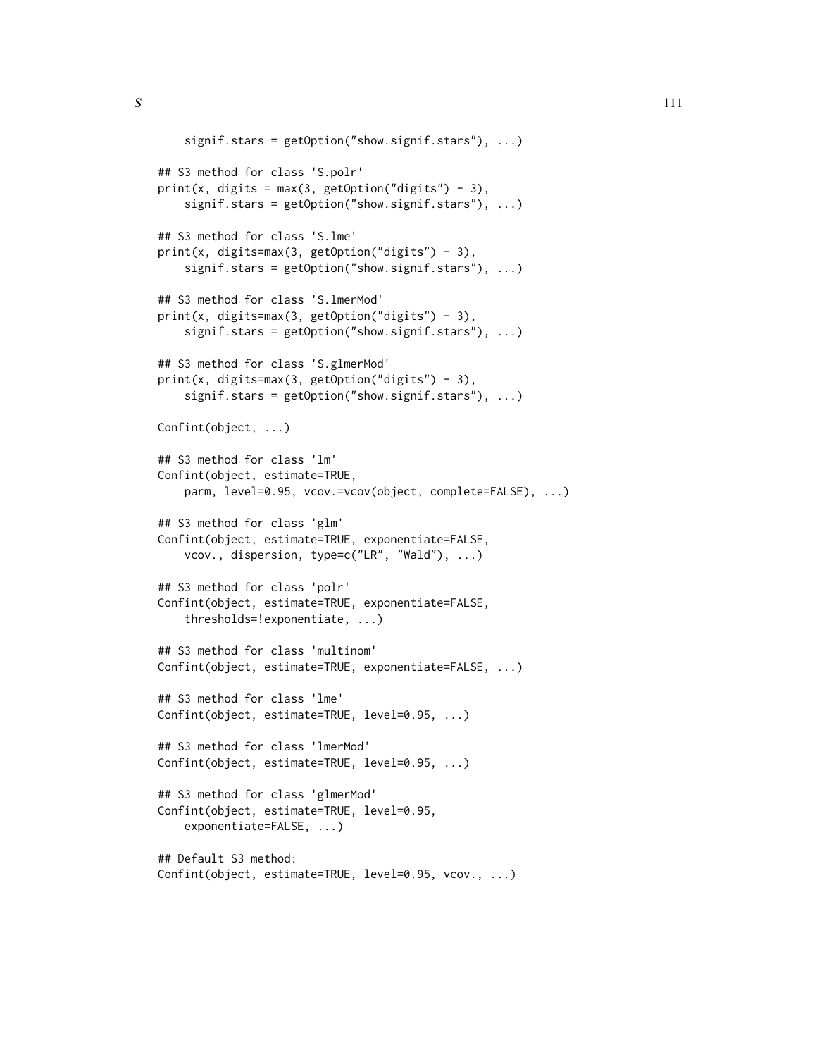```
    signif.stars = getOption("show.signif.stars"), ...)

## S3 method for class 'S.polr'
print(x, digits = max(3, getOption("digits") - 3),
    signif.stars = getOption("show.signif.stars"), ...)

## S3 method for class 'S.lme'
print(x, digits=max(3, getOption("digits") - 3),
    signif.stars = getOption("show.signif.stars"), ...)

## S3 method for class 'S.lmerMod'
print(x, digits=max(3, getOption("digits") - 3),
    signif.stars = getOption("show.signif.stars"), ...)

## S3 method for class 'S.glmerMod'
print(x, digits=max(3, getOption("digits") - 3),
    signif.stars = getOption("show.signif.stars"), ...)

Confint(object, ...)

## S3 method for class 'lm'
Confint(object, estimate=TRUE,
    parm, level=0.95, vcov.=vcov(object, complete=FALSE), ...)

## S3 method for class 'glm'
Confint(object, estimate=TRUE, exponentiate=FALSE,
    vcov., dispersion, type=c("LR", "Wald"), ...)

## S3 method for class 'polr'
Confint(object, estimate=TRUE, exponentiate=FALSE,
    thresholds=!exponentiate, ...)

## S3 method for class 'multinom'
Confint(object, estimate=TRUE, exponentiate=FALSE, ...)

## S3 method for class 'lme'
Confint(object, estimate=TRUE, level=0.95, ...)

## S3 method for class 'lmerMod'
Confint(object, estimate=TRUE, level=0.95, ...)

## S3 method for class 'glmerMod'
Confint(object, estimate=TRUE, level=0.95,
    exponentiate=FALSE, ...)

## Default S3 method:
Confint(object, estimate=TRUE, level=0.95, vcov., ...)
```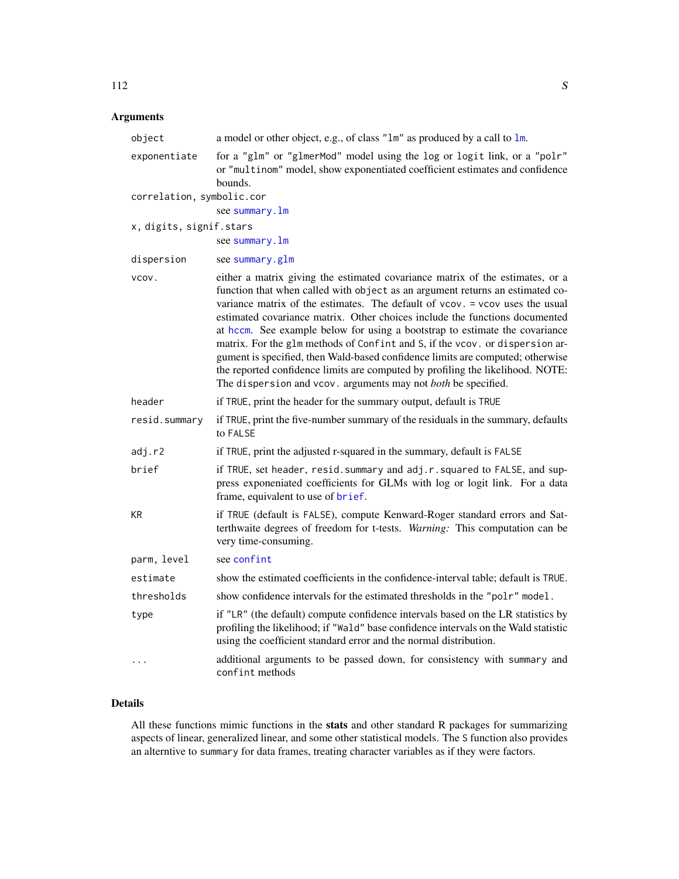## Arguments

| | |
|---|---|
| `object` | a model or other object, e.g., of class `"lm"` as produced by a call to `lm`. |
| `exponentiate` | for a `"glm"` or `"glmerMod"` model using the `log` or `logit` link, or a `"polr"` or `"multinom"` model, show exponentiated coefficient estimates and confidence bounds. |
| `correlation, symbolic.cor` | see `summary.lm` |
| `x, digits, signif.stars` | see `summary.lm` |
| `dispersion` | see `summary.glm` |
| `vcov.` | either a matrix giving the estimated covariance matrix of the estimates, or a function that when called with `object` as an argument returns an estimated covariance matrix of the estimates. The default of `vcov. = vcov` uses the usual estimated covariance matrix. Other choices include the functions documented at `hccm`. See example below for using a bootstrap to estimate the covariance matrix. For the `glm` methods of `Confint` and `S`, if the `vcov.` or `dispersion` argument is specified, then Wald-based confidence limits are computed; otherwise the reported confidence limits are computed by profiling the likelihood. NOTE: The `dispersion` and `vcov.` arguments may not *both* be specified. |
| `header` | if `TRUE`, print the header for the summary output, default is `TRUE` |
| `resid.summary` | if `TRUE`, print the five-number summary of the residuals in the summary, defaults to `FALSE` |
| `adj.r2` | if `TRUE`, print the adjusted r-squared in the summary, default is `FALSE` |
| `brief` | if `TRUE`, set `header`, `resid.summary` and `adj.r.squared` to `FALSE`, and suppress exponeniated coefficients for GLMs with log or logit link. For a data frame, equivalent to use of `brief`. |
| `KR` | if `TRUE` (default is `FALSE`), compute Kenward-Roger standard errors and Satterthwaite degrees of freedom for t-tests. *Warning:* This computation can be very time-consuming. |
| `parm, level` | see `confint` |
| `estimate` | show the estimated coefficients in the confidence-interval table; default is `TRUE`. |
| `thresholds` | show confidence intervals for the estimated thresholds in the `"polr"` model. |
| `type` | if `"LR"` (the default) compute confidence intervals based on the LR statistics by profiling the likelihood; if `"Wald"` base confidence intervals on the Wald statistic using the coefficient standard error and the normal distribution. |
| `...` | additional arguments to be passed down, for consistency with `summary` and `confint` methods |

## Details

All these functions mimic functions in the **stats** and other standard R packages for summarizing aspects of linear, generalized linear, and some other statistical models. The `S` function also provides an alterntive to `summary` for data frames, treating character variables as if they were factors.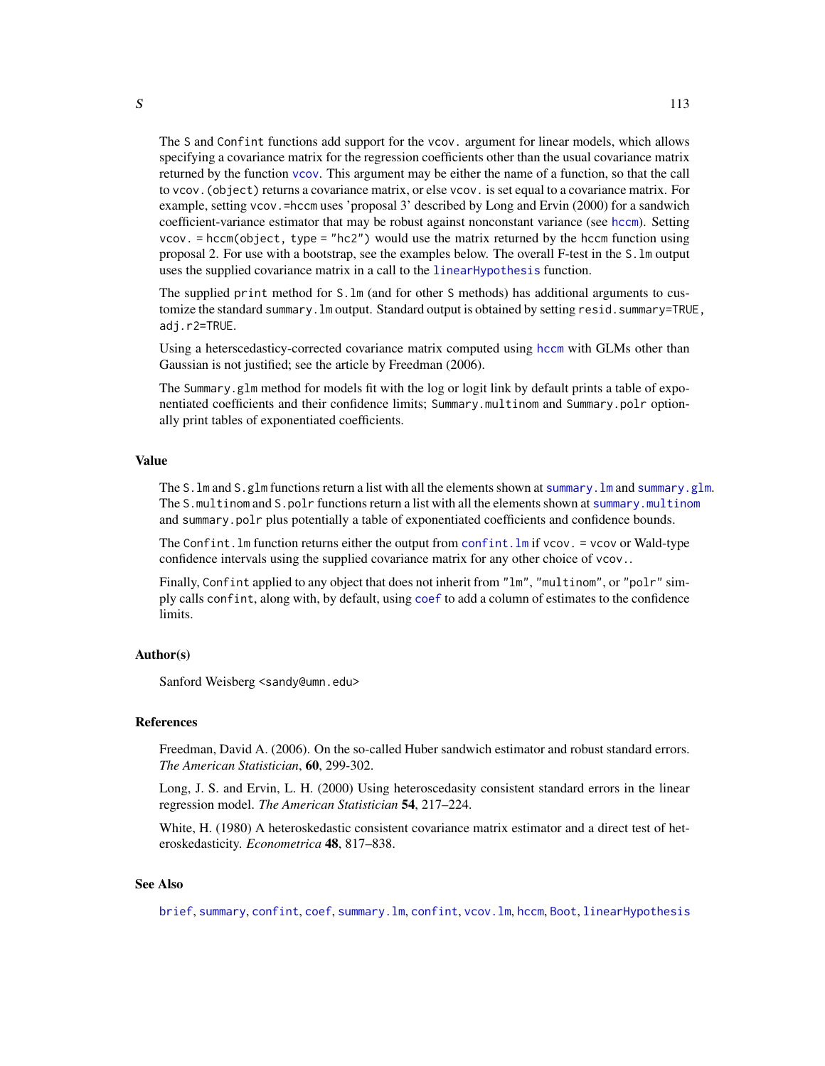The `S` and `Confint` functions add support for the `vcov.` argument for linear models, which allows specifying a covariance matrix for the regression coefficients other than the usual covariance matrix returned by the function `vcov`. This argument may be either the name of a function, so that the call to `vcov.(object)` returns a covariance matrix, or else `vcov.` is set equal to a covariance matrix. For example, setting `vcov.=hccm` uses 'proposal 3' described by Long and Ervin (2000) for a sandwich coefficient-variance estimator that may be robust against nonconstant variance (see `hccm`). Setting `vcov. = hccm(object, type = "hc2")` would use the matrix returned by the `hccm` function using proposal 2. For use with a bootstrap, see the examples below. The overall F-test in the `S.lm` output uses the supplied covariance matrix in a call to the `linearHypothesis` function.

The supplied `print` method for `S.lm` (and for other `S` methods) has additional arguments to customize the standard `summary.lm` output. Standard output is obtained by setting `resid.summary=TRUE, adj.r2=TRUE`.

Using a heterscedasticy-corrected covariance matrix computed using `hccm` with GLMs other than Gaussian is not justified; see the article by Freedman (2006).

The `Summary.glm` method for models fit with the log or logit link by default prints a table of exponentiated coefficients and their confidence limits; `Summary.multinom` and `Summary.polr` optionally print tables of exponentiated coefficients.

### Value

The `S.lm` and `S.glm` functions return a list with all the elements shown at `summary.lm` and `summary.glm`. The `S.multinom` and `S.polr` functions return a list with all the elements shown at `summary.multinom` and `summary.polr` plus potentially a table of exponentiated coefficients and confidence bounds.

The `Confint.lm` function returns either the output from `confint.lm` if `vcov. = vcov` or Wald-type confidence intervals using the supplied covariance matrix for any other choice of `vcov.`.

Finally, `Confint` applied to any object that does not inherit from `"lm"`, `"multinom"`, or `"polr"` simply calls `confint`, along with, by default, using `coef` to add a column of estimates to the confidence limits.

### Author(s)

Sanford Weisberg <sandy@umn.edu>

### References

Freedman, David A. (2006). On the so-called Huber sandwich estimator and robust standard errors. *The American Statistician*, **60**, 299-302.

Long, J. S. and Ervin, L. H. (2000) Using heteroscedasity consistent standard errors in the linear regression model. *The American Statistician* **54**, 217–224.

White, H. (1980) A heteroskedastic consistent covariance matrix estimator and a direct test of heteroskedasticity. *Econometrica* **48**, 817–838.

### See Also

`brief`, `summary`, `confint`, `coef`, `summary.lm`, `confint`, `vcov.lm`, `hccm`, `Boot`, `linearHypothesis`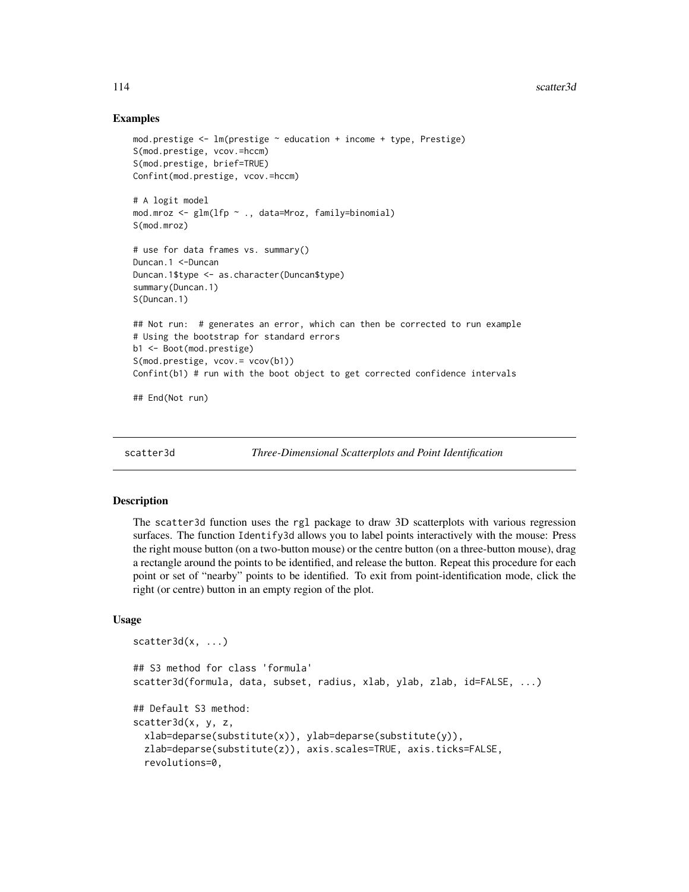### Examples

```
mod.prestige <- lm(prestige ~ education + income + type, Prestige)
S(mod.prestige, vcov.=hccm)
S(mod.prestige, brief=TRUE)
Confint(mod.prestige, vcov.=hccm)

# A logit model
mod.mroz <- glm(lfp ~ ., data=Mroz, family=binomial)
S(mod.mroz)

# use for data frames vs. summary()
Duncan.1 <-Duncan
Duncan.1$type <- as.character(Duncan$type)
summary(Duncan.1)
S(Duncan.1)

## Not run:  # generates an error, which can then be corrected to run example
# Using the bootstrap for standard errors
b1 <- Boot(mod.prestige)
S(mod.prestige, vcov.= vcov(b1))
Confint(b1) # run with the boot object to get corrected confidence intervals

## End(Not run)
```

---

## scatter3d — *Three-Dimensional Scatterplots and Point Identification*

---

### Description

The scatter3d function uses the rgl package to draw 3D scatterplots with various regression surfaces. The function Identify3d allows you to label points interactively with the mouse: Press the right mouse button (on a two-button mouse) or the centre button (on a three-button mouse), drag a rectangle around the points to be identified, and release the button. Repeat this procedure for each point or set of "nearby" points to be identified. To exit from point-identification mode, click the right (or centre) button in an empty region of the plot.

### Usage

```
scatter3d(x, ...)

## S3 method for class 'formula'
scatter3d(formula, data, subset, radius, xlab, ylab, zlab, id=FALSE, ...)

## Default S3 method:
scatter3d(x, y, z,
  xlab=deparse(substitute(x)), ylab=deparse(substitute(y)),
  zlab=deparse(substitute(z)), axis.scales=TRUE, axis.ticks=FALSE,
  revolutions=0,
```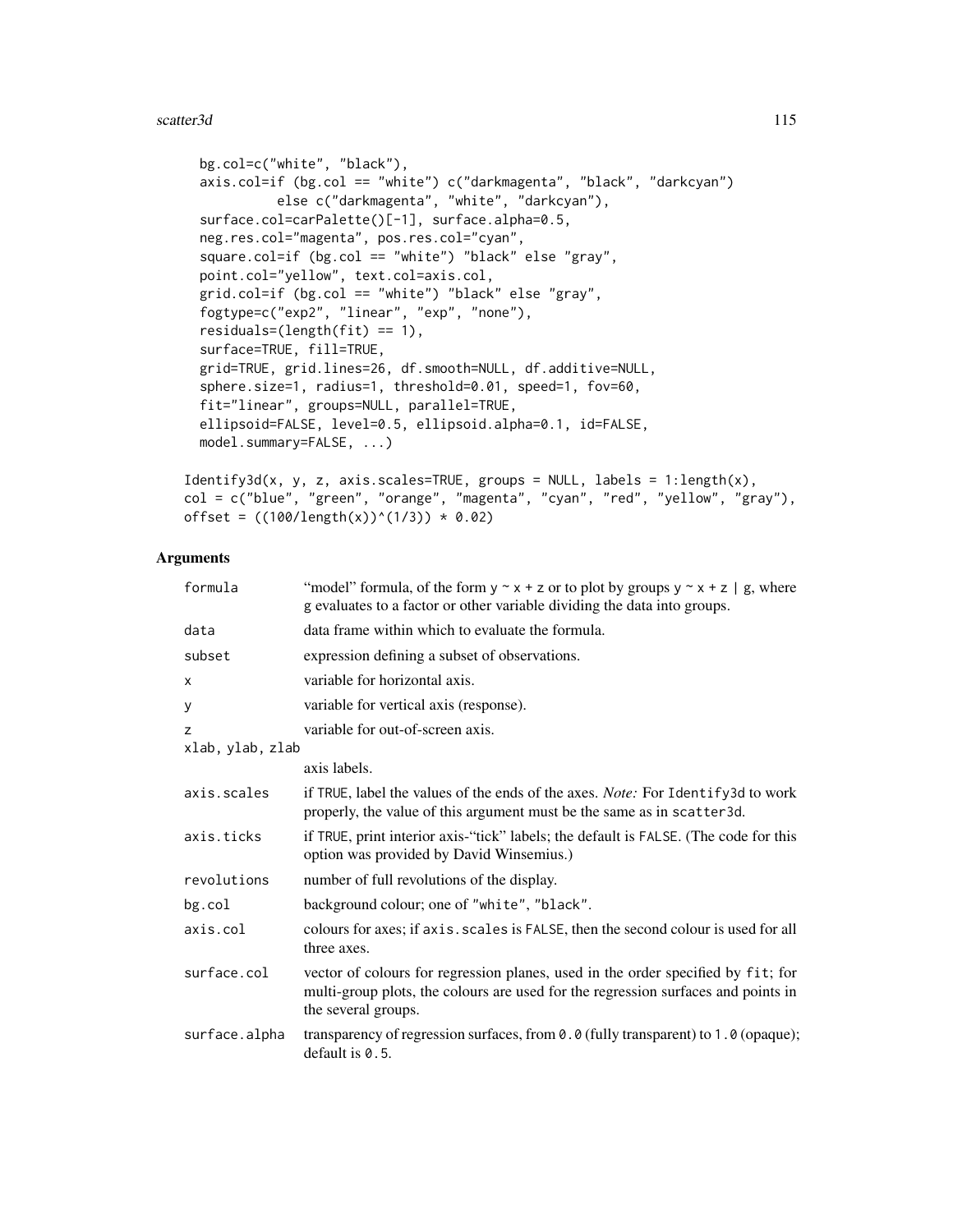```
  bg.col=c("white", "black"),
  axis.col=if (bg.col == "white") c("darkmagenta", "black", "darkcyan")
           else c("darkmagenta", "white", "darkcyan"),
  surface.col=carPalette()[-1], surface.alpha=0.5,
  neg.res.col="magenta", pos.res.col="cyan",
  square.col=if (bg.col == "white") "black" else "gray",
  point.col="yellow", text.col=axis.col,
  grid.col=if (bg.col == "white") "black" else "gray",
  fogtype=c("exp2", "linear", "exp", "none"),
  residuals=(length(fit) == 1),
  surface=TRUE, fill=TRUE,
  grid=TRUE, grid.lines=26, df.smooth=NULL, df.additive=NULL,
  sphere.size=1, radius=1, threshold=0.01, speed=1, fov=60,
  fit="linear", groups=NULL, parallel=TRUE,
  ellipsoid=FALSE, level=0.5, ellipsoid.alpha=0.1, id=FALSE,
  model.summary=FALSE, ...)

Identify3d(x, y, z, axis.scales=TRUE, groups = NULL, labels = 1:length(x),
col = c("blue", "green", "orange", "magenta", "cyan", "red", "yellow", "gray"),
offset = ((100/length(x))^(1/3)) * 0.02)
```

## Arguments

| | |
|---|---|
| `formula` | "model" formula, of the form `y ~ x + z` or to plot by groups `y ~ x + z | g`, where `g` evaluates to a factor or other variable dividing the data into groups. |
| `data` | data frame within which to evaluate the formula. |
| `subset` | expression defining a subset of observations. |
| `x` | variable for horizontal axis. |
| `y` | variable for vertical axis (response). |
| `z` | variable for out-of-screen axis. |
| `xlab, ylab, zlab` | axis labels. |
| `axis.scales` | if `TRUE`, label the values of the ends of the axes. *Note:* For `Identify3d` to work properly, the value of this argument must be the same as in `scatter3d`. |
| `axis.ticks` | if `TRUE`, print interior axis-"tick" labels; the default is `FALSE`. (The code for this option was provided by David Winsemius.) |
| `revolutions` | number of full revolutions of the display. |
| `bg.col` | background colour; one of `"white"`, `"black"`. |
| `axis.col` | colours for axes; if `axis.scales` is `FALSE`, then the second colour is used for all three axes. |
| `surface.col` | vector of colours for regression planes, used in the order specified by `fit`; for multi-group plots, the colours are used for the regression surfaces and points in the several groups. |
| `surface.alpha` | transparency of regression surfaces, from `0.0` (fully transparent) to `1.0` (opaque); default is `0.5`. |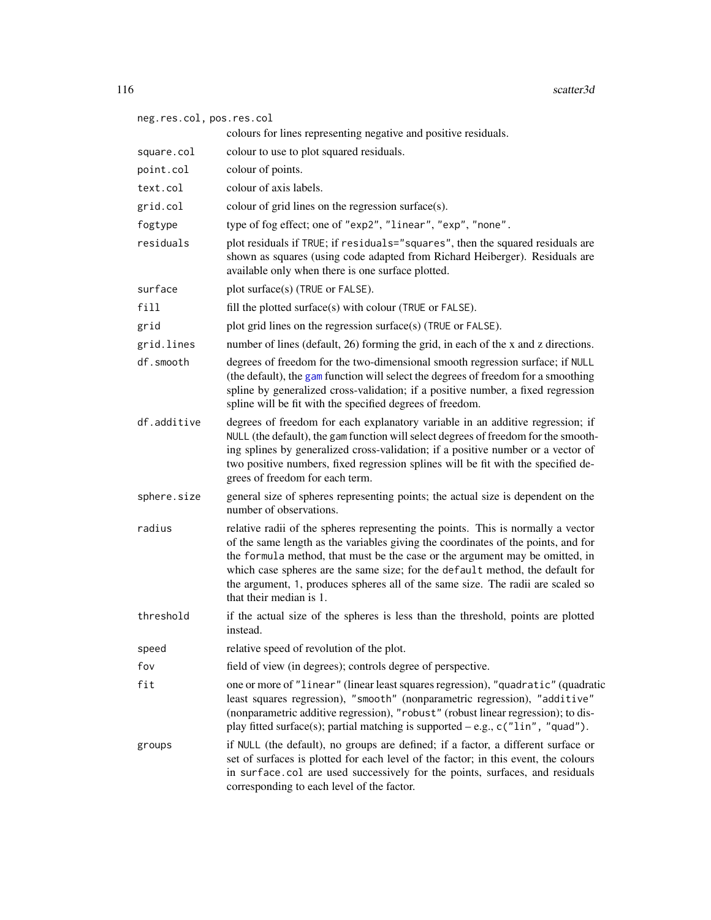| Argument | Description |
|---|---|
| `neg.res.col, pos.res.col` | colours for lines representing negative and positive residuals. |
| `square.col` | colour to use to plot squared residuals. |
| `point.col` | colour of points. |
| `text.col` | colour of axis labels. |
| `grid.col` | colour of grid lines on the regression surface(s). |
| `fogtype` | type of fog effect; one of `"exp2"`, `"linear"`, `"exp"`, `"none"`. |
| `residuals` | plot residuals if `TRUE`; if `residuals="squares"`, then the squared residuals are shown as squares (using code adapted from Richard Heiberger). Residuals are available only when there is one surface plotted. |
| `surface` | plot surface(s) (`TRUE` or `FALSE`). |
| `fill` | fill the plotted surface(s) with colour (`TRUE` or `FALSE`). |
| `grid` | plot grid lines on the regression surface(s) (`TRUE` or `FALSE`). |
| `grid.lines` | number of lines (default, 26) forming the grid, in each of the x and z directions. |
| `df.smooth` | degrees of freedom for the two-dimensional smooth regression surface; if `NULL` (the default), the `gam` function will select the degrees of freedom for a smoothing spline by generalized cross-validation; if a positive number, a fixed regression spline will be fit with the specified degrees of freedom. |
| `df.additive` | degrees of freedom for each explanatory variable in an additive regression; if `NULL` (the default), the `gam` function will select degrees of freedom for the smoothing splines by generalized cross-validation; if a positive number or a vector of two positive numbers, fixed regression splines will be fit with the specified degrees of freedom for each term. |
| `sphere.size` | general size of spheres representing points; the actual size is dependent on the number of observations. |
| `radius` | relative radii of the spheres representing the points. This is normally a vector of the same length as the variables giving the coordinates of the points, and for the `formula` method, that must be the case or the argument may be omitted, in which case spheres are the same size; for the `default` method, the default for the argument, 1, produces spheres all of the same size. The radii are scaled so that their median is 1. |
| `threshold` | if the actual size of the spheres is less than the threshold, points are plotted instead. |
| `speed` | relative speed of revolution of the plot. |
| `fov` | field of view (in degrees); controls degree of perspective. |
| `fit` | one or more of `"linear"` (linear least squares regression), `"quadratic"` (quadratic least squares regression), `"smooth"` (nonparametric regression), `"additive"` (nonparametric additive regression), `"robust"` (robust linear regression); to display fitted surface(s); partial matching is supported – e.g., `c("lin", "quad")`. |
| `groups` | if `NULL` (the default), no groups are defined; if a factor, a different surface or set of surfaces is plotted for each level of the factor; in this event, the colours in `surface.col` are used successively for the points, surfaces, and residuals corresponding to each level of the factor. |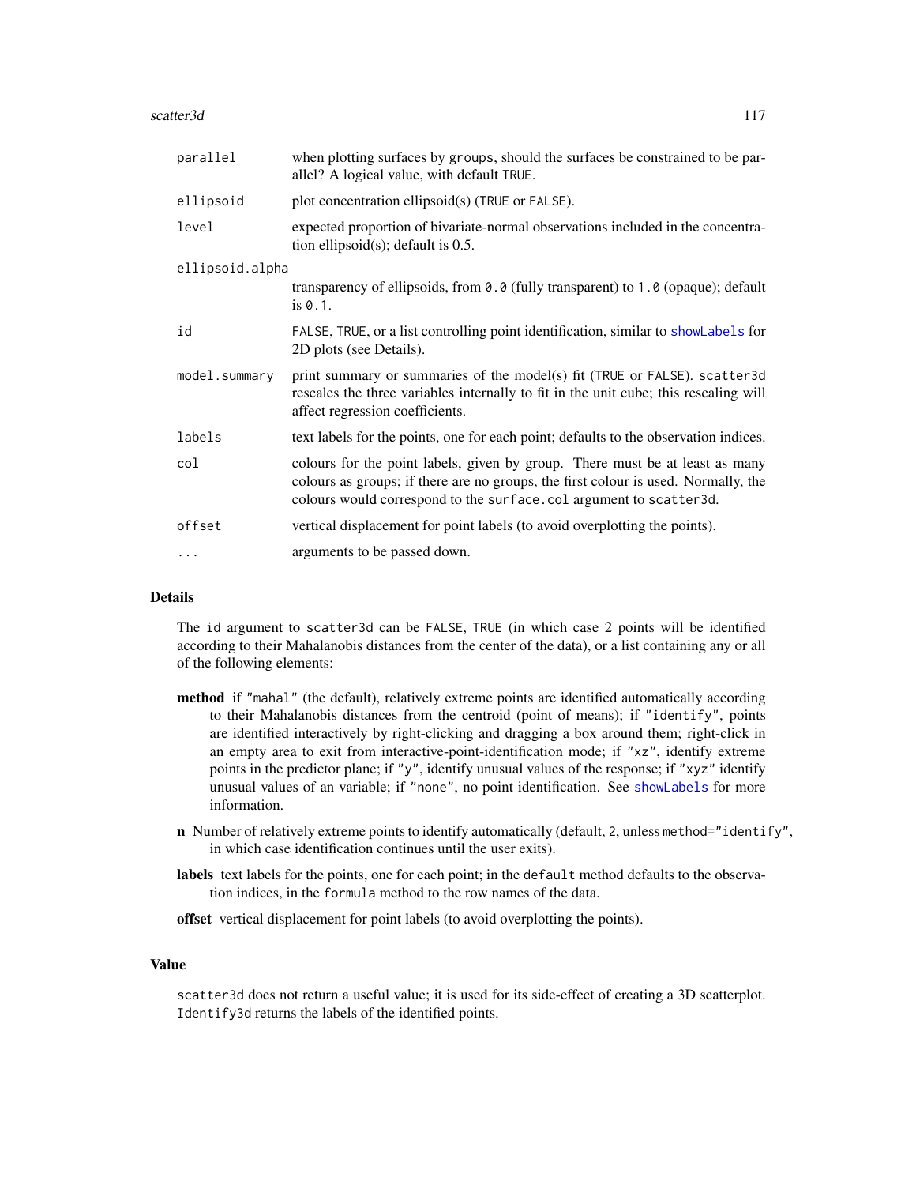| | |
|---|---|
| `parallel` | when plotting surfaces by `groups`, should the surfaces be constrained to be parallel? A logical value, with default `TRUE`. |
| `ellipsoid` | plot concentration ellipsoid(s) (`TRUE` or `FALSE`). |
| `level` | expected proportion of bivariate-normal observations included in the concentration ellipsoid(s); default is 0.5. |
| `ellipsoid.alpha` | transparency of ellipsoids, from `0.0` (fully transparent) to `1.0` (opaque); default is `0.1`. |
| `id` | `FALSE`, `TRUE`, or a list controlling point identification, similar to `showLabels` for 2D plots (see Details). |
| `model.summary` | print summary or summaries of the model(s) fit (`TRUE` or `FALSE`). `scatter3d` rescales the three variables internally to fit in the unit cube; this rescaling will affect regression coefficients. |
| `labels` | text labels for the points, one for each point; defaults to the observation indices. |
| `col` | colours for the point labels, given by group. There must be at least as many colours as groups; if there are no groups, the first colour is used. Normally, the colours would correspond to the `surface.col` argument to `scatter3d`. |
| `offset` | vertical displacement for point labels (to avoid overplotting the points). |
| `...` | arguments to be passed down. |

## Details

The `id` argument to `scatter3d` can be `FALSE`, `TRUE` (in which case 2 points will be identified according to their Mahalanobis distances from the center of the data), or a list containing any or all of the following elements:

- **method** if `"mahal"` (the default), relatively extreme points are identified automatically according to their Mahalanobis distances from the centroid (point of means); if `"identify"`, points are identified interactively by right-clicking and dragging a box around them; right-click in an empty area to exit from interactive-point-identification mode; if `"xz"`, identify extreme points in the predictor plane; if `"y"`, identify unusual values of the response; if `"xyz"` identify unusual values of an variable; if `"none"`, no point identification. See `showLabels` for more information.
- **n** Number of relatively extreme points to identify automatically (default, `2`, unless `method="identify"`, in which case identification continues until the user exits).
- **labels** text labels for the points, one for each point; in the `default` method defaults to the observation indices, in the `formula` method to the row names of the data.
- **offset** vertical displacement for point labels (to avoid overplotting the points).

## Value

`scatter3d` does not return a useful value; it is used for its side-effect of creating a 3D scatterplot. `Identify3d` returns the labels of the identified points.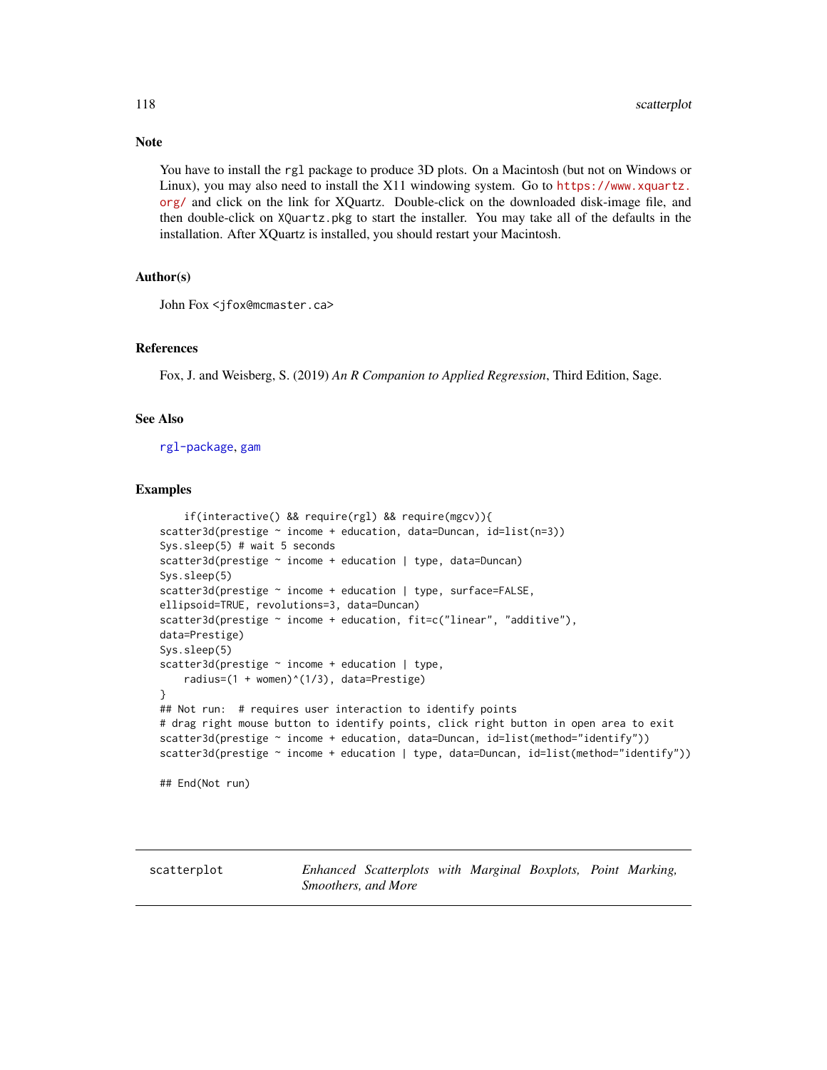## Note

You have to install the `rgl` package to produce 3D plots. On a Macintosh (but not on Windows or Linux), you may also need to install the X11 windowing system. Go to https://www.xquartz.org/ and click on the link for XQuartz. Double-click on the downloaded disk-image file, and then double-click on `XQuartz.pkg` to start the installer. You may take all of the defaults in the installation. After XQuartz is installed, you should restart your Macintosh.

## Author(s)

John Fox <jfox@mcmaster.ca>

## References

Fox, J. and Weisberg, S. (2019) *An R Companion to Applied Regression*, Third Edition, Sage.

## See Also

rgl-package, gam

## Examples

```
    if(interactive() && require(rgl) && require(mgcv)){
scatter3d(prestige ~ income + education, data=Duncan, id=list(n=3))
Sys.sleep(5) # wait 5 seconds
scatter3d(prestige ~ income + education | type, data=Duncan)
Sys.sleep(5)
scatter3d(prestige ~ income + education | type, surface=FALSE,
ellipsoid=TRUE, revolutions=3, data=Duncan)
scatter3d(prestige ~ income + education, fit=c("linear", "additive"),
data=Prestige)
Sys.sleep(5)
scatter3d(prestige ~ income + education | type,
    radius=(1 + women)^(1/3), data=Prestige)
}
## Not run:  # requires user interaction to identify points
# drag right mouse button to identify points, click right button in open area to exit
scatter3d(prestige ~ income + education, data=Duncan, id=list(method="identify"))
scatter3d(prestige ~ income + education | type, data=Duncan, id=list(method="identify"))

## End(Not run)
```

---

`scatterplot` *Enhanced Scatterplots with Marginal Boxplots, Point Marking, Smoothers, and More*

---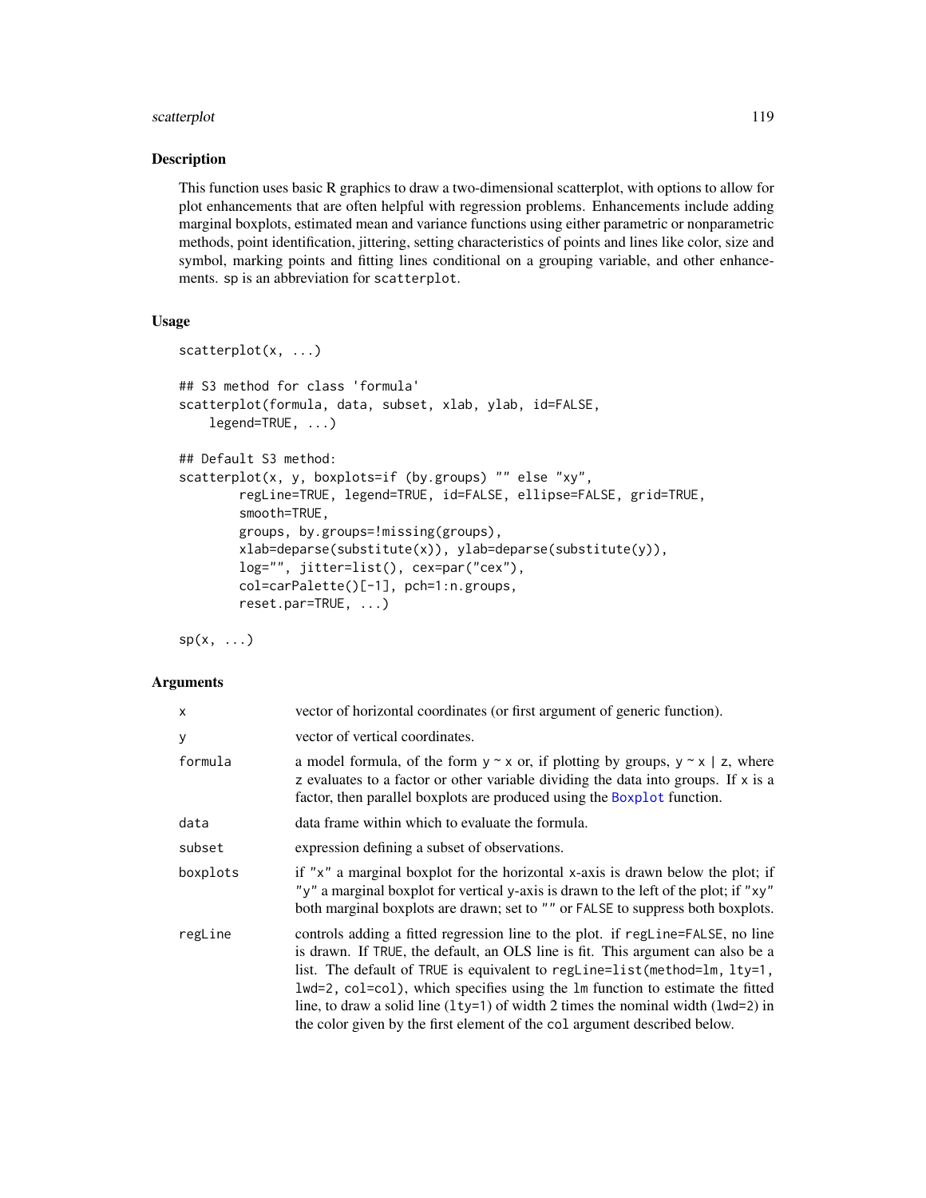## Description

This function uses basic R graphics to draw a two-dimensional scatterplot, with options to allow for plot enhancements that are often helpful with regression problems. Enhancements include adding marginal boxplots, estimated mean and variance functions using either parametric or nonparametric methods, point identification, jittering, setting characteristics of points and lines like color, size and symbol, marking points and fitting lines conditional on a grouping variable, and other enhancements. `sp` is an abbreviation for `scatterplot`.

## Usage

```
scatterplot(x, ...)

## S3 method for class 'formula'
scatterplot(formula, data, subset, xlab, ylab, id=FALSE,
    legend=TRUE, ...)

## Default S3 method:
scatterplot(x, y, boxplots=if (by.groups) "" else "xy",
        regLine=TRUE, legend=TRUE, id=FALSE, ellipse=FALSE, grid=TRUE,
        smooth=TRUE,
        groups, by.groups=!missing(groups),
        xlab=deparse(substitute(x)), ylab=deparse(substitute(y)),
        log="", jitter=list(), cex=par("cex"),
        col=carPalette()[-1], pch=1:n.groups,
        reset.par=TRUE, ...)

sp(x, ...)
```

## Arguments

| | |
|---|---|
| `x` | vector of horizontal coordinates (or first argument of generic function). |
| `y` | vector of vertical coordinates. |
| `formula` | a model formula, of the form `y ~ x` or, if plotting by groups, `y ~ x | z`, where `z` evaluates to a factor or other variable dividing the data into groups. If `x` is a factor, then parallel boxplots are produced using the `Boxplot` function. |
| `data` | data frame within which to evaluate the formula. |
| `subset` | expression defining a subset of observations. |
| `boxplots` | if `"x"` a marginal boxplot for the horizontal x-axis is drawn below the plot; if `"y"` a marginal boxplot for vertical y-axis is drawn to the left of the plot; if `"xy"` both marginal boxplots are drawn; set to `""` or `FALSE` to suppress both boxplots. |
| `regLine` | controls adding a fitted regression line to the plot. if `regLine=FALSE`, no line is drawn. If `TRUE`, the default, an OLS line is fit. This argument can also be a list. The default of `TRUE` is equivalent to `regLine=list(method=lm, lty=1, lwd=2, col=col)`, which specifies using the `lm` function to estimate the fitted line, to draw a solid line (`lty=1`) of width 2 times the nominal width (`lwd=2`) in the color given by the first element of the `col` argument described below. |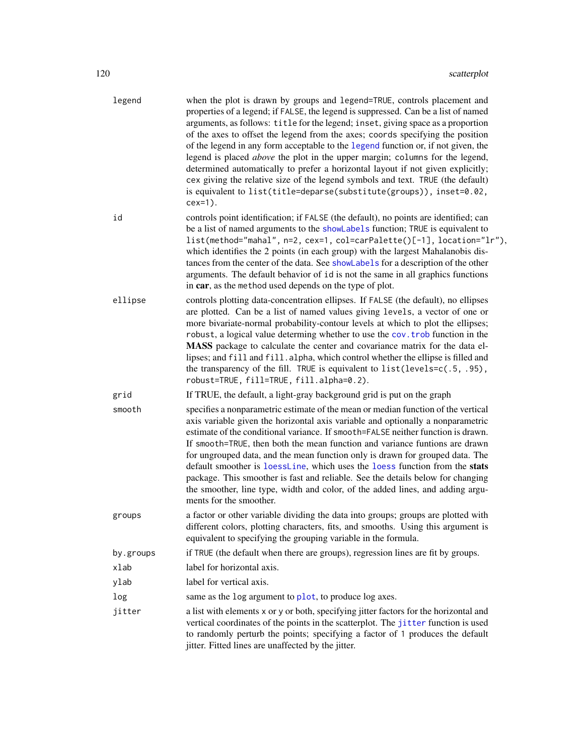| | |
|---|---|
| `legend` | when the plot is drawn by groups and `legend=TRUE`, controls placement and properties of a legend; if `FALSE`, the legend is suppressed. Can be a list of named arguments, as follows: `title` for the legend; `inset`, giving space as a proportion of the axes to offset the legend from the axes; `coords` specifying the position of the legend in any form acceptable to the `legend` function or, if not given, the legend is placed *above* the plot in the upper margin; `columns` for the legend, determined automatically to prefer a horizontal layout if not given explicitly; `cex` giving the relative size of the legend symbols and text. `TRUE` (the default) is equivalent to `list(title=deparse(substitute(groups)), inset=0.02, cex=1)`. |
| `id` | controls point identification; if `FALSE` (the default), no points are identified; can be a list of named arguments to the `showLabels` function; `TRUE` is equivalent to `list(method="mahal", n=2, cex=1, col=carPalette()[-1], location="lr")`, which identifies the 2 points (in each group) with the largest Mahalanobis distances from the center of the data. See `showLabels` for a description of the other arguments. The default behavior of `id` is not the same in all graphics functions in **car**, as the `method` used depends on the type of plot. |
| `ellipse` | controls plotting data-concentration ellipses. If `FALSE` (the default), no ellipses are plotted. Can be a list of named values giving `levels`, a vector of one or more bivariate-normal probability-contour levels at which to plot the ellipses; `robust`, a logical value determing whether to use the `cov.trob` function in the **MASS** package to calculate the center and covariance matrix for the data ellipses; and `fill` and `fill.alpha`, which control whether the ellipse is filled and the transparency of the fill. `TRUE` is equivalent to `list(levels=c(.5, .95), robust=TRUE, fill=TRUE, fill.alpha=0.2)`. |
| `grid` | If TRUE, the default, a light-gray background grid is put on the graph |
| `smooth` | specifies a nonparametric estimate of the mean or median function of the vertical axis variable given the horizontal axis variable and optionally a nonparametric estimate of the conditional variance. If `smooth=FALSE` neither function is drawn. If `smooth=TRUE`, then both the mean function and variance funtions are drawn for ungrouped data, and the mean function only is drawn for grouped data. The default smoother is `loessLine`, which uses the `loess` function from the **stats** package. This smoother is fast and reliable. See the details below for changing the smoother, line type, width and color, of the added lines, and adding arguments for the smoother. |
| `groups` | a factor or other variable dividing the data into groups; groups are plotted with different colors, plotting characters, fits, and smooths. Using this argument is equivalent to specifying the grouping variable in the formula. |
| `by.groups` | if `TRUE` (the default when there are groups), regression lines are fit by groups. |
| `xlab` | label for horizontal axis. |
| `ylab` | label for vertical axis. |
| `log` | same as the `log` argument to `plot`, to produce log axes. |
| `jitter` | a list with elements `x` or `y` or both, specifying jitter factors for the horizontal and vertical coordinates of the points in the scatterplot. The `jitter` function is used to randomly perturb the points; specifying a factor of `1` produces the default jitter. Fitted lines are unaffected by the jitter. |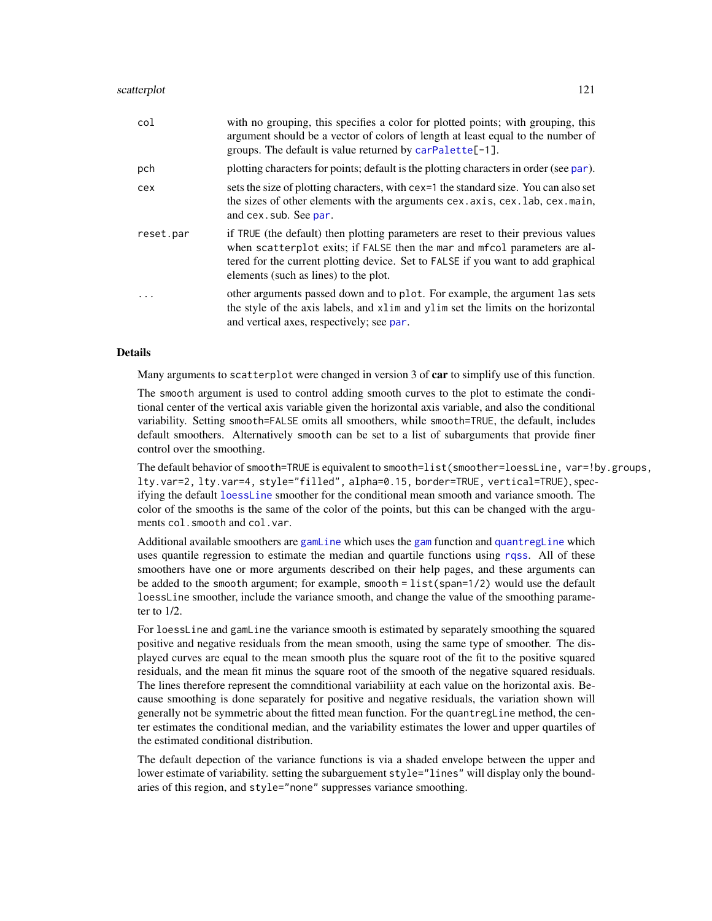| | |
|---|---|
| col | with no grouping, this specifies a color for plotted points; with grouping, this argument should be a vector of colors of length at least equal to the number of groups. The default is value returned by carPalette[-1]. |
| pch | plotting characters for points; default is the plotting characters in order (see par). |
| cex | sets the size of plotting characters, with cex=1 the standard size. You can also set the sizes of other elements with the arguments cex.axis, cex.lab, cex.main, and cex.sub. See par. |
| reset.par | if TRUE (the default) then plotting parameters are reset to their previous values when scatterplot exits; if FALSE then the mar and mfcol parameters are altered for the current plotting device. Set to FALSE if you want to add graphical elements (such as lines) to the plot. |
| ... | other arguments passed down and to plot. For example, the argument las sets the style of the axis labels, and xlim and ylim set the limits on the horizontal and vertical axes, respectively; see par. |

## Details

Many arguments to scatterplot were changed in version 3 of **car** to simplify use of this function.

The smooth argument is used to control adding smooth curves to the plot to estimate the conditional center of the vertical axis variable given the horizontal axis variable, and also the conditional variability. Setting smooth=FALSE omits all smoothers, while smooth=TRUE, the default, includes default smoothers. Alternatively smooth can be set to a list of subarguments that provide finer control over the smoothing.

The default behavior of smooth=TRUE is equivalent to smooth=list(smoother=loessLine, var=!by.groups, lty.var=2, lty.var=4, style="filled", alpha=0.15, border=TRUE, vertical=TRUE), specifying the default loessLine smoother for the conditional mean smooth and variance smooth. The color of the smooths is the same of the color of the points, but this can be changed with the arguments col.smooth and col.var.

Additional available smoothers are gamLine which uses the gam function and quantregLine which uses quantile regression to estimate the median and quartile functions using rqss. All of these smoothers have one or more arguments described on their help pages, and these arguments can be added to the smooth argument; for example, smooth = list(span=1/2) would use the default loessLine smoother, include the variance smooth, and change the value of the smoothing parameter to 1/2.

For loessLine and gamLine the variance smooth is estimated by separately smoothing the squared positive and negative residuals from the mean smooth, using the same type of smoother. The displayed curves are equal to the mean smooth plus the square root of the fit to the positive squared residuals, and the mean fit minus the square root of the smooth of the negative squared residuals. The lines therefore represent the comnditional variabiliity at each value on the horizontal axis. Because smoothing is done separately for positive and negative residuals, the variation shown will generally not be symmetric about the fitted mean function. For the quantregLine method, the center estimates the conditional median, and the variability estimates the lower and upper quartiles of the estimated conditional distribution.

The default depection of the variance functions is via a shaded envelope between the upper and lower estimate of variability. setting the subarguement style="lines" will display only the boundaries of this region, and style="none" suppresses variance smoothing.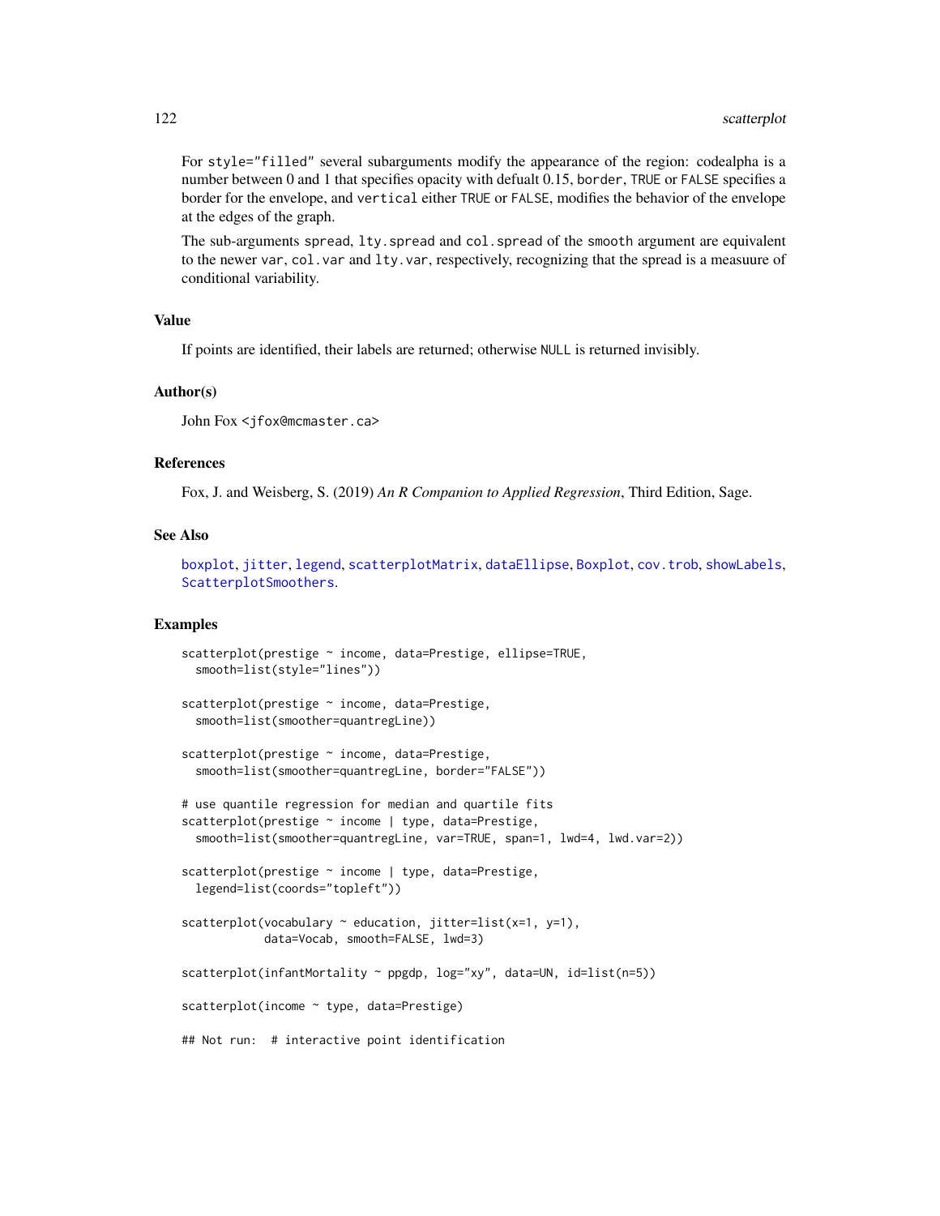For `style="filled"` several subarguments modify the appearance of the region: codealpha is a number between 0 and 1 that specifies opacity with defualt 0.15, `border`, `TRUE` or `FALSE` specifies a border for the envelope, and `vertical` either `TRUE` or `FALSE`, modifies the behavior of the envelope at the edges of the graph.

The sub-arguments `spread`, `lty.spread` and `col.spread` of the `smooth` argument are equivalent to the newer `var`, `col.var` and `lty.var`, respectively, recognizing that the spread is a measuure of conditional variability.

## Value

If points are identified, their labels are returned; otherwise `NULL` is returned invisibly.

## Author(s)

John Fox <jfox@mcmaster.ca>

## References

Fox, J. and Weisberg, S. (2019) *An R Companion to Applied Regression*, Third Edition, Sage.

## See Also

boxplot, jitter, legend, scatterplotMatrix, dataEllipse, Boxplot, cov.trob, showLabels, ScatterplotSmoothers.

## Examples

```
scatterplot(prestige ~ income, data=Prestige, ellipse=TRUE,
  smooth=list(style="lines"))

scatterplot(prestige ~ income, data=Prestige,
  smooth=list(smoother=quantregLine))

scatterplot(prestige ~ income, data=Prestige,
  smooth=list(smoother=quantregLine, border="FALSE"))

# use quantile regression for median and quartile fits
scatterplot(prestige ~ income | type, data=Prestige,
  smooth=list(smoother=quantregLine, var=TRUE, span=1, lwd=4, lwd.var=2))

scatterplot(prestige ~ income | type, data=Prestige,
  legend=list(coords="topleft"))

scatterplot(vocabulary ~ education, jitter=list(x=1, y=1),
            data=Vocab, smooth=FALSE, lwd=3)

scatterplot(infantMortality ~ ppgdp, log="xy", data=UN, id=list(n=5))

scatterplot(income ~ type, data=Prestige)

## Not run:  # interactive point identification
```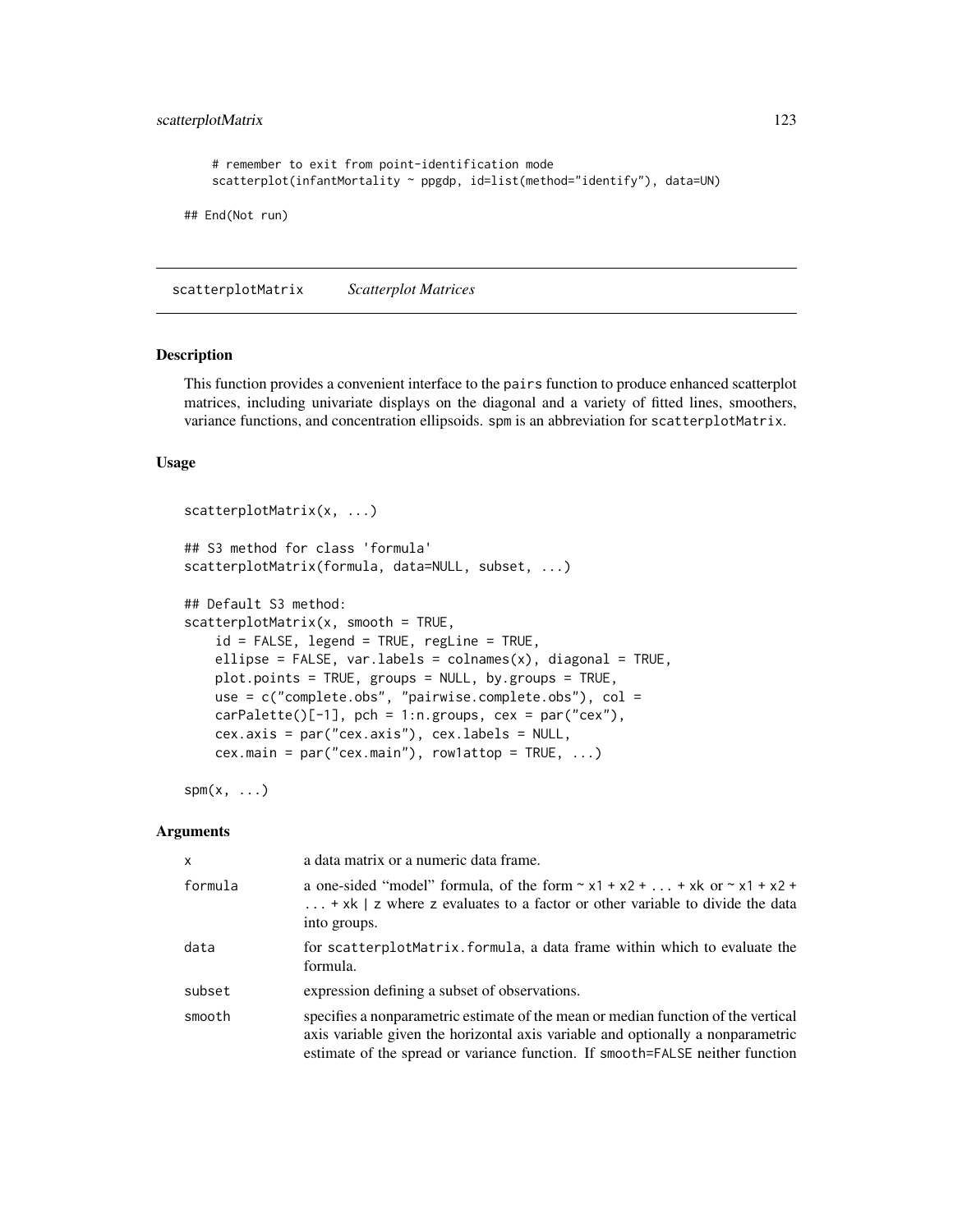```
# remember to exit from point-identification mode
scatterplot(infantMortality ~ ppgdp, id=list(method="identify"), data=UN)

## End(Not run)
```

## scatterplotMatrix *Scatterplot Matrices*

### Description

This function provides a convenient interface to the `pairs` function to produce enhanced scatterplot matrices, including univariate displays on the diagonal and a variety of fitted lines, smoothers, variance functions, and concentration ellipsoids. `spm` is an abbreviation for `scatterplotMatrix`.

### Usage

```
scatterplotMatrix(x, ...)

## S3 method for class 'formula'
scatterplotMatrix(formula, data=NULL, subset, ...)

## Default S3 method:
scatterplotMatrix(x, smooth = TRUE,
    id = FALSE, legend = TRUE, regLine = TRUE,
    ellipse = FALSE, var.labels = colnames(x), diagonal = TRUE,
    plot.points = TRUE, groups = NULL, by.groups = TRUE,
    use = c("complete.obs", "pairwise.complete.obs"), col =
    carPalette()[-1], pch = 1:n.groups, cex = par("cex"),
    cex.axis = par("cex.axis"), cex.labels = NULL,
    cex.main = par("cex.main"), row1attop = TRUE, ...)

spm(x, ...)
```

### Arguments

| | |
|---|---|
| `x` | a data matrix or a numeric data frame. |
| `formula` | a one-sided "model" formula, of the form `~ x1 + x2 + ... + xk` or `~ x1 + x2 + ... + xk \| z` where `z` evaluates to a factor or other variable to divide the data into groups. |
| `data` | for `scatterplotMatrix.formula`, a data frame within which to evaluate the formula. |
| `subset` | expression defining a subset of observations. |
| `smooth` | specifies a nonparametric estimate of the mean or median function of the vertical axis variable given the horizontal axis variable and optionally a nonparametric estimate of the spread or variance function. If `smooth=FALSE` neither function |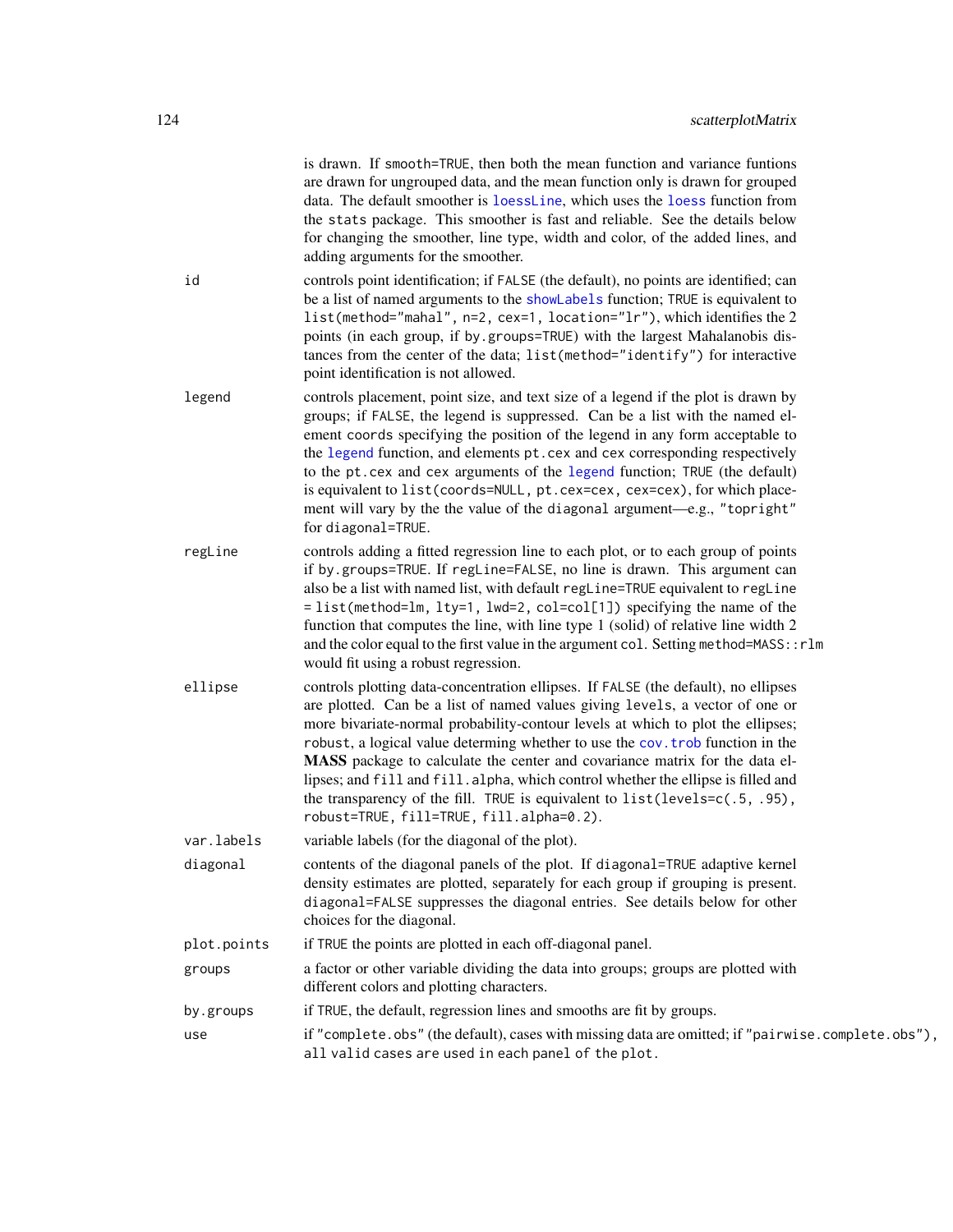is drawn. If `smooth=TRUE`, then both the mean function and variance funtions are drawn for ungrouped data, and the mean function only is drawn for grouped data. The default smoother is `loessLine`, which uses the `loess` function from the `stats` package. This smoother is fast and reliable. See the details below for changing the smoother, line type, width and color, of the added lines, and adding arguments for the smoother.

**id**
: controls point identification; if `FALSE` (the default), no points are identified; can be a list of named arguments to the `showLabels` function; `TRUE` is equivalent to `list(method="mahal", n=2, cex=1, location="lr")`, which identifies the 2 points (in each group, if `by.groups=TRUE`) with the largest Mahalanobis distances from the center of the data; `list(method="identify")` for interactive point identification is not allowed.

**legend**
: controls placement, point size, and text size of a legend if the plot is drawn by groups; if `FALSE`, the legend is suppressed. Can be a list with the named element `coords` specifying the position of the legend in any form acceptable to the `legend` function, and elements `pt.cex` and `cex` corresponding respectively to the `pt.cex` and `cex` arguments of the `legend` function; `TRUE` (the default) is equivalent to `list(coords=NULL, pt.cex=cex, cex=cex)`, for which placement will vary by the the value of the `diagonal` argument—e.g., `"topright"` for `diagonal=TRUE`.

**regLine**
: controls adding a fitted regression line to each plot, or to each group of points if `by.groups=TRUE`. If `regLine=FALSE`, no line is drawn. This argument can also be a list with named list, with default `regLine=TRUE` equivalent to `regLine = list(method=lm, lty=1, lwd=2, col=col[1])` specifying the name of the function that computes the line, with line type 1 (solid) of relative line width 2 and the color equal to the first value in the argument `col`. Setting `method=MASS::rlm` would fit using a robust regression.

**ellipse**
: controls plotting data-concentration ellipses. If `FALSE` (the default), no ellipses are plotted. Can be a list of named values giving `levels`, a vector of one or more bivariate-normal probability-contour levels at which to plot the ellipses; `robust`, a logical value determing whether to use the `cov.trob` function in the **MASS** package to calculate the center and covariance matrix for the data ellipses; and `fill` and `fill.alpha`, which control whether the ellipse is filled and the transparency of the fill. `TRUE` is equivalent to `list(levels=c(.5, .95), robust=TRUE, fill=TRUE, fill.alpha=0.2)`.

**var.labels**
: variable labels (for the diagonal of the plot).

**diagonal**
: contents of the diagonal panels of the plot. If `diagonal=TRUE` adaptive kernel density estimates are plotted, separately for each group if grouping is present. `diagonal=FALSE` suppresses the diagonal entries. See details below for other choices for the diagonal.

**plot.points**
: if `TRUE` the points are plotted in each off-diagonal panel.

**groups**
: a factor or other variable dividing the data into groups; groups are plotted with different colors and plotting characters.

**by.groups**
: if `TRUE`, the default, regression lines and smooths are fit by groups.

**use**
: if `"complete.obs"` (the default), cases with missing data are omitted; if `"pairwise.complete.obs"`), all valid cases are used in each panel of the plot.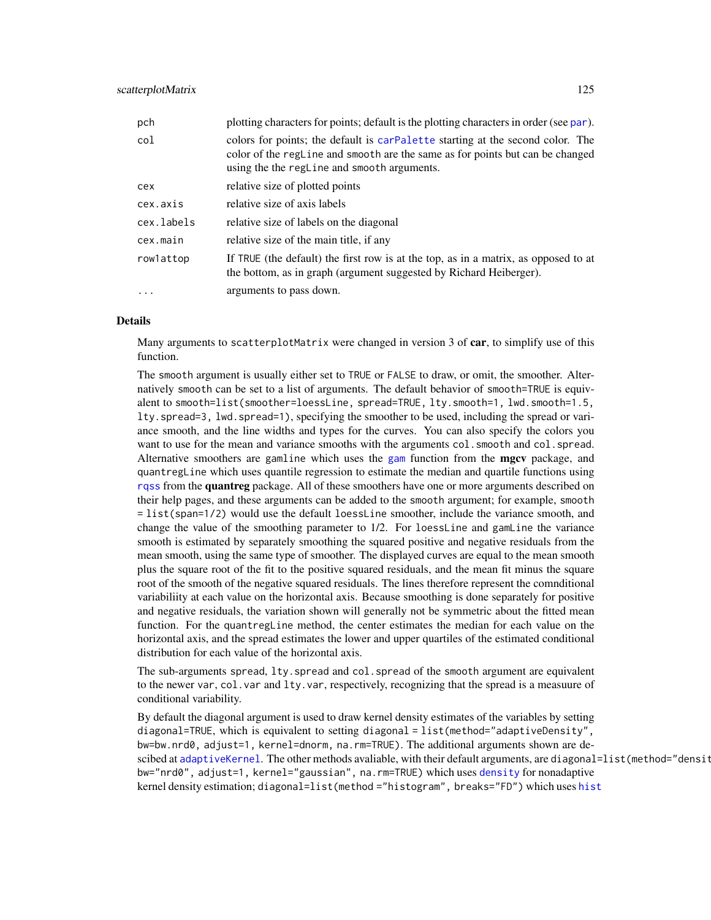| | |
|---|---|
| `pch` | plotting characters for points; default is the plotting characters in order (see `par`). |
| `col` | colors for points; the default is `carPalette` starting at the second color. The color of the `regLine` and `smooth` are the same as for points but can be changed using the the `regLine` and `smooth` arguments. |
| `cex` | relative size of plotted points |
| `cex.axis` | relative size of axis labels |
| `cex.labels` | relative size of labels on the diagonal |
| `cex.main` | relative size of the main title, if any |
| `row1attop` | If `TRUE` (the default) the first row is at the top, as in a matrix, as opposed to at the bottom, as in graph (argument suggested by Richard Heiberger). |
| `...` | arguments to pass down. |

## Details

Many arguments to `scatterplotMatrix` were changed in version 3 of **car**, to simplify use of this function.

The `smooth` argument is usually either set to `TRUE` or `FALSE` to draw, or omit, the smoother. Alternatively `smooth` can be set to a list of arguments. The default behavior of `smooth=TRUE` is equivalent to `smooth=list(smoother=loessLine, spread=TRUE, lty.smooth=1, lwd.smooth=1.5, lty.spread=3, lwd.spread=1)`, specifying the smoother to be used, including the spread or variance smooth, and the line widths and types for the curves. You can also specify the colors you want to use for the mean and variance smooths with the arguments `col.smooth` and `col.spread`. Alternative smoothers are `gamline` which uses the `gam` function from the **mgcv** package, and `quantregLine` which uses quantile regression to estimate the median and quartile functions using `rqss` from the **quantreg** package. All of these smoothers have one or more arguments described on their help pages, and these arguments can be added to the `smooth` argument; for example, `smooth = list(span=1/2)` would use the default `loessLine` smoother, include the variance smooth, and change the value of the smoothing parameter to 1/2. For `loessLine` and `gamLine` the variance smooth is estimated by separately smoothing the squared positive and negative residuals from the mean smooth, using the same type of smoother. The displayed curves are equal to the mean smooth plus the square root of the fit to the positive squared residuals, and the mean fit minus the square root of the smooth of the negative squared residuals. The lines therefore represent the comnditional variabiliity at each value on the horizontal axis. Because smoothing is done separately for positive and negative residuals, the variation shown will generally not be symmetric about the fitted mean function. For the `quantregLine` method, the center estimates the median for each value on the horizontal axis, and the spread estimates the lower and upper quartiles of the estimated conditional distribution for each value of the horizontal axis.

The sub-arguments `spread`, `lty.spread` and `col.spread` of the `smooth` argument are equivalent to the newer `var`, `col.var` and `lty.var`, respectively, recognizing that the spread is a measuure of conditional variability.

By default the diagonal argument is used to draw kernel density estimates of the variables by setting `diagonal=TRUE`, which is equivalent to setting `diagonal = list(method="adaptiveDensity", bw=bw.nrd0, adjust=1, kernel=dnorm, na.rm=TRUE)`. The additional arguments shown are descibed at `adaptiveKernel`. The other methods avaliable, with their default arguments, are `diagonal=list(method="density", bw="nrd0", adjust=1, kernel="gaussian", na.rm=TRUE)` which uses `density` for nonadaptive kernel density estimation; `diagonal=list(method ="histogram", breaks="FD")` which uses `hist`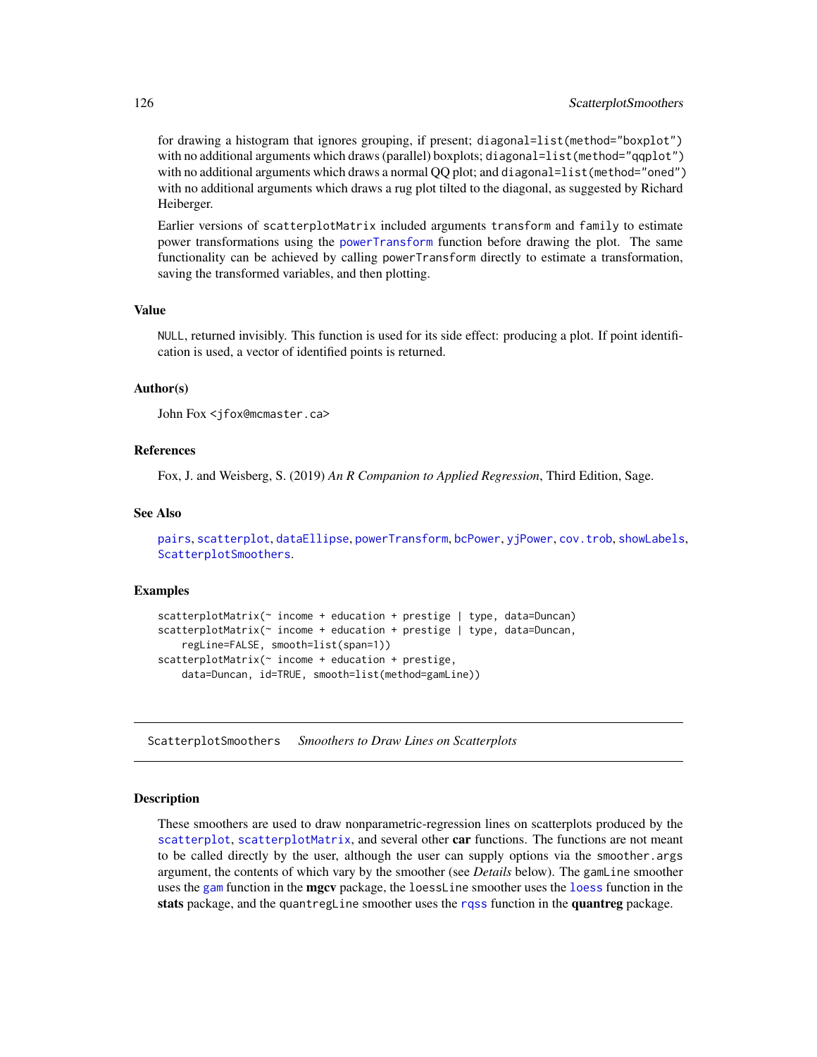for drawing a histogram that ignores grouping, if present; `diagonal=list(method="boxplot")` with no additional arguments which draws (parallel) boxplots; `diagonal=list(method="qqplot")` with no additional arguments which draws a normal QQ plot; and `diagonal=list(method="oned")` with no additional arguments which draws a rug plot tilted to the diagonal, as suggested by Richard Heiberger.

Earlier versions of `scatterplotMatrix` included arguments `transform` and `family` to estimate power transformations using the `powerTransform` function before drawing the plot. The same functionality can be achieved by calling `powerTransform` directly to estimate a transformation, saving the transformed variables, and then plotting.

### Value

`NULL`, returned invisibly. This function is used for its side effect: producing a plot. If point identification is used, a vector of identified points is returned.

### Author(s)

John Fox <jfox@mcmaster.ca>

### References

Fox, J. and Weisberg, S. (2019) *An R Companion to Applied Regression*, Third Edition, Sage.

### See Also

`pairs`, `scatterplot`, `dataEllipse`, `powerTransform`, `bcPower`, `yjPower`, `cov.trob`, `showLabels`, `ScatterplotSmoothers`.

### Examples

```
scatterplotMatrix(~ income + education + prestige | type, data=Duncan)
scatterplotMatrix(~ income + education + prestige | type, data=Duncan,
    regLine=FALSE, smooth=list(span=1))
scatterplotMatrix(~ income + education + prestige,
    data=Duncan, id=TRUE, smooth=list(method=gamLine))
```

---

## ScatterplotSmoothers *Smoothers to Draw Lines on Scatterplots*

### Description

These smoothers are used to draw nonparametric-regression lines on scatterplots produced by the `scatterplot`, `scatterplotMatrix`, and several other **car** functions. The functions are not meant to be called directly by the user, although the user can supply options via the `smoother.args` argument, the contents of which vary by the smoother (see *Details* below). The `gamLine` smoother uses the `gam` function in the **mgcv** package, the `loessLine` smoother uses the `loess` function in the **stats** package, and the `quantregLine` smoother uses the `rqss` function in the **quantreg** package.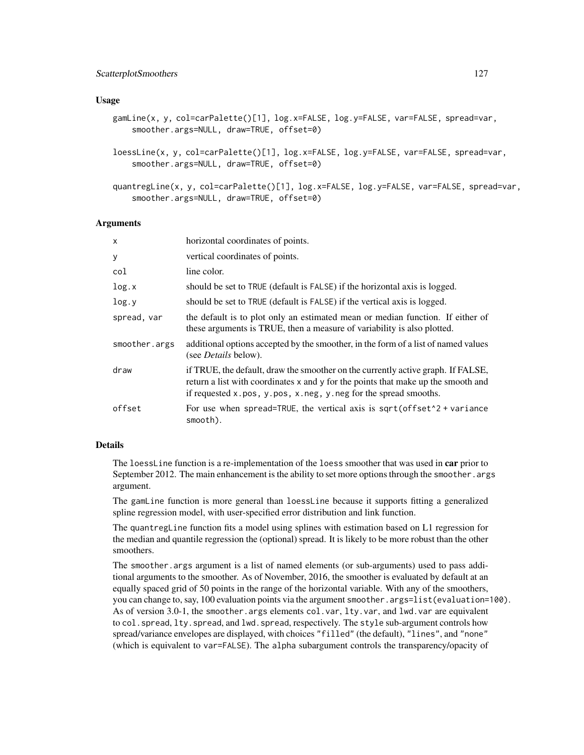## Usage

```
gamLine(x, y, col=carPalette()[1], log.x=FALSE, log.y=FALSE, var=FALSE, spread=var,
    smoother.args=NULL, draw=TRUE, offset=0)

loessLine(x, y, col=carPalette()[1], log.x=FALSE, log.y=FALSE, var=FALSE, spread=var,
    smoother.args=NULL, draw=TRUE, offset=0)

quantregLine(x, y, col=carPalette()[1], log.x=FALSE, log.y=FALSE, var=FALSE, spread=var,
    smoother.args=NULL, draw=TRUE, offset=0)
```

## Arguments

| | |
|---|---|
| `x` | horizontal coordinates of points. |
| `y` | vertical coordinates of points. |
| `col` | line color. |
| `log.x` | should be set to TRUE (default is FALSE) if the horizontal axis is logged. |
| `log.y` | should be set to TRUE (default is FALSE) if the vertical axis is logged. |
| `spread, var` | the default is to plot only an estimated mean or median function. If either of these arguments is TRUE, then a measure of variability is also plotted. |
| `smoother.args` | additional options accepted by the smoother, in the form of a list of named values (see *Details* below). |
| `draw` | if TRUE, the default, draw the smoother on the currently active graph. If FALSE, return a list with coordinates x and y for the points that make up the smooth and if requested x.pos, y.pos, x.neg, y.neg for the spread smooths. |
| `offset` | For use when spread=TRUE, the vertical axis is sqrt(offset^2 + variance smooth). |

## Details

The `loessLine` function is a re-implementation of the `loess` smoother that was used in **car** prior to September 2012. The main enhancement is the ability to set more options through the `smoother.args` argument.

The `gamLine` function is more general than `loessLine` because it supports fitting a generalized spline regression model, with user-specified error distribution and link function.

The `quantregLine` function fits a model using splines with estimation based on L1 regression for the median and quantile regression the (optional) spread. It is likely to be more robust than the other smoothers.

The `smoother.args` argument is a list of named elements (or sub-arguments) used to pass additional arguments to the smoother. As of November, 2016, the smoother is evaluated by default at an equally spaced grid of 50 points in the range of the horizontal variable. With any of the smoothers, you can change to, say, 100 evaluation points via the argument `smoother.args=list(evaluation=100)`. As of version 3.0-1, the `smoother.args` elements `col.var`, `lty.var`, and `lwd.var` are equivalent to `col.spread`, `lty.spread`, and `lwd.spread`, respectively. The `style` sub-argument controls how spread/variance envelopes are displayed, with choices `"filled"` (the default), `"lines"`, and `"none"` (which is equivalent to `var=FALSE`). The `alpha` subargument controls the transparency/opacity of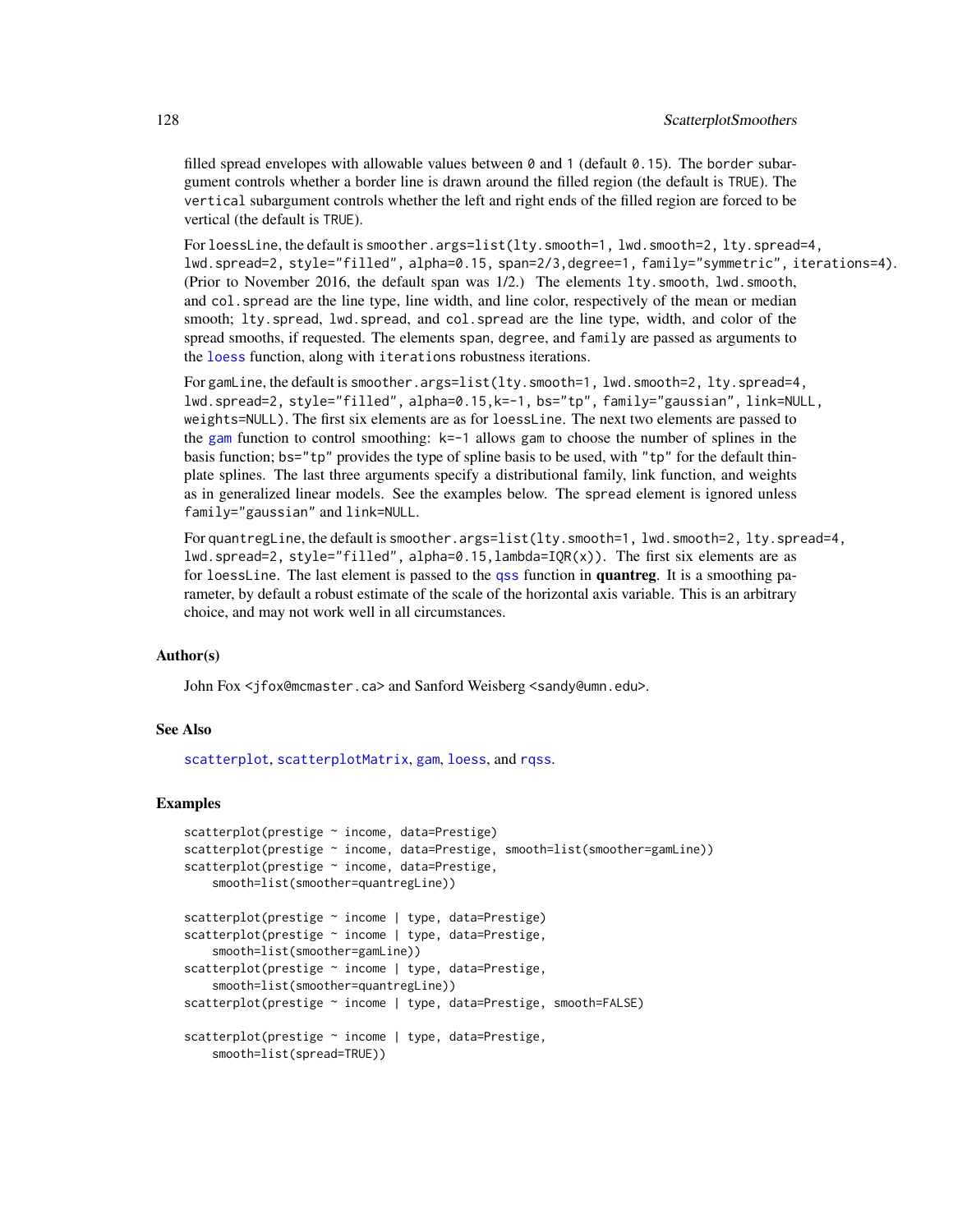filled spread envelopes with allowable values between `0` and `1` (default `0.15`). The `border` subargument controls whether a border line is drawn around the filled region (the default is `TRUE`). The `vertical` subargument controls whether the left and right ends of the filled region are forced to be vertical (the default is `TRUE`).

For `loessLine`, the default is `smoother.args=list(lty.smooth=1, lwd.smooth=2, lty.spread=4, lwd.spread=2, style="filled", alpha=0.15, span=2/3,degree=1, family="symmetric", iterations=4)`. (Prior to November 2016, the default span was 1/2.) The elements `lty.smooth`, `lwd.smooth`, and `col.spread` are the line type, line width, and line color, respectively of the mean or median smooth; `lty.spread`, `lwd.spread`, and `col.spread` are the line type, width, and color of the spread smooths, if requested. The elements `span`, `degree`, and `family` are passed as arguments to the `loess` function, along with `iterations` robustness iterations.

For `gamLine`, the default is `smoother.args=list(lty.smooth=1, lwd.smooth=2, lty.spread=4, lwd.spread=2, style="filled", alpha=0.15,k=-1, bs="tp", family="gaussian", link=NULL, weights=NULL)`. The first six elements are as for `loessLine`. The next two elements are passed to the `gam` function to control smoothing: `k=-1` allows gam to choose the number of splines in the basis function; `bs="tp"` provides the type of spline basis to be used, with `"tp"` for the default thin-plate splines. The last three arguments specify a distributional family, link function, and weights as in generalized linear models. See the examples below. The `spread` element is ignored unless `family="gaussian"` and `link=NULL`.

For `quantregLine`, the default is `smoother.args=list(lty.smooth=1, lwd.smooth=2, lty.spread=4, lwd.spread=2, style="filled", alpha=0.15,lambda=IQR(x))`. The first six elements are as for `loessLine`. The last element is passed to the `qss` function in **quantreg**. It is a smoothing parameter, by default a robust estimate of the scale of the horizontal axis variable. This is an arbitrary choice, and may not work well in all circumstances.

### Author(s)

John Fox <jfox@mcmaster.ca> and Sanford Weisberg <sandy@umn.edu>.

### See Also

`scatterplot`, `scatterplotMatrix`, `gam`, `loess`, and `rqss`.

### Examples

```
scatterplot(prestige ~ income, data=Prestige)
scatterplot(prestige ~ income, data=Prestige, smooth=list(smoother=gamLine))
scatterplot(prestige ~ income, data=Prestige,
    smooth=list(smoother=quantregLine))

scatterplot(prestige ~ income | type, data=Prestige)
scatterplot(prestige ~ income | type, data=Prestige,
    smooth=list(smoother=gamLine))
scatterplot(prestige ~ income | type, data=Prestige,
    smooth=list(smoother=quantregLine))
scatterplot(prestige ~ income | type, data=Prestige, smooth=FALSE)

scatterplot(prestige ~ income | type, data=Prestige,
    smooth=list(spread=TRUE))
```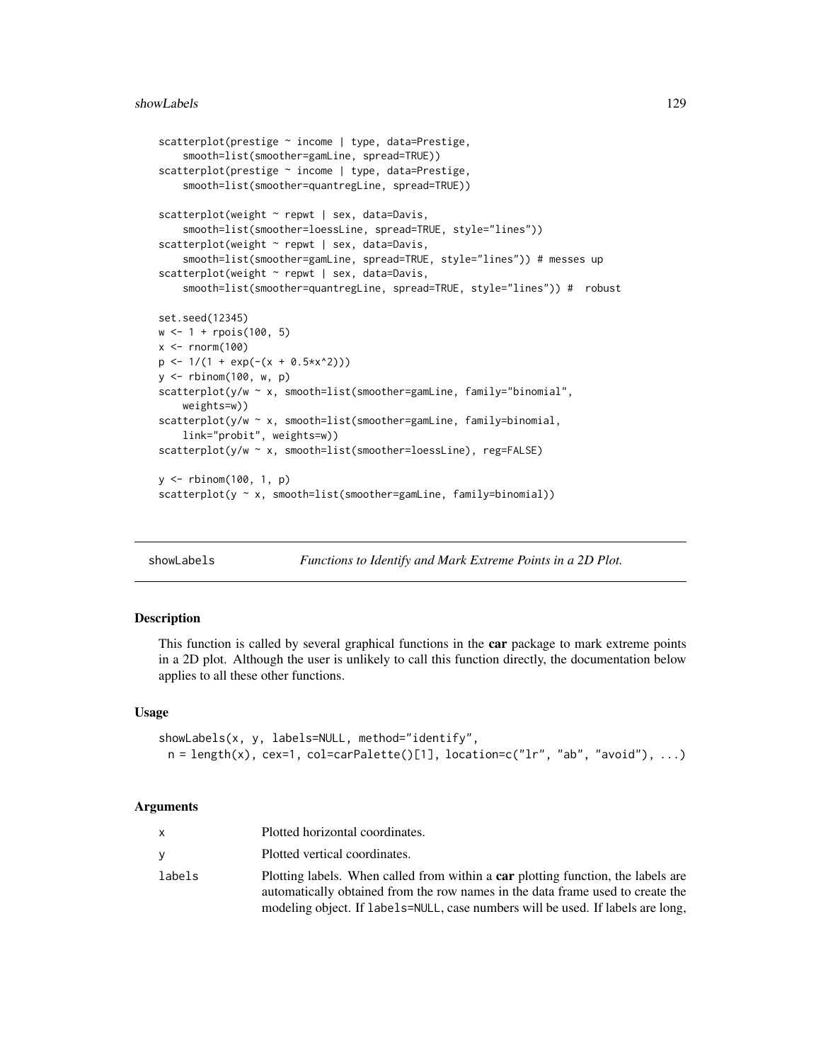```
scatterplot(prestige ~ income | type, data=Prestige,
    smooth=list(smoother=gamLine, spread=TRUE))
scatterplot(prestige ~ income | type, data=Prestige,
    smooth=list(smoother=quantregLine, spread=TRUE))

scatterplot(weight ~ repwt | sex, data=Davis,
    smooth=list(smoother=loessLine, spread=TRUE, style="lines"))
scatterplot(weight ~ repwt | sex, data=Davis,
    smooth=list(smoother=gamLine, spread=TRUE, style="lines")) # messes up
scatterplot(weight ~ repwt | sex, data=Davis,
    smooth=list(smoother=quantregLine, spread=TRUE, style="lines")) #  robust

set.seed(12345)
w <- 1 + rpois(100, 5)
x <- rnorm(100)
p <- 1/(1 + exp(-(x + 0.5*x^2)))
y <- rbinom(100, w, p)
scatterplot(y/w ~ x, smooth=list(smoother=gamLine, family="binomial",
    weights=w))
scatterplot(y/w ~ x, smooth=list(smoother=gamLine, family=binomial,
    link="probit", weights=w))
scatterplot(y/w ~ x, smooth=list(smoother=loessLine), reg=FALSE)

y <- rbinom(100, 1, p)
scatterplot(y ~ x, smooth=list(smoother=gamLine, family=binomial))
```

## showLabels — *Functions to Identify and Mark Extreme Points in a 2D Plot.*

### Description

This function is called by several graphical functions in the **car** package to mark extreme points in a 2D plot. Although the user is unlikely to call this function directly, the documentation below applies to all these other functions.

### Usage

```
showLabels(x, y, labels=NULL, method="identify",
  n = length(x), cex=1, col=carPalette()[1], location=c("lr", "ab", "avoid"), ...)
```

### Arguments

| | |
|---|---|
| x | Plotted horizontal coordinates. |
| y | Plotted vertical coordinates. |
| labels | Plotting labels. When called from within a **car** plotting function, the labels are automatically obtained from the row names in the data frame used to create the modeling object. If labels=NULL, case numbers will be used. If labels are long, |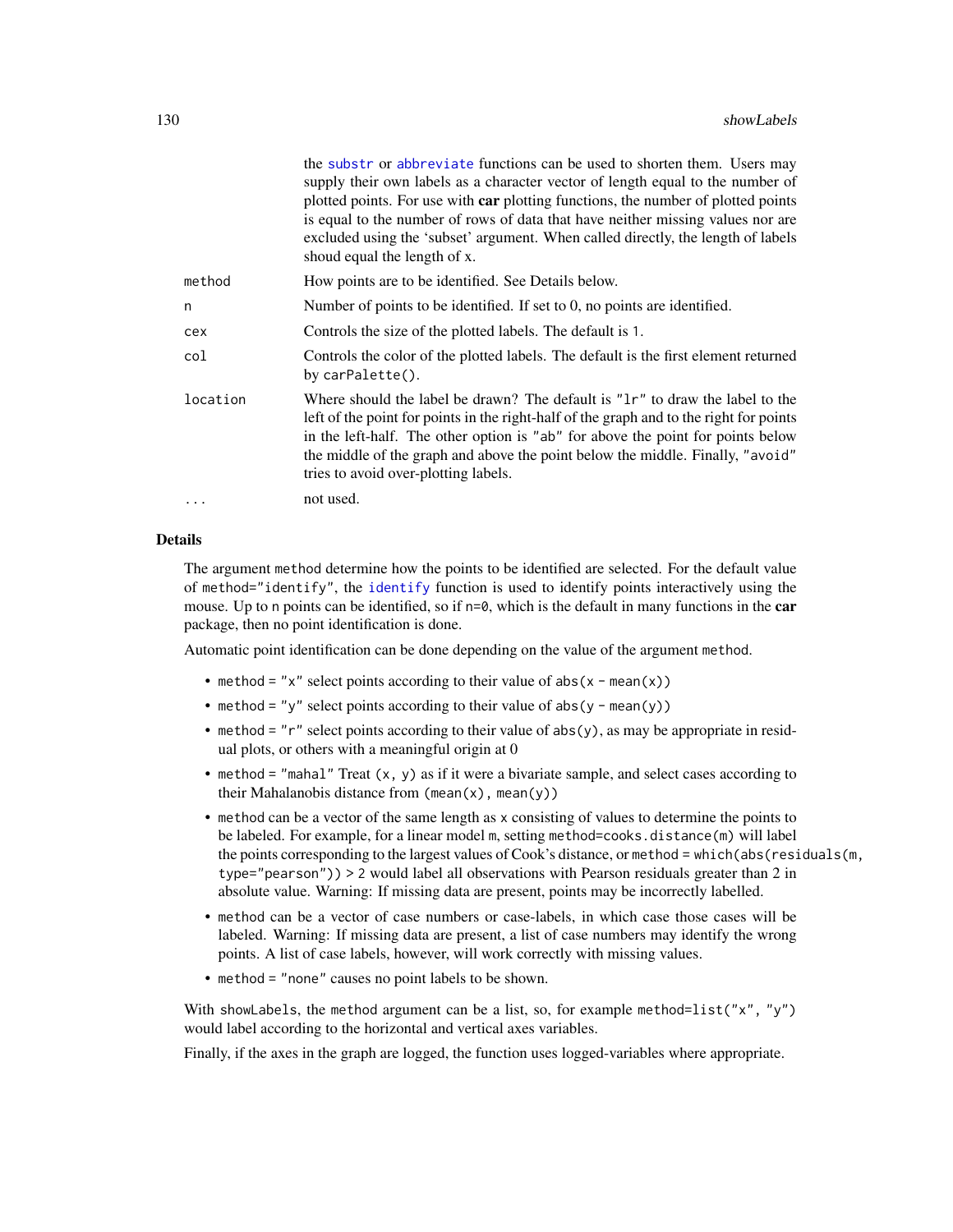| | |
|---|---|
| | the `substr` or `abbreviate` functions can be used to shorten them. Users may supply their own labels as a character vector of length equal to the number of plotted points. For use with **car** plotting functions, the number of plotted points is equal to the number of rows of data that have neither missing values nor are excluded using the 'subset' argument. When called directly, the length of labels shoud equal the length of x. |
| `method` | How points are to be identified. See Details below. |
| `n` | Number of points to be identified. If set to 0, no points are identified. |
| `cex` | Controls the size of the plotted labels. The default is `1`. |
| `col` | Controls the color of the plotted labels. The default is the first element returned by `carPalette()`. |
| `location` | Where should the label be drawn? The default is `"lr"` to draw the label to the left of the point for points in the right-half of the graph and to the right for points in the left-half. The other option is `"ab"` for above the point for points below the middle of the graph and above the point below the middle. Finally, `"avoid"` tries to avoid over-plotting labels. |
| `...` | not used. |

## Details

The argument `method` determine how the points to be identified are selected. For the default value of `method="identify"`, the `identify` function is used to identify points interactively using the mouse. Up to `n` points can be identified, so if `n=0`, which is the default in many functions in the **car** package, then no point identification is done.

Automatic point identification can be done depending on the value of the argument `method`.

- `method = "x"` select points according to their value of `abs(x - mean(x))`
- `method = "y"` select points according to their value of `abs(y - mean(y))`
- `method = "r"` select points according to their value of `abs(y)`, as may be appropriate in residual plots, or others with a meaningful origin at 0
- `method = "mahal"` Treat `(x, y)` as if it were a bivariate sample, and select cases according to their Mahalanobis distance from `(mean(x), mean(y))`
- `method` can be a vector of the same length as `x` consisting of values to determine the points to be labeled. For example, for a linear model `m`, setting `method=cooks.distance(m)` will label the points corresponding to the largest values of Cook's distance, or `method = which(abs(residuals(m, type="pearson")) > 2` would label all observations with Pearson residuals greater than 2 in absolute value. Warning: If missing data are present, points may be incorrectly labelled.
- `method` can be a vector of case numbers or case-labels, in which case those cases will be labeled. Warning: If missing data are present, a list of case numbers may identify the wrong points. A list of case labels, however, will work correctly with missing values.
- `method = "none"` causes no point labels to be shown.

With `showLabels`, the `method` argument can be a list, so, for example `method=list("x", "y")` would label according to the horizontal and vertical axes variables.

Finally, if the axes in the graph are logged, the function uses logged-variables where appropriate.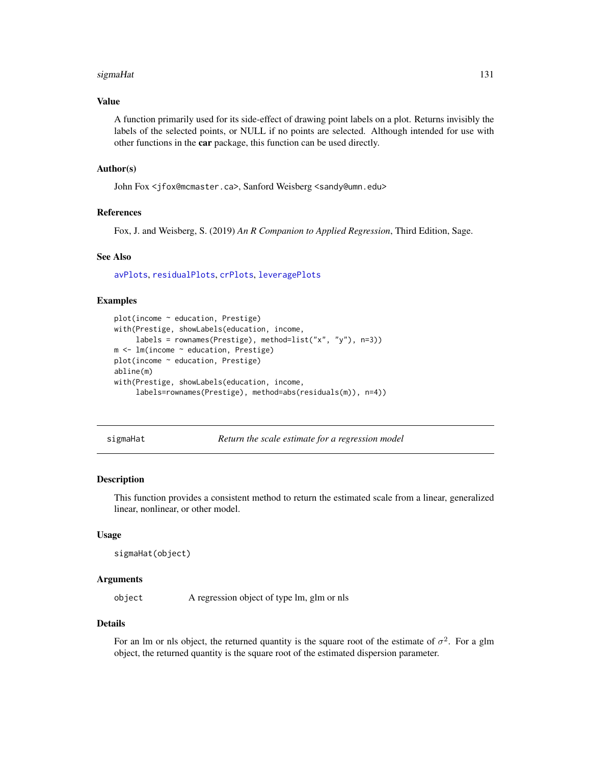### Value

A function primarily used for its side-effect of drawing point labels on a plot. Returns invisibly the labels of the selected points, or NULL if no points are selected. Although intended for use with other functions in the **car** package, this function can be used directly.

### Author(s)

John Fox <jfox@mcmaster.ca>, Sanford Weisberg <sandy@umn.edu>

### References

Fox, J. and Weisberg, S. (2019) *An R Companion to Applied Regression*, Third Edition, Sage.

### See Also

avPlots, residualPlots, crPlots, leveragePlots

### Examples

```
plot(income ~ education, Prestige)
with(Prestige, showLabels(education, income,
     labels = rownames(Prestige), method=list("x", "y"), n=3))
m <- lm(income ~ education, Prestige)
plot(income ~ education, Prestige)
abline(m)
with(Prestige, showLabels(education, income,
     labels=rownames(Prestige), method=abs(residuals(m)), n=4))
```

---

## sigmaHat — *Return the scale estimate for a regression model*

### Description

This function provides a consistent method to return the estimated scale from a linear, generalized linear, nonlinear, or other model.

### Usage

```
sigmaHat(object)
```

### Arguments

| | |
|---|---|
| object | A regression object of type lm, glm or nls |

### Details

For an lm or nls object, the returned quantity is the square root of the estimate of $\sigma^2$. For a glm object, the returned quantity is the square root of the estimated dispersion parameter.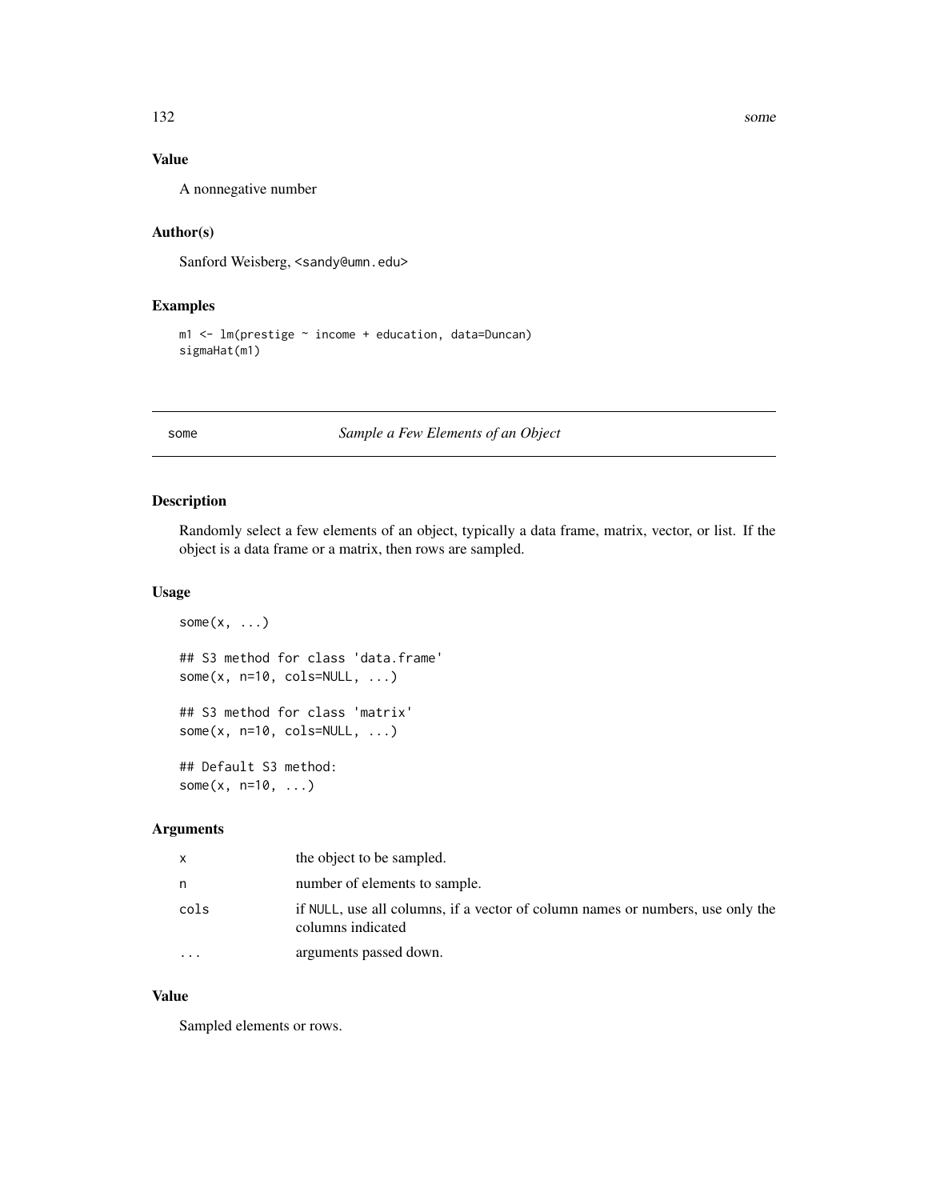### Value

A nonnegative number

### Author(s)

Sanford Weisberg, <sandy@umn.edu>

### Examples

```
m1 <- lm(prestige ~ income + education, data=Duncan)
sigmaHat(m1)
```

---

## some *Sample a Few Elements of an Object*

---

### Description

Randomly select a few elements of an object, typically a data frame, matrix, vector, or list. If the object is a data frame or a matrix, then rows are sampled.

### Usage

```
some(x, ...)

## S3 method for class 'data.frame'
some(x, n=10, cols=NULL, ...)

## S3 method for class 'matrix'
some(x, n=10, cols=NULL, ...)

## Default S3 method:
some(x, n=10, ...)
```

### Arguments

| | |
|---|---|
| x | the object to be sampled. |
| n | number of elements to sample. |
| cols | if NULL, use all columns, if a vector of column names or numbers, use only the columns indicated |
| ... | arguments passed down. |

### Value

Sampled elements or rows.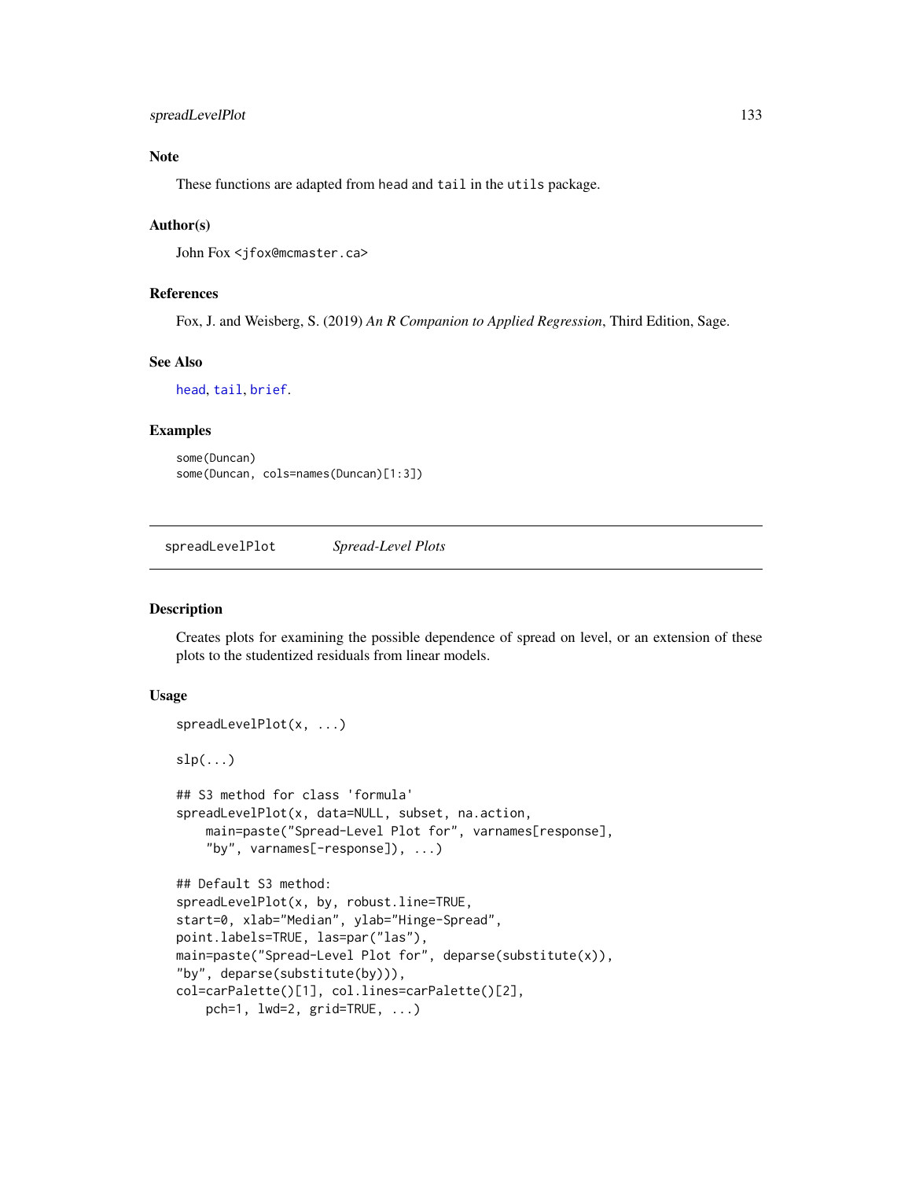## Note

These functions are adapted from head and tail in the utils package.

## Author(s)

John Fox <jfox@mcmaster.ca>

## References

Fox, J. and Weisberg, S. (2019) *An R Companion to Applied Regression*, Third Edition, Sage.

## See Also

head, tail, brief.

## Examples

```
some(Duncan)
some(Duncan, cols=names(Duncan)[1:3])
```

---

# spreadLevelPlot *Spread-Level Plots*

---

## Description

Creates plots for examining the possible dependence of spread on level, or an extension of these plots to the studentized residuals from linear models.

## Usage

```
spreadLevelPlot(x, ...)

slp(...)

## S3 method for class 'formula'
spreadLevelPlot(x, data=NULL, subset, na.action,
    main=paste("Spread-Level Plot for", varnames[response],
    "by", varnames[-response]), ...)

## Default S3 method:
spreadLevelPlot(x, by, robust.line=TRUE,
start=0, xlab="Median", ylab="Hinge-Spread",
point.labels=TRUE, las=par("las"),
main=paste("Spread-Level Plot for", deparse(substitute(x)),
"by", deparse(substitute(by))),
col=carPalette()[1], col.lines=carPalette()[2],
    pch=1, lwd=2, grid=TRUE, ...)
```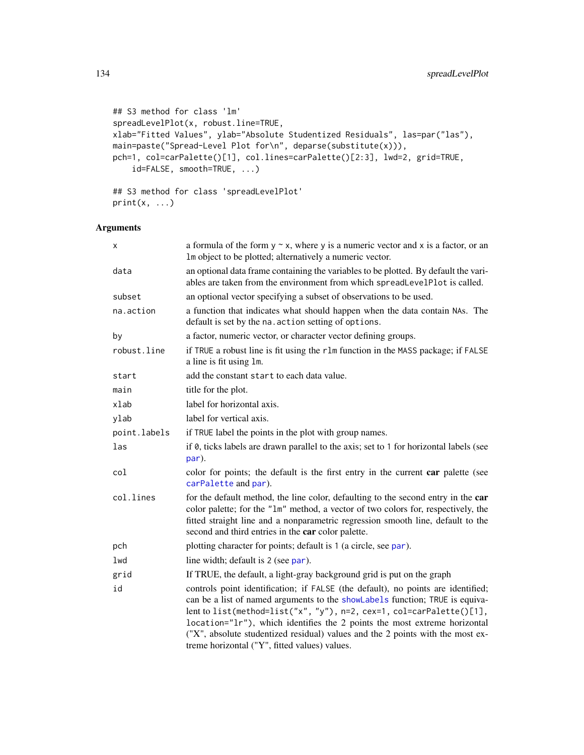```
## S3 method for class 'lm'
spreadLevelPlot(x, robust.line=TRUE,
xlab="Fitted Values", ylab="Absolute Studentized Residuals", las=par("las"),
main=paste("Spread-Level Plot for\n", deparse(substitute(x))),
pch=1, col=carPalette()[1], col.lines=carPalette()[2:3], lwd=2, grid=TRUE,
    id=FALSE, smooth=TRUE, ...)

## S3 method for class 'spreadLevelPlot'
print(x, ...)
```

## Arguments

| | |
|---|---|
| x | a formula of the form y ~ x, where y is a numeric vector and x is a factor, or an lm object to be plotted; alternatively a numeric vector. |
| data | an optional data frame containing the variables to be plotted. By default the variables are taken from the environment from which spreadLevelPlot is called. |
| subset | an optional vector specifying a subset of observations to be used. |
| na.action | a function that indicates what should happen when the data contain NAs. The default is set by the na.action setting of options. |
| by | a factor, numeric vector, or character vector defining groups. |
| robust.line | if TRUE a robust line is fit using the rlm function in the MASS package; if FALSE a line is fit using lm. |
| start | add the constant start to each data value. |
| main | title for the plot. |
| xlab | label for horizontal axis. |
| ylab | label for vertical axis. |
| point.labels | if TRUE label the points in the plot with group names. |
| las | if 0, ticks labels are drawn parallel to the axis; set to 1 for horizontal labels (see par). |
| col | color for points; the default is the first entry in the current **car** palette (see carPalette and par). |
| col.lines | for the default method, the line color, defaulting to the second entry in the **car** color palette; for the "lm" method, a vector of two colors for, respectively, the fitted straight line and a nonparametric regression smooth line, default to the second and third entries in the **car** color palette. |
| pch | plotting character for points; default is 1 (a circle, see par). |
| lwd | line width; default is 2 (see par). |
| grid | If TRUE, the default, a light-gray background grid is put on the graph |
| id | controls point identification; if FALSE (the default), no points are identified; can be a list of named arguments to the showLabels function; TRUE is equivalent to list(method=list("x", "y"), n=2, cex=1, col=carPalette()[1], location="lr"), which identifies the 2 points the most extreme horizontal ("X", absolute studentized residual) values and the 2 points with the most extreme horizontal ("Y", fitted values) values. |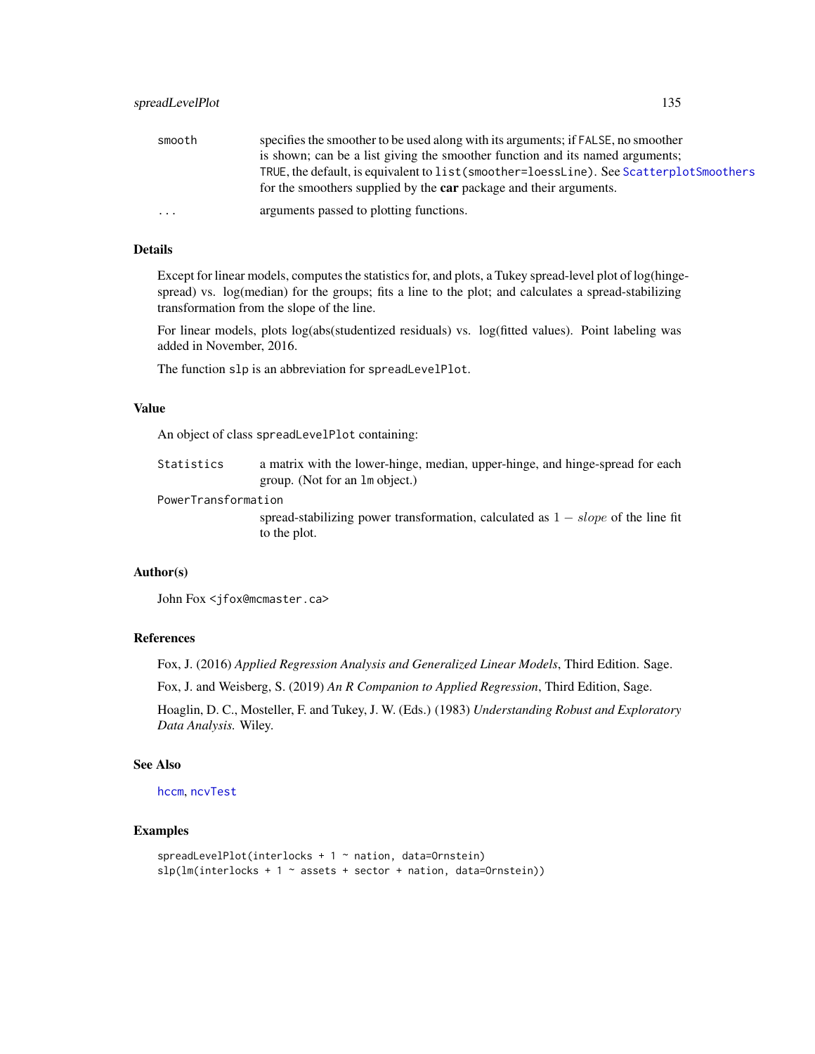| | |
|---|---|
| smooth | specifies the smoother to be used along with its arguments; if FALSE, no smoother is shown; can be a list giving the smoother function and its named arguments; TRUE, the default, is equivalent to list(smoother=loessLine). See ScatterplotSmoothers for the smoothers supplied by the **car** package and their arguments. |
| ... | arguments passed to plotting functions. |

## Details

Except for linear models, computes the statistics for, and plots, a Tukey spread-level plot of log(hinge-spread) vs. log(median) for the groups; fits a line to the plot; and calculates a spread-stabilizing transformation from the slope of the line.

For linear models, plots log(abs(studentized residuals) vs. log(fitted values). Point labeling was added in November, 2016.

The function slp is an abbreviation for spreadLevelPlot.

## Value

An object of class spreadLevelPlot containing:

| | |
|---|---|
| Statistics | a matrix with the lower-hinge, median, upper-hinge, and hinge-spread for each group. (Not for an lm object.) |
| PowerTransformation | spread-stabilizing power transformation, calculated as $1 - slope$ of the line fit to the plot. |

## Author(s)

John Fox <jfox@mcmaster.ca>

## References

Fox, J. (2016) *Applied Regression Analysis and Generalized Linear Models*, Third Edition. Sage.

Fox, J. and Weisberg, S. (2019) *An R Companion to Applied Regression*, Third Edition, Sage.

Hoaglin, D. C., Mosteller, F. and Tukey, J. W. (Eds.) (1983) *Understanding Robust and Exploratory Data Analysis.* Wiley.

## See Also

hccm, ncvTest

## Examples

```
spreadLevelPlot(interlocks + 1 ~ nation, data=Ornstein)
slp(lm(interlocks + 1 ~ assets + sector + nation, data=Ornstein))
```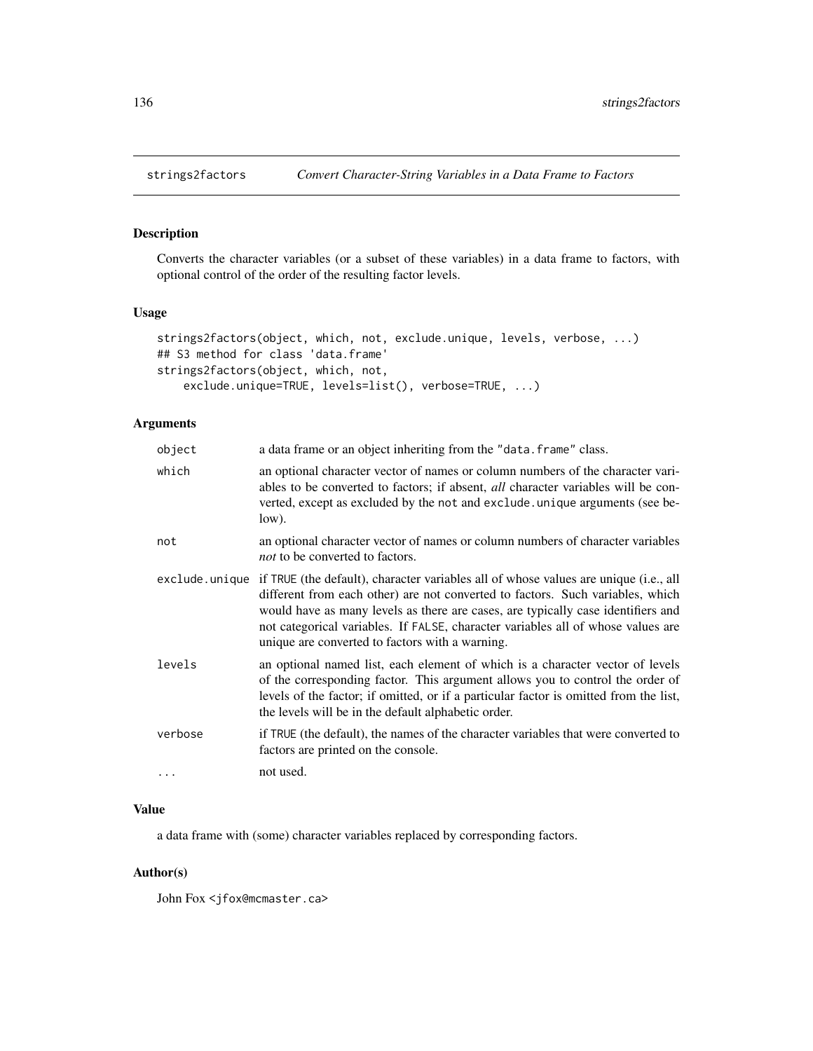# strings2factors — *Convert Character-String Variables in a Data Frame to Factors*

## Description

Converts the character variables (or a subset of these variables) in a data frame to factors, with optional control of the order of the resulting factor levels.

## Usage

```
strings2factors(object, which, not, exclude.unique, levels, verbose, ...)
## S3 method for class 'data.frame'
strings2factors(object, which, not,
    exclude.unique=TRUE, levels=list(), verbose=TRUE, ...)
```

## Arguments

| | |
|---|---|
| `object` | a data frame or an object inheriting from the `"data.frame"` class. |
| `which` | an optional character vector of names or column numbers of the character variables to be converted to factors; if absent, *all* character variables will be converted, except as excluded by the `not` and `exclude.unique` arguments (see below). |
| `not` | an optional character vector of names or column numbers of character variables *not* to be converted to factors. |
| `exclude.unique` | if `TRUE` (the default), character variables all of whose values are unique (i.e., all different from each other) are not converted to factors. Such variables, which would have as many levels as there are cases, are typically case identifiers and not categorical variables. If `FALSE`, character variables all of whose values are unique are converted to factors with a warning. |
| `levels` | an optional named list, each element of which is a character vector of levels of the corresponding factor. This argument allows you to control the order of levels of the factor; if omitted, or if a particular factor is omitted from the list, the levels will be in the default alphabetic order. |
| `verbose` | if `TRUE` (the default), the names of the character variables that were converted to factors are printed on the console. |
| `...` | not used. |

## Value

a data frame with (some) character variables replaced by corresponding factors.

## Author(s)

John Fox <jfox@mcmaster.ca>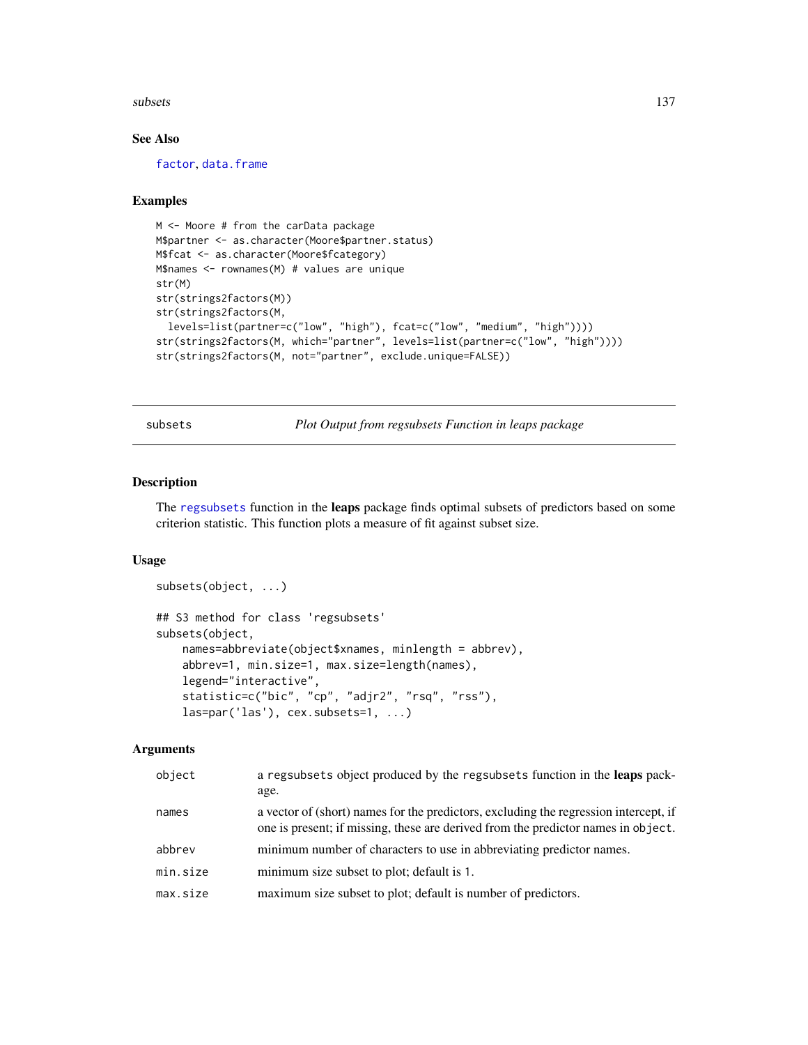### See Also

factor, data.frame

### Examples

```
M <- Moore # from the carData package
M$partner <- as.character(Moore$partner.status)
M$fcat <- as.character(Moore$fcategory)
M$names <- rownames(M) # values are unique
str(M)
str(strings2factors(M))
str(strings2factors(M,
  levels=list(partner=c("low", "high"), fcat=c("low", "medium", "high"))))
str(strings2factors(M, which="partner", levels=list(partner=c("low", "high"))))
str(strings2factors(M, not="partner", exclude.unique=FALSE))
```

---

## subsets — *Plot Output from regsubsets Function in leaps package*

### Description

The regsubsets function in the **leaps** package finds optimal subsets of predictors based on some criterion statistic. This function plots a measure of fit against subset size.

### Usage

```
subsets(object, ...)

## S3 method for class 'regsubsets'
subsets(object,
    names=abbreviate(object$xnames, minlength = abbrev),
    abbrev=1, min.size=1, max.size=length(names),
    legend="interactive",
    statistic=c("bic", "cp", "adjr2", "rsq", "rss"),
    las=par('las'), cex.subsets=1, ...)
```

### Arguments

| | |
|---|---|
| object | a regsubsets object produced by the regsubsets function in the **leaps** package. |
| names | a vector of (short) names for the predictors, excluding the regression intercept, if one is present; if missing, these are derived from the predictor names in object. |
| abbrev | minimum number of characters to use in abbreviating predictor names. |
| min.size | minimum size subset to plot; default is 1. |
| max.size | maximum size subset to plot; default is number of predictors. |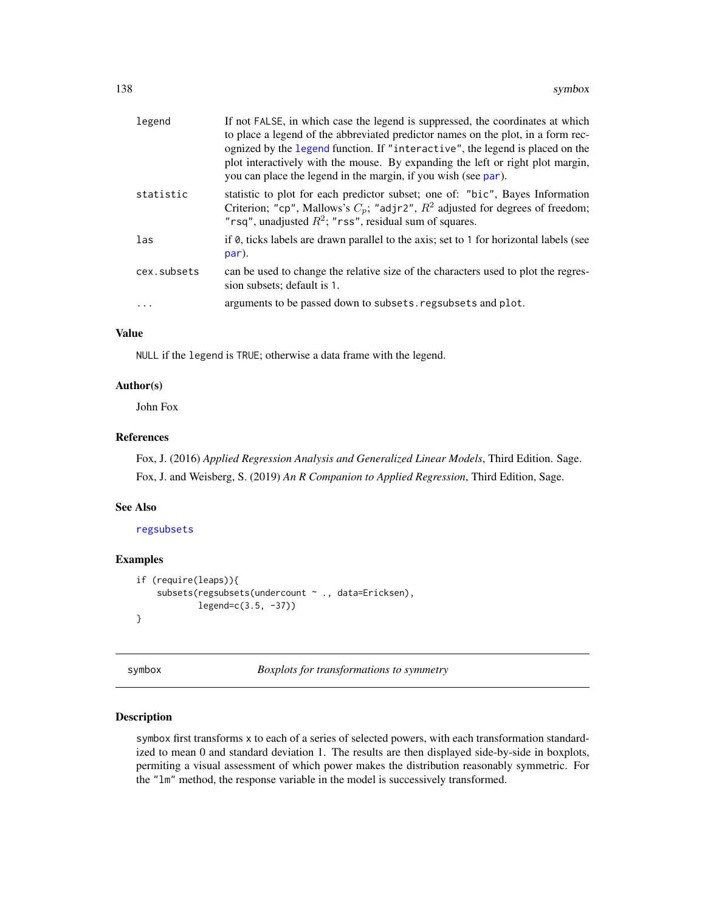| | |
|---|---|
| legend | If not FALSE, in which case the legend is suppressed, the coordinates at which to place a legend of the abbreviated predictor names on the plot, in a form recognized by the legend function. If "interactive", the legend is placed on the plot interactively with the mouse. By expanding the left or right plot margin, you can place the legend in the margin, if you wish (see par). |
| statistic | statistic to plot for each predictor subset; one of: "bic", Bayes Information Criterion; "cp", Mallows's $C_p$; "adjr2", $R^2$ adjusted for degrees of freedom; "rsq", unadjusted $R^2$; "rss", residual sum of squares. |
| las | if 0, ticks labels are drawn parallel to the axis; set to 1 for horizontal labels (see par). |
| cex.subsets | can be used to change the relative size of the characters used to plot the regression subsets; default is 1. |
| ... | arguments to be passed down to subsets.regsubsets and plot. |

### Value

NULL if the legend is TRUE; otherwise a data frame with the legend.

### Author(s)

John Fox

### References

Fox, J. (2016) *Applied Regression Analysis and Generalized Linear Models*, Third Edition. Sage.

Fox, J. and Weisberg, S. (2019) *An R Companion to Applied Regression*, Third Edition, Sage.

### See Also

regsubsets

### Examples

```
if (require(leaps)){
    subsets(regsubsets(undercount ~ ., data=Ericksen),
            legend=c(3.5, -37))
}
```

## symbox — *Boxplots for transformations to symmetry*

### Description

symbox first transforms x to each of a series of selected powers, with each transformation standardized to mean 0 and standard deviation 1. The results are then displayed side-by-side in boxplots, permiting a visual assessment of which power makes the distribution reasonably symmetric. For the "lm" method, the response variable in the model is successively transformed.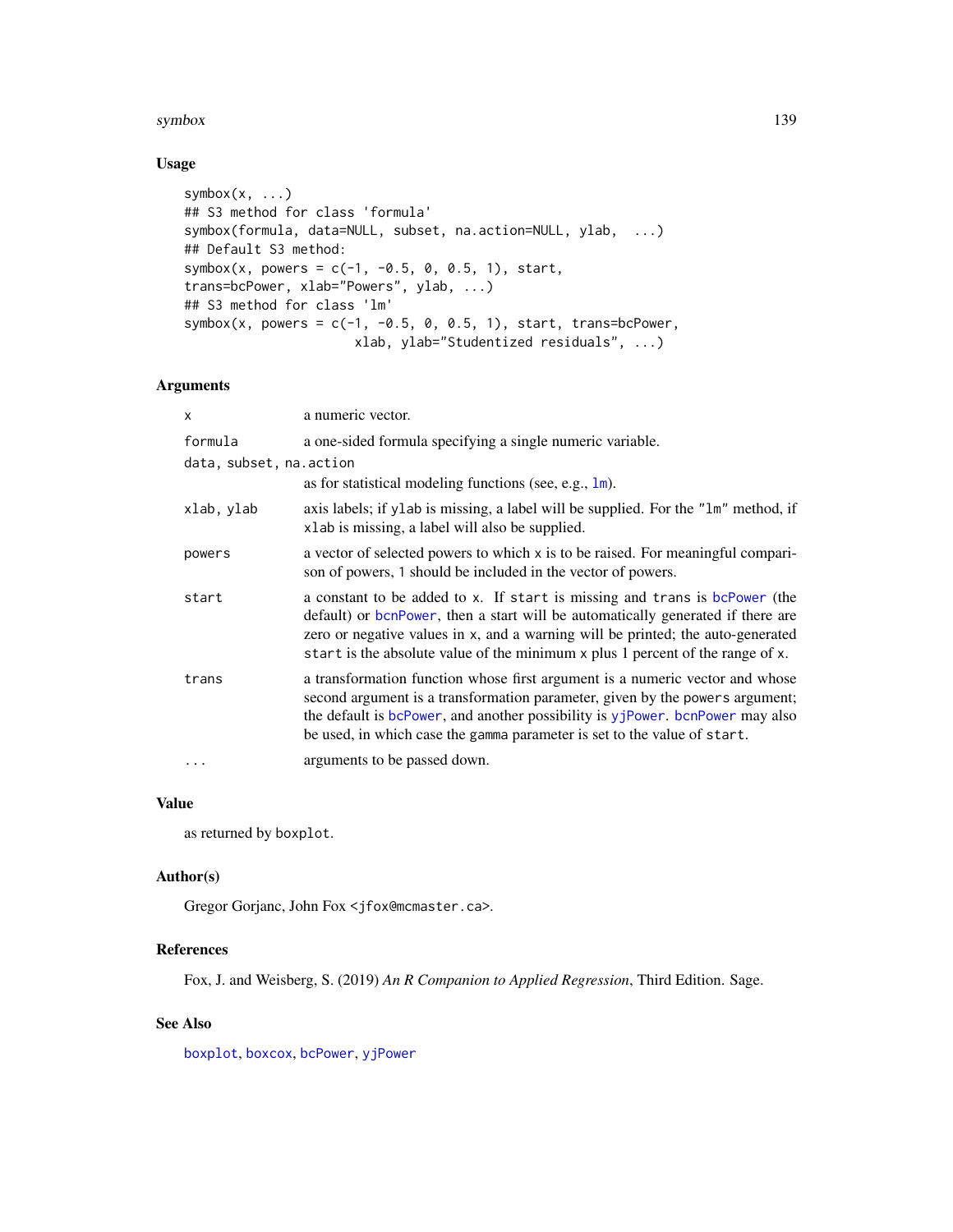## Usage

```
symbox(x, ...)
## S3 method for class 'formula'
symbox(formula, data=NULL, subset, na.action=NULL, ylab,  ...)
## Default S3 method:
symbox(x, powers = c(-1, -0.5, 0, 0.5, 1), start,
trans=bcPower, xlab="Powers", ylab, ...)
## S3 method for class 'lm'
symbox(x, powers = c(-1, -0.5, 0, 0.5, 1), start, trans=bcPower,
                    xlab, ylab="Studentized residuals", ...)
```

## Arguments

| | |
|---|---|
| x | a numeric vector. |
| formula | a one-sided formula specifying a single numeric variable. |
| data, subset, na.action | as for statistical modeling functions (see, e.g., lm). |
| xlab, ylab | axis labels; if ylab is missing, a label will be supplied. For the "lm" method, if xlab is missing, a label will also be supplied. |
| powers | a vector of selected powers to which x is to be raised. For meaningful comparison of powers, 1 should be included in the vector of powers. |
| start | a constant to be added to x. If start is missing and trans is bcPower (the default) or bcnPower, then a start will be automatically generated if there are zero or negative values in x, and a warning will be printed; the auto-generated start is the absolute value of the minimum x plus 1 percent of the range of x. |
| trans | a transformation function whose first argument is a numeric vector and whose second argument is a transformation parameter, given by the powers argument; the default is bcPower, and another possibility is yjPower. bcnPower may also be used, in which case the gamma parameter is set to the value of start. |
| ... | arguments to be passed down. |

## Value

as returned by boxplot.

## Author(s)

Gregor Gorjanc, John Fox <jfox@mcmaster.ca>.

## References

Fox, J. and Weisberg, S. (2019) *An R Companion to Applied Regression*, Third Edition. Sage.

## See Also

boxplot, boxcox, bcPower, yjPower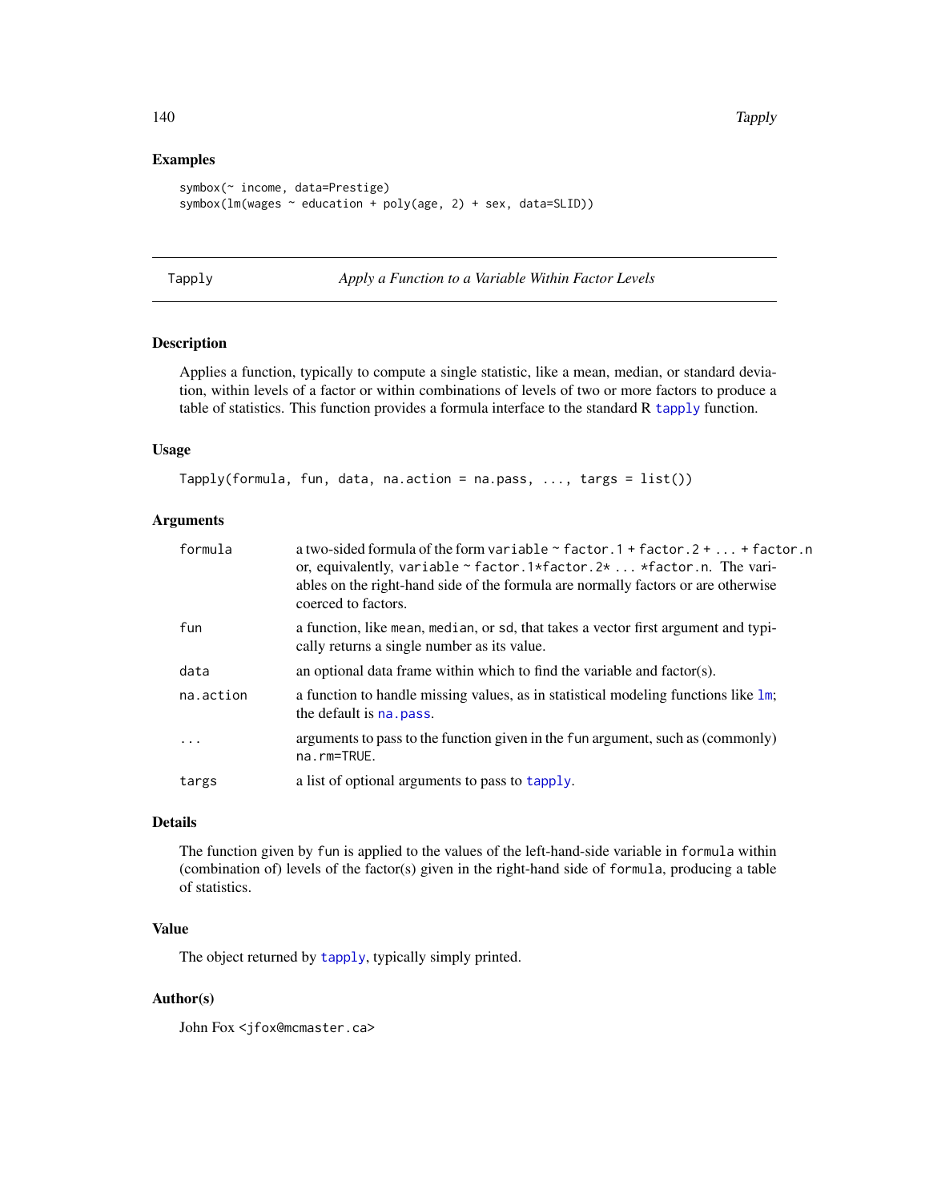### Examples

```
symbox(~ income, data=Prestige)
symbox(lm(wages ~ education + poly(age, 2) + sex, data=SLID))
```

---

## Tapply *Apply a Function to a Variable Within Factor Levels*

---

### Description

Applies a function, typically to compute a single statistic, like a mean, median, or standard deviation, within levels of a factor or within combinations of levels of two or more factors to produce a table of statistics. This function provides a formula interface to the standard R `tapply` function.

### Usage

```
Tapply(formula, fun, data, na.action = na.pass, ..., targs = list())
```

### Arguments

| | |
|---|---|
| `formula` | a two-sided formula of the form `variable ~ factor.1 + factor.2 + ... + factor.n` or, equivalently, `variable ~ factor.1*factor.2* ... *factor.n`. The variables on the right-hand side of the formula are normally factors or are otherwise coerced to factors. |
| `fun` | a function, like `mean`, `median`, or `sd`, that takes a vector first argument and typically returns a single number as its value. |
| `data` | an optional data frame within which to find the variable and factor(s). |
| `na.action` | a function to handle missing values, as in statistical modeling functions like `lm`; the default is `na.pass`. |
| `...` | arguments to pass to the function given in the `fun` argument, such as (commonly) `na.rm=TRUE`. |
| `targs` | a list of optional arguments to pass to `tapply`. |

### Details

The function given by `fun` is applied to the values of the left-hand-side variable in `formula` within (combination of) levels of the factor(s) given in the right-hand side of `formula`, producing a table of statistics.

### Value

The object returned by `tapply`, typically simply printed.

### Author(s)

John Fox <jfox@mcmaster.ca>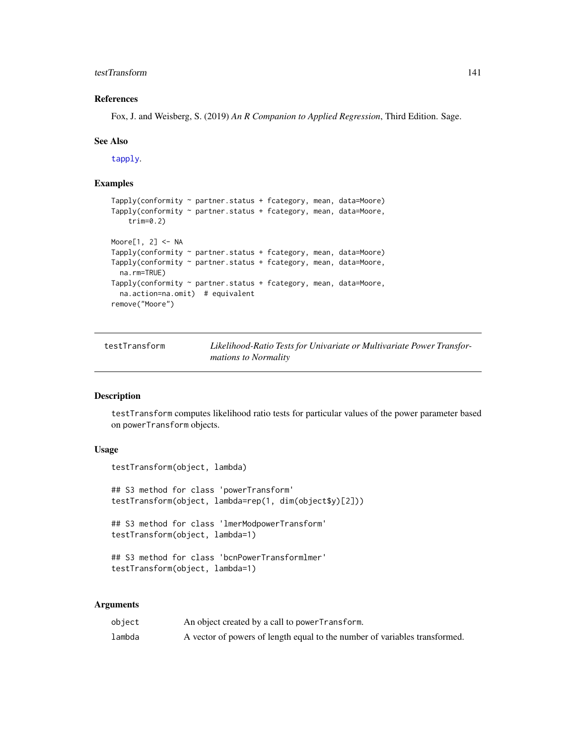## References

Fox, J. and Weisberg, S. (2019) *An R Companion to Applied Regression*, Third Edition. Sage.

## See Also

tapply.

## Examples

```
Tapply(conformity ~ partner.status + fcategory, mean, data=Moore)
Tapply(conformity ~ partner.status + fcategory, mean, data=Moore,
    trim=0.2)

Moore[1, 2] <- NA
Tapply(conformity ~ partner.status + fcategory, mean, data=Moore)
Tapply(conformity ~ partner.status + fcategory, mean, data=Moore,
  na.rm=TRUE)
Tapply(conformity ~ partner.status + fcategory, mean, data=Moore,
  na.action=na.omit)  # equivalent
remove("Moore")
```

---

# testTransform — *Likelihood-Ratio Tests for Univariate or Multivariate Power Transformations to Normality*

---

## Description

testTransform computes likelihood ratio tests for particular values of the power parameter based on powerTransform objects.

## Usage

```
testTransform(object, lambda)

## S3 method for class 'powerTransform'
testTransform(object, lambda=rep(1, dim(object$y)[2]))

## S3 method for class 'lmerModpowerTransform'
testTransform(object, lambda=1)

## S3 method for class 'bcnPowerTransformlmer'
testTransform(object, lambda=1)
```

## Arguments

| | |
|---|---|
| object | An object created by a call to powerTransform. |
| lambda | A vector of powers of length equal to the number of variables transformed. |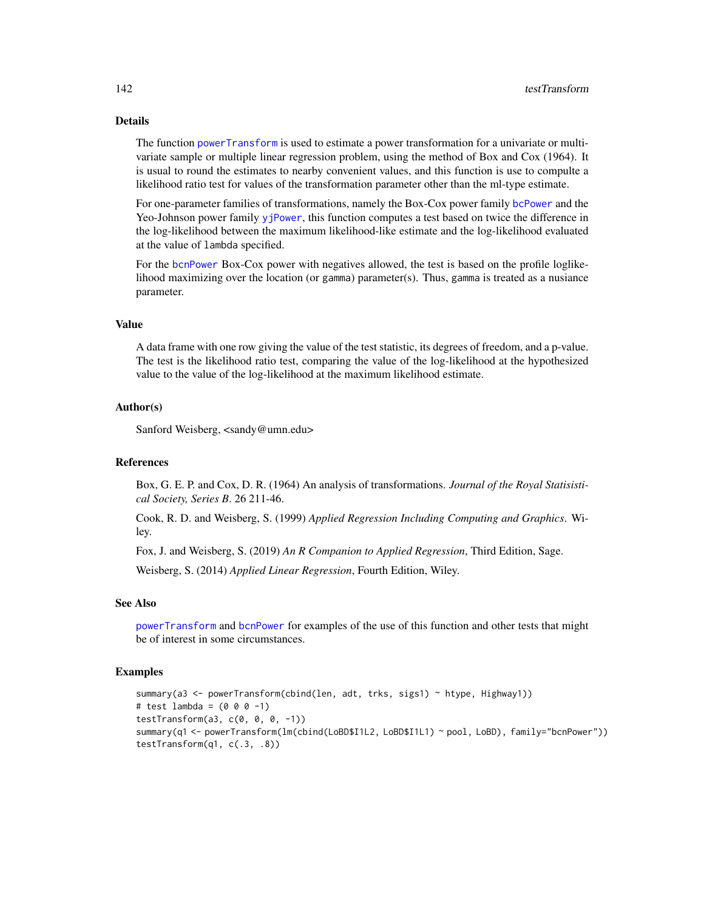## Details

The function powerTransform is used to estimate a power transformation for a univariate or multivariate sample or multiple linear regression problem, using the method of Box and Cox (1964). It is usual to round the estimates to nearby convenient values, and this function is use to compulte a likelihood ratio test for values of the transformation parameter other than the ml-type estimate.

For one-parameter families of transformations, namely the Box-Cox power family bcPower and the Yeo-Johnson power family yjPower, this function computes a test based on twice the difference in the log-likelihood between the maximum likelihood-like estimate and the log-likelihood evaluated at the value of `lambda` specified.

For the bcnPower Box-Cox power with negatives allowed, the test is based on the profile loglikelihood maximizing over the location (or `gamma`) parameter(s). Thus, `gamma` is treated as a nusiance parameter.

## Value

A data frame with one row giving the value of the test statistic, its degrees of freedom, and a p-value. The test is the likelihood ratio test, comparing the value of the log-likelihood at the hypothesized value to the value of the log-likelihood at the maximum likelihood estimate.

## Author(s)

Sanford Weisberg, <sandy@umn.edu>

## References

Box, G. E. P. and Cox, D. R. (1964) An analysis of transformations. *Journal of the Royal Statisistical Society, Series B*. 26 211-46.

Cook, R. D. and Weisberg, S. (1999) *Applied Regression Including Computing and Graphics*. Wiley.

Fox, J. and Weisberg, S. (2019) *An R Companion to Applied Regression*, Third Edition, Sage.

Weisberg, S. (2014) *Applied Linear Regression*, Fourth Edition, Wiley.

## See Also

powerTransform and bcnPower for examples of the use of this function and other tests that might be of interest in some circumstances.

## Examples

```
summary(a3 <- powerTransform(cbind(len, adt, trks, sigs1) ~ htype, Highway1))
# test lambda = (0 0 0 -1)
testTransform(a3, c(0, 0, 0, -1))
summary(q1 <- powerTransform(lm(cbind(LoBD$I1L2, LoBD$I1L1) ~ pool, LoBD), family="bcnPower"))
testTransform(q1, c(.3, .8))
```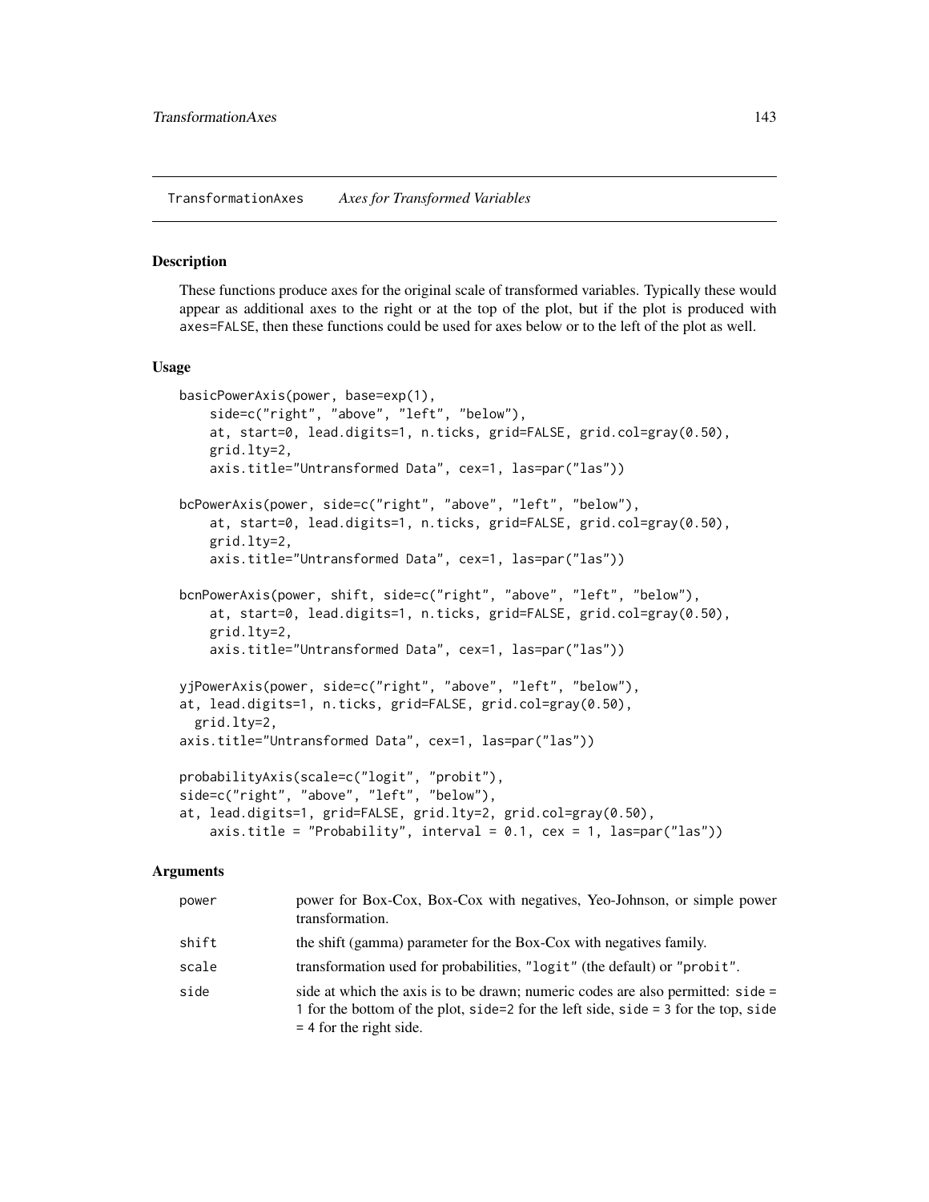TransformationAxes *Axes for Transformed Variables*

## Description

These functions produce axes for the original scale of transformed variables. Typically these would appear as additional axes to the right or at the top of the plot, but if the plot is produced with axes=FALSE, then these functions could be used for axes below or to the left of the plot as well.

## Usage

```
basicPowerAxis(power, base=exp(1),
    side=c("right", "above", "left", "below"),
    at, start=0, lead.digits=1, n.ticks, grid=FALSE, grid.col=gray(0.50),
    grid.lty=2,
    axis.title="Untransformed Data", cex=1, las=par("las"))

bcPowerAxis(power, side=c("right", "above", "left", "below"),
    at, start=0, lead.digits=1, n.ticks, grid=FALSE, grid.col=gray(0.50),
    grid.lty=2,
    axis.title="Untransformed Data", cex=1, las=par("las"))

bcnPowerAxis(power, shift, side=c("right", "above", "left", "below"),
    at, start=0, lead.digits=1, n.ticks, grid=FALSE, grid.col=gray(0.50),
    grid.lty=2,
    axis.title="Untransformed Data", cex=1, las=par("las"))

yjPowerAxis(power, side=c("right", "above", "left", "below"),
at, lead.digits=1, n.ticks, grid=FALSE, grid.col=gray(0.50),
  grid.lty=2,
axis.title="Untransformed Data", cex=1, las=par("las"))

probabilityAxis(scale=c("logit", "probit"),
side=c("right", "above", "left", "below"),
at, lead.digits=1, grid=FALSE, grid.lty=2, grid.col=gray(0.50),
    axis.title = "Probability", interval = 0.1, cex = 1, las=par("las"))
```

## Arguments

| | |
|---|---|
| power | power for Box-Cox, Box-Cox with negatives, Yeo-Johnson, or simple power transformation. |
| shift | the shift (gamma) parameter for the Box-Cox with negatives family. |
| scale | transformation used for probabilities, "logit" (the default) or "probit". |
| side | side at which the axis is to be drawn; numeric codes are also permitted: side = 1 for the bottom of the plot, side=2 for the left side, side = 3 for the top, side = 4 for the right side. |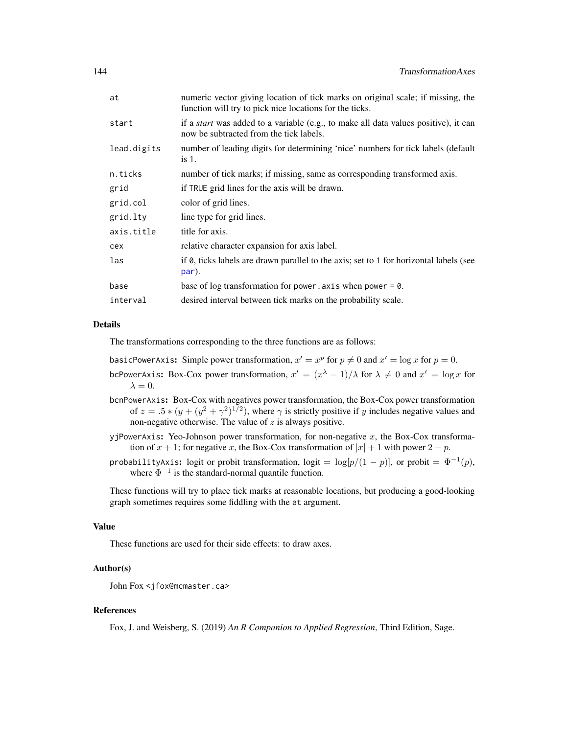| | |
|---|---|
| `at` | numeric vector giving location of tick marks on original scale; if missing, the function will try to pick nice locations for the ticks. |
| `start` | if a *start* was added to a variable (e.g., to make all data values positive), it can now be subtracted from the tick labels. |
| `lead.digits` | number of leading digits for determining 'nice' numbers for tick labels (default is `1`. |
| `n.ticks` | number of tick marks; if missing, same as corresponding transformed axis. |
| `grid` | if `TRUE` grid lines for the axis will be drawn. |
| `grid.col` | color of grid lines. |
| `grid.lty` | line type for grid lines. |
| `axis.title` | title for axis. |
| `cex` | relative character expansion for axis label. |
| `las` | if `0`, ticks labels are drawn parallel to the axis; set to `1` for horizontal labels (see `par`). |
| `base` | base of log transformation for `power.axis` when `power = 0`. |
| `interval` | desired interval between tick marks on the probability scale. |

## Details

The transformations corresponding to the three functions are as follows:

**`basicPowerAxis`:** Simple power transformation, $x' = x^p$ for $p \neq 0$ and $x' = \log x$ for $p = 0$.

**`bcPowerAxis`:** Box-Cox power transformation, $x' = (x^\lambda - 1)/\lambda$ for $\lambda \neq 0$ and $x' = \log x$ for $\lambda = 0$.

**`bcnPowerAxis`:** Box-Cox with negatives power transformation, the Box-Cox power transformation of $z = .5 * (y + (y^2 + \gamma^2)^{1/2})$, where $\gamma$ is strictly positive if $y$ includes negative values and non-negative otherwise. The value of $z$ is always positive.

**`yjPowerAxis`:** Yeo-Johnson power transformation, for non-negative $x$, the Box-Cox transformation of $x + 1$; for negative $x$, the Box-Cox transformation of $|x| + 1$ with power $2 - p$.

**`probabilityAxis`:** logit or probit transformation, logit $= \log[p/(1-p)]$, or probit $= \Phi^{-1}(p)$, where $\Phi^{-1}$ is the standard-normal quantile function.

These functions will try to place tick marks at reasonable locations, but producing a good-looking graph sometimes requires some fiddling with the `at` argument.

## Value

These functions are used for their side effects: to draw axes.

## Author(s)

John Fox <jfox@mcmaster.ca>

## References

Fox, J. and Weisberg, S. (2019) *An R Companion to Applied Regression*, Third Edition, Sage.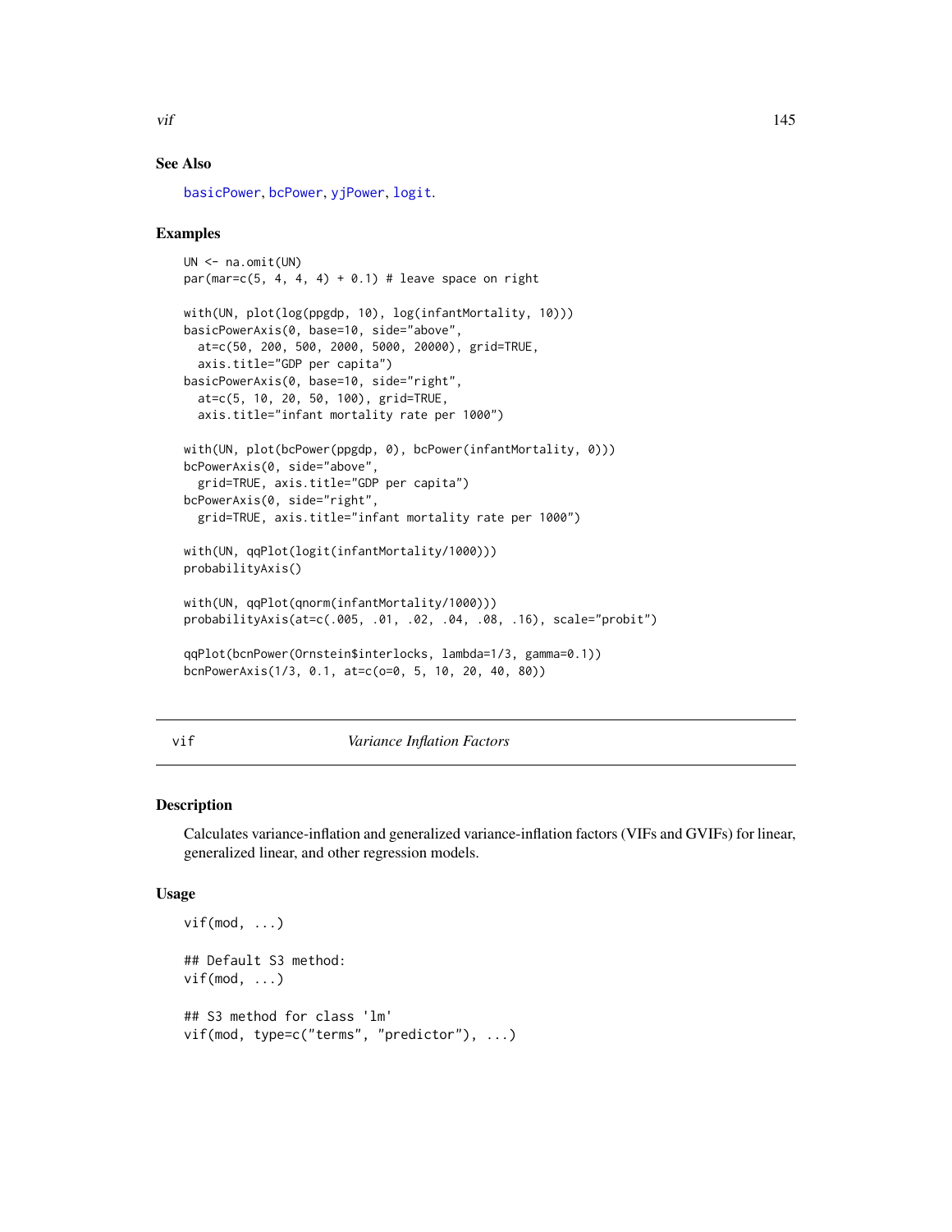## See Also

basicPower, bcPower, yjPower, logit.

## Examples

```
UN <- na.omit(UN)
par(mar=c(5, 4, 4, 4) + 0.1) # leave space on right

with(UN, plot(log(ppgdp, 10), log(infantMortality, 10)))
basicPowerAxis(0, base=10, side="above",
  at=c(50, 200, 500, 2000, 5000, 20000), grid=TRUE,
  axis.title="GDP per capita")
basicPowerAxis(0, base=10, side="right",
  at=c(5, 10, 20, 50, 100), grid=TRUE,
  axis.title="infant mortality rate per 1000")

with(UN, plot(bcPower(ppgdp, 0), bcPower(infantMortality, 0)))
bcPowerAxis(0, side="above",
  grid=TRUE, axis.title="GDP per capita")
bcPowerAxis(0, side="right",
  grid=TRUE, axis.title="infant mortality rate per 1000")

with(UN, qqPlot(logit(infantMortality/1000)))
probabilityAxis()

with(UN, qqPlot(qnorm(infantMortality/1000)))
probabilityAxis(at=c(.005, .01, .02, .04, .08, .16), scale="probit")

qqPlot(bcnPower(Ornstein$interlocks, lambda=1/3, gamma=0.1))
bcnPowerAxis(1/3, 0.1, at=c(o=0, 5, 10, 20, 40, 80))
```

---

# vif — *Variance Inflation Factors*

---

## Description

Calculates variance-inflation and generalized variance-inflation factors (VIFs and GVIFs) for linear, generalized linear, and other regression models.

## Usage

```
vif(mod, ...)

## Default S3 method:
vif(mod, ...)

## S3 method for class 'lm'
vif(mod, type=c("terms", "predictor"), ...)
```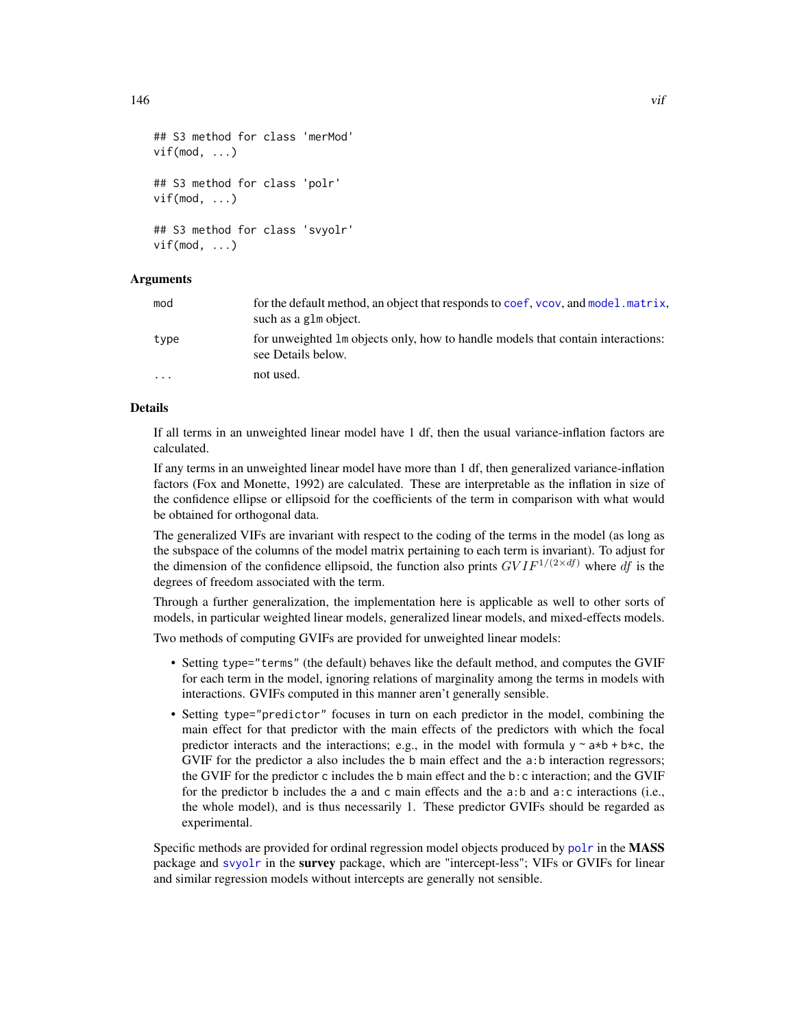```
## S3 method for class 'merMod'
vif(mod, ...)

## S3 method for class 'polr'
vif(mod, ...)

## S3 method for class 'svyolr'
vif(mod, ...)
```

## Arguments

| | |
|---|---|
| mod | for the default method, an object that responds to coef, vcov, and model.matrix, such as a glm object. |
| type | for unweighted lm objects only, how to handle models that contain interactions: see Details below. |
| ... | not used. |

## Details

If all terms in an unweighted linear model have 1 df, then the usual variance-inflation factors are calculated.

If any terms in an unweighted linear model have more than 1 df, then generalized variance-inflation factors (Fox and Monette, 1992) are calculated. These are interpretable as the inflation in size of the confidence ellipse or ellipsoid for the coefficients of the term in comparison with what would be obtained for orthogonal data.

The generalized VIFs are invariant with respect to the coding of the terms in the model (as long as the subspace of the columns of the model matrix pertaining to each term is invariant). To adjust for the dimension of the confidence ellipsoid, the function also prints $GVIF^{1/(2\times df)}$ where $df$ is the degrees of freedom associated with the term.

Through a further generalization, the implementation here is applicable as well to other sorts of models, in particular weighted linear models, generalized linear models, and mixed-effects models.

Two methods of computing GVIFs are provided for unweighted linear models:

- Setting `type="terms"` (the default) behaves like the default method, and computes the GVIF for each term in the model, ignoring relations of marginality among the terms in models with interactions. GVIFs computed in this manner aren't generally sensible.
- Setting `type="predictor"` focuses in turn on each predictor in the model, combining the main effect for that predictor with the main effects of the predictors with which the focal predictor interacts and the interactions; e.g., in the model with formula `y ~ a*b + b*c`, the GVIF for the predictor `a` also includes the `b` main effect and the `a:b` interaction regressors; the GVIF for the predictor `c` includes the `b` main effect and the `b:c` interaction; and the GVIF for the predictor `b` includes the `a` and `c` main effects and the `a:b` and `a:c` interactions (i.e., the whole model), and is thus necessarily 1. These predictor GVIFs should be regarded as experimental.

Specific methods are provided for ordinal regression model objects produced by polr in the **MASS** package and svyolr in the **survey** package, which are "intercept-less"; VIFs or GVIFs for linear and similar regression models without intercepts are generally not sensible.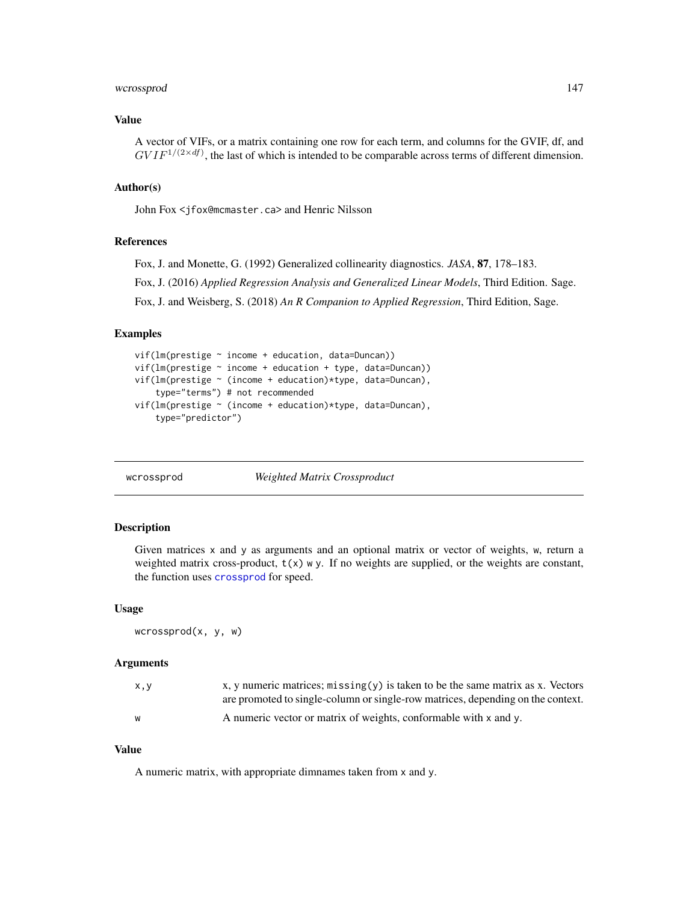## Value

A vector of VIFs, or a matrix containing one row for each term, and columns for the GVIF, df, and $GVIF^{1/(2 \times df)}$, the last of which is intended to be comparable across terms of different dimension.

## Author(s)

John Fox <jfox@mcmaster.ca> and Henric Nilsson

## References

Fox, J. and Monette, G. (1992) Generalized collinearity diagnostics. *JASA*, **87**, 178–183.

Fox, J. (2016) *Applied Regression Analysis and Generalized Linear Models*, Third Edition. Sage.

Fox, J. and Weisberg, S. (2018) *An R Companion to Applied Regression*, Third Edition, Sage.

## Examples

```
vif(lm(prestige ~ income + education, data=Duncan))
vif(lm(prestige ~ income + education + type, data=Duncan))
vif(lm(prestige ~ (income + education)*type, data=Duncan),
    type="terms") # not recommended
vif(lm(prestige ~ (income + education)*type, data=Duncan),
    type="predictor")
```

---

# wcrossprod — *Weighted Matrix Crossproduct*

## Description

Given matrices x and y as arguments and an optional matrix or vector of weights, w, return a weighted matrix cross-product, t(x) w y. If no weights are supplied, or the weights are constant, the function uses crossprod for speed.

## Usage

```
wcrossprod(x, y, w)
```

## Arguments

| | |
|---|---|
| x,y | x, y numeric matrices; missing(y) is taken to be the same matrix as x. Vectors are promoted to single-column or single-row matrices, depending on the context. |
| w | A numeric vector or matrix of weights, conformable with x and y. |

## Value

A numeric matrix, with appropriate dimnames taken from x and y.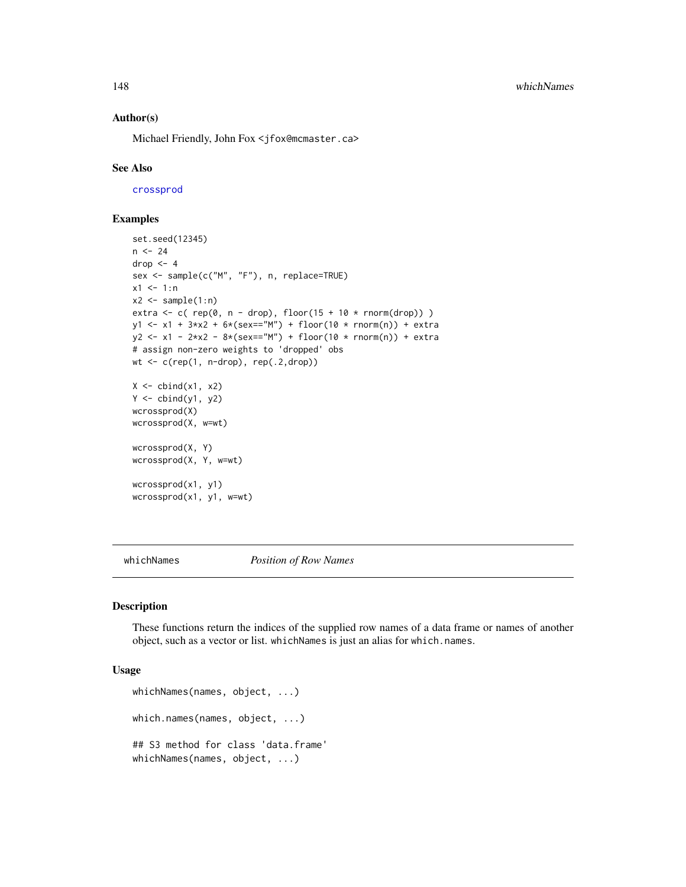### Author(s)

Michael Friendly, John Fox <jfox@mcmaster.ca>

### See Also

crossprod

### Examples

```
set.seed(12345)
n <- 24
drop <- 4
sex <- sample(c("M", "F"), n, replace=TRUE)
x1 <- 1:n
x2 <- sample(1:n)
extra <- c( rep(0, n - drop), floor(15 + 10 * rnorm(drop)) )
y1 <- x1 + 3*x2 + 6*(sex=="M") + floor(10 * rnorm(n)) + extra
y2 <- x1 - 2*x2 - 8*(sex=="M") + floor(10 * rnorm(n)) + extra
# assign non-zero weights to 'dropped' obs
wt <- c(rep(1, n-drop), rep(.2,drop))

X <- cbind(x1, x2)
Y <- cbind(y1, y2)
wcrossprod(X)
wcrossprod(X, w=wt)

wcrossprod(X, Y)
wcrossprod(X, Y, w=wt)

wcrossprod(x1, y1)
wcrossprod(x1, y1, w=wt)
```

---

## whichNames *Position of Row Names*

### Description

These functions return the indices of the supplied row names of a data frame or names of another object, such as a vector or list. whichNames is just an alias for which.names.

### Usage

```
whichNames(names, object, ...)

which.names(names, object, ...)

## S3 method for class 'data.frame'
whichNames(names, object, ...)
```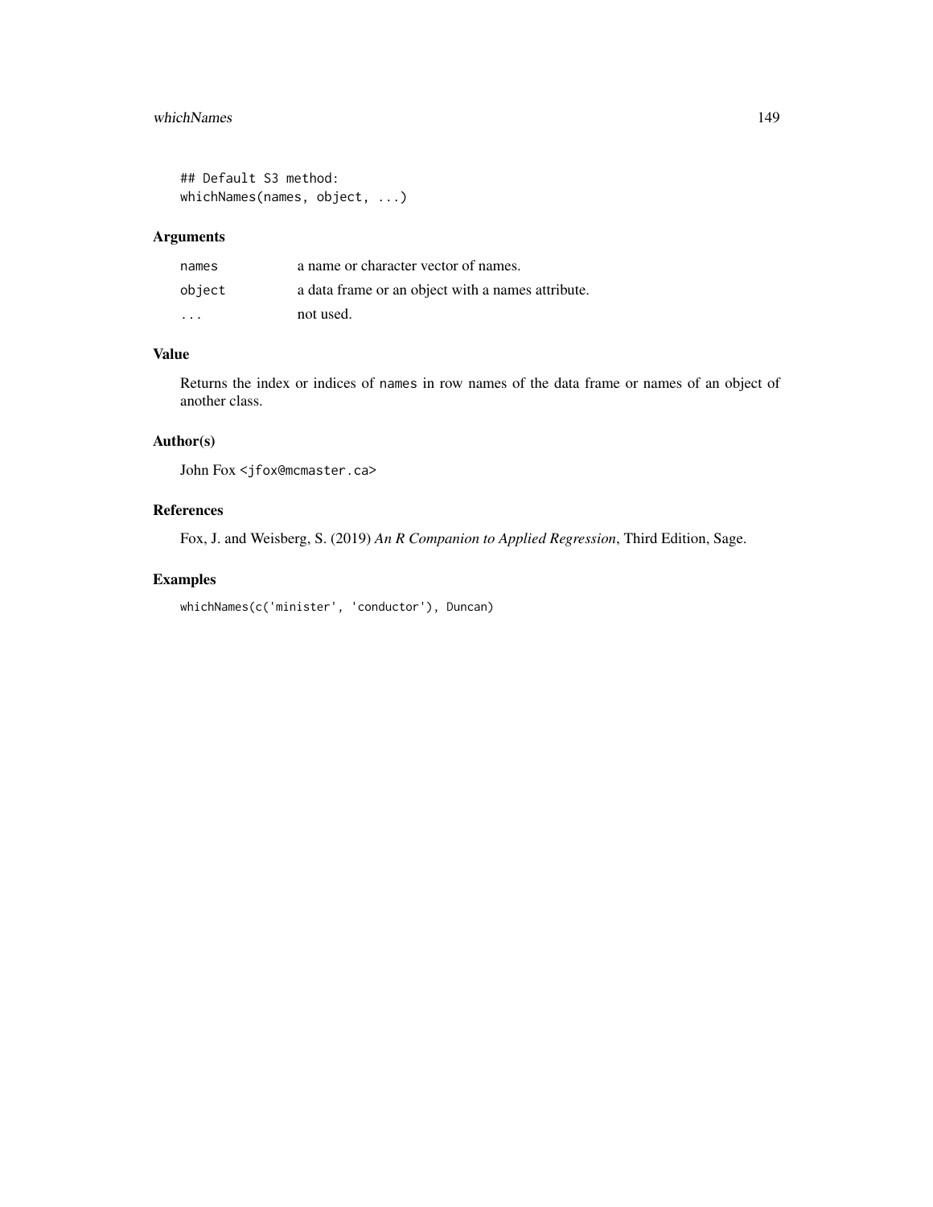```
## Default S3 method:
whichNames(names, object, ...)
```

### Arguments

| | |
|---|---|
| `names` | a name or character vector of names. |
| `object` | a data frame or an object with a names attribute. |
| `...` | not used. |

### Value

Returns the index or indices of `names` in row names of the data frame or names of an object of another class.

### Author(s)

John Fox <jfox@mcmaster.ca>

### References

Fox, J. and Weisberg, S. (2019) *An R Companion to Applied Regression*, Third Edition, Sage.

### Examples

```
whichNames(c('minister', 'conductor'), Duncan)
```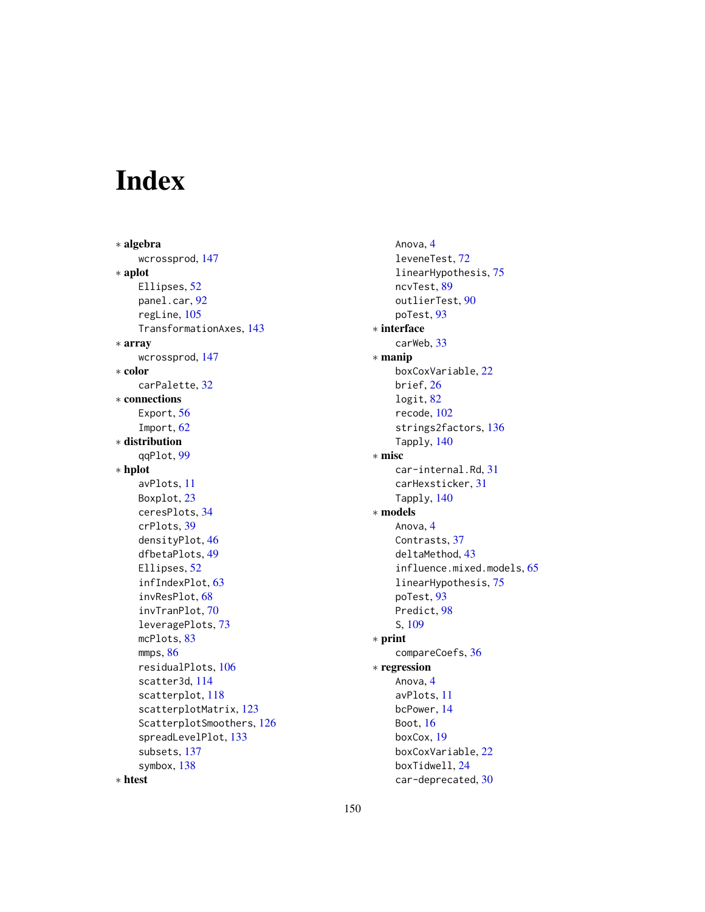# Index

∗ **algebra**
- wcrossprod, 147

∗ **aplot**
- Ellipses, 52
- panel.car, 92
- regLine, 105
- TransformationAxes, 143

∗ **array**
- wcrossprod, 147

∗ **color**
- carPalette, 32

∗ **connections**
- Export, 56
- Import, 62

∗ **distribution**
- qqPlot, 99

∗ **hplot**
- avPlots, 11
- Boxplot, 23
- ceresPlots, 34
- crPlots, 39
- densityPlot, 46
- dfbetaPlots, 49
- Ellipses, 52
- infIndexPlot, 63
- invResPlot, 68
- invTranPlot, 70
- leveragePlots, 73
- mcPlots, 83
- mmps, 86
- residualPlots, 106
- scatter3d, 114
- scatterplot, 118
- scatterplotMatrix, 123
- ScatterplotSmoothers, 126
- spreadLevelPlot, 133
- subsets, 137
- symbox, 138

∗ **htest**
- Anova, 4
- leveneTest, 72
- linearHypothesis, 75
- ncvTest, 89
- outlierTest, 90
- poTest, 93

∗ **interface**
- carWeb, 33

∗ **manip**
- boxCoxVariable, 22
- brief, 26
- logit, 82
- recode, 102
- strings2factors, 136
- Tapply, 140

∗ **misc**
- car-internal.Rd, 31
- carHexsticker, 31
- Tapply, 140

∗ **models**
- Anova, 4
- Contrasts, 37
- deltaMethod, 43
- influence.mixed.models, 65
- linearHypothesis, 75
- poTest, 93
- Predict, 98
- S, 109

∗ **print**
- compareCoefs, 36

∗ **regression**
- Anova, 4
- avPlots, 11
- bcPower, 14
- Boot, 16
- boxCox, 19
- boxCoxVariable, 22
- boxTidwell, 24
- car-deprecated, 30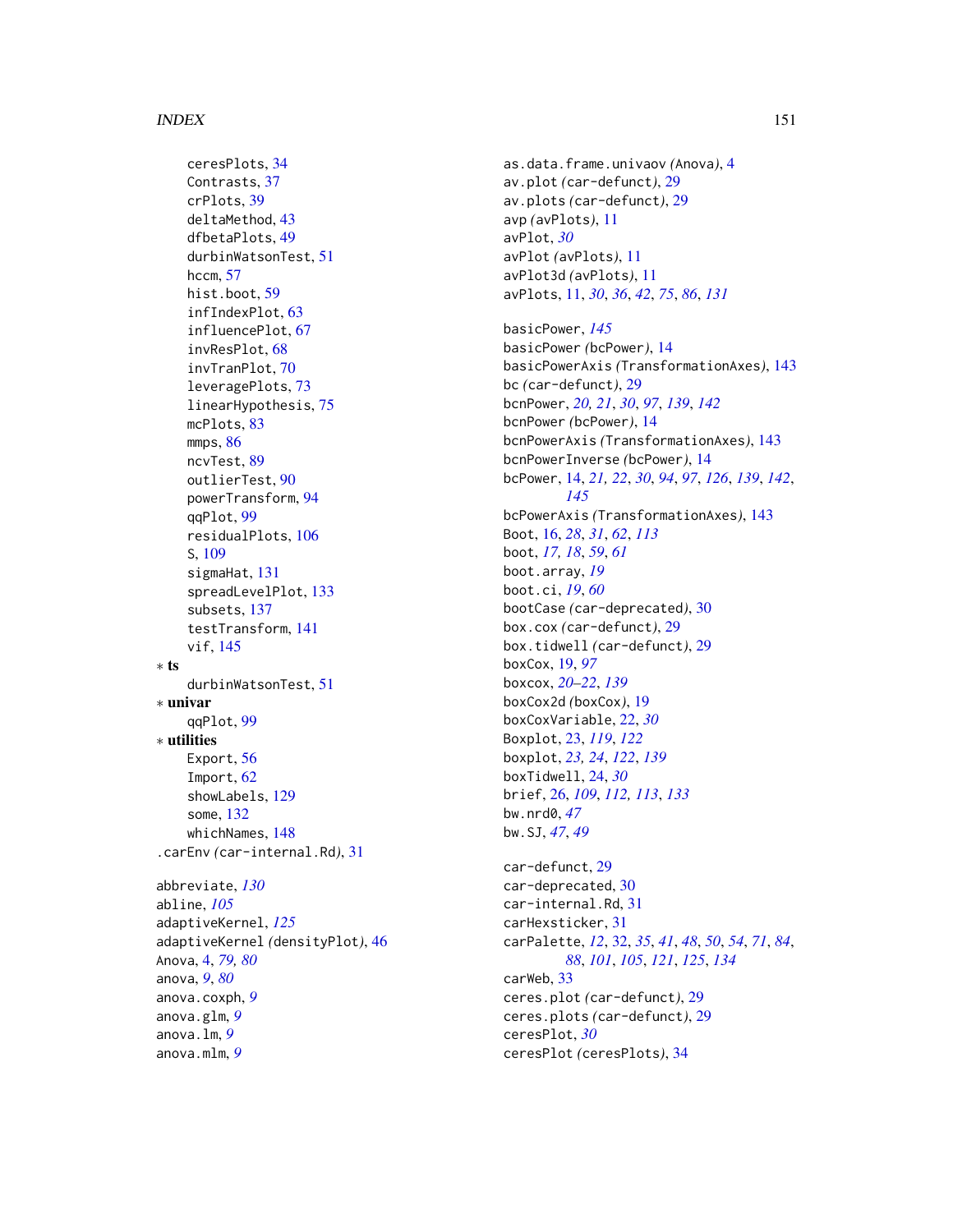ceresPlots, 34
Contrasts, 37
crPlots, 39
deltaMethod, 43
dfbetaPlots, 49
durbinWatsonTest, 51
hccm, 57
hist.boot, 59
infIndexPlot, 63
influencePlot, 67
invResPlot, 68
invTranPlot, 70
leveragePlots, 73
linearHypothesis, 75
mcPlots, 83
mmps, 86
ncvTest, 89
outlierTest, 90
powerTransform, 94
qqPlot, 99
residualPlots, 106
S, 109
sigmaHat, 131
spreadLevelPlot, 133
subsets, 137
testTransform, 141
vif, 145

**∗ ts**

durbinWatsonTest, 51

**∗ univar**

qqPlot, 99

**∗ utilities**

Export, 56
Import, 62
showLabels, 129
some, 132
whichNames, 148

.carEnv *(car-internal.Rd)*, 31

abbreviate, *130*
abline, *105*
adaptiveKernel, *125*
adaptiveKernel *(densityPlot)*, 46
Anova, 4, *79, 80*
anova, *9*, *80*
anova.coxph, *9*
anova.glm, *9*
anova.lm, *9*
anova.mlm, *9*
as.data.frame.univaov *(Anova)*, 4
av.plot *(car-defunct)*, 29
av.plots *(car-defunct)*, 29
avp *(avPlots)*, 11
avPlot, *30*
avPlot *(avPlots)*, 11
avPlot3d *(avPlots)*, 11
avPlots, 11, *30*, *36*, *42*, *75*, *86*, *131*

basicPower, *145*
basicPower *(bcPower)*, 14
basicPowerAxis *(TransformationAxes)*, 143
bc *(car-defunct)*, 29
bcnPower, *20, 21*, *30*, *97*, *139*, *142*
bcnPower *(bcPower)*, 14
bcnPowerAxis *(TransformationAxes)*, 143
bcnPowerInverse *(bcPower)*, 14
bcPower, 14, *21, 22*, *30*, *94*, *97*, *126*, *139*, *142*, *145*
bcPowerAxis *(TransformationAxes)*, 143
Boot, 16, *28*, *31*, *62*, *113*
boot, *17, 18*, *59*, *61*
boot.array, *19*
boot.ci, *19*, *60*
bootCase *(car-deprecated)*, 30
box.cox *(car-defunct)*, 29
box.tidwell *(car-defunct)*, 29
boxCox, 19, *97*
boxcox, *20–22*, *139*
boxCox2d *(boxCox)*, 19
boxCoxVariable, 22, *30*
Boxplot, 23, *119*, *122*
boxplot, *23, 24*, *122*, *139*
boxTidwell, 24, *30*
brief, 26, *109*, *112, 113*, *133*
bw.nrd0, *47*
bw.SJ, *47*, *49*

car-defunct, 29
car-deprecated, 30
car-internal.Rd, 31
carHexsticker, 31
carPalette, *12*, 32, *35*, *41*, *48*, *50*, *54*, *71*, *84*, *88*, *101*, *105*, *121*, *125*, *134*
carWeb, 33
ceres.plot *(car-defunct)*, 29
ceres.plots *(car-defunct)*, 29
ceresPlot, *30*
ceresPlot *(ceresPlots)*, 34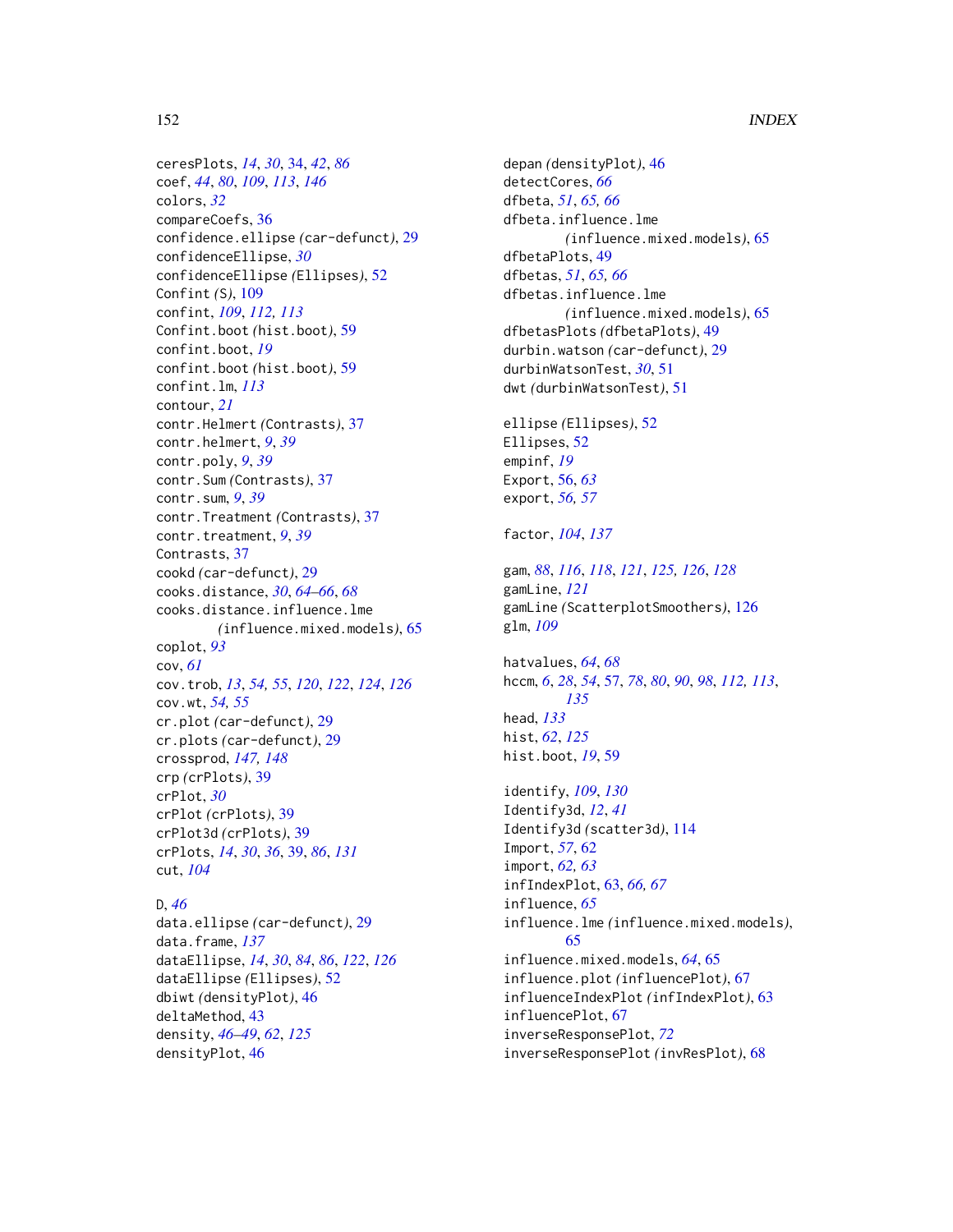ceresPlots, *14*, *30*, 34, *42*, *86*
coef, *44*, *80*, *109*, *113*, *146*
colors, *32*
compareCoefs, 36
confidence.ellipse *(*car-defunct*)*, 29
confidenceEllipse, *30*
confidenceEllipse *(*Ellipses*)*, 52
Confint *(*S*)*, 109
confint, *109*, *112*, *113*
Confint.boot *(*hist.boot*)*, 59
confint.boot, *19*
confint.boot *(*hist.boot*)*, 59
confint.lm, *113*
contour, *21*
contr.Helmert *(*Contrasts*)*, 37
contr.helmert, *9*, *39*
contr.poly, *9*, *39*
contr.Sum *(*Contrasts*)*, 37
contr.sum, *9*, *39*
contr.Treatment *(*Contrasts*)*, 37
contr.treatment, *9*, *39*
Contrasts, 37
cookd *(*car-defunct*)*, 29
cooks.distance, *30*, *64–66*, *68*
cooks.distance.influence.lme *(*influence.mixed.models*)*, 65
coplot, *93*
cov, *61*
cov.trob, *13*, *54*, *55*, *120*, *122*, *124*, *126*
cov.wt, *54*, *55*
cr.plot *(*car-defunct*)*, 29
cr.plots *(*car-defunct*)*, 29
crossprod, *147*, *148*
crp *(*crPlots*)*, 39
crPlot, *30*
crPlot *(*crPlots*)*, 39
crPlot3d *(*crPlots*)*, 39
crPlots, *14*, *30*, *36*, 39, *86*, *131*
cut, *104*

D, *46*
data.ellipse *(*car-defunct*)*, 29
data.frame, *137*
dataEllipse, *14*, *30*, *84*, *86*, *122*, *126*
dataEllipse *(*Ellipses*)*, 52
dbiwt *(*densityPlot*)*, 46
deltaMethod, 43
density, *46–49*, *62*, *125*
densityPlot, 46
depan *(*densityPlot*)*, 46
detectCores, *66*
dfbeta, *51*, *65*, *66*
dfbeta.influence.lme *(*influence.mixed.models*)*, 65
dfbetaPlots, 49
dfbetas, *51*, *65*, *66*
dfbetas.influence.lme *(*influence.mixed.models*)*, 65
dfbetasPlots *(*dfbetaPlots*)*, 49
durbin.watson *(*car-defunct*)*, 29
durbinWatsonTest, *30*, 51
dwt *(*durbinWatsonTest*)*, 51

ellipse *(*Ellipses*)*, 52
Ellipses, 52
empinf, *19*
Export, 56, *63*
export, *56*, *57*

factor, *104*, *137*

gam, *88*, *116*, *118*, *121*, *125*, *126*, *128*
gamLine, *121*
gamLine *(*ScatterplotSmoothers*)*, 126
glm, *109*

hatvalues, *64*, *68*
hccm, *6*, *28*, *54*, 57, *78*, *80*, *90*, *98*, *112*, *113*, *135*
head, *133*
hist, *62*, *125*
hist.boot, *19*, 59

identify, *109*, *130*
Identify3d, *12*, *41*
Identify3d *(*scatter3d*)*, 114
Import, *57*, 62
import, *62*, *63*
infIndexPlot, 63, *66*, *67*
influence, *65*
influence.lme *(*influence.mixed.models*)*, 65
influence.mixed.models, *64*, 65
influence.plot *(*influencePlot*)*, 67
influenceIndexPlot *(*infIndexPlot*)*, 63
influencePlot, 67
inverseResponsePlot, *72*
inverseResponsePlot *(*invResPlot*)*, 68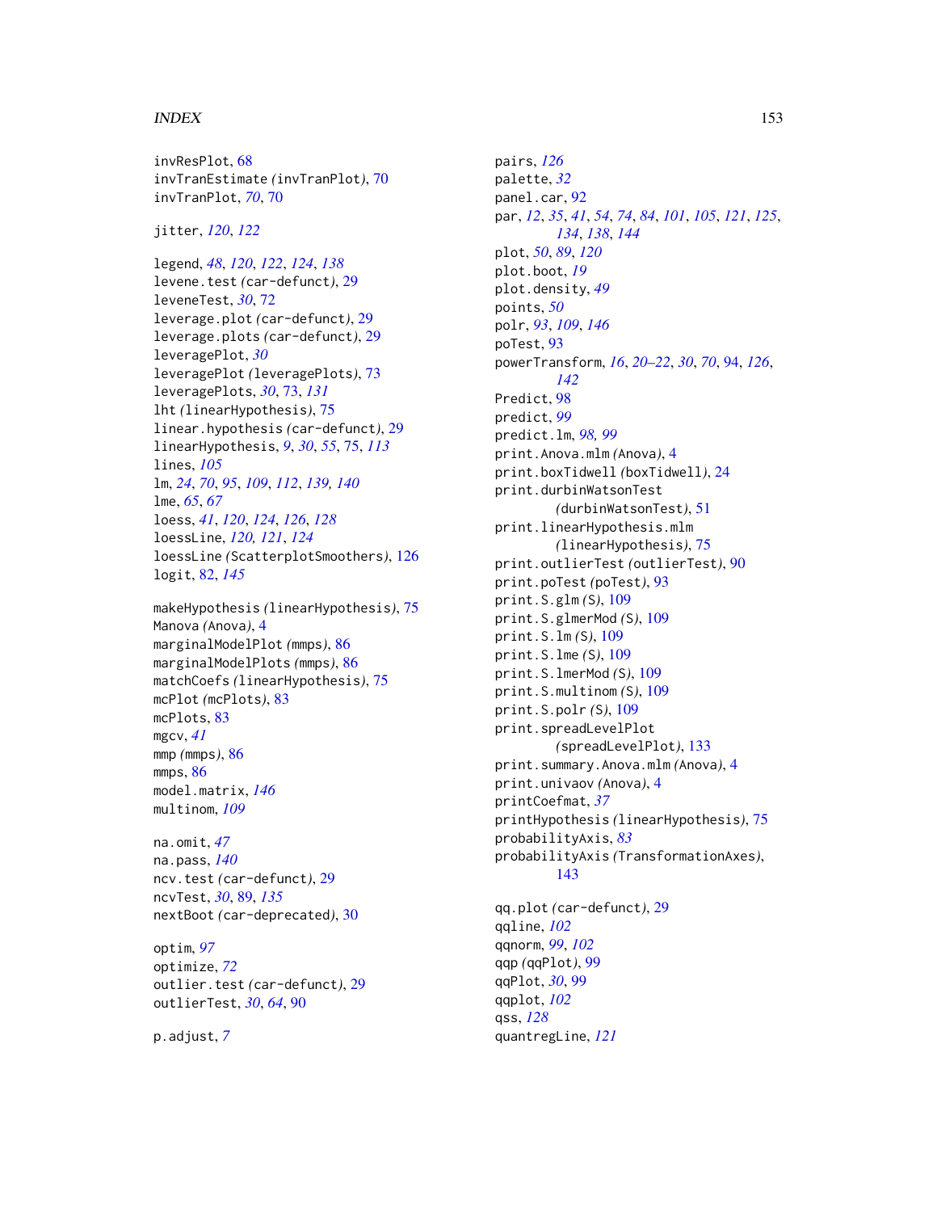invResPlot, 68
invTranEstimate *(invTranPlot)*, 70
invTranPlot, *70*, 70

jitter, *120*, *122*

legend, *48*, *120*, *122*, *124*, *138*
levene.test *(car-defunct)*, 29
leveneTest, *30*, 72
leverage.plot *(car-defunct)*, 29
leverage.plots *(car-defunct)*, 29
leveragePlot, *30*
leveragePlot *(leveragePlots)*, 73
leveragePlots, *30*, 73, *131*
lht *(linearHypothesis)*, 75
linear.hypothesis *(car-defunct)*, 29
linearHypothesis, *9*, *30*, *55*, 75, *113*
lines, *105*
lm, *24*, *70*, *95*, *109*, *112*, *139, 140*
lme, *65*, *67*
loess, *41*, *120*, *124*, *126*, *128*
loessLine, *120, 121*, *124*
loessLine *(ScatterplotSmoothers)*, 126
logit, 82, *145*

makeHypothesis *(linearHypothesis)*, 75
Manova *(Anova)*, 4
marginalModelPlot *(mmps)*, 86
marginalModelPlots *(mmps)*, 86
matchCoefs *(linearHypothesis)*, 75
mcPlot *(mcPlots)*, 83
mcPlots, 83
mgcv, *41*
mmp *(mmps)*, 86
mmps, 86
model.matrix, *146*
multinom, *109*

na.omit, *47*
na.pass, *140*
ncv.test *(car-defunct)*, 29
ncvTest, *30*, 89, *135*
nextBoot *(car-deprecated)*, 30

optim, *97*
optimize, *72*
outlier.test *(car-defunct)*, 29
outlierTest, *30*, *64*, 90

p.adjust, *7*
pairs, *126*
palette, *32*
panel.car, 92
par, *12*, *35*, *41*, *54*, *74*, *84*, *101*, *105*, *121*, *125*, *134*, *138*, *144*
plot, *50*, *89*, *120*
plot.boot, *19*
plot.density, *49*
points, *50*
polr, *93*, *109*, *146*
poTest, 93
powerTransform, *16*, *20–22*, *30*, *70*, 94, *126*, *142*
Predict, 98
predict, *99*
predict.lm, *98, 99*
print.Anova.mlm *(Anova)*, 4
print.boxTidwell *(boxTidwell)*, 24
print.durbinWatsonTest *(durbinWatsonTest)*, 51
print.linearHypothesis.mlm *(linearHypothesis)*, 75
print.outlierTest *(outlierTest)*, 90
print.poTest *(poTest)*, 93
print.S.glm *(S)*, 109
print.S.glmerMod *(S)*, 109
print.S.lm *(S)*, 109
print.S.lme *(S)*, 109
print.S.lmerMod *(S)*, 109
print.S.multinom *(S)*, 109
print.S.polr *(S)*, 109
print.spreadLevelPlot *(spreadLevelPlot)*, 133
print.summary.Anova.mlm *(Anova)*, 4
print.univaov *(Anova)*, 4
printCoefmat, *37*
printHypothesis *(linearHypothesis)*, 75
probabilityAxis, *83*
probabilityAxis *(TransformationAxes)*, 143

qq.plot *(car-defunct)*, 29
qqline, *102*
qqnorm, *99*, *102*
qqp *(qqPlot)*, 99
qqPlot, *30*, 99
qqplot, *102*
qss, *128*
quantregLine, *121*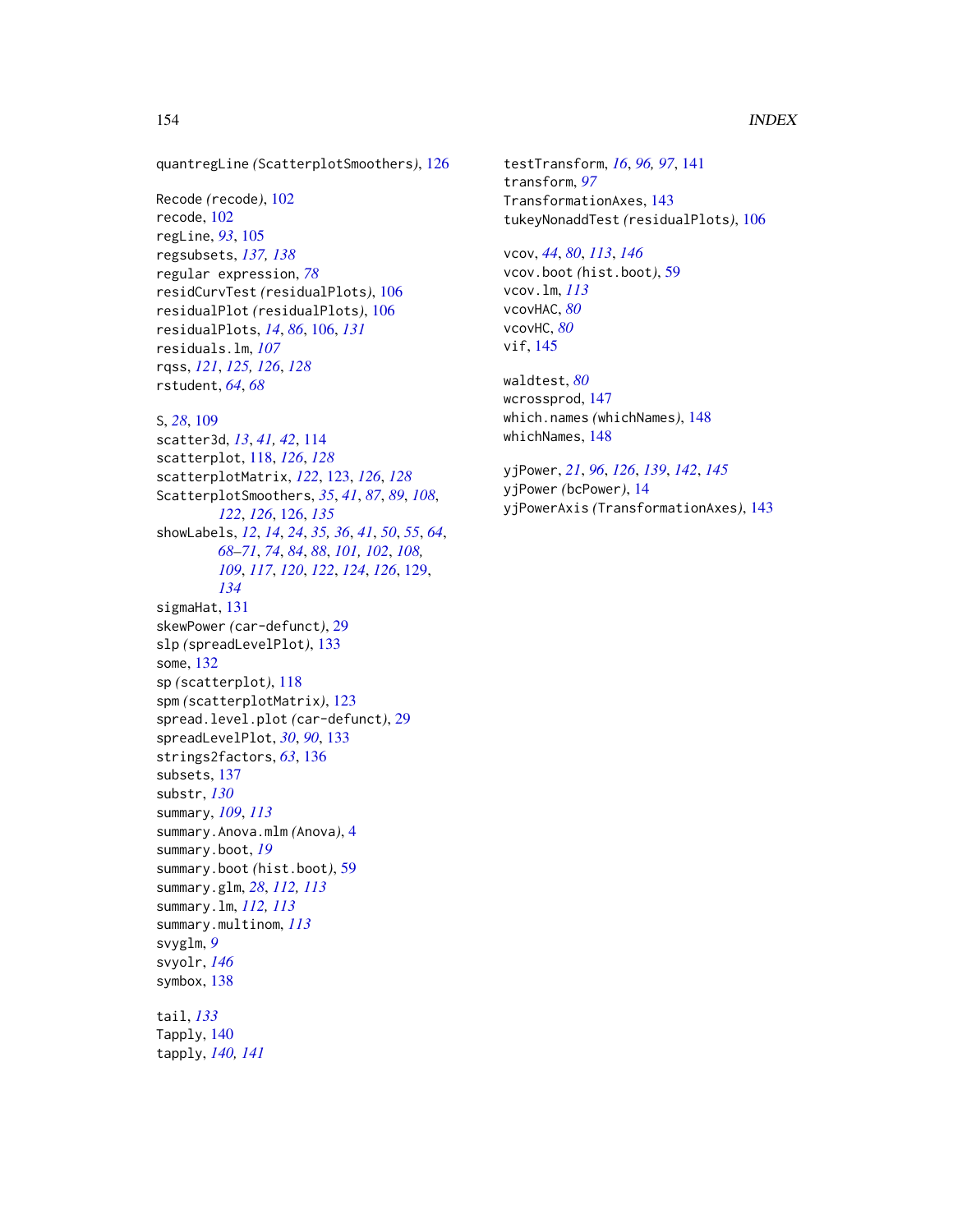quantregLine *(*ScatterplotSmoothers*)*, 126

Recode *(*recode*)*, 102
recode, 102
regLine, *93*, 105
regsubsets, *137, 138*
regular expression, *78*
residCurvTest *(*residualPlots*)*, 106
residualPlot *(*residualPlots*)*, 106
residualPlots, *14*, *86*, 106, *131*
residuals.lm, *107*
rqss, *121*, *125, 126*, *128*
rstudent, *64*, *68*

S, *28*, 109
scatter3d, *13*, *41, 42*, 114
scatterplot, 118, *126*, *128*
scatterplotMatrix, *122*, 123, *126*, *128*
ScatterplotSmoothers, *35*, *41*, *87*, *89*, *108*, *122*, *126*, 126, *135*
showLabels, *12*, *14*, *24*, *35, 36*, *41*, *50*, *55*, *64*, *68–71*, *74*, *84*, *88*, *101, 102*, *108, 109*, *117*, *120*, *122*, *124*, *126*, 129, *134*
sigmaHat, 131
skewPower *(*car-defunct*)*, 29
slp *(*spreadLevelPlot*)*, 133
some, 132
sp *(*scatterplot*)*, 118
spm *(*scatterplotMatrix*)*, 123
spread.level.plot *(*car-defunct*)*, 29
spreadLevelPlot, *30*, *90*, 133
strings2factors, *63*, 136
subsets, 137
substr, *130*
summary, *109*, *113*
summary.Anova.mlm *(*Anova*)*, 4
summary.boot, *19*
summary.boot *(*hist.boot*)*, 59
summary.glm, *28*, *112, 113*
summary.lm, *112, 113*
summary.multinom, *113*
svyglm, *9*
svyolr, *146*
symbox, 138

tail, *133*
Tapply, 140
tapply, *140, 141*
testTransform, *16*, *96, 97*, 141
transform, *97*
TransformationAxes, 143
tukeyNonaddTest *(*residualPlots*)*, 106

vcov, *44*, *80*, *113*, *146*
vcov.boot *(*hist.boot*)*, 59
vcov.lm, *113*
vcovHAC, *80*
vcovHC, *80*
vif, 145

waldtest, *80*
wcrossprod, 147
which.names *(*whichNames*)*, 148
whichNames, 148

yjPower, *21*, *96*, *126*, *139*, *142*, *145*
yjPower *(*bcPower*)*, 14
yjPowerAxis *(*TransformationAxes*)*, 143